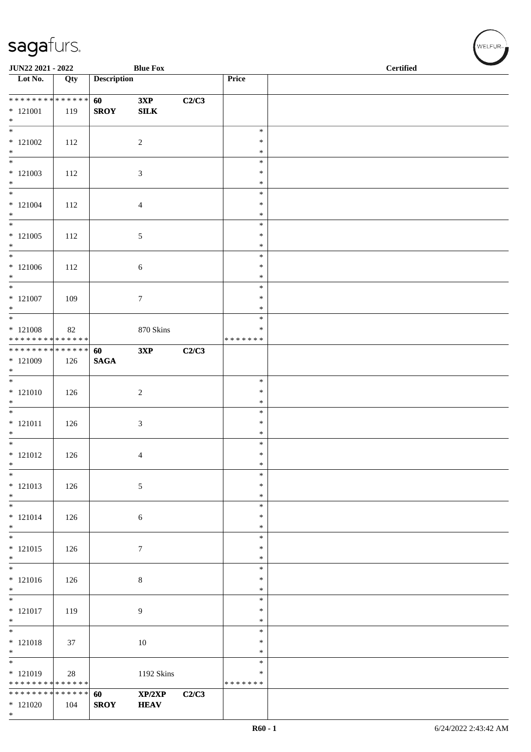JUN22 2021 - 2022 | Blue Fox | Certified

| Lot No. | Qty | Description | | | Price | |
|---|---|---|---|---|---|---|
| * * * * * * * * * * * * * * | | 60 | 3XP | C2/C3 | | |
| * 121001 | 119 | SROY | SILK | | | |
| * | | | | | | |
| * 121002 | 112 | | 2 | | * * * | |
| * 121003 | 112 | | 3 | | * * * | |
| * 121004 | 112 | | 4 | | * * * | |
| * 121005 | 112 | | 5 | | * * * | |
| * 121006 | 112 | | 6 | | * * * | |
| * 121007 | 109 | | 7 | | * * * | |
| * 121008 | 82 | | 870 Skins | | * * * * * * * * | |
| * * * * * * * * * * * * * * | | 60 | 3XP | C2/C3 | | |
| * 121009 | 126 | SAGA | | | | |
| * | | | | | | |
| * 121010 | 126 | | 2 | | * * * | |
| * 121011 | 126 | | 3 | | * * * | |
| * 121012 | 126 | | 4 | | * * * | |
| * 121013 | 126 | | 5 | | * * * | |
| * 121014 | 126 | | 6 | | * * * | |
| * 121015 | 126 | | 7 | | * * * | |
| * 121016 | 126 | | 8 | | * * * | |
| * 121017 | 119 | | 9 | | * * * | |
| * 121018 | 37 | | 10 | | * * * | |
| * 121019 | 28 | | 1192 Skins | | * * * * * * * * | |
| * * * * * * * * * * * * * * | | 60 | XP/2XP | C2/C3 | | |
| * 121020 | 104 | SROY | HEAV | | | |
| * | | | | | | |

R60 - 1 | 6/24/2022 2:43:42 AM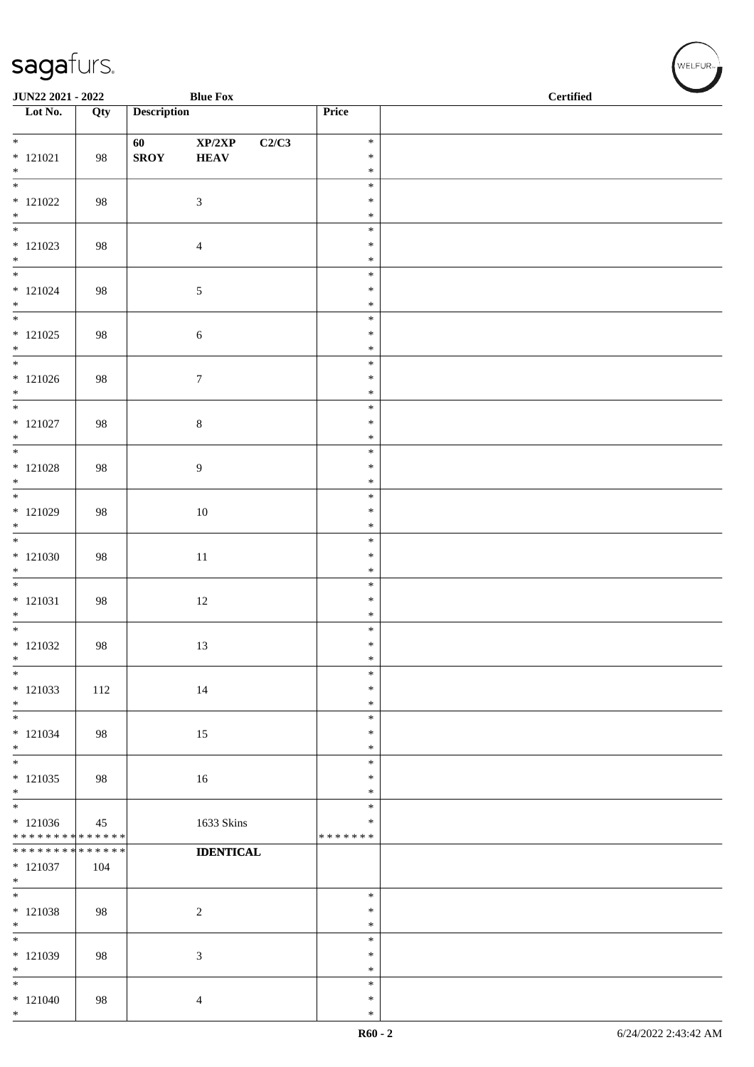**JUN22 2021 - 2022** **Blue Fox** **Certified**

| Lot No. | Qty | Description | Price | |
|---|---|---|---|---|
| * 121021 * | 98 | 60 XP/2XP C2/C3 SROY HEAV | * * * | |
| * 121022 * | 98 | 3 | * * * | |
| * 121023 * | 98 | 4 | * * * | |
| * 121024 * | 98 | 5 | * * * | |
| * 121025 * | 98 | 6 | * * * | |
| * 121026 * | 98 | 7 | * * * | |
| * 121027 * | 98 | 8 | * * * | |
| * 121028 * | 98 | 9 | * * * | |
| * 121029 * | 98 | 10 | * * * | |
| * 121030 * | 98 | 11 | * * * | |
| * 121031 * | 98 | 12 | * * * | |
| * 121032 * | 98 | 13 | * * * | |
| * 121033 * | 112 | 14 | * * * | |
| * 121034 * | 98 | 15 | * * * | |
| * 121035 * | 98 | 16 | * * * | |
| * 121036 * * * * * * * * * * * * * * | 45 | 1633 Skins | * * * * * * * * * | |
| * * * * * * * * * * * * * * 121037 * | 104 | **IDENTICAL** | | |
| * 121038 * | 98 | 2 | * * * | |
| * 121039 * | 98 | 3 | * * * | |
| * 121040 * | 98 | 4 | * * * | |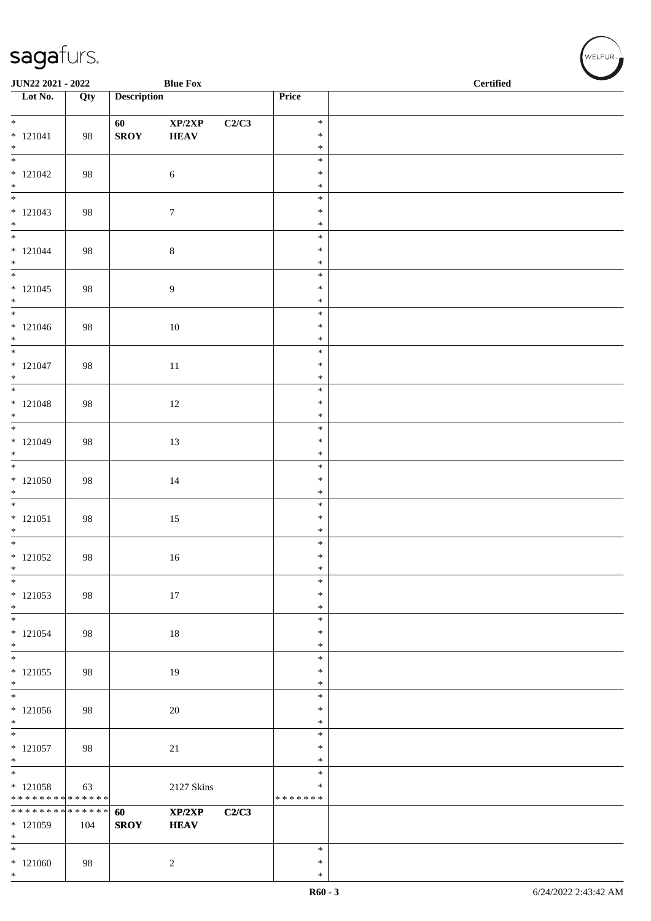| Lot No. | Qty | Description | | | Price | |
|---|---|---|---|---|---|---|
| * 121041 * | 98 | 60 SROY | XP/2XP HEAV | C2/C3 | * * * | |
| * 121042 * | 98 | | 6 | | * * * | |
| * 121043 * | 98 | | 7 | | * * * | |
| * 121044 * | 98 | | 8 | | * * * | |
| * 121045 * | 98 | | 9 | | * * * | |
| * 121046 * | 98 | | 10 | | * * * | |
| * 121047 * | 98 | | 11 | | * * * | |
| * 121048 * | 98 | | 12 | | * * * | |
| * 121049 * | 98 | | 13 | | * * * | |
| * 121050 * | 98 | | 14 | | * * * | |
| * 121051 * | 98 | | 15 | | * * * | |
| * 121052 * | 98 | | 16 | | * * * | |
| * 121053 * | 98 | | 17 | | * * * | |
| * 121054 * | 98 | | 18 | | * * * | |
| * 121055 * | 98 | | 19 | | * * * | |
| * 121056 * | 98 | | 20 | | * * * | |
| * 121057 * | 98 | | 21 | | * * * | |
| * 121058 * * * * * * * * * * * * * * | 63 | | 2127 Skins | | * * * * * * * * * | |
| * * * * * * * * * * * * * * 121059 * | 104 | 60 SROY | XP/2XP HEAV | C2/C3 | | |
| * 121060 * | 98 | | 2 | | * * * | |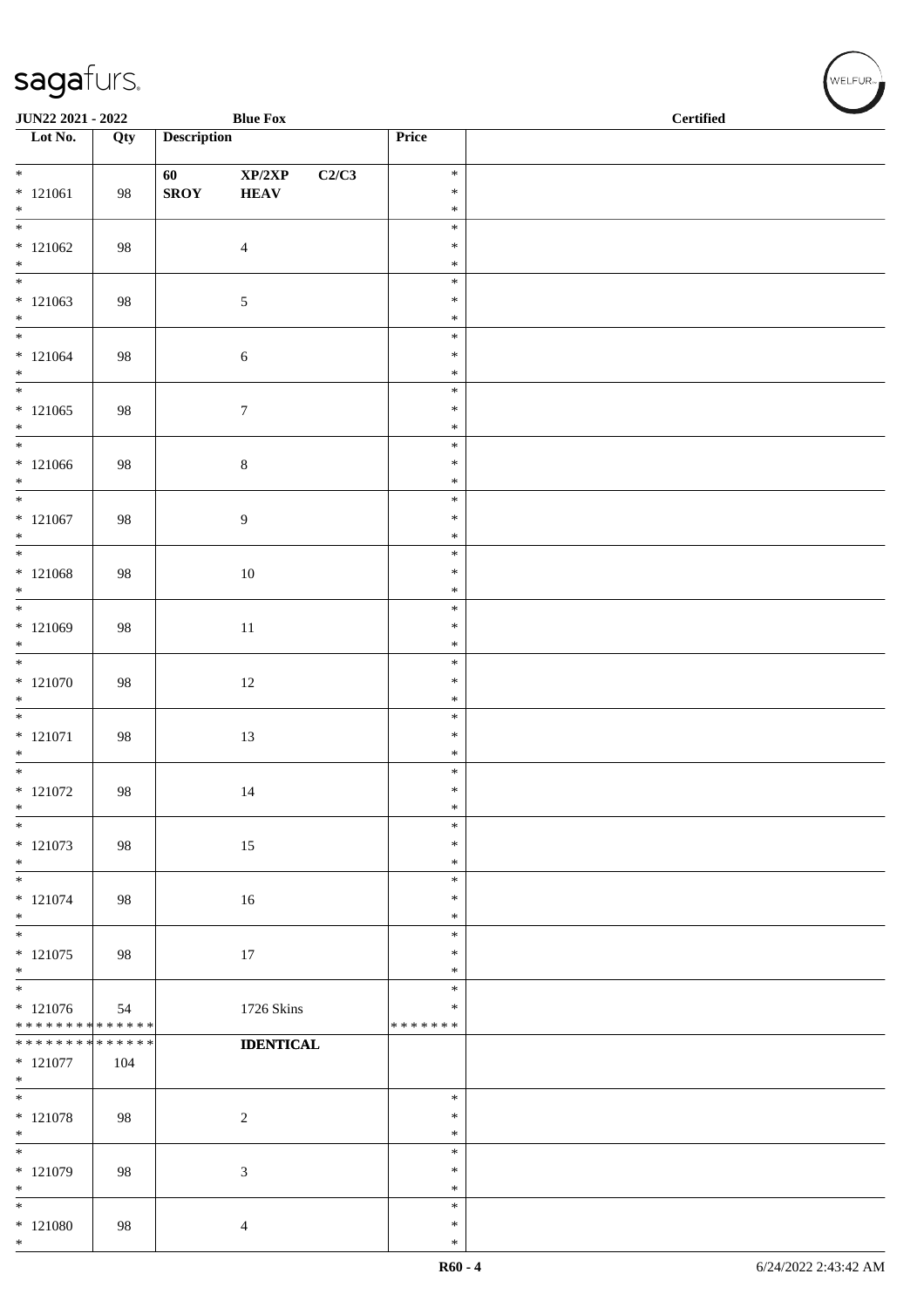| Lot No. | Qty | Description | Price | |
|---|---|---|---|---|
| * 121061 * | 98 | 60 XP/2XP C2/C3 SROY HEAV | * * * | |
| * 121062 * | 98 | 4 | * * * | |
| * 121063 * | 98 | 5 | * * * | |
| * 121064 * | 98 | 6 | * * * | |
| * 121065 * | 98 | 7 | * * * | |
| * 121066 * | 98 | 8 | * * * | |
| * 121067 * | 98 | 9 | * * * | |
| * 121068 * | 98 | 10 | * * * | |
| * 121069 * | 98 | 11 | * * * | |
| * 121070 * | 98 | 12 | * * * | |
| * 121071 * | 98 | 13 | * * * | |
| * 121072 * | 98 | 14 | * * * | |
| * 121073 * | 98 | 15 | * * * | |
| * 121074 * | 98 | 16 | * * * | |
| * 121075 * | 98 | 17 | * * * | |
| * 121076 ************** | 54 | 1726 Skins | * * ******* | |
| ************** 121077 * | 104 | **IDENTICAL** | | |
| * 121078 * | 98 | 2 | * * * | |
| * 121079 * | 98 | 3 | * * * | |
| * 121080 * | 98 | 4 | * * * | |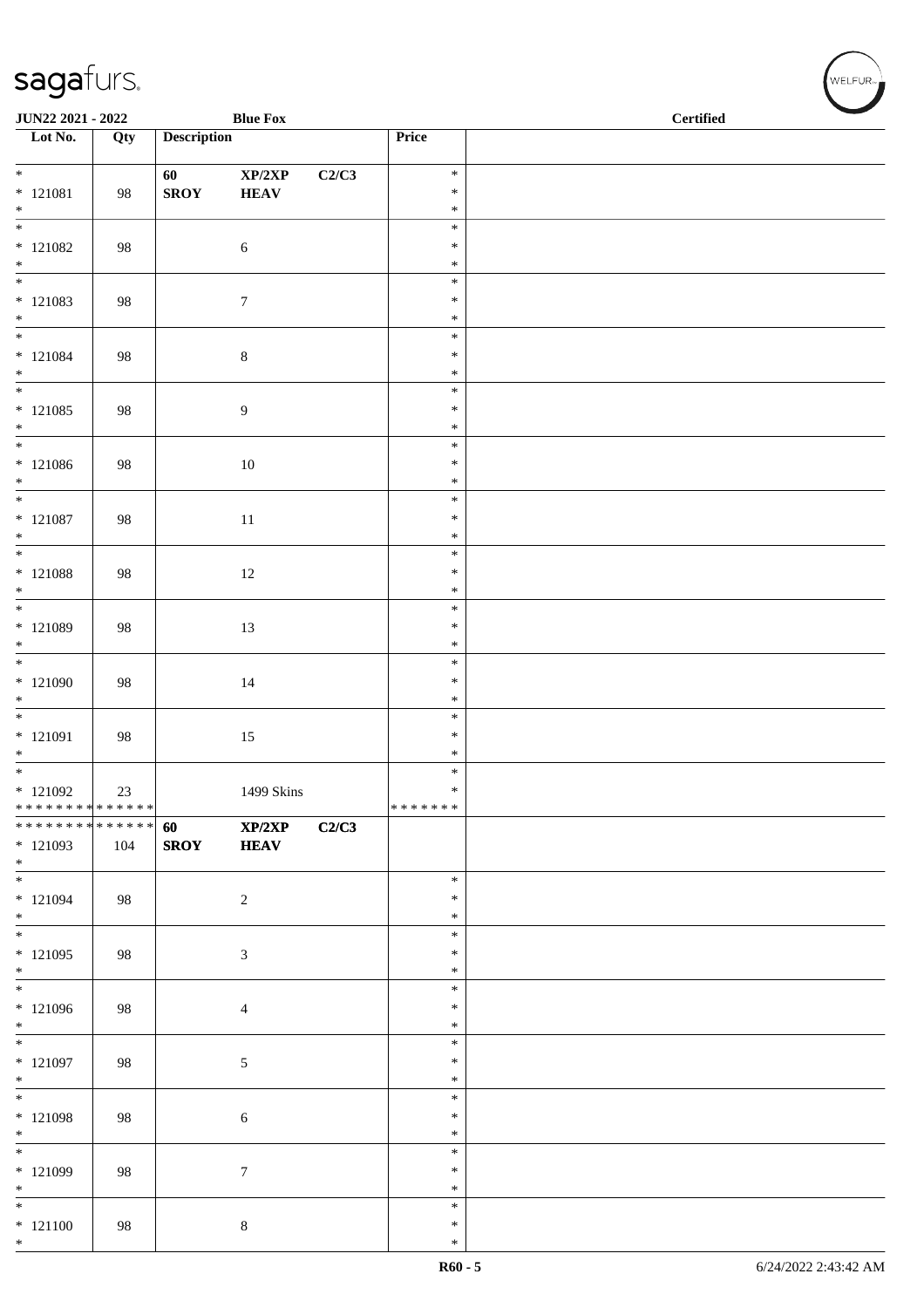| Lot No. | Qty | Description | | | Price | |
|---|---|---|---|---|---|---|
| * 121081 * | 98 | 60 SROY | XP/2XP HEAV | C2/C3 | * * * | |
| * 121082 * | 98 | | 6 | | * * * | |
| * 121083 * | 98 | | 7 | | * * * | |
| * 121084 * | 98 | | 8 | | * * * | |
| * 121085 * | 98 | | 9 | | * * * | |
| * 121086 * | 98 | | 10 | | * * * | |
| * 121087 * | 98 | | 11 | | * * * | |
| * 121088 * | 98 | | 12 | | * * * | |
| * 121089 * | 98 | | 13 | | * * * | |
| * 121090 * | 98 | | 14 | | * * * | |
| * 121091 * | 98 | | 15 | | * * * | |
| * 121092 ************** | 23 | | 1499 Skins | | * * ******* | |
| ************** 121093 * | 104 | 60 SROY | XP/2XP HEAV | C2/C3 | | |
| * 121094 * | 98 | | 2 | | * * * | |
| * 121095 * | 98 | | 3 | | * * * | |
| * 121096 * | 98 | | 4 | | * * * | |
| * 121097 * | 98 | | 5 | | * * * | |
| * 121098 * | 98 | | 6 | | * * * | |
| * 121099 * | 98 | | 7 | | * * * | |
| * 121100 * | 98 | | 8 | | * * * | |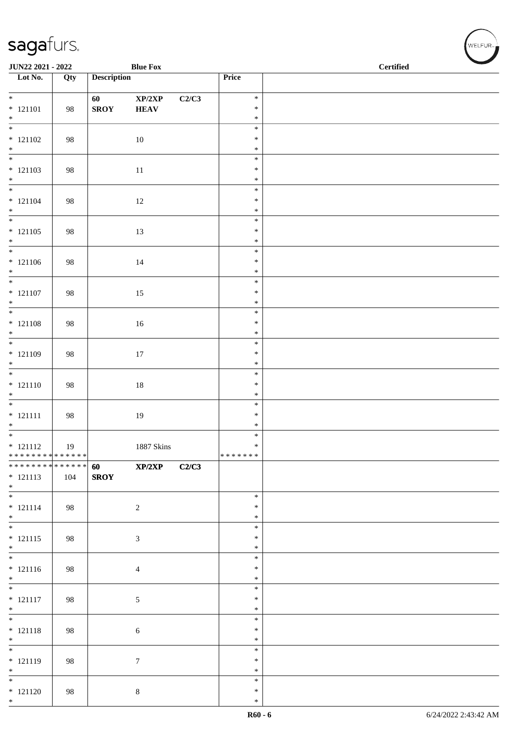JUN22 2021 - 2022 **Blue Fox** **Certified**

| Lot No. | Qty | Description | | | Price | |
|---|---|---|---|---|---|---|
| * 121101 * | 98 | **60 SROY** | **XP/2XP HEAV** | **C2/C3** | * * * | |
| * 121102 * | 98 | | 10 | | * * * | |
| * 121103 * | 98 | | 11 | | * * * | |
| * 121104 * | 98 | | 12 | | * * * | |
| * 121105 * | 98 | | 13 | | * * * | |
| * 121106 * | 98 | | 14 | | * * * | |
| * 121107 * | 98 | | 15 | | * * * | |
| * 121108 * | 98 | | 16 | | * * * | |
| * 121109 * | 98 | | 17 | | * * * | |
| * 121110 * | 98 | | 18 | | * * * | |
| * 121111 * | 98 | | 19 | | * * * | |
| * 121112 * * * * * * * * * * * * * * | 19 | | 1887 Skins | | * * * * * * * * * | |
| * * * * * * * * * * * * * * 121113 * | 104 | **60 SROY** | **XP/2XP** | **C2/C3** | | |
| * 121114 * | 98 | | 2 | | * * * | |
| * 121115 * | 98 | | 3 | | * * * | |
| * 121116 * | 98 | | 4 | | * * * | |
| * 121117 * | 98 | | 5 | | * * * | |
| * 121118 * | 98 | | 6 | | * * * | |
| * 121119 * | 98 | | 7 | | * * * | |
| * 121120 * | 98 | | 8 | | * * * | |

R60 - 6 6/24/2022 2:43:42 AM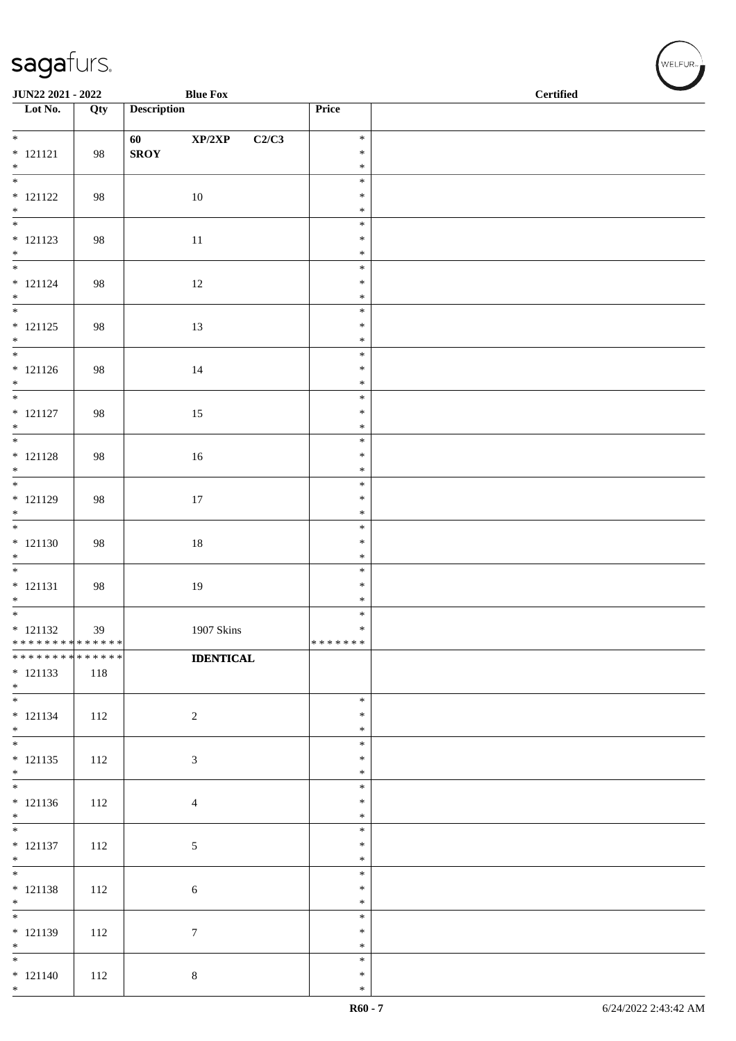| Lot No. | Qty | Description | Price | |
|---|---|---|---|---|
| * 121121 * | 98 | 60 XP/2XP C2/C3 SROY | * * * | |
| * 121122 * | 98 | 10 | * * * | |
| * 121123 * | 98 | 11 | * * * | |
| * 121124 * | 98 | 12 | * * * | |
| * 121125 * | 98 | 13 | * * * | |
| * 121126 * | 98 | 14 | * * * | |
| * 121127 * | 98 | 15 | * * * | |
| * 121128 * | 98 | 16 | * * * | |
| * 121129 * | 98 | 17 | * * * | |
| * 121130 * | 98 | 18 | * * * | |
| * 121131 * | 98 | 19 | * * * | |
| * 121132 * * * * * * * * * * * * * * | 39 | 1907 Skins | * * * * * * * * * | |
| * * * * * * * * * * * * * * 121133 * | 118 | **IDENTICAL** | | |
| * 121134 * | 112 | 2 | * * * | |
| * 121135 * | 112 | 3 | * * * | |
| * 121136 * | 112 | 4 | * * * | |
| * 121137 * | 112 | 5 | * * * | |
| * 121138 * | 112 | 6 | * * * | |
| * 121139 * | 112 | 7 | * * * | |
| * 121140 * | 112 | 8 | * * * | |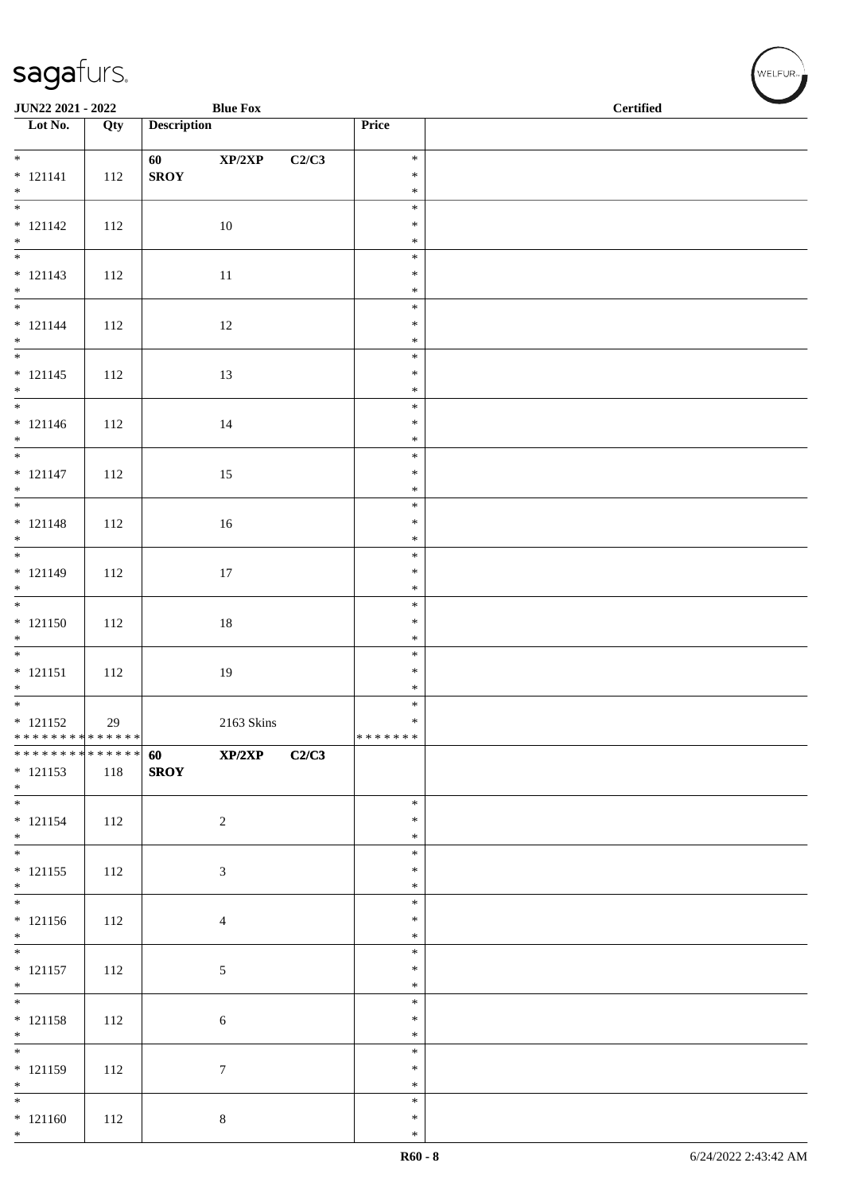JUN22 2021 - 2022 | Blue Fox | Certified

| Lot No. | Qty | Description | Price | |
|---|---|---|---|---|
| * 121141 * | 112 | 60 XP/2XP C2/C3 SROY | * * * | |
| * 121142 * | 112 | 10 | * * * | |
| * 121143 * | 112 | 11 | * * * | |
| * 121144 * | 112 | 12 | * * * | |
| * 121145 * | 112 | 13 | * * * | |
| * 121146 * | 112 | 14 | * * * | |
| * 121147 * | 112 | 15 | * * * | |
| * 121148 * | 112 | 16 | * * * | |
| * 121149 * | 112 | 17 | * * * | |
| * 121150 * | 112 | 18 | * * * | |
| * 121151 * | 112 | 19 | * * * | |
| * 121152 * * * * * * * * * * * * * * | 29 | 2163 Skins | * * * * * * * * * | |
| * * * * * * * * * * * * * * 121153 * | 118 | 60 XP/2XP C2/C3 SROY | | |
| * 121154 * | 112 | 2 | * * * | |
| * 121155 * | 112 | 3 | * * * | |
| * 121156 * | 112 | 4 | * * * | |
| * 121157 * | 112 | 5 | * * * | |
| * 121158 * | 112 | 6 | * * * | |
| * 121159 * | 112 | 7 | * * * | |
| * 121160 * | 112 | 8 | * * * | |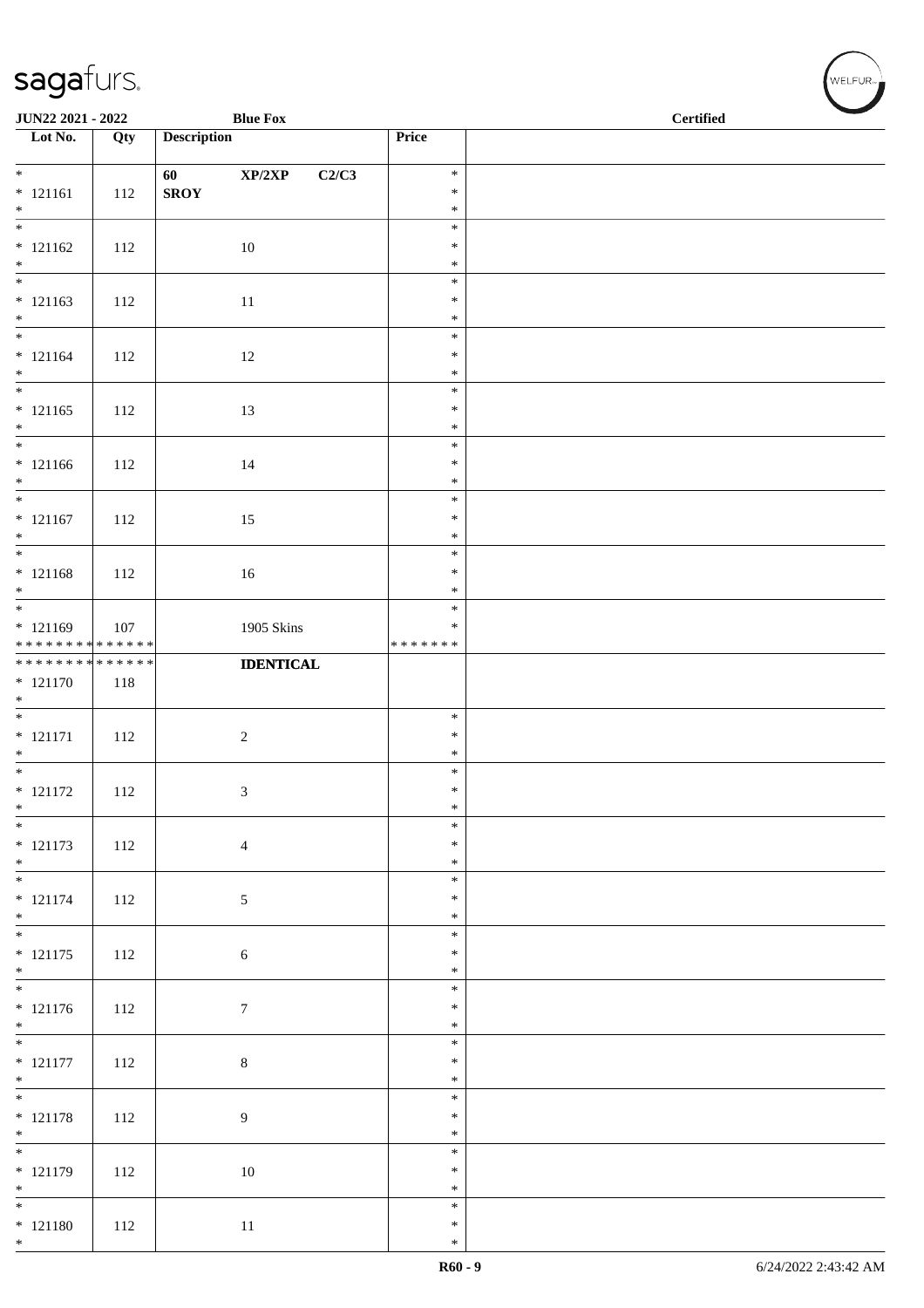**JUN22 2021 - 2022** | **Blue Fox** | **Certified**

| Lot No. | Qty | Description | Price | |
|---|---|---|---|---|
| * 121161 | 112 | **60 XP/2XP C2/C3 SROY** | * | |
| * 121162 | 112 | 10 | * | |
| * 121163 | 112 | 11 | * | |
| * 121164 | 112 | 12 | * | |
| * 121165 | 112 | 13 | * | |
| * 121166 | 112 | 14 | * | |
| * 121167 | 112 | 15 | * | |
| * 121168 | 112 | 16 | * | |
| * 121169 | 107 | 1905 Skins | * | |
| * 121170 | 118 | **IDENTICAL** | | |
| * 121171 | 112 | 2 | * | |
| * 121172 | 112 | 3 | * | |
| * 121173 | 112 | 4 | * | |
| * 121174 | 112 | 5 | * | |
| * 121175 | 112 | 6 | * | |
| * 121176 | 112 | 7 | * | |
| * 121177 | 112 | 8 | * | |
| * 121178 | 112 | 9 | * | |
| * 121179 | 112 | 10 | * | |
| * 121180 | 112 | 11 | * | |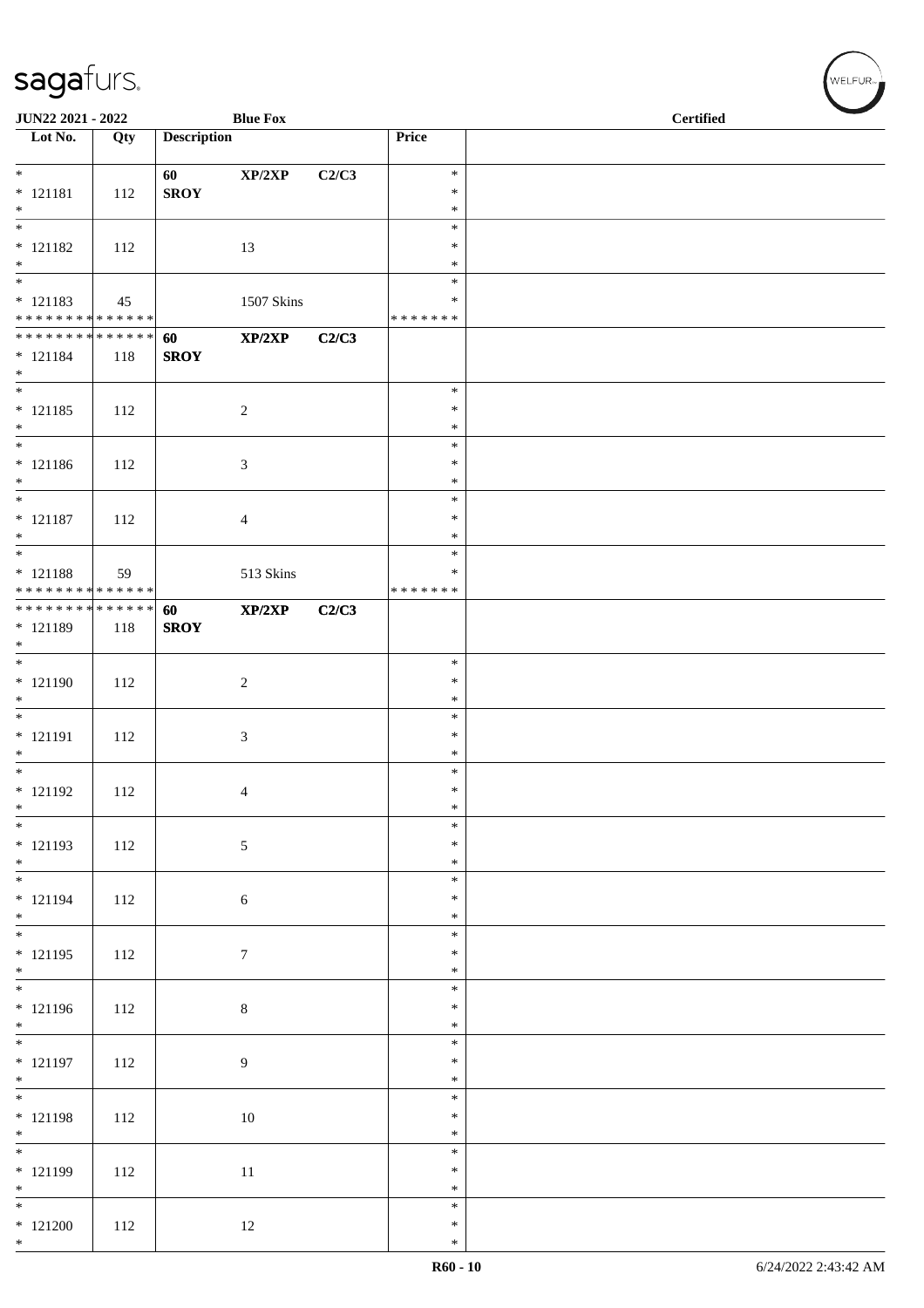JUN22 2021 - 2022 | Blue Fox | Certified

| Lot No. | Qty | Description | | | Price | |
|---|---|---|---|---|---|---|
| * 121181 * | 112 | 60 SROY | XP/2XP | C2/C3 | * * * | |
| * 121182 * | 112 | | 13 | | * * * | |
| * 121183 * * * * * * * * * * * * * * | 45 | | 1507 Skins | | * * * * * * * * | |
| * * * * * * * * * * * * * * 121184 * | 118 | 60 SROY | XP/2XP | C2/C3 | | |
| * 121185 * | 112 | | 2 | | * * * | |
| * 121186 * | 112 | | 3 | | * * * | |
| * 121187 * | 112 | | 4 | | * * * | |
| * 121188 * * * * * * * * * * * * * * | 59 | | 513 Skins | | * * * * * * * * | |
| * * * * * * * * * * * * * * 121189 * | 118 | 60 SROY | XP/2XP | C2/C3 | | |
| * 121190 * | 112 | | 2 | | * * * | |
| * 121191 * | 112 | | 3 | | * * * | |
| * 121192 * | 112 | | 4 | | * * * | |
| * 121193 * | 112 | | 5 | | * * * | |
| * 121194 * | 112 | | 6 | | * * * | |
| * 121195 * | 112 | | 7 | | * * * | |
| * 121196 * | 112 | | 8 | | * * * | |
| * 121197 * | 112 | | 9 | | * * * | |
| * 121198 * | 112 | | 10 | | * * * | |
| * 121199 * | 112 | | 11 | | * * * | |
| * 121200 * | 112 | | 12 | | * * * | |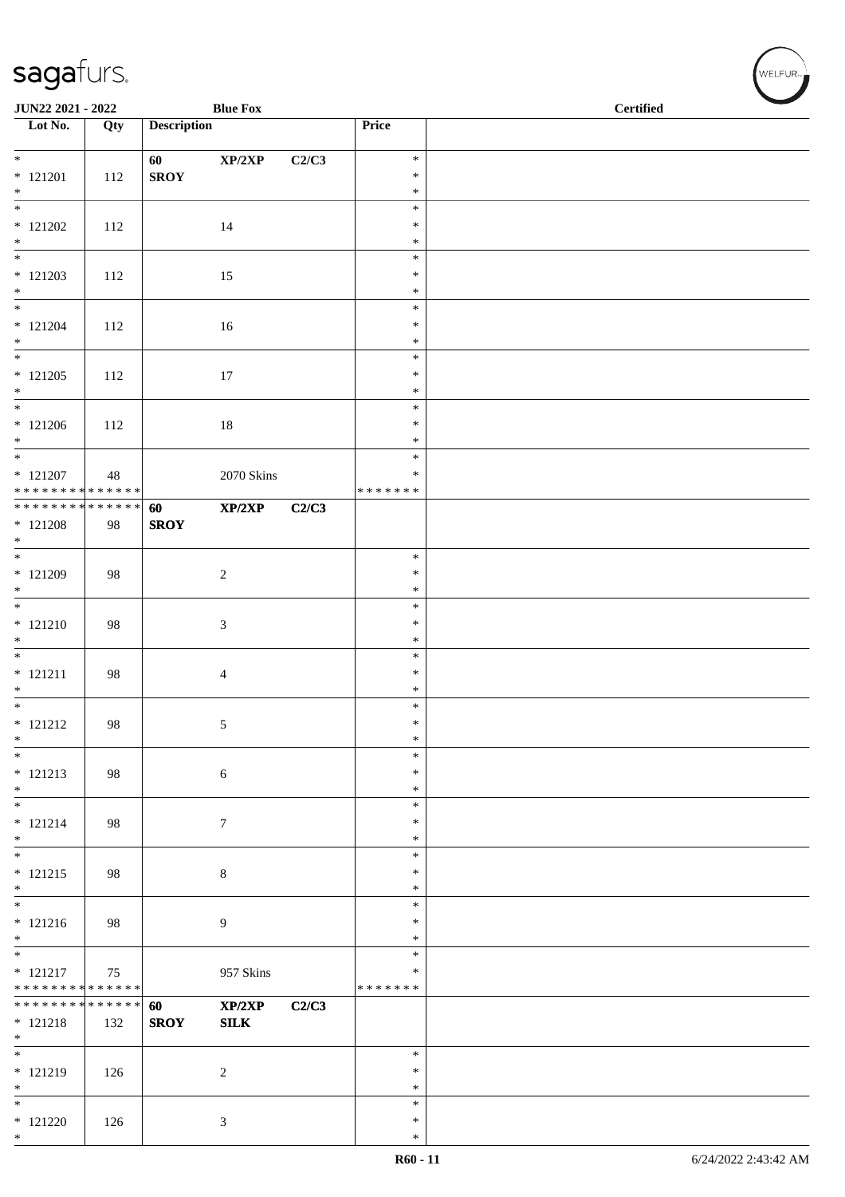JUN22 2021 - 2022 &emsp; Blue Fox &emsp; Certified

| Lot No. | Qty | Description | | | Price | |
|---|---|---|---|---|---|---|
| * | | 60 | XP/2XP | C2/C3 | * | |
| * 121201 | 112 | SROY | | | * | |
| * | | | | | * | |
| * | | | | | * | |
| * 121202 | 112 | | 14 | | * | |
| * | | | | | * | |
| * | | | | | * | |
| * 121203 | 112 | | 15 | | * | |
| * | | | | | * | |
| * | | | | | * | |
| * 121204 | 112 | | 16 | | * | |
| * | | | | | * | |
| * | | | | | * | |
| * 121205 | 112 | | 17 | | * | |
| * | | | | | * | |
| * | | | | | * | |
| * 121206 | 112 | | 18 | | * | |
| * | | | | | * | |
| * | | | | | * | |
| * 121207 | 48 | | 2070 Skins | | * | |
| * * * * * * * * * * * * * * | | | | | * * * * * * * | |
| * * * * * * * * * * * * * * | | 60 | XP/2XP | C2/C3 | | |
| * 121208 | 98 | SROY | | | | |
| * | | | | | | |
| * | | | | | * | |
| * 121209 | 98 | | 2 | | * | |
| * | | | | | * | |
| * | | | | | * | |
| * 121210 | 98 | | 3 | | * | |
| * | | | | | * | |
| * | | | | | * | |
| * 121211 | 98 | | 4 | | * | |
| * | | | | | * | |
| * | | | | | * | |
| * 121212 | 98 | | 5 | | * | |
| * | | | | | * | |
| * | | | | | * | |
| * 121213 | 98 | | 6 | | * | |
| * | | | | | * | |
| * | | | | | * | |
| * 121214 | 98 | | 7 | | * | |
| * | | | | | * | |
| * | | | | | * | |
| * 121215 | 98 | | 8 | | * | |
| * | | | | | * | |
| * | | | | | * | |
| * 121216 | 98 | | 9 | | * | |
| * | | | | | * | |
| * | | | | | * | |
| * 121217 | 75 | | 957 Skins | | * | |
| * * * * * * * * * * * * * * | | | | | * * * * * * * | |
| * * * * * * * * * * * * * * | | 60 | XP/2XP | C2/C3 | | |
| * 121218 | 132 | SROY | SILK | | | |
| * | | | | | | |
| * | | | | | * | |
| * 121219 | 126 | | 2 | | * | |
| * | | | | | * | |
| * | | | | | * | |
| * 121220 | 126 | | 3 | | * | |
| * | | | | | * | |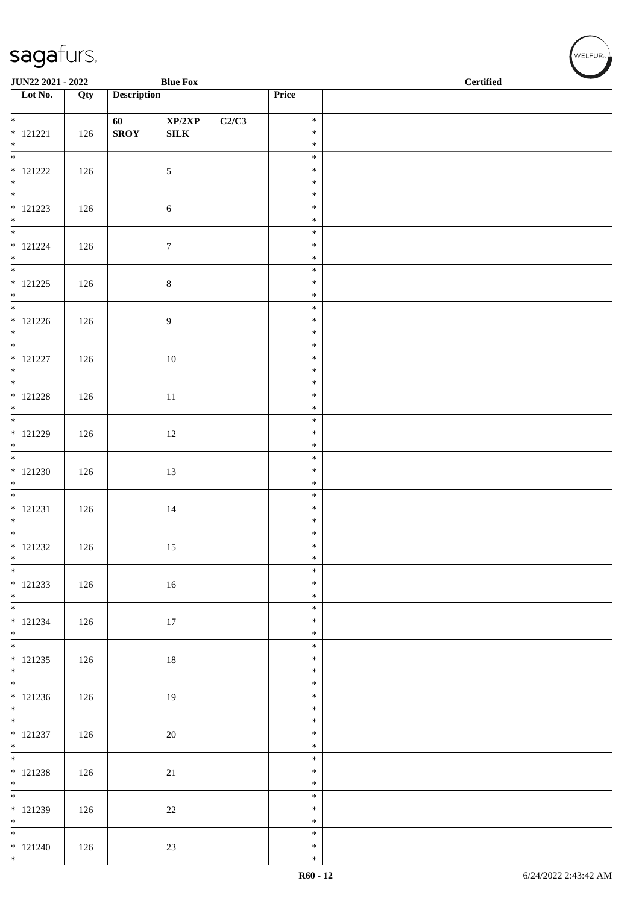JUN22 2021 - 2022 Blue Fox Certified

| Lot No. | Qty | Description | | | Price | |
|---|---|---|---|---|---|---|
| * 121221 * | 126 | **60 SROY** | **XP/2XP SILK** | **C2/C3** | * * * | |
| * 121222 * | 126 | | 5 | | * * * | |
| * 121223 * | 126 | | 6 | | * * * | |
| * 121224 * | 126 | | 7 | | * * * | |
| * 121225 * | 126 | | 8 | | * * * | |
| * 121226 * | 126 | | 9 | | * * * | |
| * 121227 * | 126 | | 10 | | * * * | |
| * 121228 * | 126 | | 11 | | * * * | |
| * 121229 * | 126 | | 12 | | * * * | |
| * 121230 * | 126 | | 13 | | * * * | |
| * 121231 * | 126 | | 14 | | * * * | |
| * 121232 * | 126 | | 15 | | * * * | |
| * 121233 * | 126 | | 16 | | * * * | |
| * 121234 * | 126 | | 17 | | * * * | |
| * 121235 * | 126 | | 18 | | * * * | |
| * 121236 * | 126 | | 19 | | * * * | |
| * 121237 * | 126 | | 20 | | * * * | |
| * 121238 * | 126 | | 21 | | * * * | |
| * 121239 * | 126 | | 22 | | * * * | |
| * 121240 * | 126 | | 23 | | * * * | |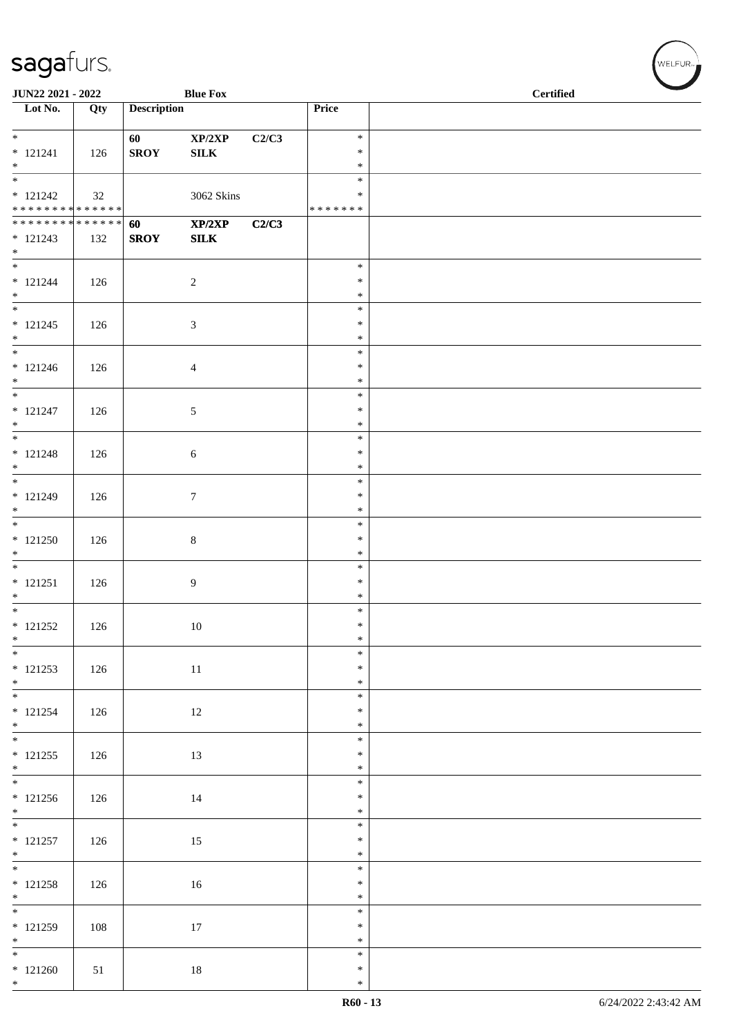JUN22 2021 - 2022 Blue Fox Certified

| Lot No. | Qty | Description | | | Price | |
|---|---|---|---|---|---|---|
| * 121241 * | 126 | 60 SROY | XP/2XP SILK | C2/C3 | * * * | |
| * 121242 * * * * * * * * * * * * * * | 32 | | 3062 Skins | | * * * * * * * * * | |
| * * * * * * * * * * * * * * 121243 * | 132 | 60 SROY | XP/2XP SILK | C2/C3 | | |
| * 121244 * | 126 | | 2 | | * * * | |
| * 121245 * | 126 | | 3 | | * * * | |
| * 121246 * | 126 | | 4 | | * * * | |
| * 121247 * | 126 | | 5 | | * * * | |
| * 121248 * | 126 | | 6 | | * * * | |
| * 121249 * | 126 | | 7 | | * * * | |
| * 121250 * | 126 | | 8 | | * * * | |
| * 121251 * | 126 | | 9 | | * * * | |
| * 121252 * | 126 | | 10 | | * * * | |
| * 121253 * | 126 | | 11 | | * * * | |
| * 121254 * | 126 | | 12 | | * * * | |
| * 121255 * | 126 | | 13 | | * * * | |
| * 121256 * | 126 | | 14 | | * * * | |
| * 121257 * | 126 | | 15 | | * * * | |
| * 121258 * | 126 | | 16 | | * * * | |
| * 121259 * | 108 | | 17 | | * * * | |
| * 121260 * | 51 | | 18 | | * * * | |

R60 - 13 6/24/2022 2:43:42 AM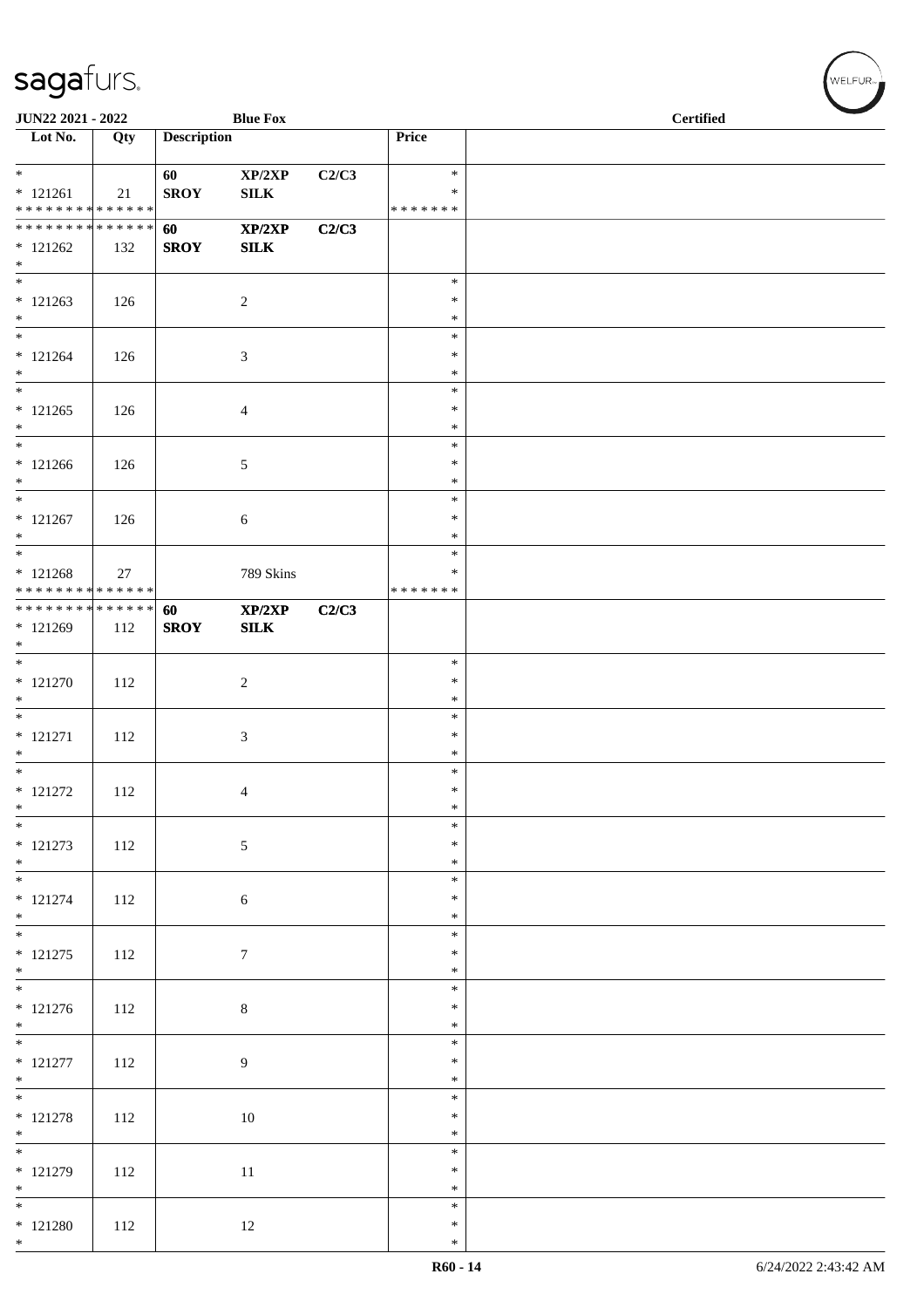| Lot No. | Qty | Description | | | Price | |
|---|---|---|---|---|---|---|
| *<br>* 121261<br>* * * * * * * * * * * * * * | 21 | 60<br>SROY | XP/2XP<br>SILK | C2/C3 | *<br>*<br>* * * * * * * | |
| * * * * * * * * * * * * * *<br>* 121262<br>* | 132 | 60<br>SROY | XP/2XP<br>SILK | C2/C3 | | |
| *<br>* 121263<br>* | 126 | | 2 | | *<br>*<br>* | |
| *<br>* 121264<br>* | 126 | | 3 | | *<br>*<br>* | |
| *<br>* 121265<br>* | 126 | | 4 | | *<br>*<br>* | |
| *<br>* 121266<br>* | 126 | | 5 | | *<br>*<br>* | |
| *<br>* 121267<br>* | 126 | | 6 | | *<br>*<br>* | |
| *<br>* 121268<br>* * * * * * * * * * * * * * | 27 | | 789 Skins | | *<br>*<br>* * * * * * * | |
| * * * * * * * * * * * * * *<br>* 121269<br>* | 112 | 60<br>SROY | XP/2XP<br>SILK | C2/C3 | | |
| *<br>* 121270<br>* | 112 | | 2 | | *<br>*<br>* | |
| *<br>* 121271<br>* | 112 | | 3 | | *<br>*<br>* | |
| *<br>* 121272<br>* | 112 | | 4 | | *<br>*<br>* | |
| *<br>* 121273<br>* | 112 | | 5 | | *<br>*<br>* | |
| *<br>* 121274<br>* | 112 | | 6 | | *<br>*<br>* | |
| *<br>* 121275<br>* | 112 | | 7 | | *<br>*<br>* | |
| *<br>* 121276<br>* | 112 | | 8 | | *<br>*<br>* | |
| *<br>* 121277<br>* | 112 | | 9 | | *<br>*<br>* | |
| *<br>* 121278<br>* | 112 | | 10 | | *<br>*<br>* | |
| *<br>* 121279<br>* | 112 | | 11 | | *<br>*<br>* | |
| *<br>* 121280<br>* | 112 | | 12 | | *<br>*<br>* | |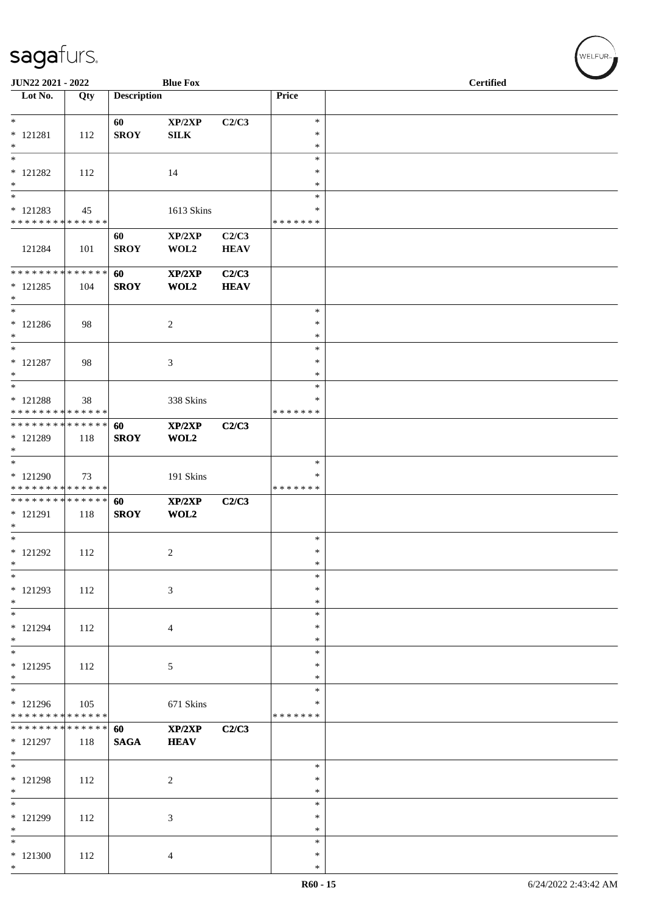| Lot No. | Qty | Description | | | Price | |
|---|---|---|---|---|---|---|
| * | | 60 | XP/2XP | C2/C3 | * | |
| * 121281 | 112 | SROY | SILK | | * | |
| * | | | | | * | |
| * | | | | | * | |
| * 121282 | 112 | | 14 | | * | |
| * | | | | | * | |
| * | | | | | * | |
| * 121283 | 45 | | 1613 Skins | | * | |
| * * * * * * * * * * * * * * | | | | | * * * * * * * | |
| | | 60 | XP/2XP | C2/C3 | | |
| 121284 | 101 | SROY | WOL2 | HEAV | | |
| * * * * * * * * * * * * * * | | 60 | XP/2XP | C2/C3 | | |
| * 121285 | 104 | SROY | WOL2 | HEAV | | |
| * | | | | | | |
| * | | | | | * | |
| * 121286 | 98 | | 2 | | * | |
| * | | | | | * | |
| * | | | | | * | |
| * 121287 | 98 | | 3 | | * | |
| * | | | | | * | |
| * | | | | | * | |
| * 121288 | 38 | | 338 Skins | | * | |
| * * * * * * * * * * * * * * | | | | | * * * * * * * | |
| * * * * * * * * * * * * * * | | 60 | XP/2XP | C2/C3 | | |
| * 121289 | 118 | SROY | WOL2 | | | |
| * | | | | | | |
| * | | | | | * | |
| * 121290 | 73 | | 191 Skins | | * | |
| * * * * * * * * * * * * * * | | | | | * * * * * * * | |
| * * * * * * * * * * * * * * | | 60 | XP/2XP | C2/C3 | | |
| * 121291 | 118 | SROY | WOL2 | | | |
| * | | | | | | |
| * | | | | | * | |
| * 121292 | 112 | | 2 | | * | |
| * | | | | | * | |
| * | | | | | * | |
| * 121293 | 112 | | 3 | | * | |
| * | | | | | * | |
| * | | | | | * | |
| * 121294 | 112 | | 4 | | * | |
| * | | | | | * | |
| * | | | | | * | |
| * 121295 | 112 | | 5 | | * | |
| * | | | | | * | |
| * | | | | | * | |
| * 121296 | 105 | | 671 Skins | | * | |
| * * * * * * * * * * * * * * | | | | | * * * * * * * | |
| * * * * * * * * * * * * * * | | 60 | XP/2XP | C2/C3 | | |
| * 121297 | 118 | SAGA | HEAV | | | |
| * | | | | | | |
| * | | | | | * | |
| * 121298 | 112 | | 2 | | * | |
| * | | | | | * | |
| * | | | | | * | |
| * 121299 | 112 | | 3 | | * | |
| * | | | | | * | |
| * | | | | | * | |
| * 121300 | 112 | | 4 | | * | |
| * | | | | | * | |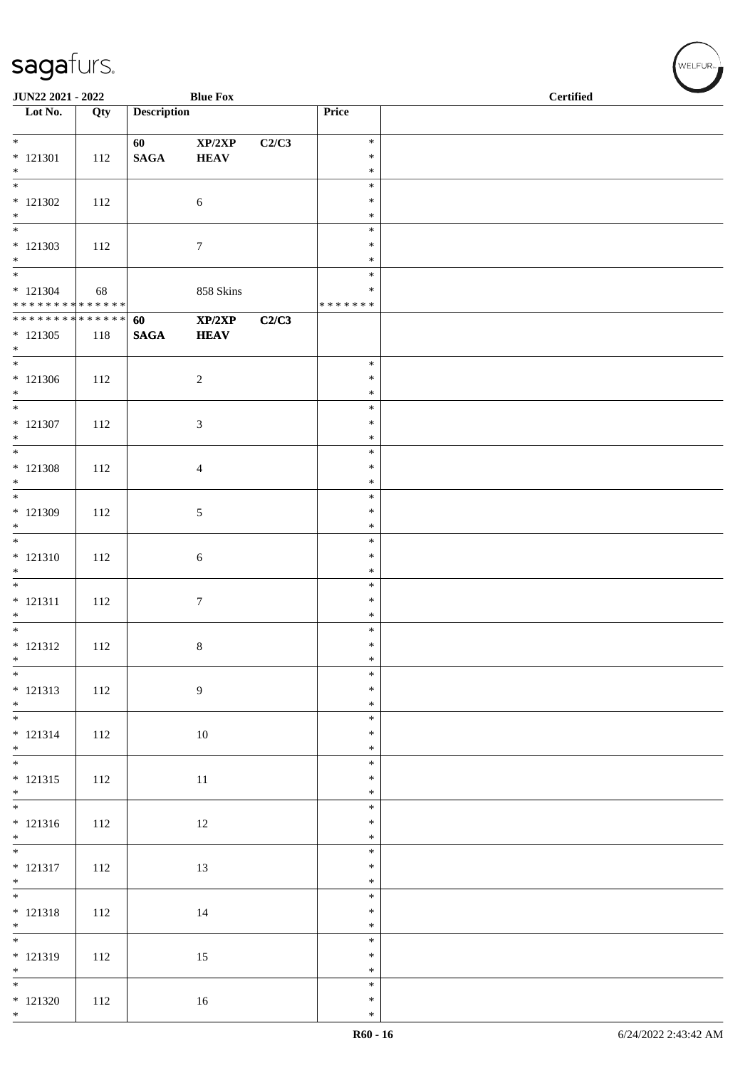| Lot No. | Qty | Description | | | Price | |
|---|---|---|---|---|---|---|
| * <br> * 121301 <br> * | 112 | 60 <br> SAGA | XP/2XP <br> HEAV | C2/C3 | * <br> * <br> * | |
| * <br> * 121302 <br> * | 112 | | 6 | | * <br> * <br> * | |
| * <br> * 121303 <br> * | 112 | | 7 | | * <br> * <br> * | |
| * <br> * 121304 <br> * * * * * * * * * * * * * * | 68 | | 858 Skins | | * <br> * <br> * * * * * * * | |
| * * * * * * * * * * * * * * <br> * 121305 <br> * | 118 | 60 <br> SAGA | XP/2XP <br> HEAV | C2/C3 | | |
| * <br> * 121306 <br> * | 112 | | 2 | | * <br> * <br> * | |
| * <br> * 121307 <br> * | 112 | | 3 | | * <br> * <br> * | |
| * <br> * 121308 <br> * | 112 | | 4 | | * <br> * <br> * | |
| * <br> * 121309 <br> * | 112 | | 5 | | * <br> * <br> * | |
| * <br> * 121310 <br> * | 112 | | 6 | | * <br> * <br> * | |
| * <br> * 121311 <br> * | 112 | | 7 | | * <br> * <br> * | |
| * <br> * 121312 <br> * | 112 | | 8 | | * <br> * <br> * | |
| * <br> * 121313 <br> * | 112 | | 9 | | * <br> * <br> * | |
| * <br> * 121314 <br> * | 112 | | 10 | | * <br> * <br> * | |
| * <br> * 121315 <br> * | 112 | | 11 | | * <br> * <br> * | |
| * <br> * 121316 <br> * | 112 | | 12 | | * <br> * <br> * | |
| * <br> * 121317 <br> * | 112 | | 13 | | * <br> * <br> * | |
| * <br> * 121318 <br> * | 112 | | 14 | | * <br> * <br> * | |
| * <br> * 121319 <br> * | 112 | | 15 | | * <br> * <br> * | |
| * <br> * 121320 <br> * | 112 | | 16 | | * <br> * <br> * | |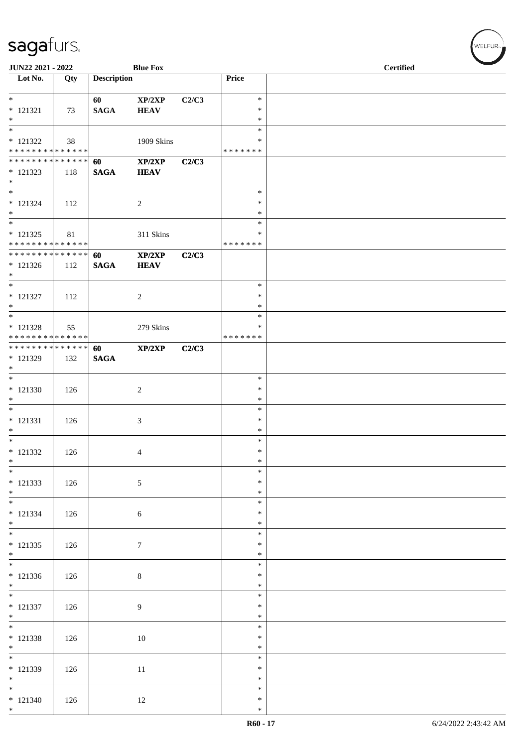JUN22 2021 - 2022 | Blue Fox | Certified

| Lot No. | Qty | Description | | | Price | |
|---|---|---|---|---|---|---|
| * <br> * 121321 <br> * | 73 | 60 <br> **SAGA** | **XP/2XP** <br> **HEAV** | **C2/C3** | * <br> * <br> * | |
| * <br> * 121322 <br> * * * * * * * * * * * * * * | 38 | | 1909 Skins | | * <br> * <br> * * * * * * * | |
| * * * * * * * * * * * * * * <br> * 121323 <br> * | 118 | **60** <br> **SAGA** | **XP/2XP** <br> **HEAV** | **C2/C3** | | |
| * <br> * 121324 <br> * | 112 | | 2 | | * <br> * <br> * | |
| * <br> * 121325 <br> * * * * * * * * * * * * * * | 81 | | 311 Skins | | * <br> * <br> * * * * * * * | |
| * * * * * * * * * * * * * * <br> * 121326 <br> * | 112 | **60** <br> **SAGA** | **XP/2XP** <br> **HEAV** | **C2/C3** | | |
| * <br> * 121327 <br> * | 112 | | 2 | | * <br> * <br> * | |
| * <br> * 121328 <br> * * * * * * * * * * * * * * | 55 | | 279 Skins | | * <br> * <br> * * * * * * * | |
| * * * * * * * * * * * * * * <br> * 121329 <br> * | 132 | **60** <br> **SAGA** | **XP/2XP** | **C2/C3** | | |
| * <br> * 121330 <br> * | 126 | | 2 | | * <br> * <br> * | |
| * <br> * 121331 <br> * | 126 | | 3 | | * <br> * <br> * | |
| * <br> * 121332 <br> * | 126 | | 4 | | * <br> * <br> * | |
| * <br> * 121333 <br> * | 126 | | 5 | | * <br> * <br> * | |
| * <br> * 121334 <br> * | 126 | | 6 | | * <br> * <br> * | |
| * <br> * 121335 <br> * | 126 | | 7 | | * <br> * <br> * | |
| * <br> * 121336 <br> * | 126 | | 8 | | * <br> * <br> * | |
| * <br> * 121337 <br> * | 126 | | 9 | | * <br> * <br> * | |
| * <br> * 121338 <br> * | 126 | | 10 | | * <br> * <br> * | |
| * <br> * 121339 <br> * | 126 | | 11 | | * <br> * <br> * | |
| * <br> * 121340 <br> * | 126 | | 12 | | * <br> * <br> * | |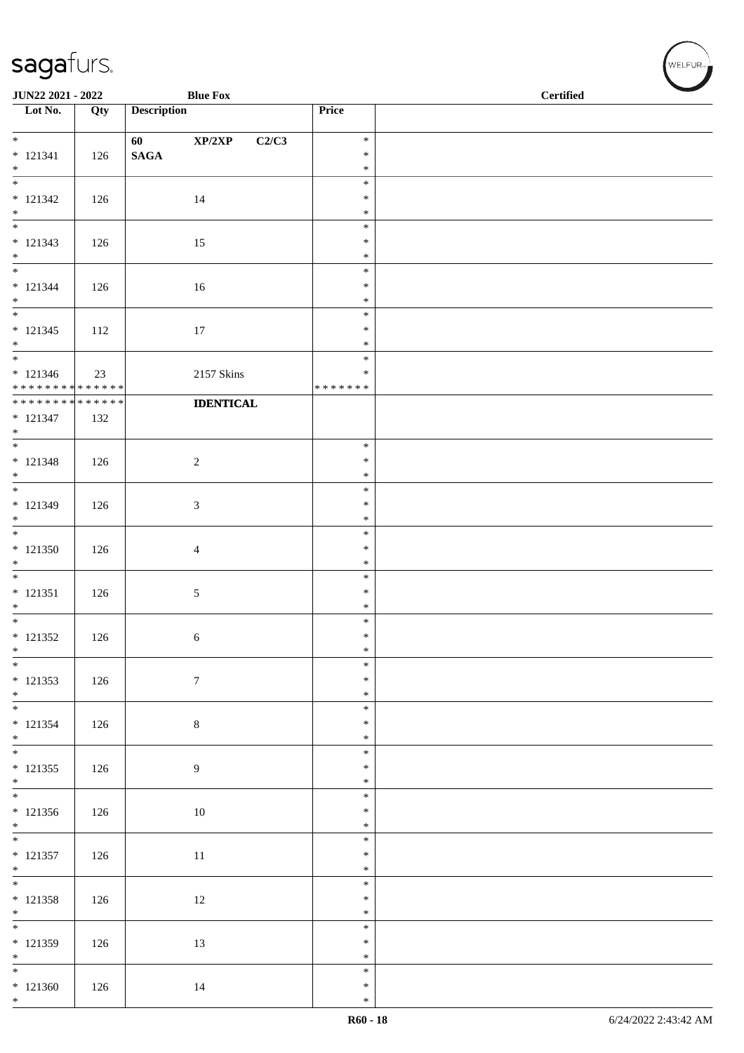**JUN22 2021 - 2022** **Blue Fox** **Certified**

| Lot No. | Qty | Description | Price | |
|---|---|---|---|---|
| * <br> * 121341 <br> * | 126 | **60 XP/2XP C2/C3** <br> **SAGA** | * <br> * <br> * | |
| * <br> * 121342 <br> * | 126 | 14 | * <br> * <br> * | |
| * <br> * 121343 <br> * | 126 | 15 | * <br> * <br> * | |
| * <br> * 121344 <br> * | 126 | 16 | * <br> * <br> * | |
| * <br> * 121345 <br> * | 112 | 17 | * <br> * <br> * | |
| * <br> * 121346 <br> * * * * * * * * * * * * * * | 23 | 2157 Skins | * <br> * <br> * * * * * * * | |
| * * * * * * * * * * * * * * <br> * 121347 <br> * | 132 | **IDENTICAL** | | |
| * <br> * 121348 <br> * | 126 | 2 | * <br> * <br> * | |
| * <br> * 121349 <br> * | 126 | 3 | * <br> * <br> * | |
| * <br> * 121350 <br> * | 126 | 4 | * <br> * <br> * | |
| * <br> * 121351 <br> * | 126 | 5 | * <br> * <br> * | |
| * <br> * 121352 <br> * | 126 | 6 | * <br> * <br> * | |
| * <br> * 121353 <br> * | 126 | 7 | * <br> * <br> * | |
| * <br> * 121354 <br> * | 126 | 8 | * <br> * <br> * | |
| * <br> * 121355 <br> * | 126 | 9 | * <br> * <br> * | |
| * <br> * 121356 <br> * | 126 | 10 | * <br> * <br> * | |
| * <br> * 121357 <br> * | 126 | 11 | * <br> * <br> * | |
| * <br> * 121358 <br> * | 126 | 12 | * <br> * <br> * | |
| * <br> * 121359 <br> * | 126 | 13 | * <br> * <br> * | |
| * <br> * 121360 <br> * | 126 | 14 | * <br> * <br> * | |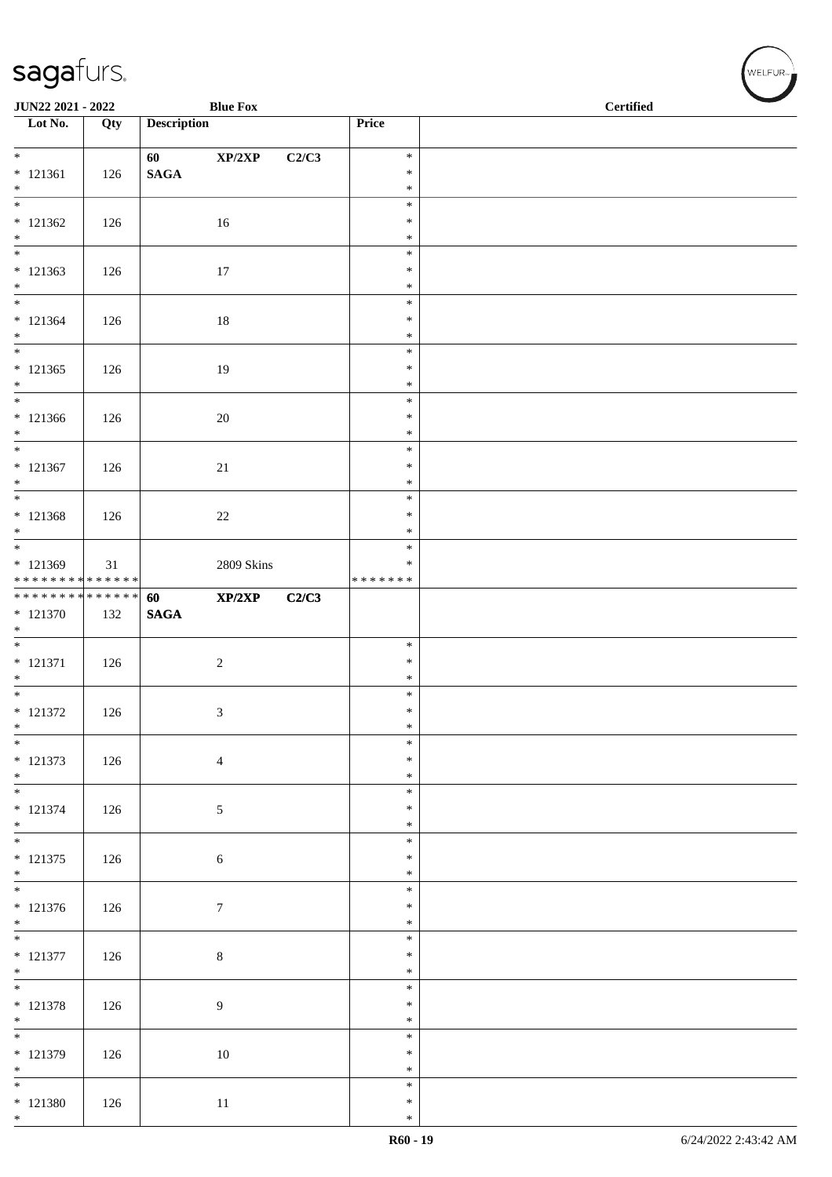sagafurs.

JUN22 2021 - 2022 | Blue Fox | Certified

| Lot No. | Qty | Description | Price | |
|---|---|---|---|---|
| * <br> * 121361 <br> * | 126 | 60 XP/2XP C2/C3 <br> SAGA | * <br> * <br> * | |
| * <br> * 121362 <br> * | 126 | 16 | * <br> * <br> * | |
| * <br> * 121363 <br> * | 126 | 17 | * <br> * <br> * | |
| * <br> * 121364 <br> * | 126 | 18 | * <br> * <br> * | |
| * <br> * 121365 <br> * | 126 | 19 | * <br> * <br> * | |
| * <br> * 121366 <br> * | 126 | 20 | * <br> * <br> * | |
| * <br> * 121367 <br> * | 126 | 21 | * <br> * <br> * | |
| * <br> * 121368 <br> * | 126 | 22 | * <br> * <br> * | |
| * <br> * 121369 <br> * * * * * * * * * * * * * * | 31 | 2809 Skins | * <br> * <br> * * * * * * * | |
| * * * * * * * * * * * * * * <br> * 121370 <br> * | 132 | 60 XP/2XP C2/C3 <br> SAGA | | |
| * <br> * 121371 <br> * | 126 | 2 | * <br> * <br> * | |
| * <br> * 121372 <br> * | 126 | 3 | * <br> * <br> * | |
| * <br> * 121373 <br> * | 126 | 4 | * <br> * <br> * | |
| * <br> * 121374 <br> * | 126 | 5 | * <br> * <br> * | |
| * <br> * 121375 <br> * | 126 | 6 | * <br> * <br> * | |
| * <br> * 121376 <br> * | 126 | 7 | * <br> * <br> * | |
| * <br> * 121377 <br> * | 126 | 8 | * <br> * <br> * | |
| * <br> * 121378 <br> * | 126 | 9 | * <br> * <br> * | |
| * <br> * 121379 <br> * | 126 | 10 | * <br> * <br> * | |
| * <br> * 121380 <br> * | 126 | 11 | * <br> * <br> * | |

R60 - 19 | 6/24/2022 2:43:42 AM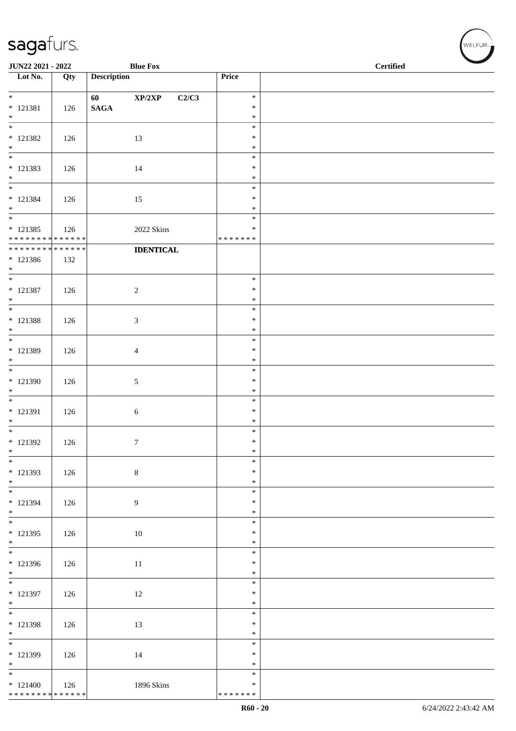| Lot No. | Qty | Description | Price | |
|---|---|---|---|---|
| * 121381 * | 126 | 60 XP/2XP C2/C3 SAGA | * * * | |
| * 121382 * | 126 | 13 | * * * | |
| * 121383 * | 126 | 14 | * * * | |
| * 121384 * | 126 | 15 | * * * | |
| * 121385 * * * * * * * * * * * * * * | 126 | 2022 Skins | * * * * * * * * * | |
| * * * * * * * * * * * * * * 121386 * | 132 | **IDENTICAL** | | |
| * 121387 * | 126 | 2 | * * * | |
| * 121388 * | 126 | 3 | * * * | |
| * 121389 * | 126 | 4 | * * * | |
| * 121390 * | 126 | 5 | * * * | |
| * 121391 * | 126 | 6 | * * * | |
| * 121392 * | 126 | 7 | * * * | |
| * 121393 * | 126 | 8 | * * * | |
| * 121394 * | 126 | 9 | * * * | |
| * 121395 * | 126 | 10 | * * * | |
| * 121396 * | 126 | 11 | * * * | |
| * 121397 * | 126 | 12 | * * * | |
| * 121398 * | 126 | 13 | * * * | |
| * 121399 * | 126 | 14 | * * * | |
| * 121400 * * * * * * * * * * * * * * | 126 | 1896 Skins | * * * * * * * * * | |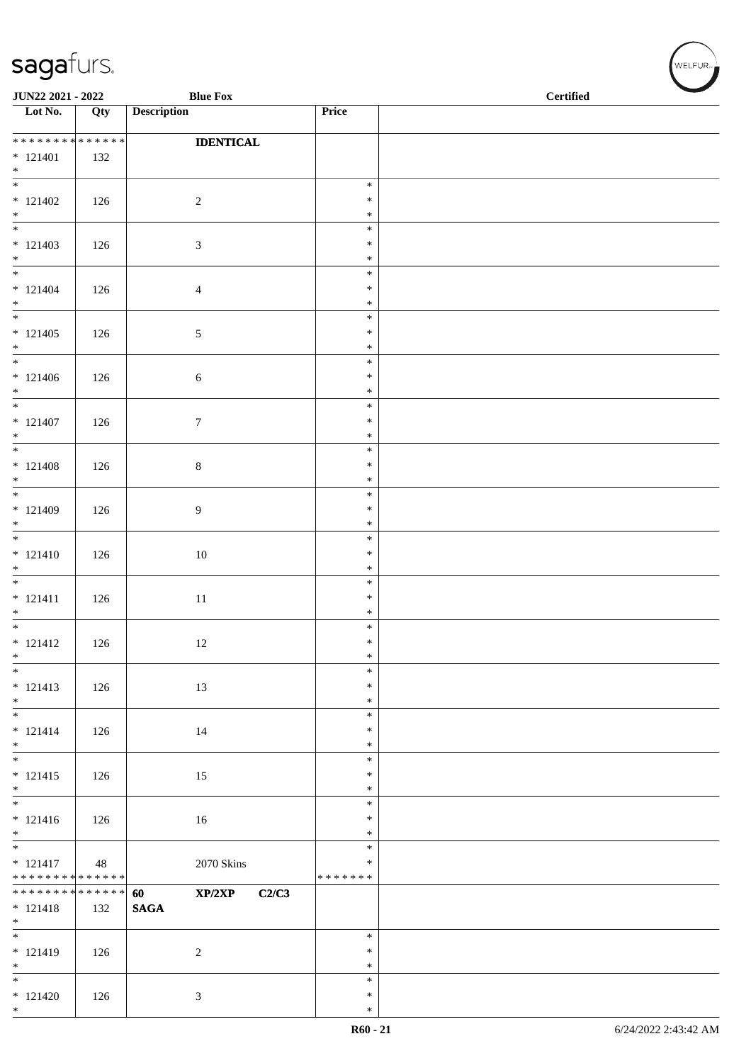| Lot No. | Qty | Description | Price | |
|---|---|---|---|---|
| * * * * * * * * * * * * * * | | **IDENTICAL** | | |
| * 121401 | 132 | | | |
| * 121402 | 126 | 2 | * | |
| * 121403 | 126 | 3 | * | |
| * 121404 | 126 | 4 | * | |
| * 121405 | 126 | 5 | * | |
| * 121406 | 126 | 6 | * | |
| * 121407 | 126 | 7 | * | |
| * 121408 | 126 | 8 | * | |
| * 121409 | 126 | 9 | * | |
| * 121410 | 126 | 10 | * | |
| * 121411 | 126 | 11 | * | |
| * 121412 | 126 | 12 | * | |
| * 121413 | 126 | 13 | * | |
| * 121414 | 126 | 14 | * | |
| * 121415 | 126 | 15 | * | |
| * 121416 | 126 | 16 | * | |
| * 121417 | 48 | 2070 Skins | * | |
| * * * * * * * * * * * * * * | | | * * * * * * * | |
| * * * * * * * * * * * * * * | | **60 XP/2XP C2/C3** | | |
| * 121418 | 132 | **SAGA** | | |
| * 121419 | 126 | 2 | * | |
| * 121420 | 126 | 3 | * | |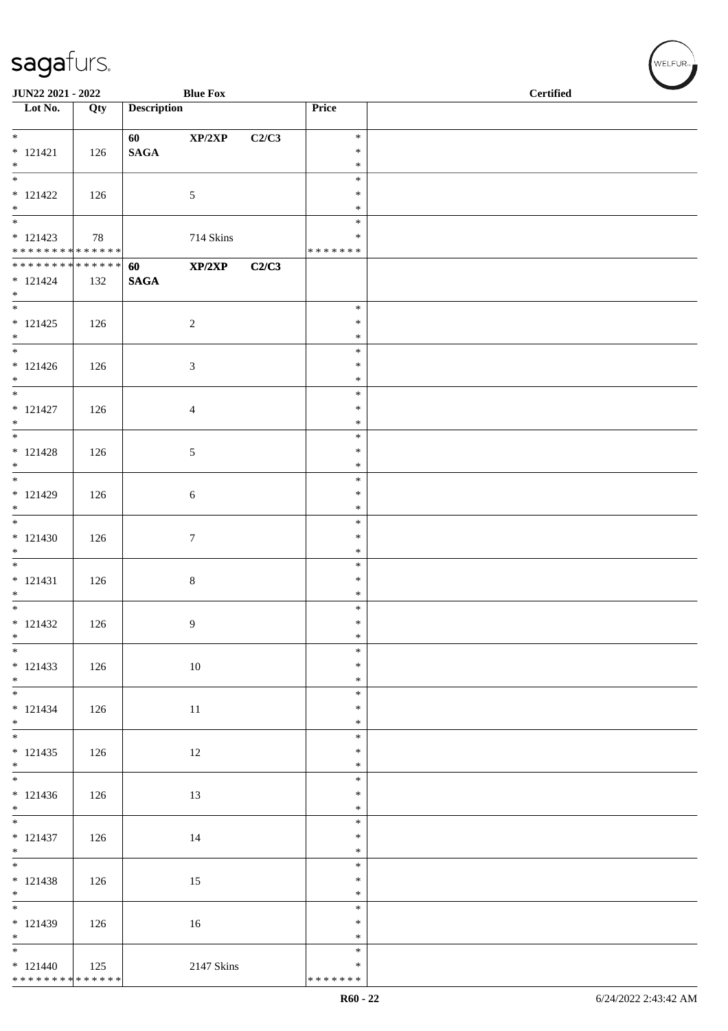**JUN22 2021 - 2022** **Blue Fox** **Certified**

| Lot No. | Qty | Description | Price | |
|---|---|---|---|---|
| * <br> * 121421 <br> * | 126 | **60** **XP/2XP** **C2/C3** <br> **SAGA** | * <br> * <br> * | |
| * <br> * 121422 <br> * | 126 | 5 | * <br> * <br> * | |
| * <br> * 121423 <br> * * * * * * * * * * * * * * | 78 | 714 Skins | * <br> * <br> * * * * * * * | |
| * * * * * * * * * * * * * * <br> * 121424 <br> * | 132 | **60** **XP/2XP** **C2/C3** <br> **SAGA** | | |
| * <br> * 121425 <br> * | 126 | 2 | * <br> * <br> * | |
| * <br> * 121426 <br> * | 126 | 3 | * <br> * <br> * | |
| * <br> * 121427 <br> * | 126 | 4 | * <br> * <br> * | |
| * <br> * 121428 <br> * | 126 | 5 | * <br> * <br> * | |
| * <br> * 121429 <br> * | 126 | 6 | * <br> * <br> * | |
| * <br> * 121430 <br> * | 126 | 7 | * <br> * <br> * | |
| * <br> * 121431 <br> * | 126 | 8 | * <br> * <br> * | |
| * <br> * 121432 <br> * | 126 | 9 | * <br> * <br> * | |
| * <br> * 121433 <br> * | 126 | 10 | * <br> * <br> * | |
| * <br> * 121434 <br> * | 126 | 11 | * <br> * <br> * | |
| * <br> * 121435 <br> * | 126 | 12 | * <br> * <br> * | |
| * <br> * 121436 <br> * | 126 | 13 | * <br> * <br> * | |
| * <br> * 121437 <br> * | 126 | 14 | * <br> * <br> * | |
| * <br> * 121438 <br> * | 126 | 15 | * <br> * <br> * | |
| * <br> * 121439 <br> * | 126 | 16 | * <br> * <br> * | |
| * <br> * 121440 <br> * * * * * * * * * * * * * * | 125 | 2147 Skins | * <br> * <br> * * * * * * * | |

R60 - 22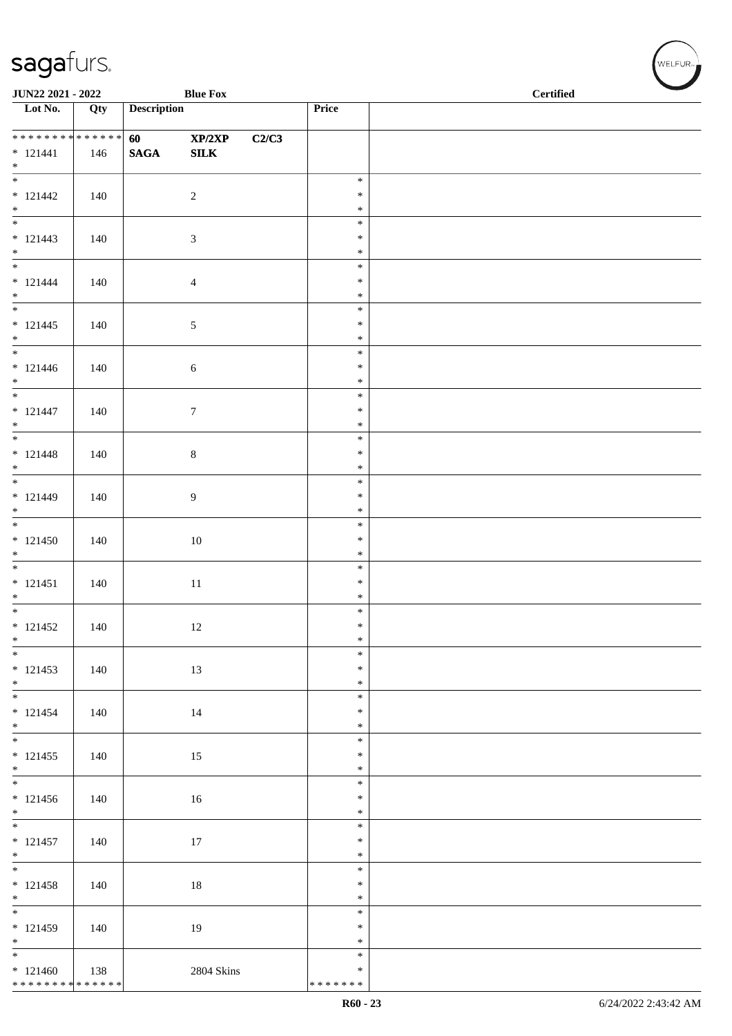JUN22 2021 - 2022 — Blue Fox — Certified

| Lot No. | Qty | Description | | | Price | |
|---|---|---|---|---|---|---|
| ************** | | 60 | XP/2XP | C2/C3 | | |
| * 121441 | 146 | SAGA | SILK | | | |
| * | | | | | | |
| * 121442 | 140 | | 2 | | * * * | |
| * 121443 | 140 | | 3 | | * * * | |
| * 121444 | 140 | | 4 | | * * * | |
| * 121445 | 140 | | 5 | | * * * | |
| * 121446 | 140 | | 6 | | * * * | |
| * 121447 | 140 | | 7 | | * * * | |
| * 121448 | 140 | | 8 | | * * * | |
| * 121449 | 140 | | 9 | | * * * | |
| * 121450 | 140 | | 10 | | * * * | |
| * 121451 | 140 | | 11 | | * * * | |
| * 121452 | 140 | | 12 | | * * * | |
| * 121453 | 140 | | 13 | | * * * | |
| * 121454 | 140 | | 14 | | * * * | |
| * 121455 | 140 | | 15 | | * * * | |
| * 121456 | 140 | | 16 | | * * * | |
| * 121457 | 140 | | 17 | | * * * | |
| * 121458 | 140 | | 18 | | * * * | |
| * 121459 | 140 | | 19 | | * * * | |
| * 121460 | 138 | | 2804 Skins | | * * ******* | |
| ************** | | | | | | |

R60 - 23 — 6/24/2022 2:43:42 AM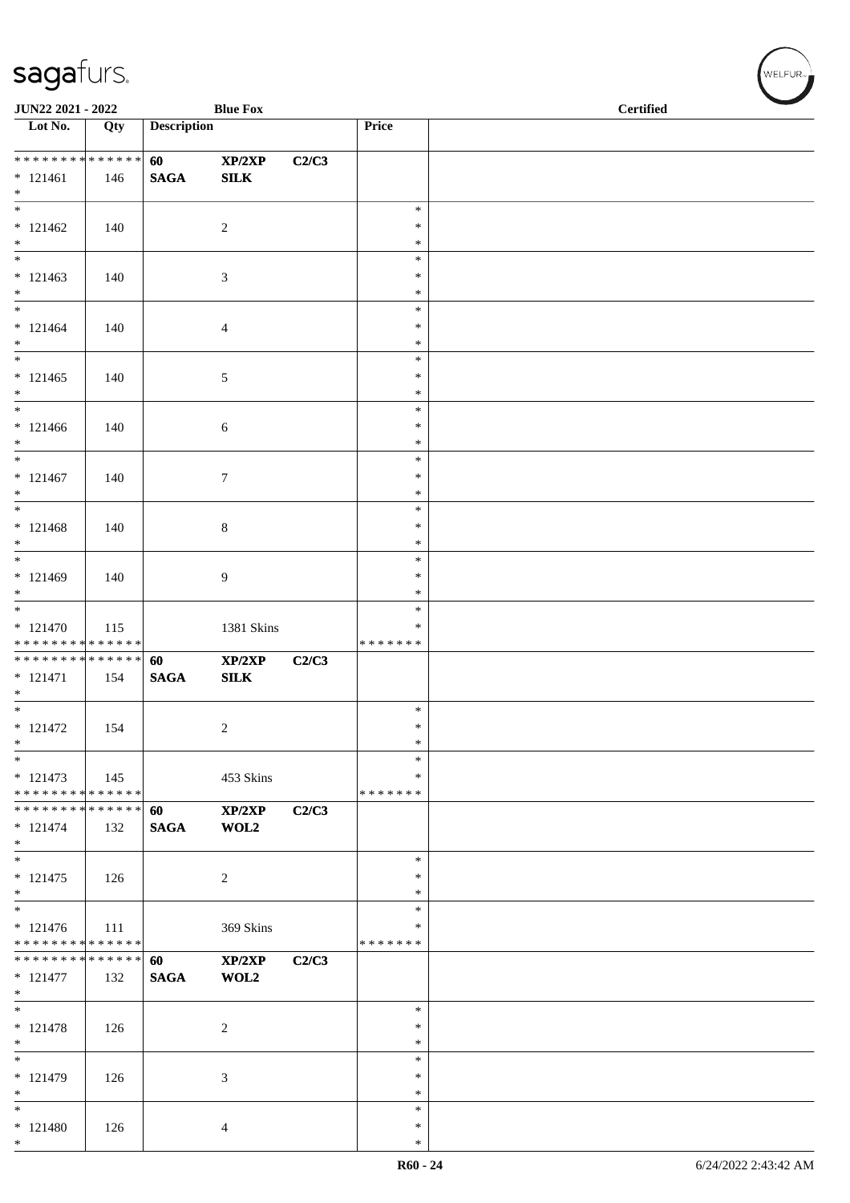| Lot No. | Qty | Description | | | Price | |
|---|---|---|---|---|---|---|
| * * * * * * * * * * * * * * | | 60 | XP/2XP | C2/C3 | | |
| * 121461 | 146 | SAGA | SILK | | | |
| * | | | | | | |
| * 121462 | 140 | | 2 | | * * * | |
| * 121463 | 140 | | 3 | | * * * | |
| * 121464 | 140 | | 4 | | * * * | |
| * 121465 | 140 | | 5 | | * * * | |
| * 121466 | 140 | | 6 | | * * * | |
| * 121467 | 140 | | 7 | | * * * | |
| * 121468 | 140 | | 8 | | * * * | |
| * 121469 | 140 | | 9 | | * * * | |
| * 121470 | 115 | | 1381 Skins | | * * | |
| * * * * * * * * * * * * * * | | | | | * * * * * * * | |
| * * * * * * * * * * * * * * | | 60 | XP/2XP | C2/C3 | | |
| * 121471 | 154 | SAGA | SILK | | | |
| * | | | | | | |
| * 121472 | 154 | | 2 | | * * * | |
| * 121473 | 145 | | 453 Skins | | * * | |
| * * * * * * * * * * * * * * | | | | | * * * * * * * | |
| * * * * * * * * * * * * * * | | 60 | XP/2XP | C2/C3 | | |
| * 121474 | 132 | SAGA | WOL2 | | | |
| * | | | | | | |
| * 121475 | 126 | | 2 | | * * * | |
| * 121476 | 111 | | 369 Skins | | * * | |
| * * * * * * * * * * * * * * | | | | | * * * * * * * | |
| * * * * * * * * * * * * * * | | 60 | XP/2XP | C2/C3 | | |
| * 121477 | 132 | SAGA | WOL2 | | | |
| * | | | | | | |
| * 121478 | 126 | | 2 | | * * * | |
| * 121479 | 126 | | 3 | | * * * | |
| * 121480 | 126 | | 4 | | * * * | |
| * | | | | | | |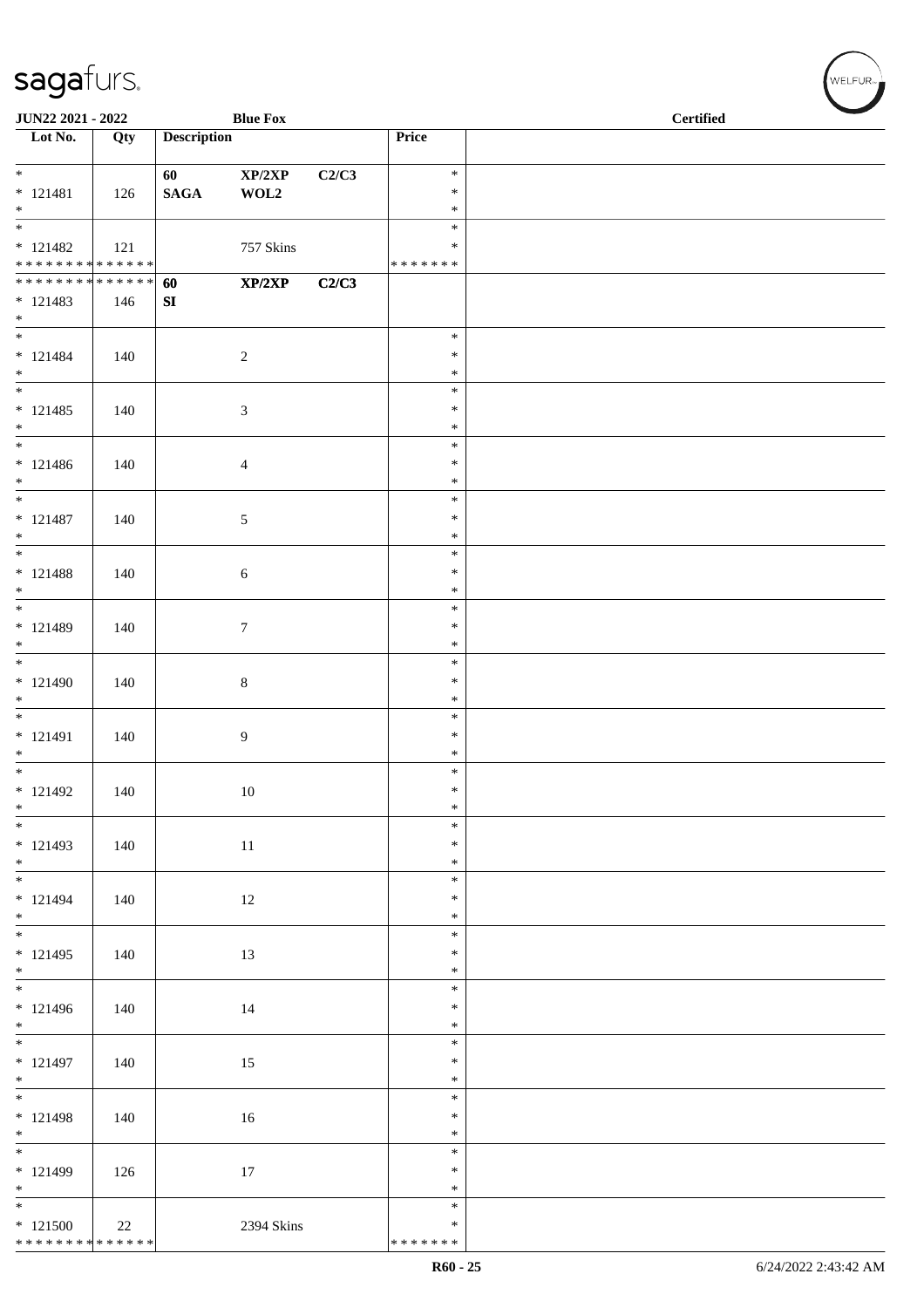| Lot No. | Qty | Description | | | Price | |
|---|---|---|---|---|---|---|
| * | | 60 | XP/2XP | C2/C3 | * | |
| * 121481 | 126 | SAGA | WOL2 | | * | |
| * | | | | | * | |
| * | | | | | * | |
| * 121482 | 121 | | 757 Skins | | * | |
| * * * * * * * * * * * * * * | | | | | * * * * * * * | |
| * * * * * * * * * * * * * * | | 60 | XP/2XP | C2/C3 | | |
| * 121483 | 146 | SI | | | | |
| * | | | | | | |
| * | | | | | * | |
| * 121484 | 140 | | 2 | | * | |
| * | | | | | * | |
| * | | | | | * | |
| * 121485 | 140 | | 3 | | * | |
| * | | | | | * | |
| * | | | | | * | |
| * 121486 | 140 | | 4 | | * | |
| * | | | | | * | |
| * | | | | | * | |
| * 121487 | 140 | | 5 | | * | |
| * | | | | | * | |
| * | | | | | * | |
| * 121488 | 140 | | 6 | | * | |
| * | | | | | * | |
| * | | | | | * | |
| * 121489 | 140 | | 7 | | * | |
| * | | | | | * | |
| * | | | | | * | |
| * 121490 | 140 | | 8 | | * | |
| * | | | | | * | |
| * | | | | | * | |
| * 121491 | 140 | | 9 | | * | |
| * | | | | | * | |
| * | | | | | * | |
| * 121492 | 140 | | 10 | | * | |
| * | | | | | * | |
| * | | | | | * | |
| * 121493 | 140 | | 11 | | * | |
| * | | | | | * | |
| * | | | | | * | |
| * 121494 | 140 | | 12 | | * | |
| * | | | | | * | |
| * | | | | | * | |
| * 121495 | 140 | | 13 | | * | |
| * | | | | | * | |
| * | | | | | * | |
| * 121496 | 140 | | 14 | | * | |
| * | | | | | * | |
| * | | | | | * | |
| * 121497 | 140 | | 15 | | * | |
| * | | | | | * | |
| * | | | | | * | |
| * 121498 | 140 | | 16 | | * | |
| * | | | | | * | |
| * | | | | | * | |
| * 121499 | 126 | | 17 | | * | |
| * | | | | | * | |
| * | | | | | * | |
| * 121500 | 22 | | 2394 Skins | | * | |
| * * * * * * * * * * * * * * | | | | | * * * * * * * | |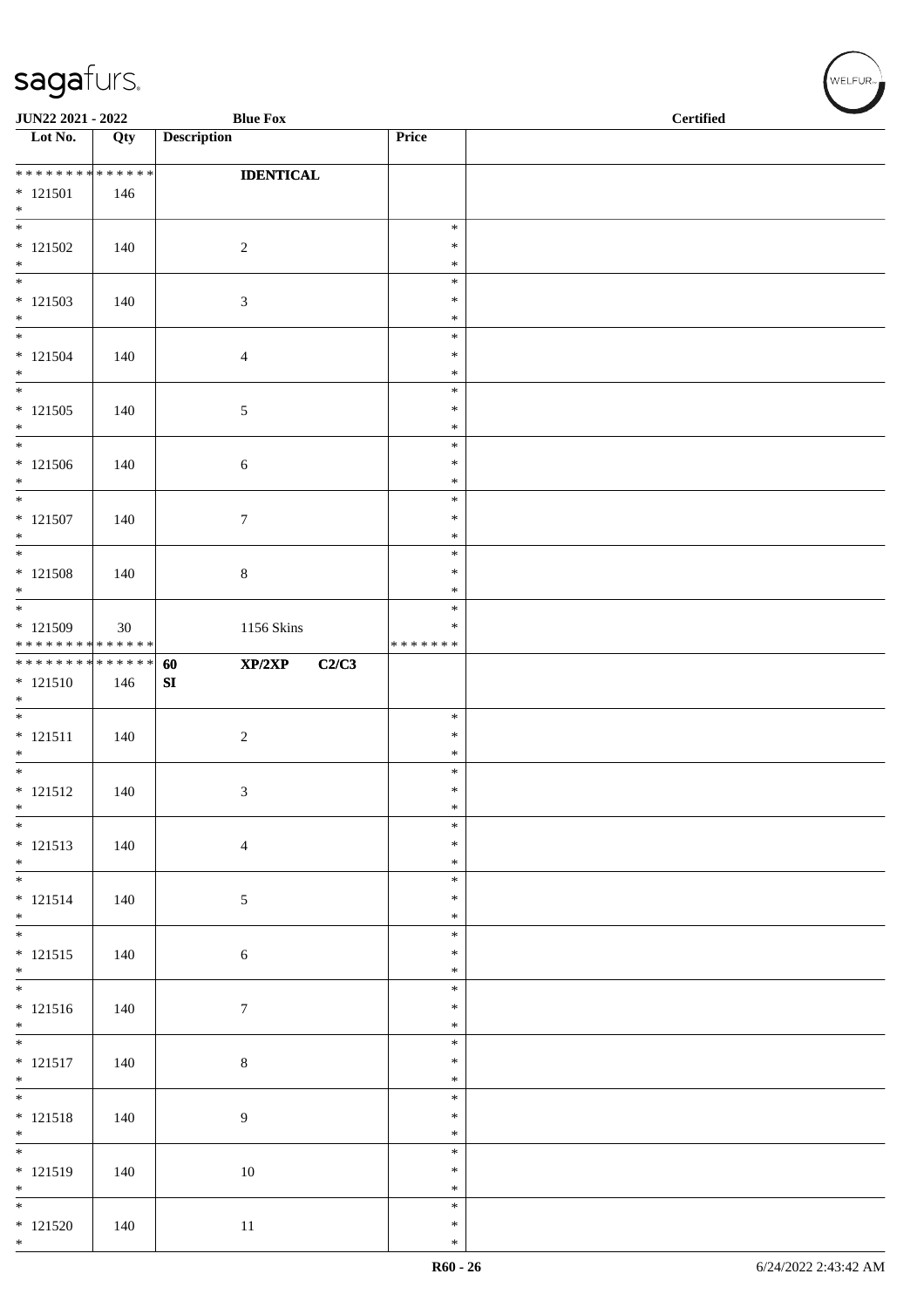sagafurs.

JUN22 2021 - 2022 Blue Fox Certified

| Lot No. | Qty | Description | Price | |
|---|---|---|---|---|
| * * * * * * * * * * * * * * | | IDENTICAL | | |
| * 121501 | 146 | | | |
| * 121502 | 140 | 2 | * * * | |
| * 121503 | 140 | 3 | * * * | |
| * 121504 | 140 | 4 | * * * | |
| * 121505 | 140 | 5 | * * * | |
| * 121506 | 140 | 6 | * * * | |
| * 121507 | 140 | 7 | * * * | |
| * 121508 | 140 | 8 | * * * | |
| * 121509 | 30 | 1156 Skins | * * * * * * * * | |
| * * * * * * * * * * * * * * | | 60 XP/2XP C2/C3 | | |
| * 121510 | 146 | SI | | |
| * 121511 | 140 | 2 | * * * | |
| * 121512 | 140 | 3 | * * * | |
| * 121513 | 140 | 4 | * * * | |
| * 121514 | 140 | 5 | * * * | |
| * 121515 | 140 | 6 | * * * | |
| * 121516 | 140 | 7 | * * * | |
| * 121517 | 140 | 8 | * * * | |
| * 121518 | 140 | 9 | * * * | |
| * 121519 | 140 | 10 | * * * | |
| * 121520 | 140 | 11 | * * * | |

R60 - 26 6/24/2022 2:43:42 AM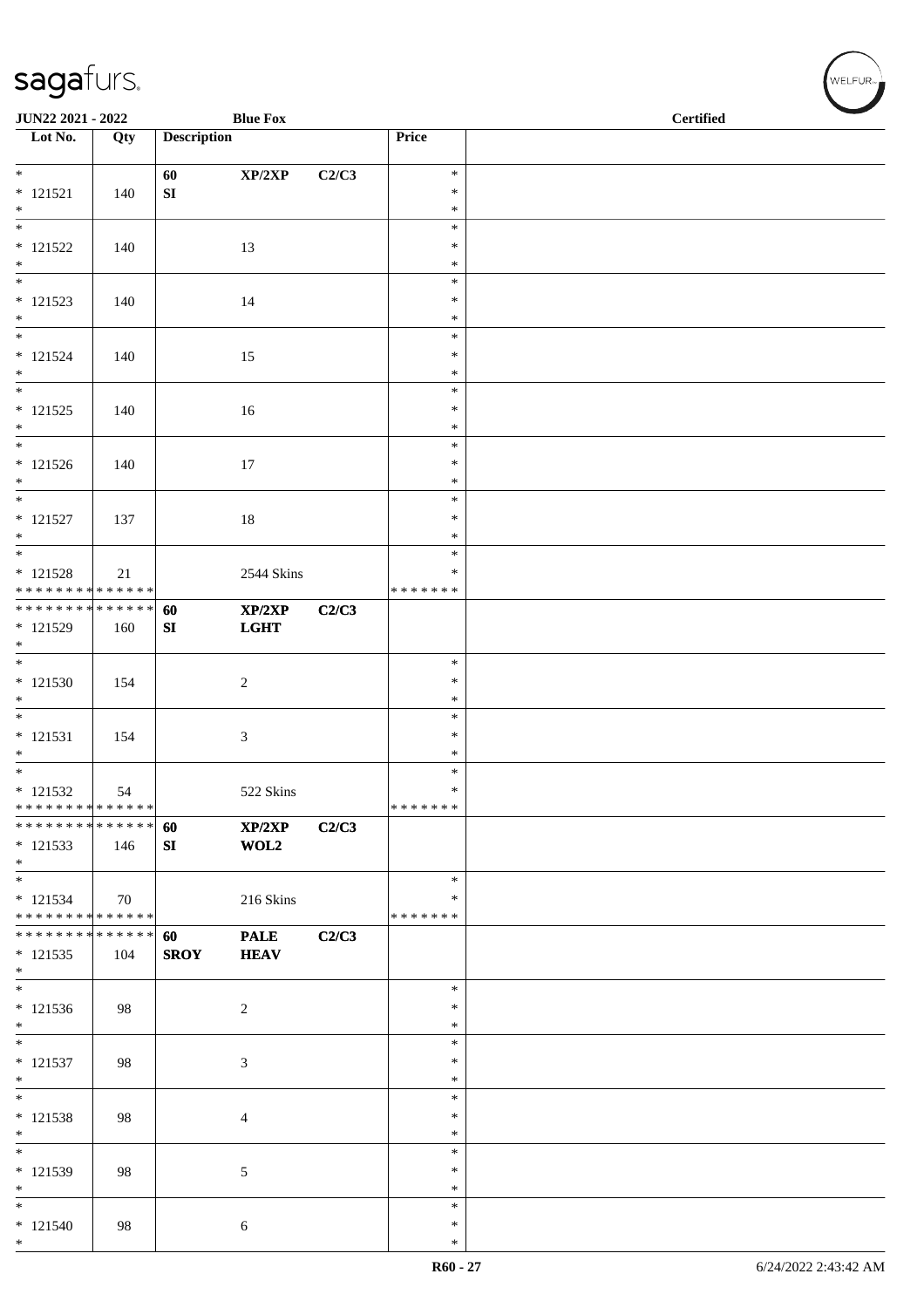| Lot No. | Qty | Description | | | Price | |
|---|---|---|---|---|---|---|
| * 121521 * | 140 | 60 SI | XP/2XP | C2/C3 | * * * | |
| * 121522 * | 140 | | 13 | | * * * | |
| * 121523 * | 140 | | 14 | | * * * | |
| * 121524 * | 140 | | 15 | | * * * | |
| * 121525 * | 140 | | 16 | | * * * | |
| * 121526 * | 140 | | 17 | | * * * | |
| * 121527 * | 137 | | 18 | | * * * | |
| * 121528 * * * * * * * * * * * * * * | 21 | | 2544 Skins | | * * * * * * * * | |
| * * * * * * * * * * * * * * 121529 * | 160 | 60 SI | XP/2XP LGHT | C2/C3 | | |
| * 121530 * | 154 | | 2 | | * * * | |
| * 121531 * | 154 | | 3 | | * * * | |
| * 121532 * * * * * * * * * * * * * * | 54 | | 522 Skins | | * * * * * * * * | |
| * * * * * * * * * * * * * * 121533 * | 146 | 60 SI | XP/2XP WOL2 | C2/C3 | | |
| * 121534 * * * * * * * * * * * * * * | 70 | | 216 Skins | | * * * * * * * * | |
| * * * * * * * * * * * * * * 121535 * | 104 | 60 SROY | PALE HEAV | C2/C3 | | |
| * 121536 * | 98 | | 2 | | * * * | |
| * 121537 * | 98 | | 3 | | * * * | |
| * 121538 * | 98 | | 4 | | * * * | |
| * 121539 * | 98 | | 5 | | * * * | |
| * 121540 * | 98 | | 6 | | * * * | |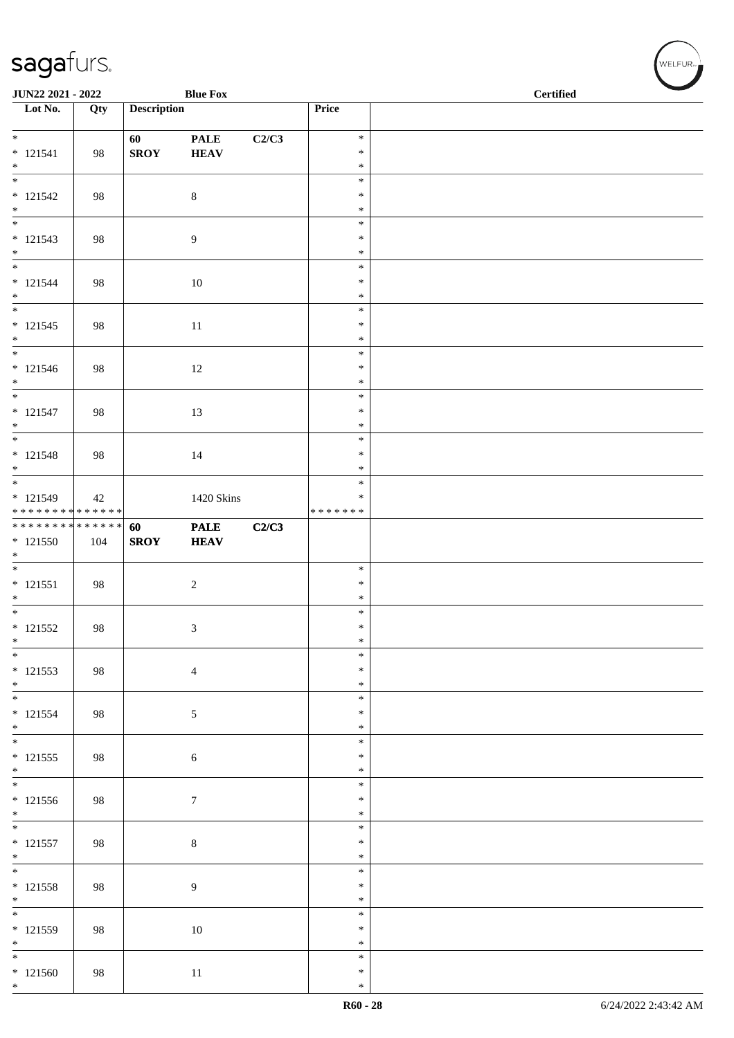| Lot No. | Qty | Description | | | Price | |
|---|---|---|---|---|---|---|
| * 121541 * | 98 | 60 SROY | PALE HEAV | C2/C3 | * * * | |
| * 121542 * | 98 | | 8 | | * * * | |
| * 121543 * | 98 | | 9 | | * * * | |
| * 121544 * | 98 | | 10 | | * * * | |
| * 121545 * | 98 | | 11 | | * * * | |
| * 121546 * | 98 | | 12 | | * * * | |
| * 121547 * | 98 | | 13 | | * * * | |
| * 121548 * | 98 | | 14 | | * * * | |
| * 121549 * * * * * * * * * * * * * * | 42 | | 1420 Skins | | * * * * * * * * * | |
| * * * * * * * * * * * * * * 121550 * | 104 | **60 SROY** | **PALE HEAV** | **C2/C3** | | |
| * 121551 * | 98 | | 2 | | * * * | |
| * 121552 * | 98 | | 3 | | * * * | |
| * 121553 * | 98 | | 4 | | * * * | |
| * 121554 * | 98 | | 5 | | * * * | |
| * 121555 * | 98 | | 6 | | * * * | |
| * 121556 * | 98 | | 7 | | * * * | |
| * 121557 * | 98 | | 8 | | * * * | |
| * 121558 * | 98 | | 9 | | * * * | |
| * 121559 * | 98 | | 10 | | * * * | |
| * 121560 * | 98 | | 11 | | * * * | |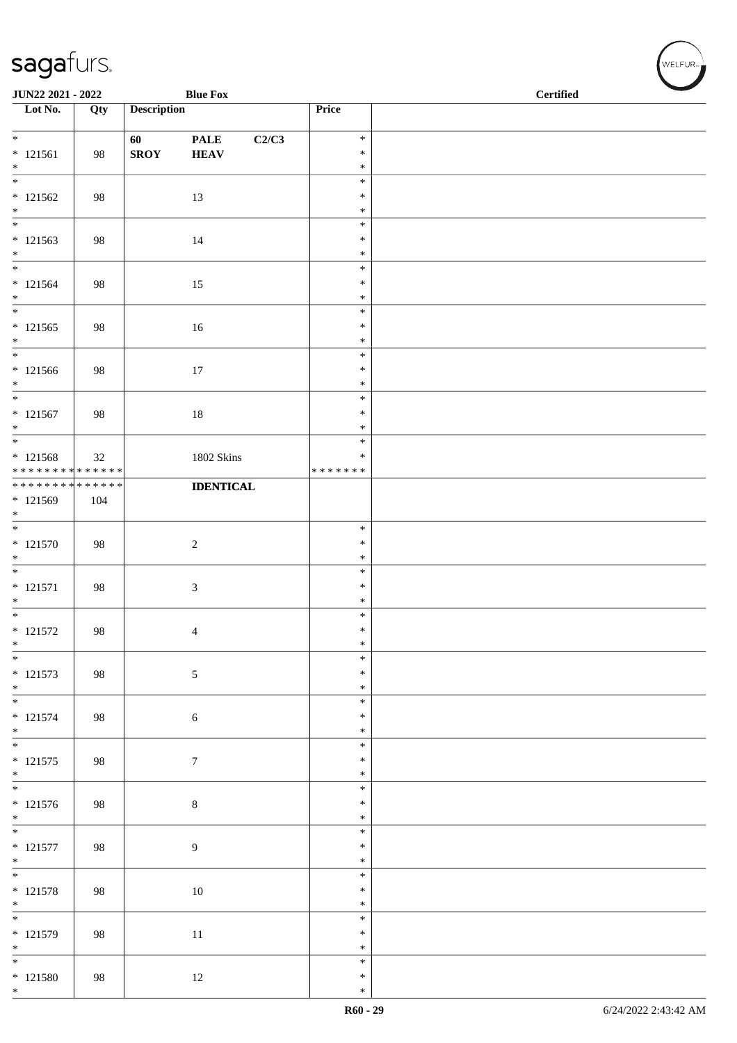| Lot No. | Qty | Description | | | Price | |
|---|---|---|---|---|---|---|
| * <br> * 121561 <br> * | 98 | 60 <br> **SROY** | **PALE** <br> **HEAV** | **C2/C3** | * <br> * <br> * | |
| * <br> * 121562 <br> * | 98 | | 13 | | * <br> * <br> * | |
| * <br> * 121563 <br> * | 98 | | 14 | | * <br> * <br> * | |
| * <br> * 121564 <br> * | 98 | | 15 | | * <br> * <br> * | |
| * <br> * 121565 <br> * | 98 | | 16 | | * <br> * <br> * | |
| * <br> * 121566 <br> * | 98 | | 17 | | * <br> * <br> * | |
| * <br> * 121567 <br> * | 98 | | 18 | | * <br> * <br> * | |
| * <br> * 121568 <br> * * * * * * * * * * * * * * | 32 | | 1802 Skins | | * <br> * <br> * * * * * * * | |
| * * * * * * * * * * * * * * <br> * 121569 <br> * | 104 | | **IDENTICAL** | | | |
| * <br> * 121570 <br> * | 98 | | 2 | | * <br> * <br> * | |
| * <br> * 121571 <br> * | 98 | | 3 | | * <br> * <br> * | |
| * <br> * 121572 <br> * | 98 | | 4 | | * <br> * <br> * | |
| * <br> * 121573 <br> * | 98 | | 5 | | * <br> * <br> * | |
| * <br> * 121574 <br> * | 98 | | 6 | | * <br> * <br> * | |
| * <br> * 121575 <br> * | 98 | | 7 | | * <br> * <br> * | |
| * <br> * 121576 <br> * | 98 | | 8 | | * <br> * <br> * | |
| * <br> * 121577 <br> * | 98 | | 9 | | * <br> * <br> * | |
| * <br> * 121578 <br> * | 98 | | 10 | | * <br> * <br> * | |
| * <br> * 121579 <br> * | 98 | | 11 | | * <br> * <br> * | |
| * <br> * 121580 <br> * | 98 | | 12 | | * <br> * <br> * | |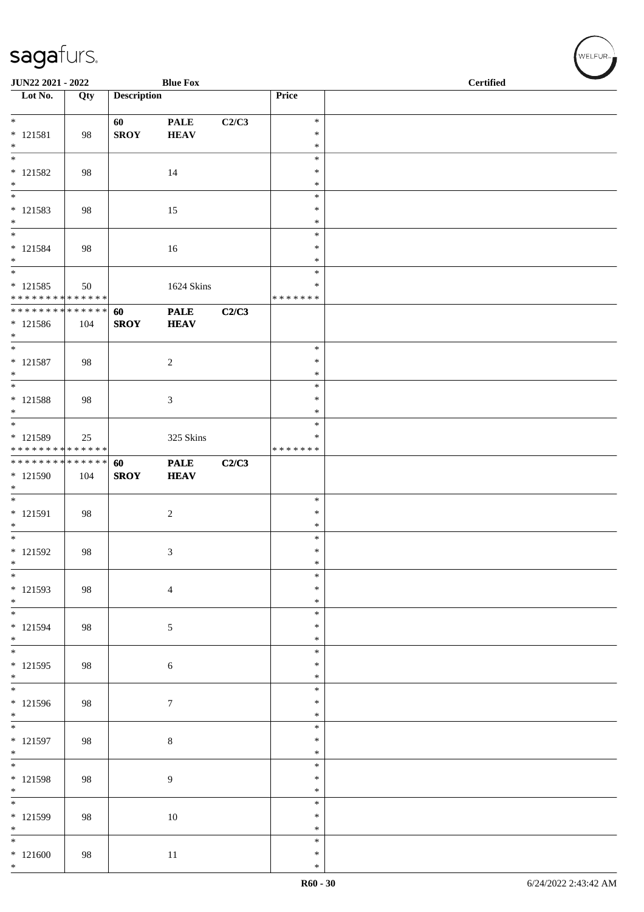| Lot No. | Qty | Description | | | Price | |
|---|---|---|---|---|---|---|
| * 121581 * | 98 | 60 SROY | PALE HEAV | C2/C3 | * * * | |
| * 121582 * | 98 | | 14 | | * * * | |
| * 121583 * | 98 | | 15 | | * * * | |
| * 121584 * | 98 | | 16 | | * * * | |
| * 121585 * * * * * * * * * * * * * * | 50 | | 1624 Skins | | * * * * * * * * | |
| * * * * * * * * * * * * * * 121586 * | 104 | 60 SROY | PALE HEAV | C2/C3 | | |
| * 121587 * | 98 | | 2 | | * * * | |
| * 121588 * | 98 | | 3 | | * * * | |
| * 121589 * * * * * * * * * * * * * * | 25 | | 325 Skins | | * * * * * * * * | |
| * * * * * * * * * * * * * * 121590 * | 104 | 60 SROY | PALE HEAV | C2/C3 | | |
| * 121591 * | 98 | | 2 | | * * * | |
| * 121592 * | 98 | | 3 | | * * * | |
| * 121593 * | 98 | | 4 | | * * * | |
| * 121594 * | 98 | | 5 | | * * * | |
| * 121595 * | 98 | | 6 | | * * * | |
| * 121596 * | 98 | | 7 | | * * * | |
| * 121597 * | 98 | | 8 | | * * * | |
| * 121598 * | 98 | | 9 | | * * * | |
| * 121599 * | 98 | | 10 | | * * * | |
| * 121600 * | 98 | | 11 | | * * * | |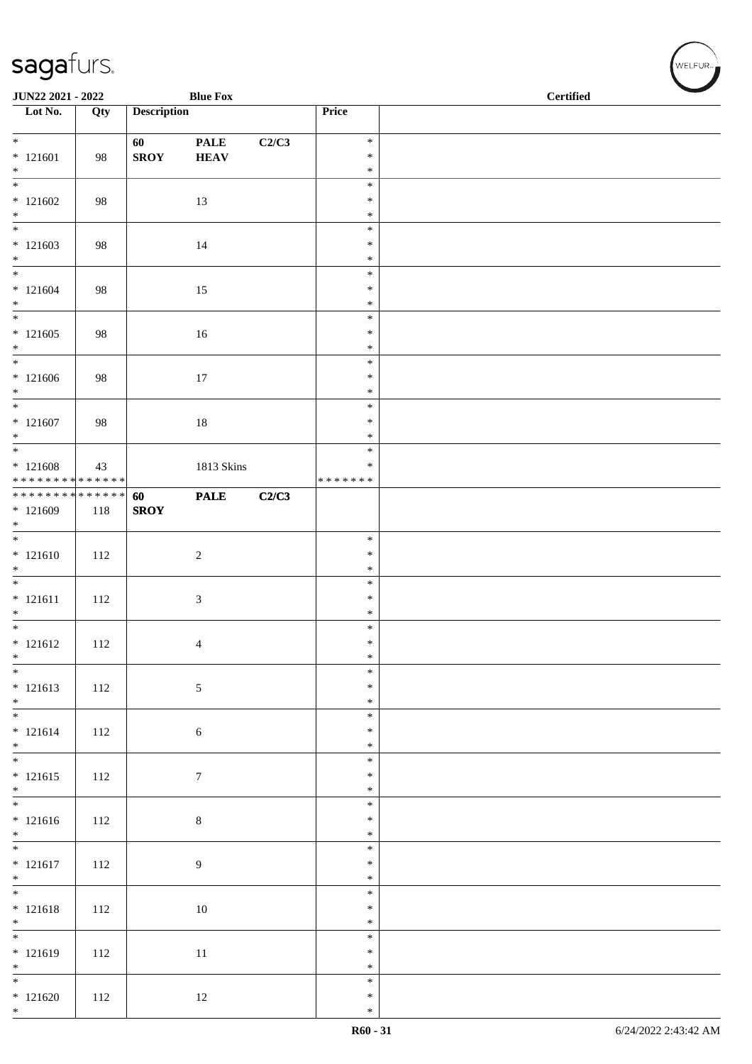| Lot No. | Qty | Description | | | Price | |
|---|---|---|---|---|---|---|
| * 121601 * | 98 | 60 SROY | PALE HEAV | C2/C3 | * * * | |
| * 121602 * | 98 | | 13 | | * * * | |
| * 121603 * | 98 | | 14 | | * * * | |
| * 121604 * | 98 | | 15 | | * * * | |
| * 121605 * | 98 | | 16 | | * * * | |
| * 121606 * | 98 | | 17 | | * * * | |
| * 121607 * | 98 | | 18 | | * * * | |
| * 121608 ************** | 43 | | 1813 Skins | | * * ******* | |
| ************** 121609 * | 118 | 60 SROY | PALE | C2/C3 | | |
| * 121610 * | 112 | | 2 | | * * * | |
| * 121611 * | 112 | | 3 | | * * * | |
| * 121612 * | 112 | | 4 | | * * * | |
| * 121613 * | 112 | | 5 | | * * * | |
| * 121614 * | 112 | | 6 | | * * * | |
| * 121615 * | 112 | | 7 | | * * * | |
| * 121616 * | 112 | | 8 | | * * * | |
| * 121617 * | 112 | | 9 | | * * * | |
| * 121618 * | 112 | | 10 | | * * * | |
| * 121619 * | 112 | | 11 | | * * * | |
| * 121620 * | 112 | | 12 | | * * * | |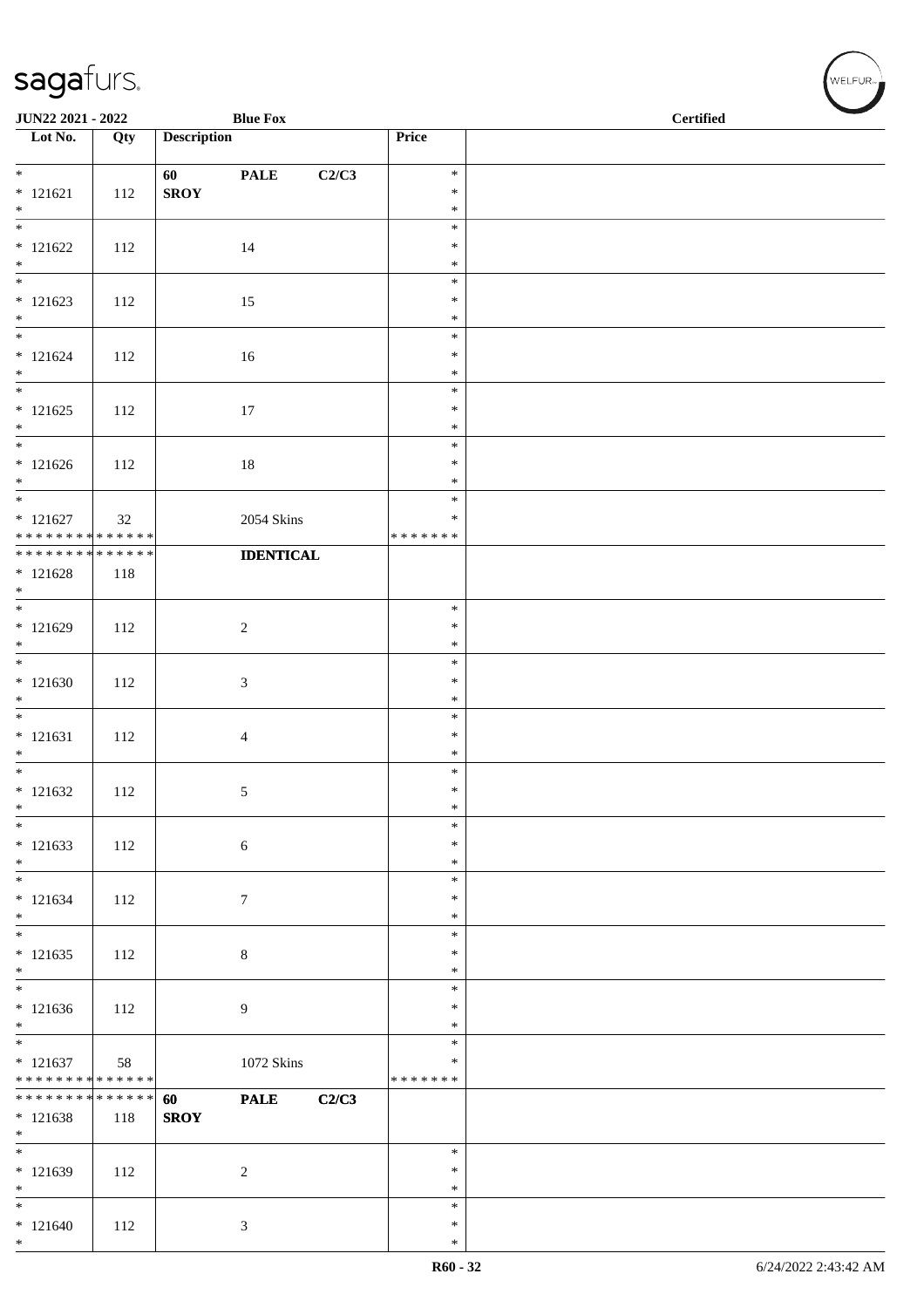JUN22 2021 - 2022 | Blue Fox | Certified

| Lot No. | Qty | Description | Price | |
|---|---|---|---|---|
| * <br> * 121621 <br> * | 112 | **60** **PALE** **C2/C3** <br> **SROY** | * <br> * <br> * | |
| * <br> * 121622 <br> * | 112 | 14 | * <br> * <br> * | |
| * <br> * 121623 <br> * | 112 | 15 | * <br> * <br> * | |
| * <br> * 121624 <br> * | 112 | 16 | * <br> * <br> * | |
| * <br> * 121625 <br> * | 112 | 17 | * <br> * <br> * | |
| * <br> * 121626 <br> * | 112 | 18 | * <br> * <br> * | |
| * <br> * 121627 <br> * * * * * * * * * * * * * * | 32 | 2054 Skins | * <br> * <br> * * * * * * * | |
| * * * * * * * * * * * * * * <br> * 121628 <br> * | 118 | **IDENTICAL** | | |
| * <br> * 121629 <br> * | 112 | 2 | * <br> * <br> * | |
| * <br> * 121630 <br> * | 112 | 3 | * <br> * <br> * | |
| * <br> * 121631 <br> * | 112 | 4 | * <br> * <br> * | |
| * <br> * 121632 <br> * | 112 | 5 | * <br> * <br> * | |
| * <br> * 121633 <br> * | 112 | 6 | * <br> * <br> * | |
| * <br> * 121634 <br> * | 112 | 7 | * <br> * <br> * | |
| * <br> * 121635 <br> * | 112 | 8 | * <br> * <br> * | |
| * <br> * 121636 <br> * | 112 | 9 | * <br> * <br> * | |
| * <br> * 121637 <br> * * * * * * * * * * * * * * | 58 | 1072 Skins | * <br> * <br> * * * * * * * | |
| * * * * * * * * * * * * * * <br> * 121638 <br> * | 118 | **60** **PALE** **C2/C3** <br> **SROY** | | |
| * <br> * 121639 <br> * | 112 | 2 | * <br> * <br> * | |
| * <br> * 121640 <br> * | 112 | 3 | * <br> * <br> * | |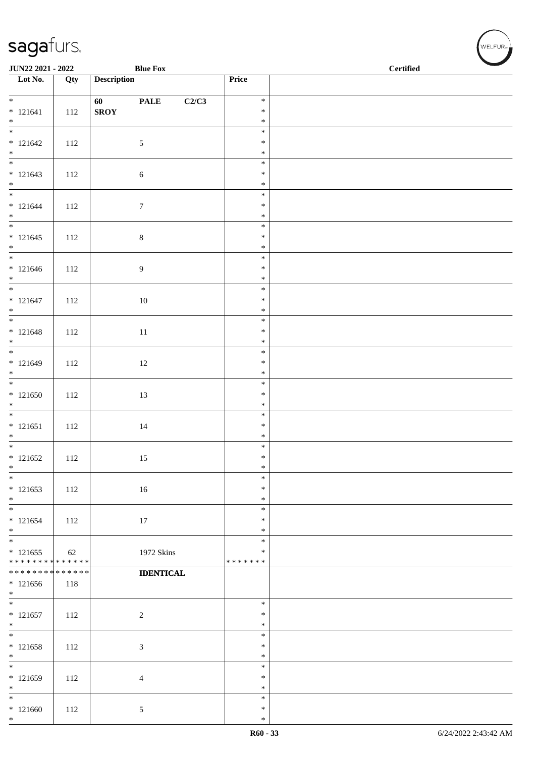JUN22 2021 - 2022 | Blue Fox | Certified

| Lot No. | Qty | Description | Price | |
|---|---|---|---|---|
| * <br>* 121641<br>* | 112 | 60 PALE C2/C3<br>SROY | *<br>*<br>* | |
| * <br>* 121642<br>* | 112 | 5 | *<br>*<br>* | |
| * <br>* 121643<br>* | 112 | 6 | *<br>*<br>* | |
| * <br>* 121644<br>* | 112 | 7 | *<br>*<br>* | |
| * <br>* 121645<br>* | 112 | 8 | *<br>*<br>* | |
| * <br>* 121646<br>* | 112 | 9 | *<br>*<br>* | |
| * <br>* 121647<br>* | 112 | 10 | *<br>*<br>* | |
| * <br>* 121648<br>* | 112 | 11 | *<br>*<br>* | |
| * <br>* 121649<br>* | 112 | 12 | *<br>*<br>* | |
| * <br>* 121650<br>* | 112 | 13 | *<br>*<br>* | |
| * <br>* 121651<br>* | 112 | 14 | *<br>*<br>* | |
| * <br>* 121652<br>* | 112 | 15 | *<br>*<br>* | |
| * <br>* 121653<br>* | 112 | 16 | *<br>*<br>* | |
| * <br>* 121654<br>* | 112 | 17 | *<br>*<br>* | |
| * <br>* 121655<br>************** | 62 | 1972 Skins | *<br>*<br>******* | |
| **************<br>* 121656<br>* | 118 | **IDENTICAL** | | |
| * <br>* 121657<br>* | 112 | 2 | *<br>*<br>* | |
| * <br>* 121658<br>* | 112 | 3 | *<br>*<br>* | |
| * <br>* 121659<br>* | 112 | 4 | *<br>*<br>* | |
| * <br>* 121660<br>* | 112 | 5 | *<br>*<br>* | |

R60 - 33 | 6/24/2022 2:43:42 AM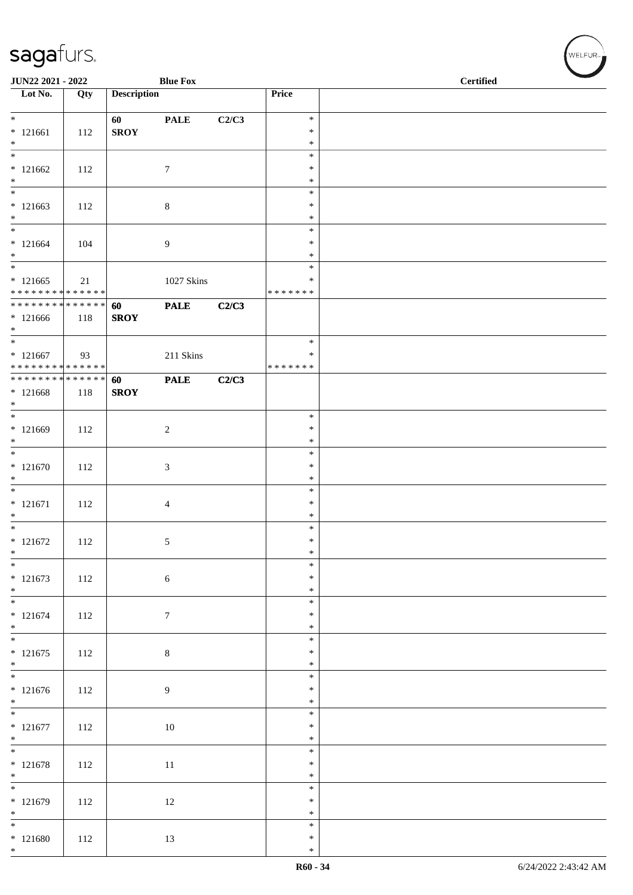JUN22 2021 - 2022 | Blue Fox | Certified

| Lot No. | Qty | Description | | | Price | |
|---|---|---|---|---|---|---|
| * 121661 * | 112 | 60 SROY | PALE | C2/C3 | * * * | |
| * 121662 * | 112 | | 7 | | * * * | |
| * 121663 * | 112 | | 8 | | * * * | |
| * 121664 * | 104 | | 9 | | * * * | |
| * 121665 * * * * * * * * * * * * * * | 21 | | 1027 Skins | | * * * * * * * * * | |
| * * * * * * * * * * * * * * 121666 * | 118 | 60 SROY | PALE | C2/C3 | | |
| * 121667 * * * * * * * * * * * * * * | 93 | | 211 Skins | | * * * * * * * * * | |
| * * * * * * * * * * * * * * 121668 * | 118 | 60 SROY | PALE | C2/C3 | | |
| * 121669 * | 112 | | 2 | | * * * | |
| * 121670 * | 112 | | 3 | | * * * | |
| * 121671 * | 112 | | 4 | | * * * | |
| * 121672 * | 112 | | 5 | | * * * | |
| * 121673 * | 112 | | 6 | | * * * | |
| * 121674 * | 112 | | 7 | | * * * | |
| * 121675 * | 112 | | 8 | | * * * | |
| * 121676 * | 112 | | 9 | | * * * | |
| * 121677 * | 112 | | 10 | | * * * | |
| * 121678 * | 112 | | 11 | | * * * | |
| * 121679 * | 112 | | 12 | | * * * | |
| * 121680 * | 112 | | 13 | | * * * | |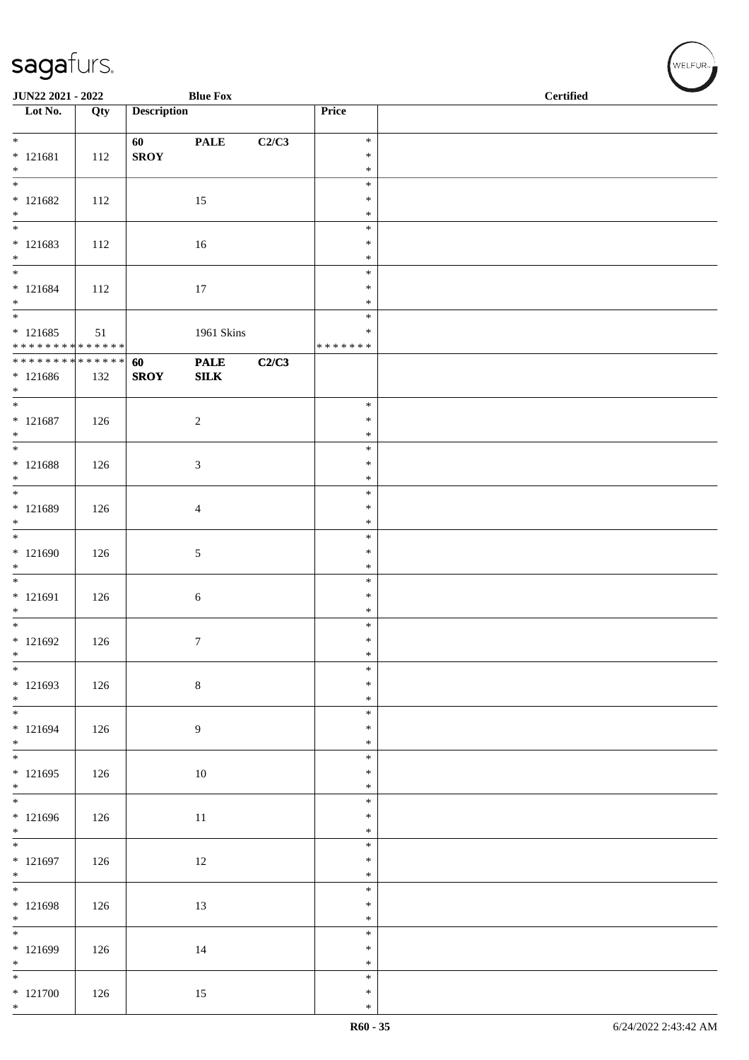JUN22 2021 - 2022 **Blue Fox** **Certified**

| Lot No. | Qty | Description | | | Price | |
|---|---|---|---|---|---|---|
| * <br> * 121681 <br> * | 112 | **60** <br> **SROY** | **PALE** | **C2/C3** | * <br> * <br> * | |
| * <br> * 121682 <br> * | 112 | | 15 | | * <br> * <br> * | |
| * <br> * 121683 <br> * | 112 | | 16 | | * <br> * <br> * | |
| * <br> * 121684 <br> * | 112 | | 17 | | * <br> * <br> * | |
| * <br> * 121685 <br> * * * * * * * * * * * * * * | 51 | | 1961 Skins | | * <br> * <br> * * * * * * * | |
| * * * * * * * * * * * * * * <br> * 121686 <br> * | 132 | **60** <br> **SROY** | **PALE** <br> **SILK** | **C2/C3** | | |
| * <br> * 121687 <br> * | 126 | | 2 | | * <br> * <br> * | |
| * <br> * 121688 <br> * | 126 | | 3 | | * <br> * <br> * | |
| * <br> * 121689 <br> * | 126 | | 4 | | * <br> * <br> * | |
| * <br> * 121690 <br> * | 126 | | 5 | | * <br> * <br> * | |
| * <br> * 121691 <br> * | 126 | | 6 | | * <br> * <br> * | |
| * <br> * 121692 <br> * | 126 | | 7 | | * <br> * <br> * | |
| * <br> * 121693 <br> * | 126 | | 8 | | * <br> * <br> * | |
| * <br> * 121694 <br> * | 126 | | 9 | | * <br> * <br> * | |
| * <br> * 121695 <br> * | 126 | | 10 | | * <br> * <br> * | |
| * <br> * 121696 <br> * | 126 | | 11 | | * <br> * <br> * | |
| * <br> * 121697 <br> * | 126 | | 12 | | * <br> * <br> * | |
| * <br> * 121698 <br> * | 126 | | 13 | | * <br> * <br> * | |
| * <br> * 121699 <br> * | 126 | | 14 | | * <br> * <br> * | |
| * <br> * 121700 <br> * | 126 | | 15 | | * <br> * <br> * | |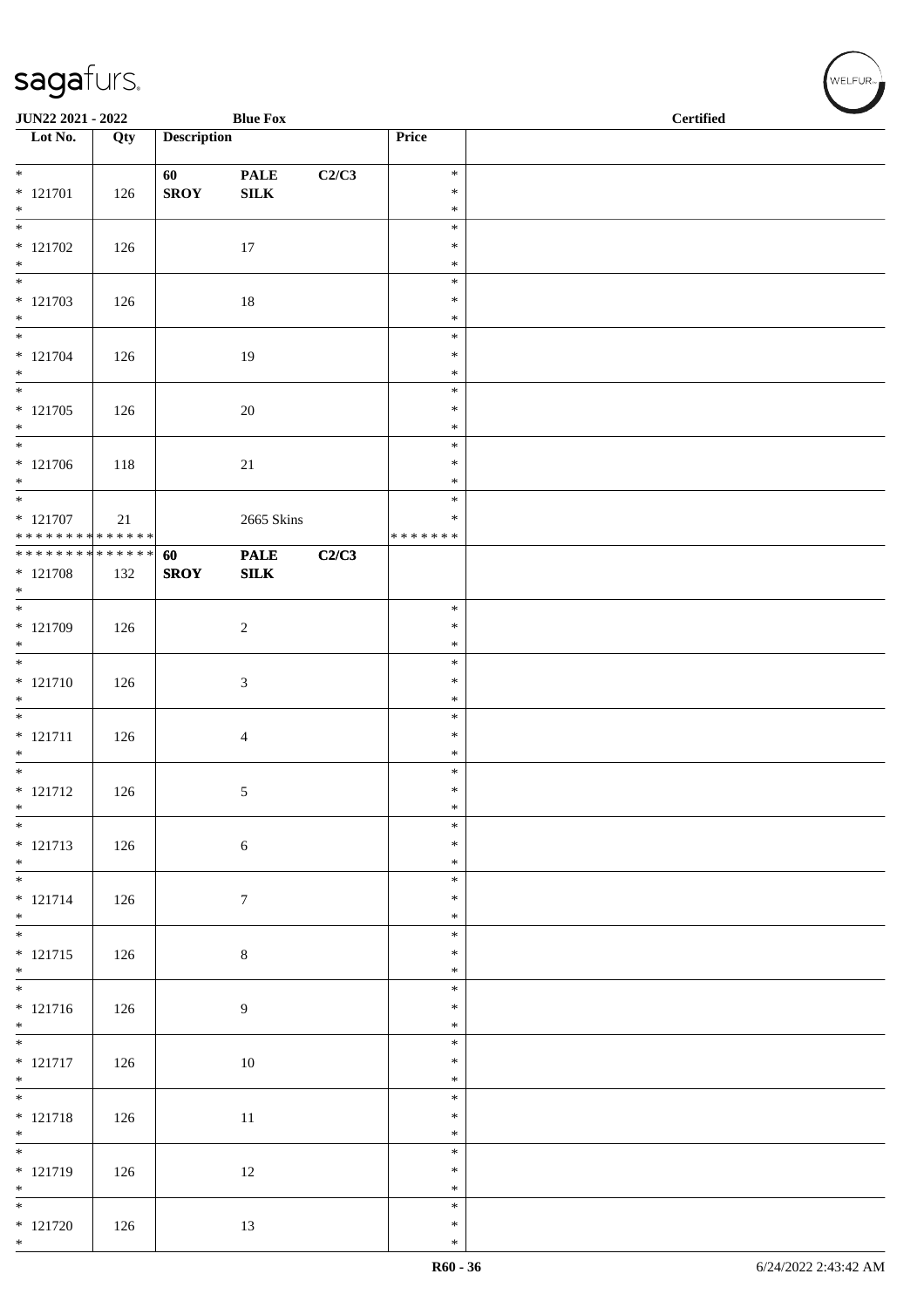| Lot No. | Qty | Description | | | Price | |
|---|---|---|---|---|---|---|
| * 121701 * | 126 | 60 SROY | PALE SILK | C2/C3 | * * * | |
| * 121702 * | 126 | | 17 | | * * * | |
| * 121703 * | 126 | | 18 | | * * * | |
| * 121704 * | 126 | | 19 | | * * * | |
| * 121705 * | 126 | | 20 | | * * * | |
| * 121706 * | 118 | | 21 | | * * * | |
| * 121707 * * * * * * * * * * * * * * | 21 | | 2665 Skins | | * * * * * * * * * | |
| * * * * * * * * * * * * * * 121708 * | 132 | 60 SROY | PALE SILK | C2/C3 | | |
| * 121709 * | 126 | | 2 | | * * * | |
| * 121710 * | 126 | | 3 | | * * * | |
| * 121711 * | 126 | | 4 | | * * * | |
| * 121712 * | 126 | | 5 | | * * * | |
| * 121713 * | 126 | | 6 | | * * * | |
| * 121714 * | 126 | | 7 | | * * * | |
| * 121715 * | 126 | | 8 | | * * * | |
| * 121716 * | 126 | | 9 | | * * * | |
| * 121717 * | 126 | | 10 | | * * * | |
| * 121718 * | 126 | | 11 | | * * * | |
| * 121719 * | 126 | | 12 | | * * * | |
| * 121720 * | 126 | | 13 | | * * * | |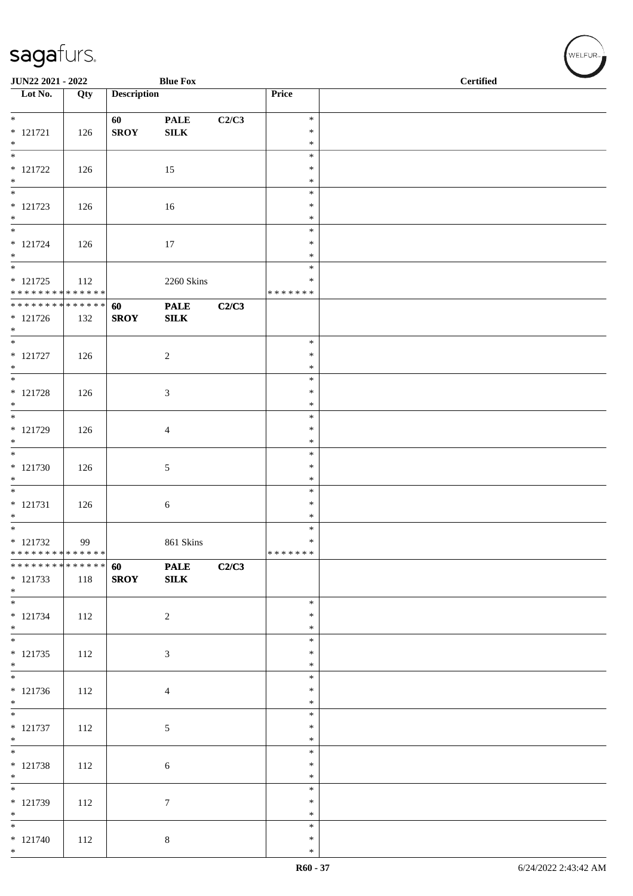sagafurs.

JUN22 2021 - 2022 | Blue Fox | Certified

| Lot No. | Qty | Description | | | Price | |
|---|---|---|---|---|---|---|
| * | | 60 | PALE | C2/C3 | * | |
| * 121721 | 126 | SROY | SILK | | * | |
| * | | | | | * | |
| * | | | | | * | |
| * 121722 | 126 | | 15 | | * | |
| * | | | | | * | |
| * | | | | | * | |
| * 121723 | 126 | | 16 | | * | |
| * | | | | | * | |
| * | | | | | * | |
| * 121724 | 126 | | 17 | | * | |
| * | | | | | * | |
| * | | | | | * | |
| * 121725 | 112 | | 2260 Skins | | * | |
| * * * * * * * * * * * * * * | | | | | * * * * * * * | |
| * * * * * * * * * * * * * * | | 60 | PALE | C2/C3 | | |
| * 121726 | 132 | SROY | SILK | | | |
| * | | | | | | |
| * | | | | | * | |
| * 121727 | 126 | | 2 | | * | |
| * | | | | | * | |
| * | | | | | * | |
| * 121728 | 126 | | 3 | | * | |
| * | | | | | * | |
| * | | | | | * | |
| * 121729 | 126 | | 4 | | * | |
| * | | | | | * | |
| * | | | | | * | |
| * 121730 | 126 | | 5 | | * | |
| * | | | | | * | |
| * | | | | | * | |
| * 121731 | 126 | | 6 | | * | |
| * | | | | | * | |
| * | | | | | * | |
| * 121732 | 99 | | 861 Skins | | * | |
| * * * * * * * * * * * * * * | | | | | * * * * * * * | |
| * * * * * * * * * * * * * * | | 60 | PALE | C2/C3 | | |
| * 121733 | 118 | SROY | SILK | | | |
| * | | | | | | |
| * | | | | | * | |
| * 121734 | 112 | | 2 | | * | |
| * | | | | | * | |
| * | | | | | * | |
| * 121735 | 112 | | 3 | | * | |
| * | | | | | * | |
| * | | | | | * | |
| * 121736 | 112 | | 4 | | * | |
| * | | | | | * | |
| * | | | | | * | |
| * 121737 | 112 | | 5 | | * | |
| * | | | | | * | |
| * | | | | | * | |
| * 121738 | 112 | | 6 | | * | |
| * | | | | | * | |
| * | | | | | * | |
| * 121739 | 112 | | 7 | | * | |
| * | | | | | * | |
| * | | | | | * | |
| * 121740 | 112 | | 8 | | * | |
| * | | | | | * | |

R60 - 37 | 6/24/2022 2:43:42 AM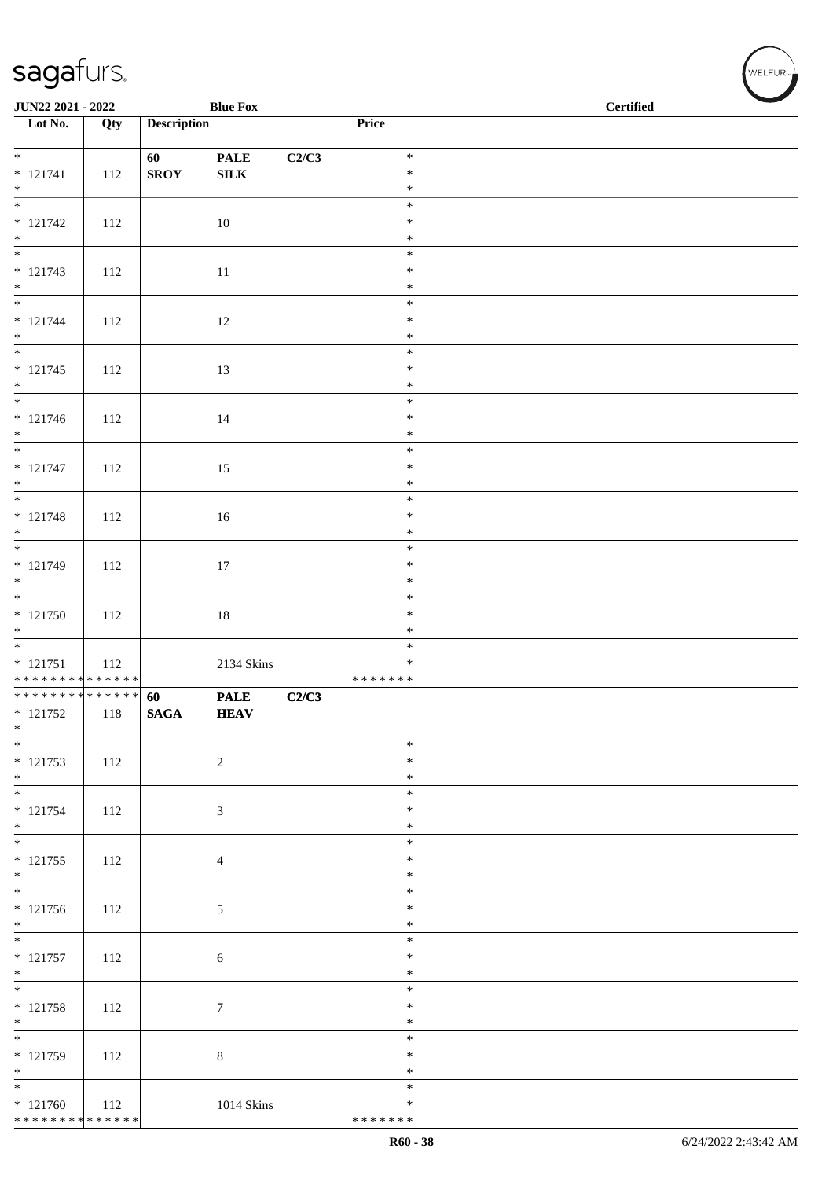**JUN22 2021 - 2022** | **Blue Fox** | **Certified**

| Lot No. | Qty | Description | | | Price | |
|---|---|---|---|---|---|---|
| * 121741 * | 112 | **60 SROY** | **PALE SILK** | **C2/C3** | * * * | |
| * 121742 * | 112 | | 10 | | * * * | |
| * 121743 * | 112 | | 11 | | * * * | |
| * 121744 * | 112 | | 12 | | * * * | |
| * 121745 * | 112 | | 13 | | * * * | |
| * 121746 * | 112 | | 14 | | * * * | |
| * 121747 * | 112 | | 15 | | * * * | |
| * 121748 * | 112 | | 16 | | * * * | |
| * 121749 * | 112 | | 17 | | * * * | |
| * 121750 * | 112 | | 18 | | * * * | |
| * 121751 * * * * * * * * * * * * * * | 112 | | 2134 Skins | | * * * * * * * * * | |
| * * * * * * * * * * * * * * 121752 * | 118 | **60 SAGA** | **PALE HEAV** | **C2/C3** | | |
| * 121753 * | 112 | | 2 | | * * * | |
| * 121754 * | 112 | | 3 | | * * * | |
| * 121755 * | 112 | | 4 | | * * * | |
| * 121756 * | 112 | | 5 | | * * * | |
| * 121757 * | 112 | | 6 | | * * * | |
| * 121758 * | 112 | | 7 | | * * * | |
| * 121759 * | 112 | | 8 | | * * * | |
| * 121760 * * * * * * * * * * * * * * | 112 | | 1014 Skins | | * * * * * * * * * | |

R60 - 38 | 6/24/2022 2:43:42 AM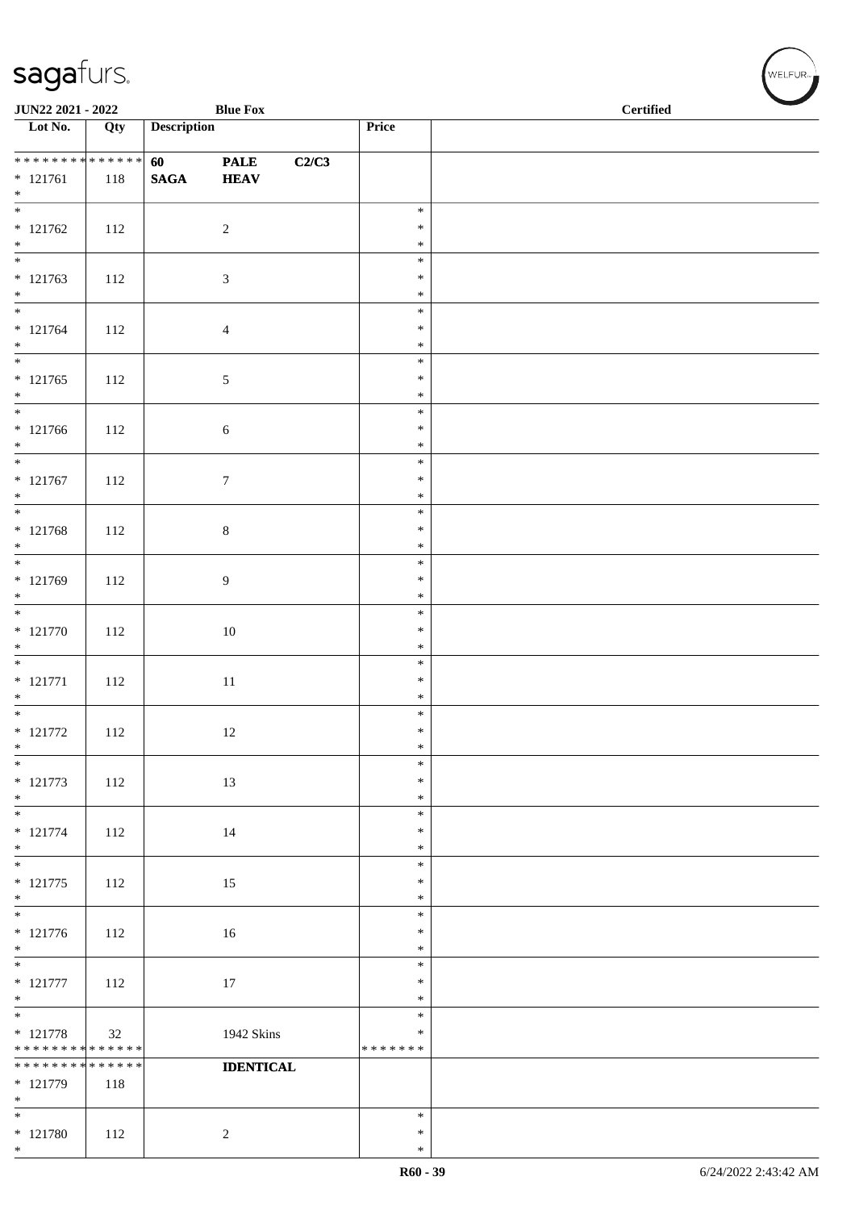**JUN22 2021 - 2022** | **Blue Fox** | **Certified**

| Lot No. | Qty | Description | | | Price | |
|---|---|---|---|---|---|---|
| * * * * * * * * * * * * * * | | **60** | **PALE** | **C2/C3** | | |
| * 121761 | 118 | **SAGA** | **HEAV** | | | |
| * | | | | | | |
| * | | | | | * | |
| * 121762 | 112 | | 2 | | * | |
| * | | | | | * | |
| * | | | | | * | |
| * 121763 | 112 | | 3 | | * | |
| * | | | | | * | |
| * | | | | | * | |
| * 121764 | 112 | | 4 | | * | |
| * | | | | | * | |
| * | | | | | * | |
| * 121765 | 112 | | 5 | | * | |
| * | | | | | * | |
| * | | | | | * | |
| * 121766 | 112 | | 6 | | * | |
| * | | | | | * | |
| * | | | | | * | |
| * 121767 | 112 | | 7 | | * | |
| * | | | | | * | |
| * | | | | | * | |
| * 121768 | 112 | | 8 | | * | |
| * | | | | | * | |
| * | | | | | * | |
| * 121769 | 112 | | 9 | | * | |
| * | | | | | * | |
| * | | | | | * | |
| * 121770 | 112 | | 10 | | * | |
| * | | | | | * | |
| * | | | | | * | |
| * 121771 | 112 | | 11 | | * | |
| * | | | | | * | |
| * | | | | | * | |
| * 121772 | 112 | | 12 | | * | |
| * | | | | | * | |
| * | | | | | * | |
| * 121773 | 112 | | 13 | | * | |
| * | | | | | * | |
| * | | | | | * | |
| * 121774 | 112 | | 14 | | * | |
| * | | | | | * | |
| * | | | | | * | |
| * 121775 | 112 | | 15 | | * | |
| * | | | | | * | |
| * | | | | | * | |
| * 121776 | 112 | | 16 | | * | |
| * | | | | | * | |
| * | | | | | * | |
| * 121777 | 112 | | 17 | | * | |
| * | | | | | * | |
| * | | | | | * | |
| * 121778 | 32 | | 1942 Skins | | * | |
| * * * * * * * * * * * * * * | | | | | * * * * * * * | |
| * * * * * * * * * * * * * * | | | **IDENTICAL** | | | |
| * 121779 | 118 | | | | | |
| * | | | | | | |
| * | | | | | * | |
| * 121780 | 112 | | 2 | | * | |
| * | | | | | * | |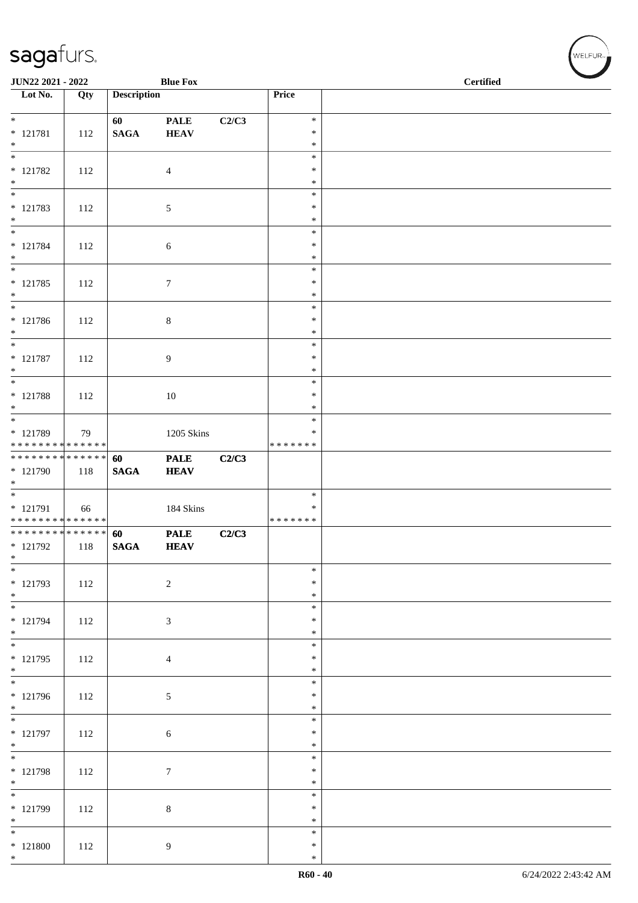| Lot No. | Qty | Description | | | Price | |
|---|---|---|---|---|---|---|
| * 121781 * | 112 | 60 SAGA | PALE HEAV | C2/C3 | * * * | |
| * 121782 * | 112 | | 4 | | * * * | |
| * 121783 * | 112 | | 5 | | * * * | |
| * 121784 * | 112 | | 6 | | * * * | |
| * 121785 * | 112 | | 7 | | * * * | |
| * 121786 * | 112 | | 8 | | * * * | |
| * 121787 * | 112 | | 9 | | * * * | |
| * 121788 * | 112 | | 10 | | * * * | |
| * 121789 * * * * * * * * * * * * * * | 79 | | 1205 Skins | | * * * * * * * * * | |
| * * * * * * * * * * * * * * 121790 * | 118 | 60 SAGA | PALE HEAV | C2/C3 | | |
| * 121791 * * * * * * * * * * * * * * | 66 | | 184 Skins | | * * * * * * * * | |
| * * * * * * * * * * * * * * 121792 * | 118 | 60 SAGA | PALE HEAV | C2/C3 | | |
| * 121793 * | 112 | | 2 | | * * * | |
| * 121794 * | 112 | | 3 | | * * * | |
| * 121795 * | 112 | | 4 | | * * * | |
| * 121796 * | 112 | | 5 | | * * * | |
| * 121797 * | 112 | | 6 | | * * * | |
| * 121798 * | 112 | | 7 | | * * * | |
| * 121799 * | 112 | | 8 | | * * * | |
| * 121800 * | 112 | | 9 | | * * * | |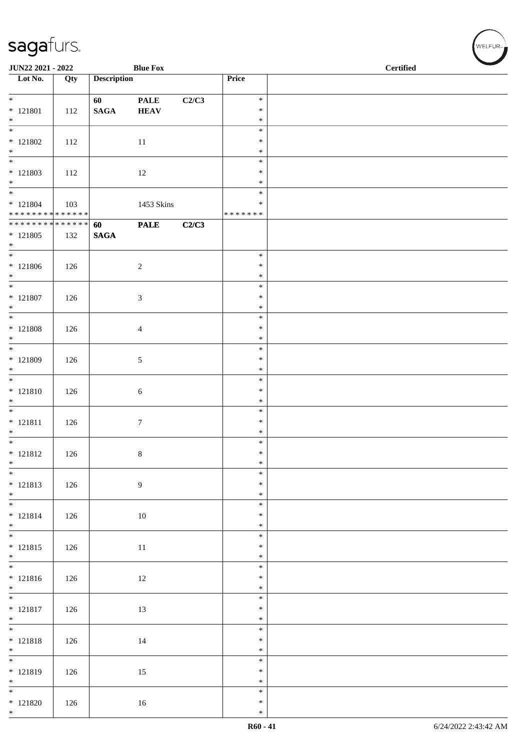| Lot No. | Qty | Description | | | Price | |
|---|---|---|---|---|---|---|
| * <br>* 121801<br>* | 112 | 60<br>SAGA | PALE<br>HEAV | C2/C3 | *<br>*<br>* | |
| * <br>* 121802<br>* | 112 | | 11 | | *<br>*<br>* | |
| * <br>* 121803<br>* | 112 | | 12 | | *<br>*<br>* | |
| * <br>* 121804<br>* * * * * * * * * * * * * * | 103 | | 1453 Skins | | *<br>*<br>* * * * * * * | |
| * * * * * * * * * * * * * *<br>* 121805<br>* | 132 | 60<br>SAGA | PALE | C2/C3 | | |
| * <br>* 121806<br>* | 126 | | 2 | | *<br>*<br>* | |
| * <br>* 121807<br>* | 126 | | 3 | | *<br>*<br>* | |
| * <br>* 121808<br>* | 126 | | 4 | | *<br>*<br>* | |
| * <br>* 121809<br>* | 126 | | 5 | | *<br>*<br>* | |
| * <br>* 121810<br>* | 126 | | 6 | | *<br>*<br>* | |
| * <br>* 121811<br>* | 126 | | 7 | | *<br>*<br>* | |
| * <br>* 121812<br>* | 126 | | 8 | | *<br>*<br>* | |
| * <br>* 121813<br>* | 126 | | 9 | | *<br>*<br>* | |
| * <br>* 121814<br>* | 126 | | 10 | | *<br>*<br>* | |
| * <br>* 121815<br>* | 126 | | 11 | | *<br>*<br>* | |
| * <br>* 121816<br>* | 126 | | 12 | | *<br>*<br>* | |
| * <br>* 121817<br>* | 126 | | 13 | | *<br>*<br>* | |
| * <br>* 121818<br>* | 126 | | 14 | | *<br>*<br>* | |
| * <br>* 121819<br>* | 126 | | 15 | | *<br>*<br>* | |
| * <br>* 121820<br>* | 126 | | 16 | | *<br>*<br>* | |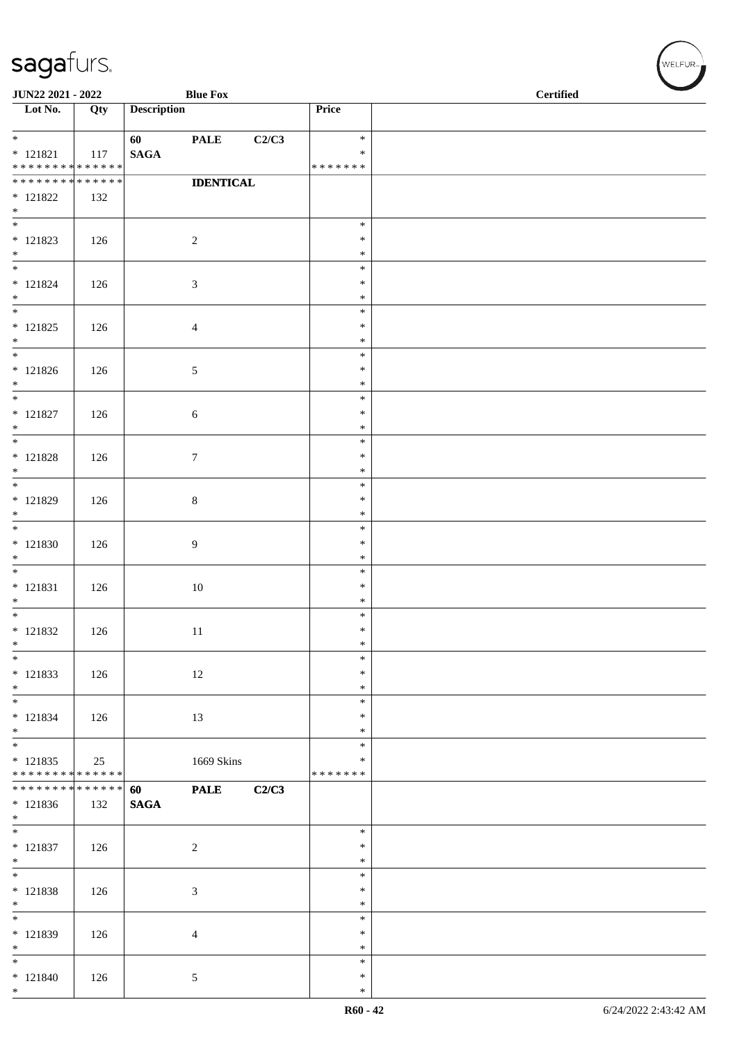JUN22 2021 - 2022 | Blue Fox | Certified

| Lot No. | Qty | Description | | | Price | |
|---|---|---|---|---|---|---|
| * * 121821 * * * * * * * * * * * * * * | 117 | 60 SAGA | PALE | C2/C3 | * * * * * * * * * | |
| * * * * * * * * * * * * * * * 121822 * | 132 | | IDENTICAL | | | |
| * * 121823 * | 126 | | 2 | | * * * | |
| * * 121824 * | 126 | | 3 | | * * * | |
| * * 121825 * | 126 | | 4 | | * * * | |
| * * 121826 * | 126 | | 5 | | * * * | |
| * * 121827 * | 126 | | 6 | | * * * | |
| * * 121828 * | 126 | | 7 | | * * * | |
| * * 121829 * | 126 | | 8 | | * * * | |
| * * 121830 * | 126 | | 9 | | * * * | |
| * * 121831 * | 126 | | 10 | | * * * | |
| * * 121832 * | 126 | | 11 | | * * * | |
| * * 121833 * | 126 | | 12 | | * * * | |
| * * 121834 * | 126 | | 13 | | * * * | |
| * * 121835 * * * * * * * * * * * * * * | 25 | | 1669 Skins | | * * * * * * * * * | |
| * * * * * * * * * * * * * * * 121836 * | 132 | 60 SAGA | PALE | C2/C3 | | |
| * * 121837 * | 126 | | 2 | | * * * | |
| * * 121838 * | 126 | | 3 | | * * * | |
| * * 121839 * | 126 | | 4 | | * * * | |
| * * 121840 * | 126 | | 5 | | * * * | |

R60 - 42 | 6/24/2022 2:43:42 AM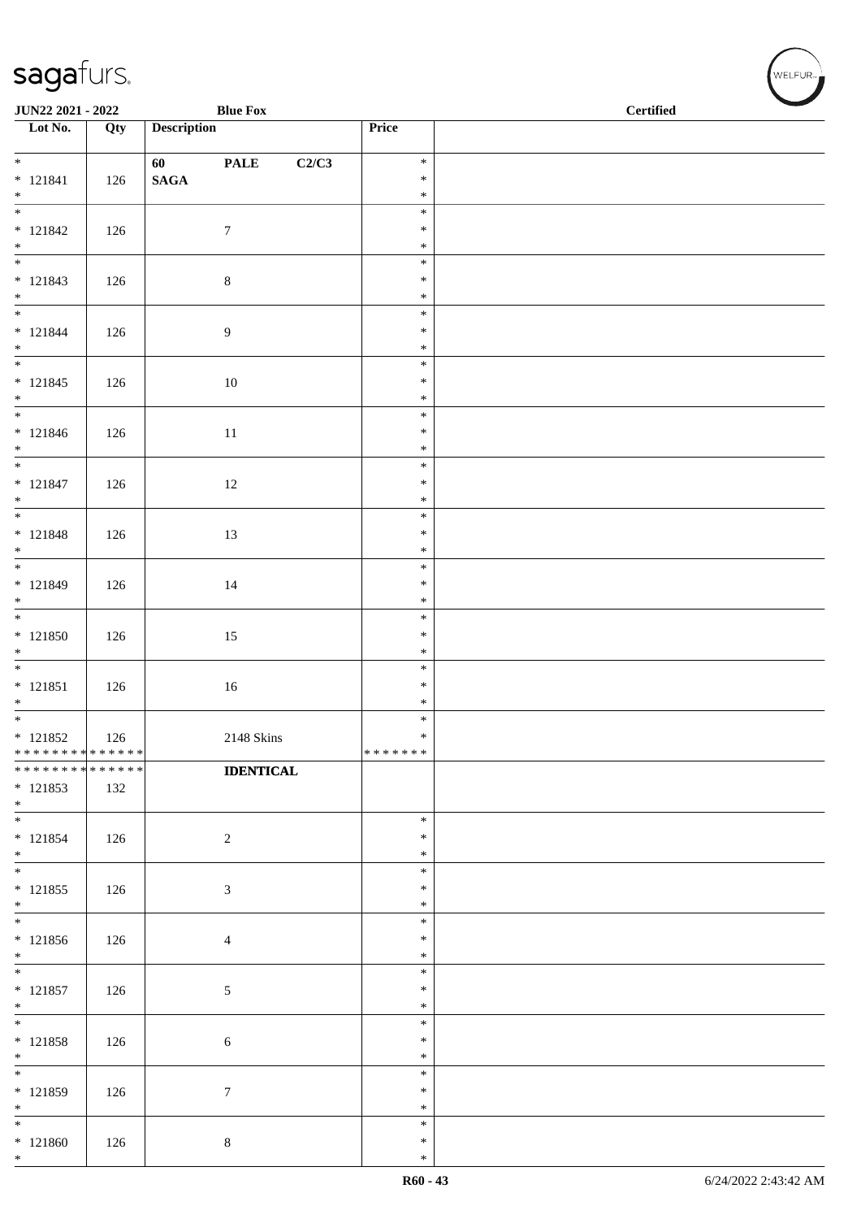| Lot No. | Qty | Description | Price | |
|---|---|---|---|---|
| * 121841 * | 126 | 60 PALE C2/C3 SAGA | * * * | |
| * 121842 * | 126 | 7 | * * * | |
| * 121843 * | 126 | 8 | * * * | |
| * 121844 * | 126 | 9 | * * * | |
| * 121845 * | 126 | 10 | * * * | |
| * 121846 * | 126 | 11 | * * * | |
| * 121847 * | 126 | 12 | * * * | |
| * 121848 * | 126 | 13 | * * * | |
| * 121849 * | 126 | 14 | * * * | |
| * 121850 * | 126 | 15 | * * * | |
| * 121851 * | 126 | 16 | * * * | |
| * 121852 ************** | 126 | 2148 Skins | * * ******* | |
| ************** * 121853 * | 132 | **IDENTICAL** | | |
| * 121854 * | 126 | 2 | * * * | |
| * 121855 * | 126 | 3 | * * * | |
| * 121856 * | 126 | 4 | * * * | |
| * 121857 * | 126 | 5 | * * * | |
| * 121858 * | 126 | 6 | * * * | |
| * 121859 * | 126 | 7 | * * * | |
| * 121860 * | 126 | 8 | * * * | |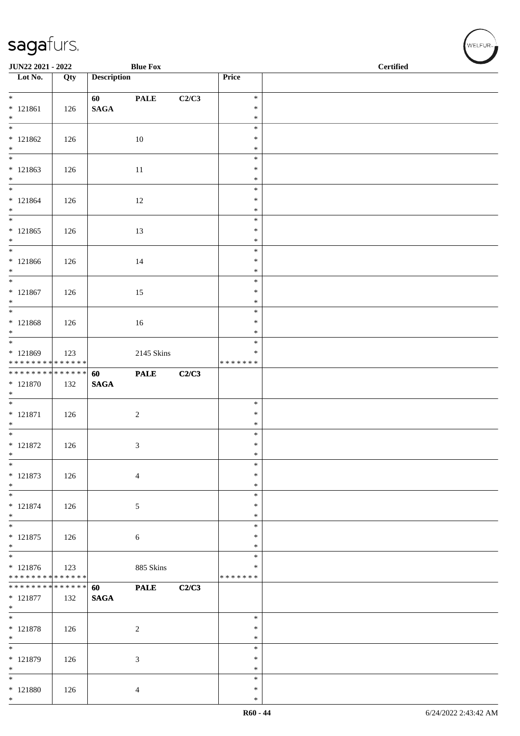| Lot No. | Qty | Description | | | Price | |
|---|---|---|---|---|---|---|
| * <br>* 121861<br>* | 126 | 60<br>**SAGA** | **PALE** | **C2/C3** | *<br>*<br>* | |
| * <br>* 121862<br>* | 126 | | 10 | | *<br>*<br>* | |
| * <br>* 121863<br>* | 126 | | 11 | | *<br>*<br>* | |
| * <br>* 121864<br>* | 126 | | 12 | | *<br>*<br>* | |
| * <br>* 121865<br>* | 126 | | 13 | | *<br>*<br>* | |
| * <br>* 121866<br>* | 126 | | 14 | | *<br>*<br>* | |
| * <br>* 121867<br>* | 126 | | 15 | | *<br>*<br>* | |
| * <br>* 121868<br>* | 126 | | 16 | | *<br>*<br>* | |
| * <br>* 121869<br>* * * * * * * * * * * * * * | 123 | | 2145 Skins | | *<br>*<br>* * * * * * * | |
| * * * * * * * * * * * * * *<br>* 121870<br>* | 132 | **60**<br>**SAGA** | **PALE** | **C2/C3** | | |
| * <br>* 121871<br>* | 126 | | 2 | | *<br>*<br>* | |
| * <br>* 121872<br>* | 126 | | 3 | | *<br>*<br>* | |
| * <br>* 121873<br>* | 126 | | 4 | | *<br>*<br>* | |
| * <br>* 121874<br>* | 126 | | 5 | | *<br>*<br>* | |
| * <br>* 121875<br>* | 126 | | 6 | | *<br>*<br>* | |
| * <br>* 121876<br>* * * * * * * * * * * * * * | 123 | | 885 Skins | | *<br>*<br>* * * * * * * | |
| * * * * * * * * * * * * * *<br>* 121877<br>* | 132 | **60**<br>**SAGA** | **PALE** | **C2/C3** | | |
| * <br>* 121878<br>* | 126 | | 2 | | *<br>*<br>* | |
| * <br>* 121879<br>* | 126 | | 3 | | *<br>*<br>* | |
| * <br>* 121880<br>* | 126 | | 4 | | *<br>*<br>* | |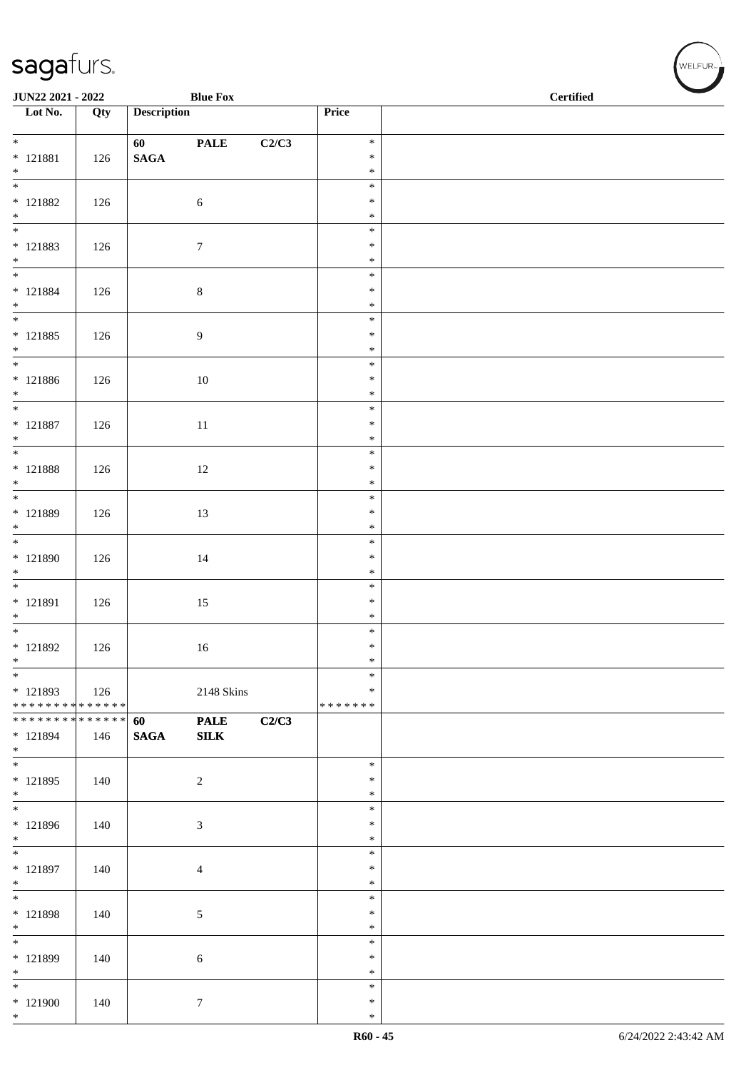| Lot No. | Qty | Description | | | Price | |
|---|---|---|---|---|---|---|
| * 121881 * | 126 | 60 SAGA | PALE | C2/C3 | * * * | |
| * 121882 * | 126 | | 6 | | * * * | |
| * 121883 * | 126 | | 7 | | * * * | |
| * 121884 * | 126 | | 8 | | * * * | |
| * 121885 * | 126 | | 9 | | * * * | |
| * 121886 * | 126 | | 10 | | * * * | |
| * 121887 * | 126 | | 11 | | * * * | |
| * 121888 * | 126 | | 12 | | * * * | |
| * 121889 * | 126 | | 13 | | * * * | |
| * 121890 * | 126 | | 14 | | * * * | |
| * 121891 * | 126 | | 15 | | * * * | |
| * 121892 * | 126 | | 16 | | * * * | |
| * 121893 * * * * * * * * * * * * * * | 126 | | 2148 Skins | | * * * * * * * * * | |
| * * * * * * * * * * * * * * 121894 * | 146 | 60 SAGA | PALE SILK | C2/C3 | | |
| * 121895 * | 140 | | 2 | | * * * | |
| * 121896 * | 140 | | 3 | | * * * | |
| * 121897 * | 140 | | 4 | | * * * | |
| * 121898 * | 140 | | 5 | | * * * | |
| * 121899 * | 140 | | 6 | | * * * | |
| * 121900 * | 140 | | 7 | | * * * | |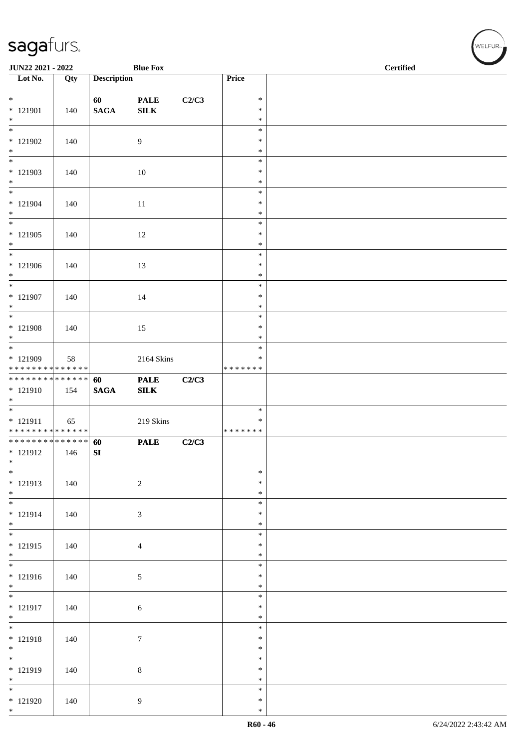| Lot No. | Qty | Description | | | Price | |
|---|---|---|---|---|---|---|
| * 121901 * | 140 | 60 SAGA | PALE SILK | C2/C3 | * * * | |
| * 121902 * | 140 | | 9 | | * * * | |
| * 121903 * | 140 | | 10 | | * * * | |
| * 121904 * | 140 | | 11 | | * * * | |
| * 121905 * | 140 | | 12 | | * * * | |
| * 121906 * | 140 | | 13 | | * * * | |
| * 121907 * | 140 | | 14 | | * * * | |
| * 121908 * | 140 | | 15 | | * * * | |
| * 121909 * * * * * * * * * * * * * * | 58 | | 2164 Skins | | * * * * * * * * * | |
| * * * * * * * * * * * * * * 121910 * | 154 | 60 SAGA | PALE SILK | C2/C3 | | |
| * 121911 * * * * * * * * * * * * * * | 65 | | 219 Skins | | * * * * * * * * * | |
| * * * * * * * * * * * * * * 121912 * | 146 | 60 SI | PALE | C2/C3 | | |
| * 121913 * | 140 | | 2 | | * * * | |
| * 121914 * | 140 | | 3 | | * * * | |
| * 121915 * | 140 | | 4 | | * * * | |
| * 121916 * | 140 | | 5 | | * * * | |
| * 121917 * | 140 | | 6 | | * * * | |
| * 121918 * | 140 | | 7 | | * * * | |
| * 121919 * | 140 | | 8 | | * * * | |
| * 121920 * | 140 | | 9 | | * * * | |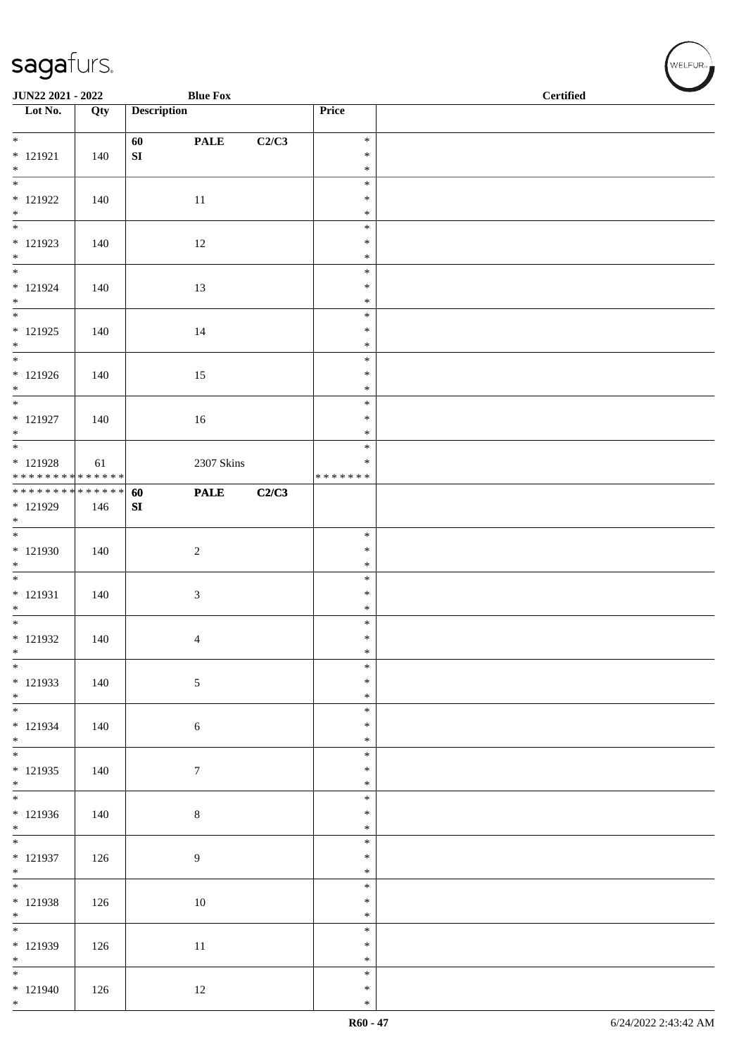| Lot No. | Qty | Description | | | Price | |
|---|---|---|---|---|---|---|
| * <br> * 121921 <br> * | 140 | 60 <br> SI | PALE | C2/C3 | * <br> * <br> * | |
| * <br> * 121922 <br> * | 140 | | 11 | | * <br> * <br> * | |
| * <br> * 121923 <br> * | 140 | | 12 | | * <br> * <br> * | |
| * <br> * 121924 <br> * | 140 | | 13 | | * <br> * <br> * | |
| * <br> * 121925 <br> * | 140 | | 14 | | * <br> * <br> * | |
| * <br> * 121926 <br> * | 140 | | 15 | | * <br> * <br> * | |
| * <br> * 121927 <br> * | 140 | | 16 | | * <br> * <br> * | |
| * <br> * 121928 <br> * * * * * * * * * * * * * * | 61 | | 2307 Skins | | * <br> * <br> * * * * * * * | |
| * * * * * * * * * * * * * * <br> * 121929 <br> * | 146 | 60 <br> SI | PALE | C2/C3 | | |
| * <br> * 121930 <br> * | 140 | | 2 | | * <br> * <br> * | |
| * <br> * 121931 <br> * | 140 | | 3 | | * <br> * <br> * | |
| * <br> * 121932 <br> * | 140 | | 4 | | * <br> * <br> * | |
| * <br> * 121933 <br> * | 140 | | 5 | | * <br> * <br> * | |
| * <br> * 121934 <br> * | 140 | | 6 | | * <br> * <br> * | |
| * <br> * 121935 <br> * | 140 | | 7 | | * <br> * <br> * | |
| * <br> * 121936 <br> * | 140 | | 8 | | * <br> * <br> * | |
| * <br> * 121937 <br> * | 126 | | 9 | | * <br> * <br> * | |
| * <br> * 121938 <br> * | 126 | | 10 | | * <br> * <br> * | |
| * <br> * 121939 <br> * | 126 | | 11 | | * <br> * <br> * | |
| * <br> * 121940 <br> * | 126 | | 12 | | * <br> * <br> * | |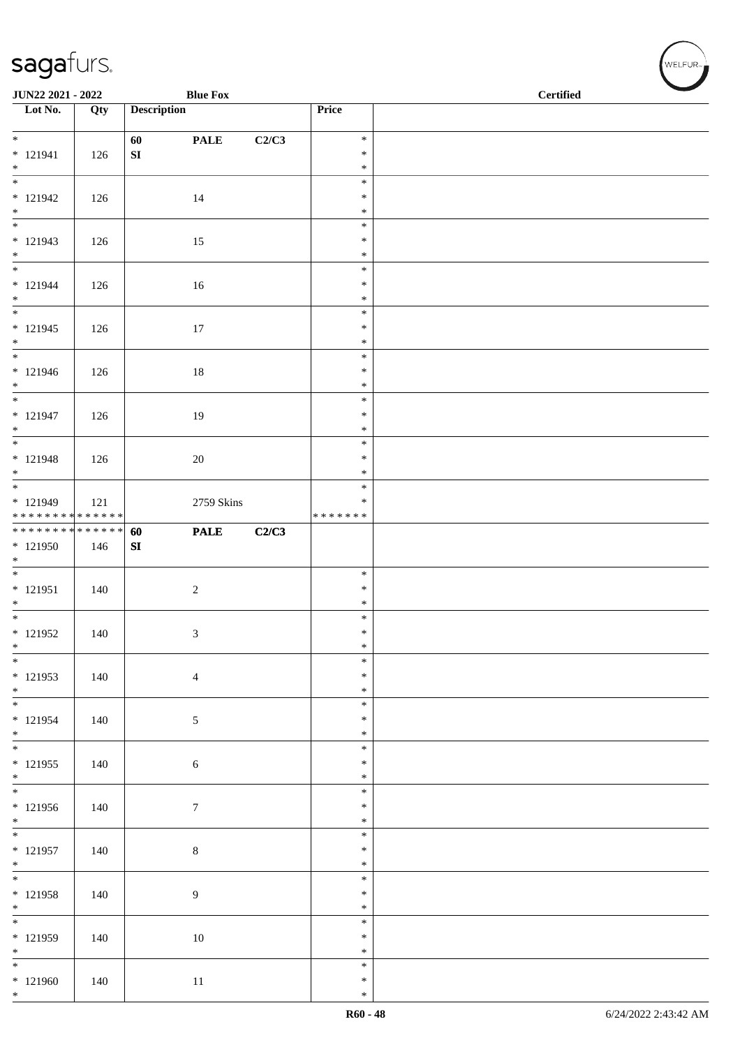JUN22 2021 - 2022 | Blue Fox | Certified

| Lot No. | Qty | Description | | | Price | |
|---|---|---|---|---|---|---|
| * 121941 * | 126 | 60 SI | PALE | C2/C3 | * * * | |
| * 121942 * | 126 | | 14 | | * * * | |
| * 121943 * | 126 | | 15 | | * * * | |
| * 121944 * | 126 | | 16 | | * * * | |
| * 121945 * | 126 | | 17 | | * * * | |
| * 121946 * | 126 | | 18 | | * * * | |
| * 121947 * | 126 | | 19 | | * * * | |
| * 121948 * | 126 | | 20 | | * * * | |
| * 121949 * * * * * * * * * * * * * * | 121 | | 2759 Skins | | * * * * * * * * * | |
| * * * * * * * * * * * * * * 121950 * | 146 | 60 SI | PALE | C2/C3 | | |
| * 121951 * | 140 | | 2 | | * * * | |
| * 121952 * | 140 | | 3 | | * * * | |
| * 121953 * | 140 | | 4 | | * * * | |
| * 121954 * | 140 | | 5 | | * * * | |
| * 121955 * | 140 | | 6 | | * * * | |
| * 121956 * | 140 | | 7 | | * * * | |
| * 121957 * | 140 | | 8 | | * * * | |
| * 121958 * | 140 | | 9 | | * * * | |
| * 121959 * | 140 | | 10 | | * * * | |
| * 121960 * | 140 | | 11 | | * * * | |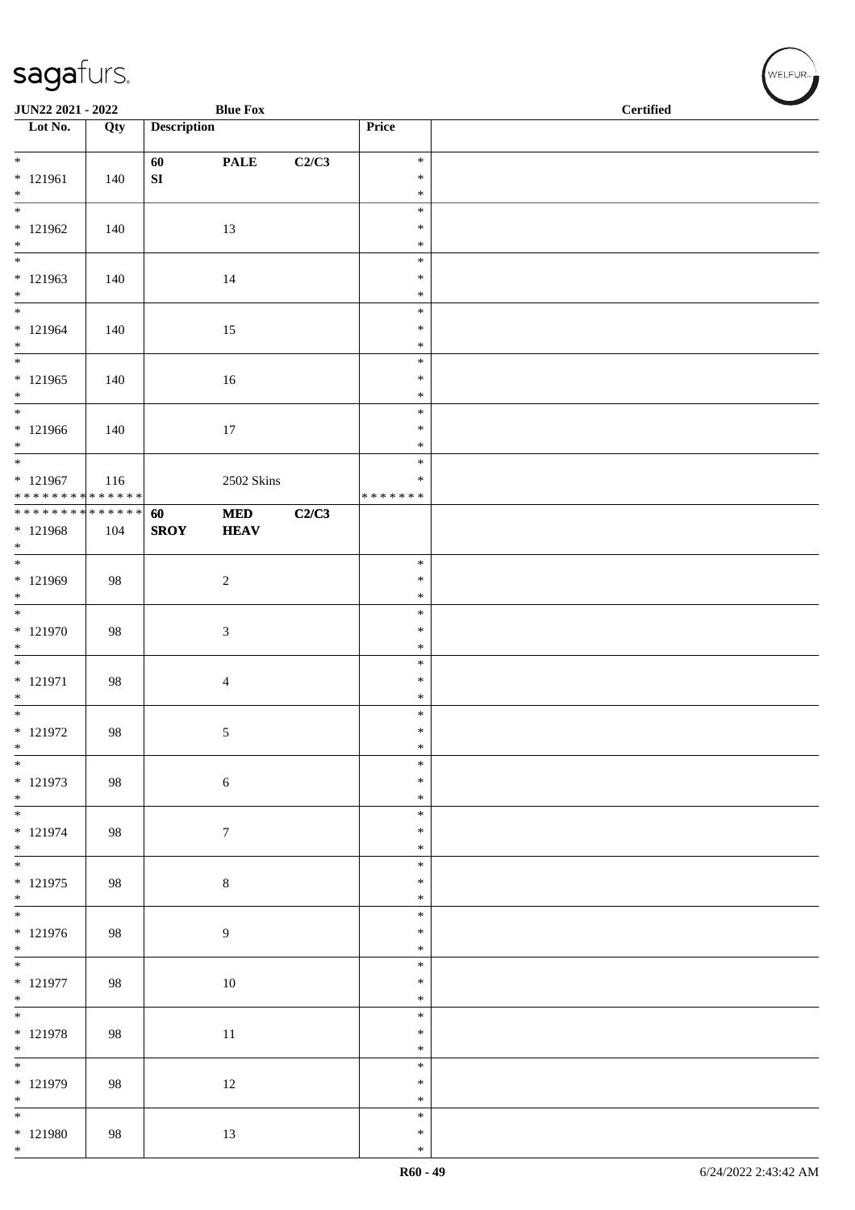JUN22 2021 - 2022 | Blue Fox | Certified

| Lot No. | Qty | Description | | | Price | |
|---|---|---|---|---|---|---|
| * 121961 * | 140 | 60 SI | PALE | C2/C3 | * * * | |
| * 121962 * | 140 | | 13 | | * * * | |
| * 121963 * | 140 | | 14 | | * * * | |
| * 121964 * | 140 | | 15 | | * * * | |
| * 121965 * | 140 | | 16 | | * * * | |
| * 121966 * | 140 | | 17 | | * * * | |
| * 121967 * * * * * * * * * * * * * * | 116 | | 2502 Skins | | * * * * * * * * | |
| * * * * * * * * * * * * * * 121968 * | 104 | 60 SROY | MED HEAV | C2/C3 | | |
| * 121969 * | 98 | | 2 | | * * * | |
| * 121970 * | 98 | | 3 | | * * * | |
| * 121971 * | 98 | | 4 | | * * * | |
| * 121972 * | 98 | | 5 | | * * * | |
| * 121973 * | 98 | | 6 | | * * * | |
| * 121974 * | 98 | | 7 | | * * * | |
| * 121975 * | 98 | | 8 | | * * * | |
| * 121976 * | 98 | | 9 | | * * * | |
| * 121977 * | 98 | | 10 | | * * * | |
| * 121978 * | 98 | | 11 | | * * * | |
| * 121979 * | 98 | | 12 | | * * * | |
| * 121980 * | 98 | | 13 | | * * * | |

R60 - 49 6/24/2022 2:43:42 AM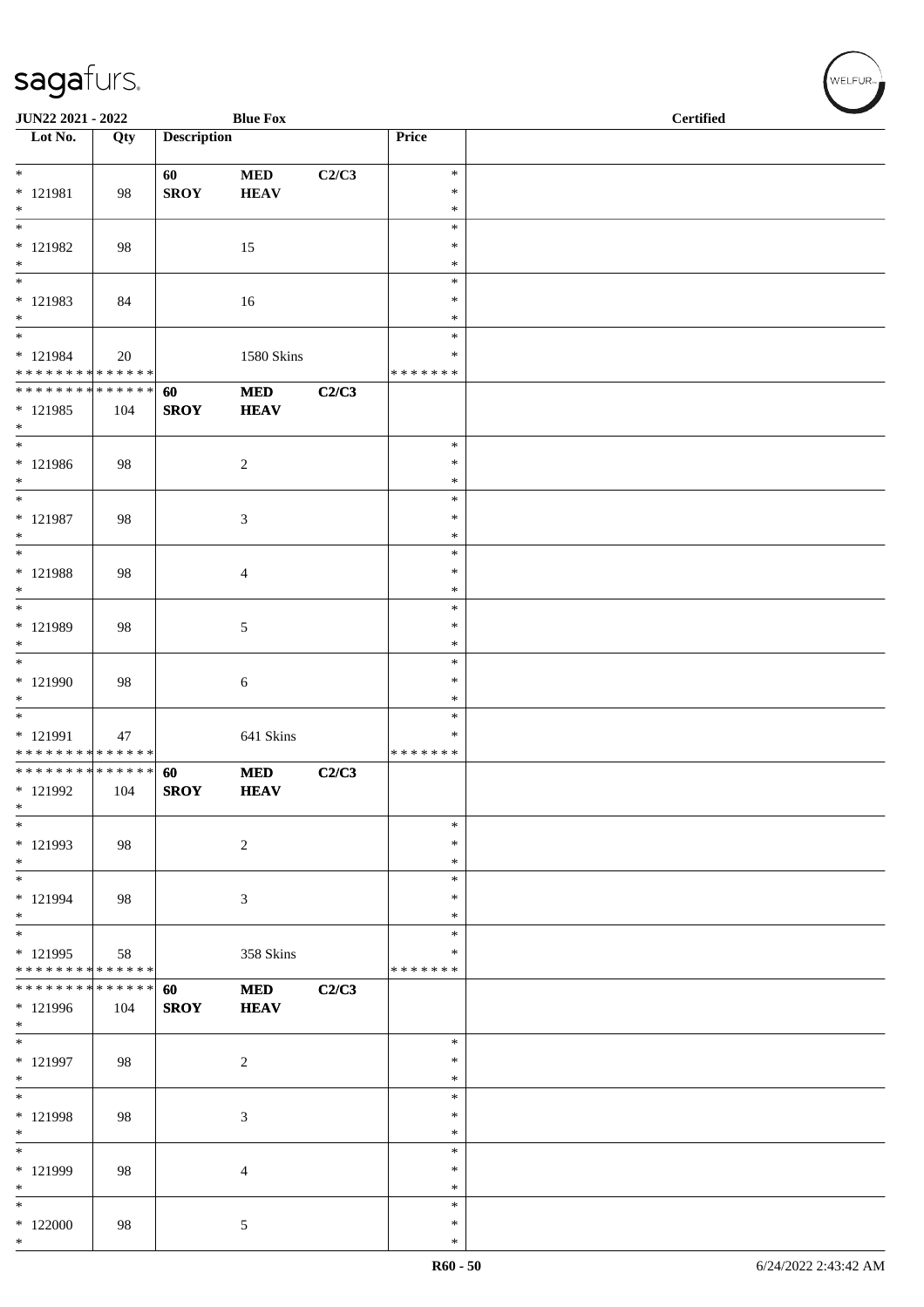JUN22 2021 - 2022 — Blue Fox — Certified

| Lot No. | Qty | Description | | | Price | |
|---|---|---|---|---|---|---|
| * | | 60 | MED | C2/C3 | * | |
| * 121981 | 98 | SROY | HEAV | | * | |
| * | | | | | * | |
| * | | | | | * | |
| * 121982 | 98 | | 15 | | * | |
| * | | | | | * | |
| * | | | | | * | |
| * 121983 | 84 | | 16 | | * | |
| * | | | | | * | |
| * | | | | | * | |
| * 121984 | 20 | | 1580 Skins | | * | |
| * * * * * * * * * * * * * * | | | | | * * * * * * * | |
| * * * * * * * * * * * * * * | | 60 | MED | C2/C3 | | |
| * 121985 | 104 | SROY | HEAV | | | |
| * | | | | | | |
| * | | | | | * | |
| * 121986 | 98 | | 2 | | * | |
| * | | | | | * | |
| * | | | | | * | |
| * 121987 | 98 | | 3 | | * | |
| * | | | | | * | |
| * | | | | | * | |
| * 121988 | 98 | | 4 | | * | |
| * | | | | | * | |
| * | | | | | * | |
| * 121989 | 98 | | 5 | | * | |
| * | | | | | * | |
| * | | | | | * | |
| * 121990 | 98 | | 6 | | * | |
| * | | | | | * | |
| * | | | | | * | |
| * 121991 | 47 | | 641 Skins | | * | |
| * * * * * * * * * * * * * * | | | | | * * * * * * * | |
| * * * * * * * * * * * * * * | | 60 | MED | C2/C3 | | |
| * 121992 | 104 | SROY | HEAV | | | |
| * | | | | | | |
| * | | | | | * | |
| * 121993 | 98 | | 2 | | * | |
| * | | | | | * | |
| * | | | | | * | |
| * 121994 | 98 | | 3 | | * | |
| * | | | | | * | |
| * | | | | | * | |
| * 121995 | 58 | | 358 Skins | | * | |
| * * * * * * * * * * * * * * | | | | | * * * * * * * | |
| * * * * * * * * * * * * * * | | 60 | MED | C2/C3 | | |
| * 121996 | 104 | SROY | HEAV | | | |
| * | | | | | | |
| * | | | | | * | |
| * 121997 | 98 | | 2 | | * | |
| * | | | | | * | |
| * | | | | | * | |
| * 121998 | 98 | | 3 | | * | |
| * | | | | | * | |
| * | | | | | * | |
| * 121999 | 98 | | 4 | | * | |
| * | | | | | * | |
| * | | | | | * | |
| * 122000 | 98 | | 5 | | * | |
| * | | | | | * | |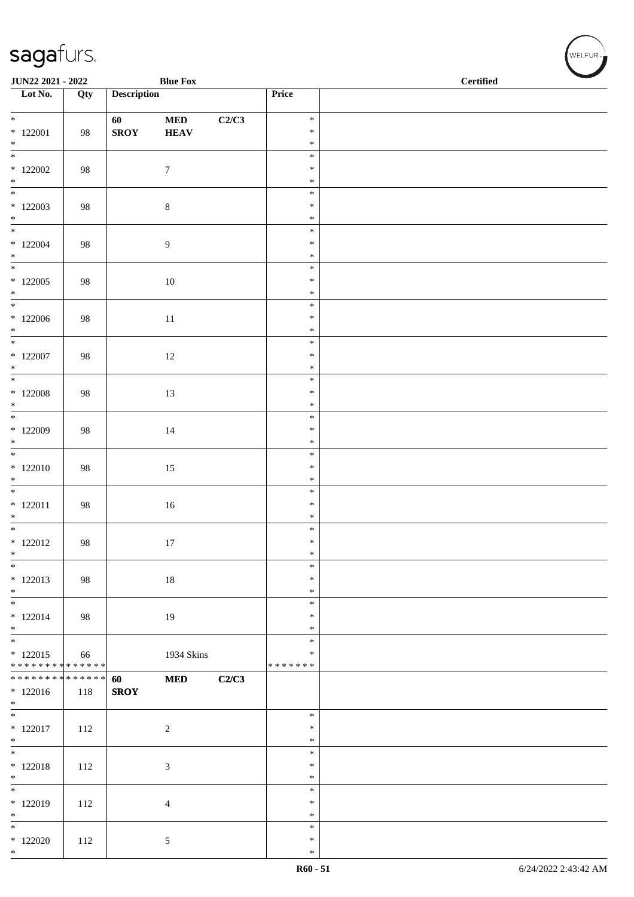JUN22 2021 - 2022 | Blue Fox | Certified

| Lot No. | Qty | Description | | | Price | |
|---|---|---|---|---|---|---|
| * 122001 * | 98 | 60 SROY | MED HEAV | C2/C3 | * * * | |
| * 122002 * | 98 | | 7 | | * * * | |
| * 122003 * | 98 | | 8 | | * * * | |
| * 122004 * | 98 | | 9 | | * * * | |
| * 122005 * | 98 | | 10 | | * * * | |
| * 122006 * | 98 | | 11 | | * * * | |
| * 122007 * | 98 | | 12 | | * * * | |
| * 122008 * | 98 | | 13 | | * * * | |
| * 122009 * | 98 | | 14 | | * * * | |
| * 122010 * | 98 | | 15 | | * * * | |
| * 122011 * | 98 | | 16 | | * * * | |
| * 122012 * | 98 | | 17 | | * * * | |
| * 122013 * | 98 | | 18 | | * * * | |
| * 122014 * | 98 | | 19 | | * * * | |
| * 122015 * * * * * * * * * * * * * * | 66 | | 1934 Skins | | * * * * * * * * * | |
| * * * * * * * * * * * * * * 122016 * | 118 | 60 SROY | MED | C2/C3 | | |
| * 122017 * | 112 | | 2 | | * * * | |
| * 122018 * | 112 | | 3 | | * * * | |
| * 122019 * | 112 | | 4 | | * * * | |
| * 122020 * | 112 | | 5 | | * * * | |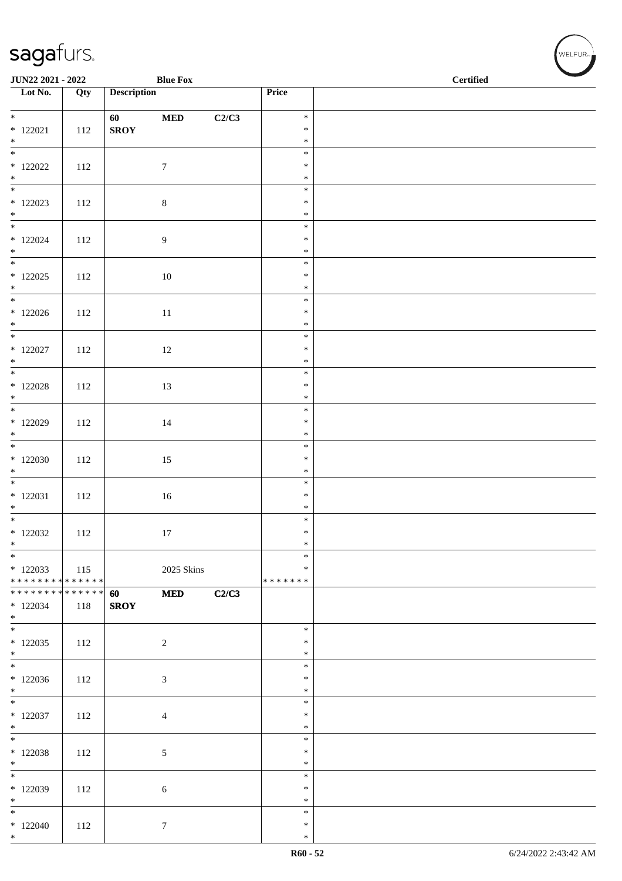JUN22 2021 - 2022 — Blue Fox — Certified

| Lot No. | Qty | Description | | | Price | |
|---|---|---|---|---|---|---|
| * 122021 * | 112 | 60 SROY | MED | C2/C3 | * * * | |
| * 122022 * | 112 | | 7 | | * * * | |
| * 122023 * | 112 | | 8 | | * * * | |
| * 122024 * | 112 | | 9 | | * * * | |
| * 122025 * | 112 | | 10 | | * * * | |
| * 122026 * | 112 | | 11 | | * * * | |
| * 122027 * | 112 | | 12 | | * * * | |
| * 122028 * | 112 | | 13 | | * * * | |
| * 122029 * | 112 | | 14 | | * * * | |
| * 122030 * | 112 | | 15 | | * * * | |
| * 122031 * | 112 | | 16 | | * * * | |
| * 122032 * | 112 | | 17 | | * * * | |
| * 122033 ************** | 115 | | 2025 Skins | | * * ******* | |
| ************** 122034 * | 118 | 60 SROY | MED | C2/C3 | | |
| * 122035 * | 112 | | 2 | | * * * | |
| * 122036 * | 112 | | 3 | | * * * | |
| * 122037 * | 112 | | 4 | | * * * | |
| * 122038 * | 112 | | 5 | | * * * | |
| * 122039 * | 112 | | 6 | | * * * | |
| * 122040 * | 112 | | 7 | | * * * | |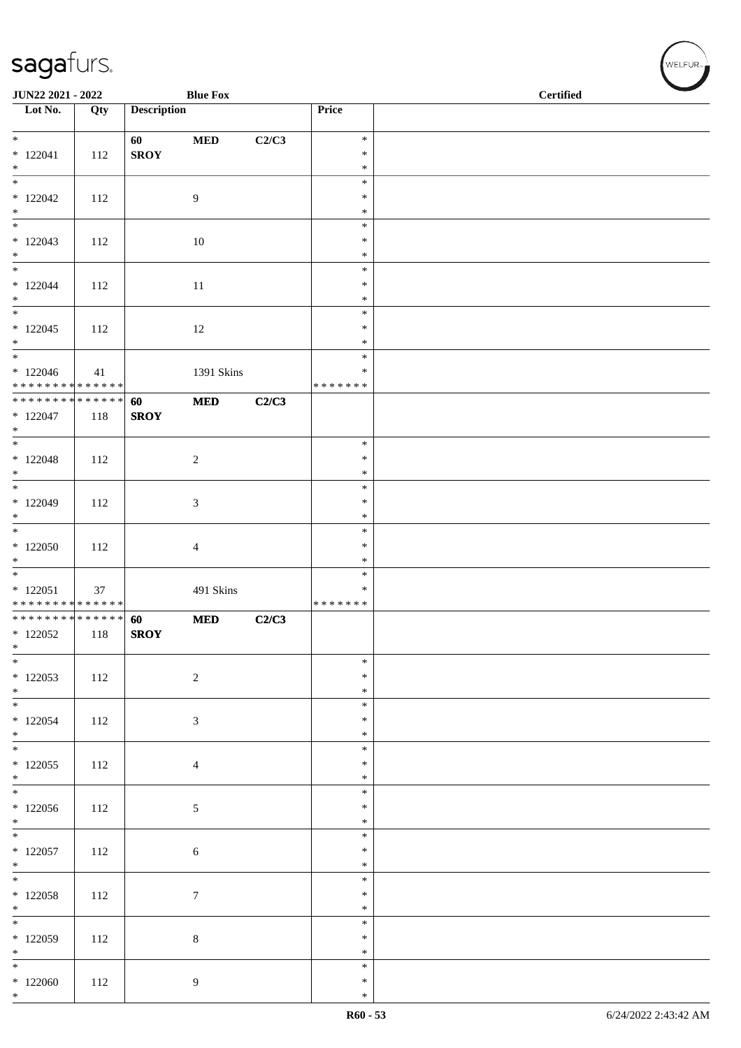JUN22 2021 - 2022 — Blue Fox — Certified

| Lot No. | Qty | Description | | | Price | |
|---|---|---|---|---|---|---|
| * | | 60 | MED | C2/C3 | * | |
| * 122041 | 112 | SROY | | | * | |
| * | | | | | * | |
| * | | | | | * | |
| * 122042 | 112 | | 9 | | * | |
| * | | | | | * | |
| * | | | | | * | |
| * 122043 | 112 | | 10 | | * | |
| * | | | | | * | |
| * | | | | | * | |
| * 122044 | 112 | | 11 | | * | |
| * | | | | | * | |
| * | | | | | * | |
| * 122045 | 112 | | 12 | | * | |
| * | | | | | * | |
| * | | | | | * | |
| * 122046 | 41 | | 1391 Skins | | * | |
| * * * * * * * * * * * * * * | | | | | * * * * * * * | |
| * * * * * * * * * * * * * * | | 60 | MED | C2/C3 | | |
| * 122047 | 118 | SROY | | | | |
| * | | | | | | |
| * | | | | | * | |
| * 122048 | 112 | | 2 | | * | |
| * | | | | | * | |
| * | | | | | * | |
| * 122049 | 112 | | 3 | | * | |
| * | | | | | * | |
| * | | | | | * | |
| * 122050 | 112 | | 4 | | * | |
| * | | | | | * | |
| * | | | | | * | |
| * 122051 | 37 | | 491 Skins | | * | |
| * * * * * * * * * * * * * * | | | | | * * * * * * * | |
| * * * * * * * * * * * * * * | | 60 | MED | C2/C3 | | |
| * 122052 | 118 | SROY | | | | |
| * | | | | | | |
| * | | | | | * | |
| * 122053 | 112 | | 2 | | * | |
| * | | | | | * | |
| * | | | | | * | |
| * 122054 | 112 | | 3 | | * | |
| * | | | | | * | |
| * | | | | | * | |
| * 122055 | 112 | | 4 | | * | |
| * | | | | | * | |
| * | | | | | * | |
| * 122056 | 112 | | 5 | | * | |
| * | | | | | * | |
| * | | | | | * | |
| * 122057 | 112 | | 6 | | * | |
| * | | | | | * | |
| * | | | | | * | |
| * 122058 | 112 | | 7 | | * | |
| * | | | | | * | |
| * | | | | | * | |
| * 122059 | 112 | | 8 | | * | |
| * | | | | | * | |
| * | | | | | * | |
| * 122060 | 112 | | 9 | | * | |
| * | | | | | * | |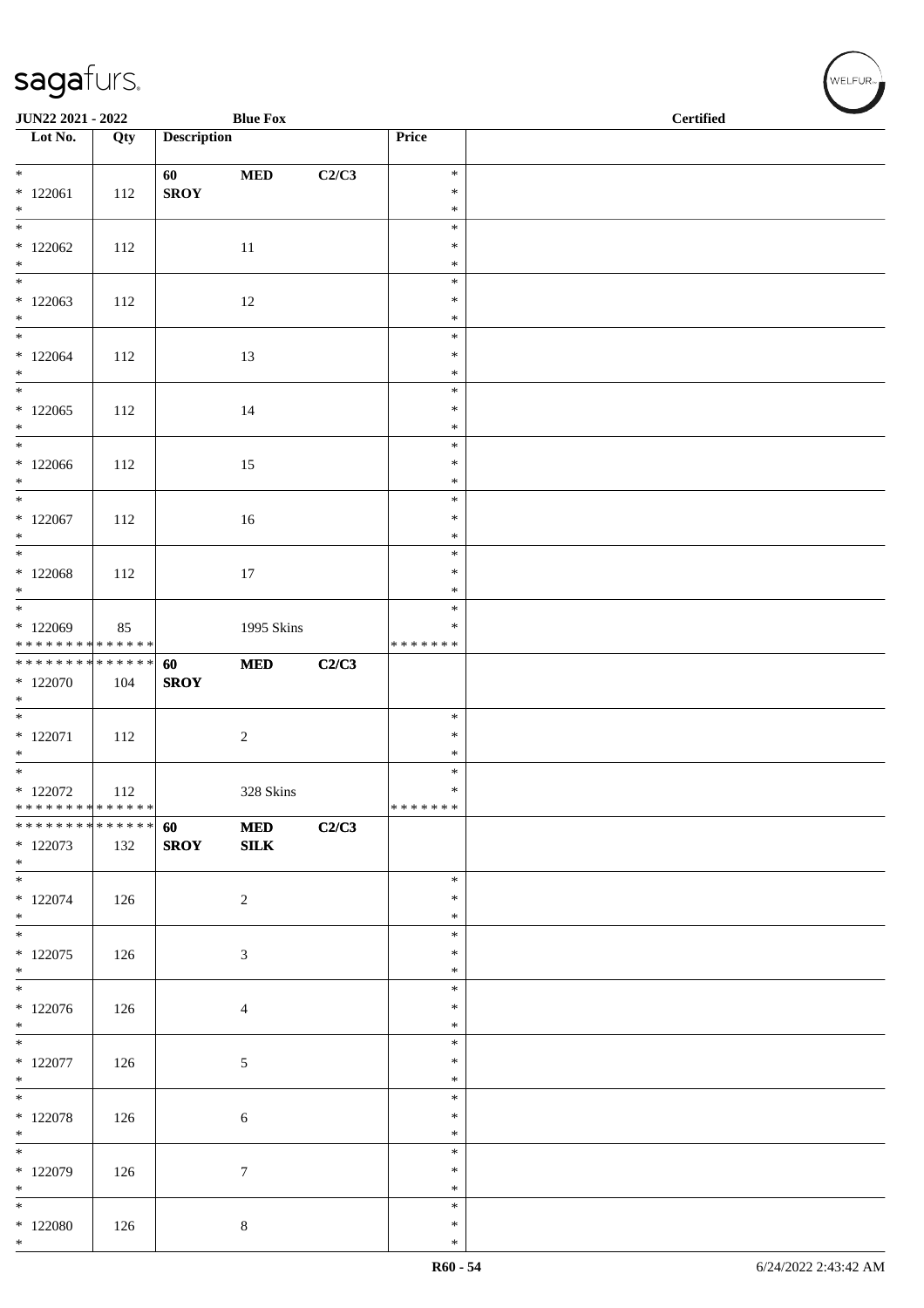| Lot No. | Qty | Description | | | Price | |
|---|---|---|---|---|---|---|
| * 122061 * | 112 | 60 SROY | MED | C2/C3 | * * * | |
| * 122062 * | 112 | | 11 | | * * * | |
| * 122063 * | 112 | | 12 | | * * * | |
| * 122064 * | 112 | | 13 | | * * * | |
| * 122065 * | 112 | | 14 | | * * * | |
| * 122066 * | 112 | | 15 | | * * * | |
| * 122067 * | 112 | | 16 | | * * * | |
| * 122068 * | 112 | | 17 | | * * * | |
| * 122069 * * * * * * * * * * * * * * | 85 | | 1995 Skins | | * * * * * * * * * | |
| * * * * * * * * * * * * * * 122070 * | 104 | 60 SROY | MED | C2/C3 | | |
| * 122071 * | 112 | | 2 | | * * * | |
| * 122072 * * * * * * * * * * * * * * | 112 | | 328 Skins | | * * * * * * * * * | |
| * * * * * * * * * * * * * * 122073 * | 132 | 60 SROY | MED SILK | C2/C3 | | |
| * 122074 * | 126 | | 2 | | * * * | |
| * 122075 * | 126 | | 3 | | * * * | |
| * 122076 * | 126 | | 4 | | * * * | |
| * 122077 * | 126 | | 5 | | * * * | |
| * 122078 * | 126 | | 6 | | * * * | |
| * 122079 * | 126 | | 7 | | * * * | |
| * 122080 * | 126 | | 8 | | * * * | |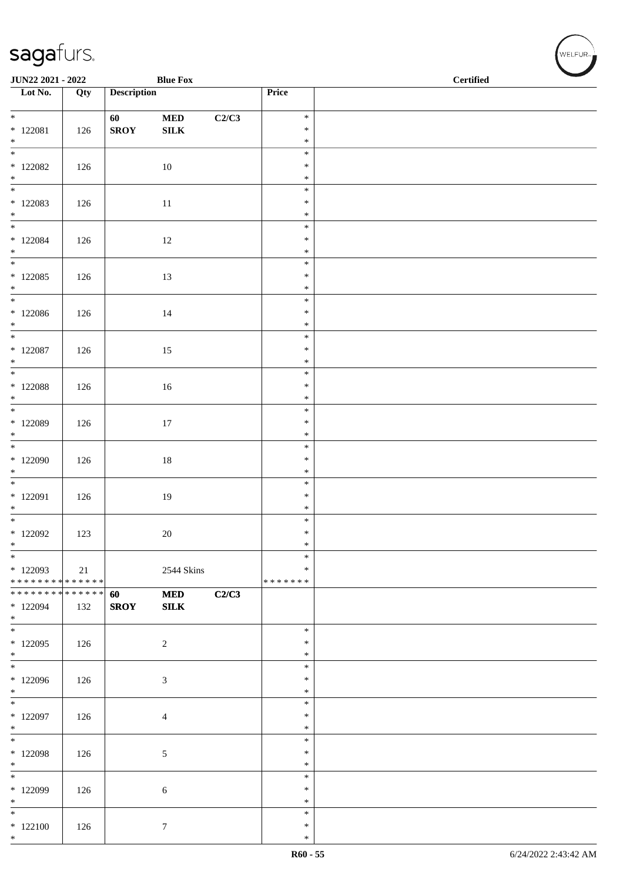| Lot No. | Qty | Description | | | Price | |
|---|---|---|---|---|---|---|
| * 122081 * | 126 | 60 **SROY** | **MED SILK** | **C2/C3** | * * * | |
| * 122082 * | 126 | | 10 | | * * * | |
| * 122083 * | 126 | | 11 | | * * * | |
| * 122084 * | 126 | | 12 | | * * * | |
| * 122085 * | 126 | | 13 | | * * * | |
| * 122086 * | 126 | | 14 | | * * * | |
| * 122087 * | 126 | | 15 | | * * * | |
| * 122088 * | 126 | | 16 | | * * * | |
| * 122089 * | 126 | | 17 | | * * * | |
| * 122090 * | 126 | | 18 | | * * * | |
| * 122091 * | 126 | | 19 | | * * * | |
| * 122092 * | 123 | | 20 | | * * * | |
| * 122093 * * * * * * * * * * * * * * | 21 | | 2544 Skins | | * * * * * * * * * | |
| * * * * * * * * * * * * * * 122094 * | 132 | **60 SROY** | **MED SILK** | **C2/C3** | | |
| * 122095 * | 126 | | 2 | | * * * | |
| * 122096 * | 126 | | 3 | | * * * | |
| * 122097 * | 126 | | 4 | | * * * | |
| * 122098 * | 126 | | 5 | | * * * | |
| * 122099 * | 126 | | 6 | | * * * | |
| * 122100 * | 126 | | 7 | | * * * | |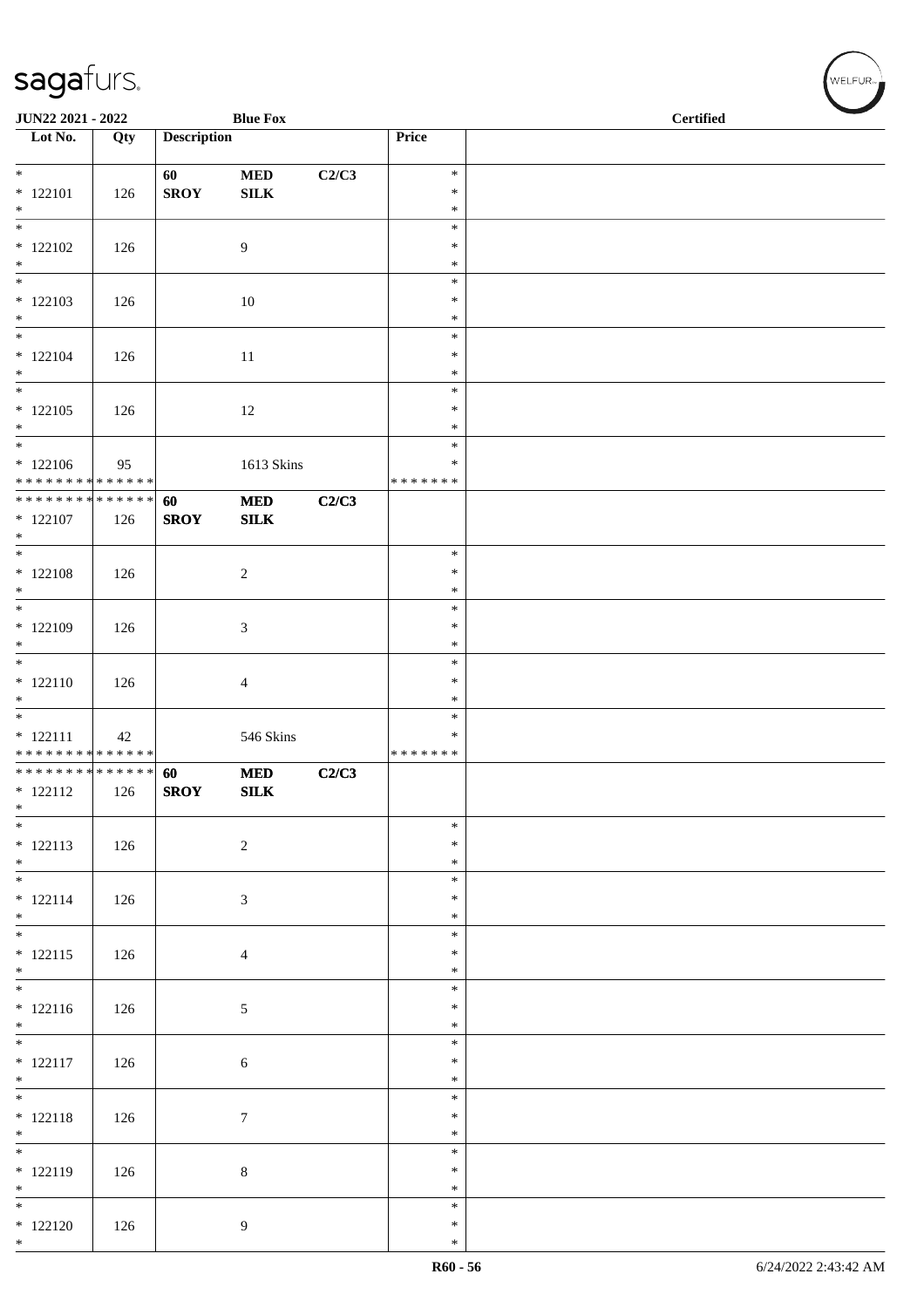JUN22 2021 - 2022 | Blue Fox | Certified

| Lot No. | Qty | Description | | | Price | |
|---|---|---|---|---|---|---|
| * 122101 * | 126 | 60 SROY | MED SILK | C2/C3 | * * * | |
| * 122102 * | 126 | | 9 | | * * * | |
| * 122103 * | 126 | | 10 | | * * * | |
| * 122104 * | 126 | | 11 | | * * * | |
| * 122105 * | 126 | | 12 | | * * * | |
| * 122106 * * * * * * * * * * * * * * | 95 | | 1613 Skins | | * * * * * * * * * | |
| * * * * * * * * * * * * * * 122107 * | 126 | 60 SROY | MED SILK | C2/C3 | | |
| * 122108 * | 126 | | 2 | | * * * | |
| * 122109 * | 126 | | 3 | | * * * | |
| * 122110 * | 126 | | 4 | | * * * | |
| * 122111 * * * * * * * * * * * * * * | 42 | | 546 Skins | | * * * * * * * * * | |
| * * * * * * * * * * * * * * 122112 * | 126 | 60 SROY | MED SILK | C2/C3 | | |
| * 122113 * | 126 | | 2 | | * * * | |
| * 122114 * | 126 | | 3 | | * * * | |
| * 122115 * | 126 | | 4 | | * * * | |
| * 122116 * | 126 | | 5 | | * * * | |
| * 122117 * | 126 | | 6 | | * * * | |
| * 122118 * | 126 | | 7 | | * * * | |
| * 122119 * | 126 | | 8 | | * * * | |
| * 122120 * | 126 | | 9 | | * * * | |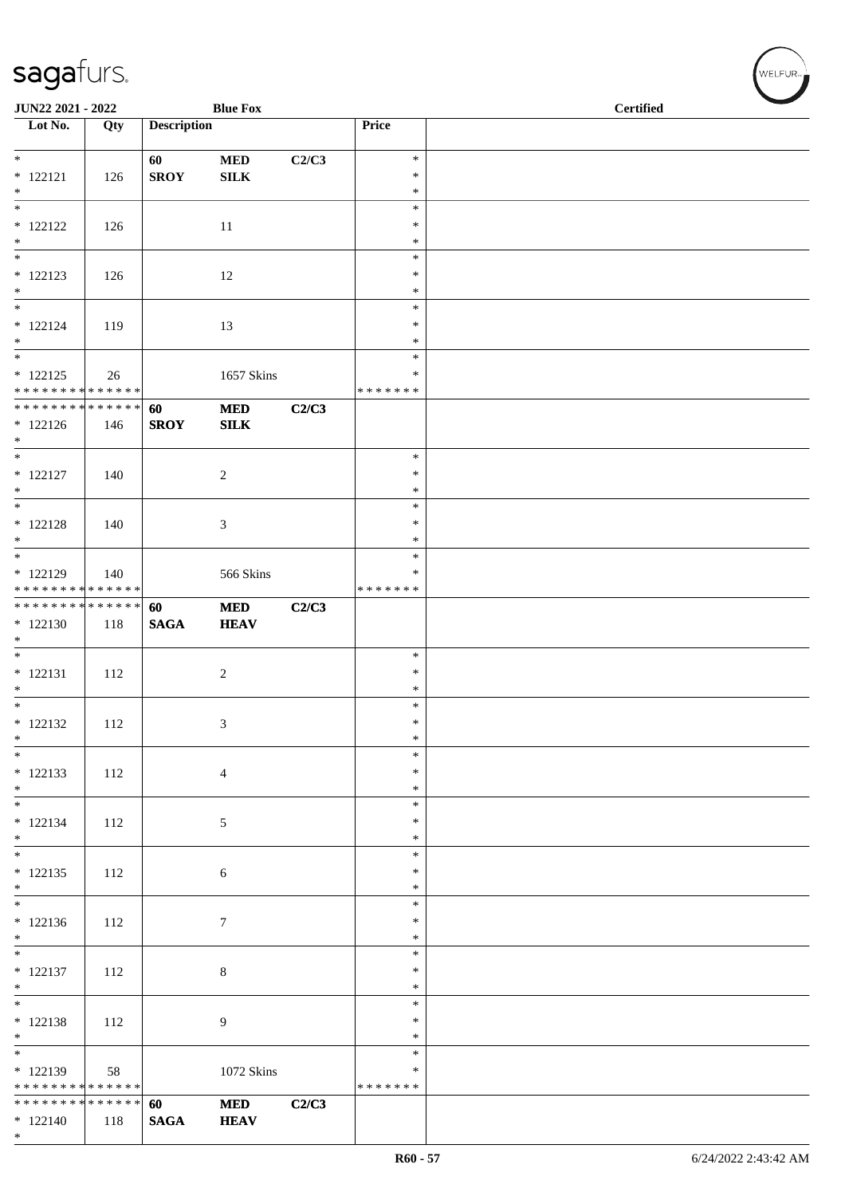| Lot No. | Qty | Description | | | Price | |
|---|---|---|---|---|---|---|
| * | | 60 | MED | C2/C3 | * | |
| * 122121 | 126 | SROY | SILK | | * | |
| * | | | | | * | |
| * | | | | | * | |
| * 122122 | 126 | | 11 | | * | |
| * | | | | | * | |
| * | | | | | * | |
| * 122123 | 126 | | 12 | | * | |
| * | | | | | * | |
| * | | | | | * | |
| * 122124 | 119 | | 13 | | * | |
| * | | | | | * | |
| * | | | | | * | |
| * 122125 | 26 | | 1657 Skins | | * | |
| * * * * * * * * * * * * * * | | | | | * * * * * * * | |
| * * * * * * * * * * * * * * | | 60 | MED | C2/C3 | | |
| * 122126 | 146 | SROY | SILK | | | |
| * | | | | | | |
| * | | | | | * | |
| * 122127 | 140 | | 2 | | * | |
| * | | | | | * | |
| * | | | | | * | |
| * 122128 | 140 | | 3 | | * | |
| * | | | | | * | |
| * | | | | | * | |
| * 122129 | 140 | | 566 Skins | | * | |
| * * * * * * * * * * * * * * | | | | | * * * * * * * | |
| * * * * * * * * * * * * * * | | 60 | MED | C2/C3 | | |
| * 122130 | 118 | SAGA | HEAV | | | |
| * | | | | | | |
| * | | | | | * | |
| * 122131 | 112 | | 2 | | * | |
| * | | | | | * | |
| * | | | | | * | |
| * 122132 | 112 | | 3 | | * | |
| * | | | | | * | |
| * | | | | | * | |
| * 122133 | 112 | | 4 | | * | |
| * | | | | | * | |
| * | | | | | * | |
| * 122134 | 112 | | 5 | | * | |
| * | | | | | * | |
| * | | | | | * | |
| * 122135 | 112 | | 6 | | * | |
| * | | | | | * | |
| * | | | | | * | |
| * 122136 | 112 | | 7 | | * | |
| * | | | | | * | |
| * | | | | | * | |
| * 122137 | 112 | | 8 | | * | |
| * | | | | | * | |
| * | | | | | * | |
| * 122138 | 112 | | 9 | | * | |
| * | | | | | * | |
| * | | | | | * | |
| * 122139 | 58 | | 1072 Skins | | * | |
| * * * * * * * * * * * * * * | | | | | * * * * * * * | |
| * * * * * * * * * * * * * * | | 60 | MED | C2/C3 | | |
| * 122140 | 118 | SAGA | HEAV | | | |
| * | | | | | | |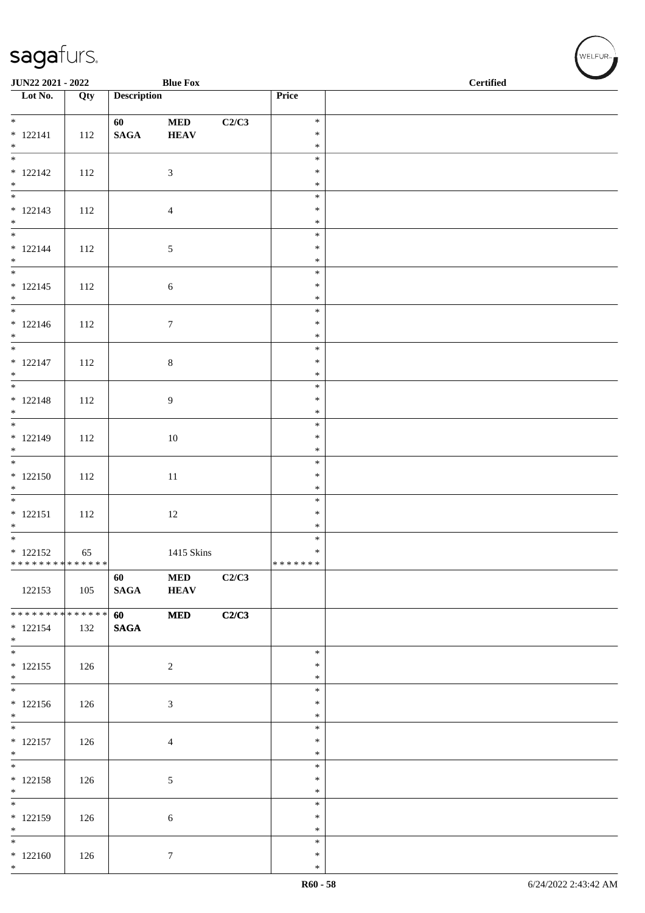| Lot No. | Qty | Description | | | Price | |
|---|---|---|---|---|---|---|
| *<br>* 122141<br>* | 112 | 60<br>**SAGA** | **MED**<br>**HEAV** | **C2/C3** | *<br>*<br>* | |
| *<br>* 122142<br>* | 112 | | 3 | | *<br>*<br>* | |
| *<br>* 122143<br>* | 112 | | 4 | | *<br>*<br>* | |
| *<br>* 122144<br>* | 112 | | 5 | | *<br>*<br>* | |
| *<br>* 122145<br>* | 112 | | 6 | | *<br>*<br>* | |
| *<br>* 122146<br>* | 112 | | 7 | | *<br>*<br>* | |
| *<br>* 122147<br>* | 112 | | 8 | | *<br>*<br>* | |
| *<br>* 122148<br>* | 112 | | 9 | | *<br>*<br>* | |
| *<br>* 122149<br>* | 112 | | 10 | | *<br>*<br>* | |
| *<br>* 122150<br>* | 112 | | 11 | | *<br>*<br>* | |
| *<br>* 122151<br>* | 112 | | 12 | | *<br>*<br>* | |
| *<br>* 122152<br>* * * * * * * * * * * * * * | 65 | | 1415 Skins | | *<br>*<br>* * * * * * * | |
| 122153 | 105 | 60<br>**SAGA** | **MED**<br>**HEAV** | **C2/C3** | | |
| * * * * * * * * * * * * * *<br>* 122154<br>* | 132 | **60**<br>**SAGA** | **MED** | **C2/C3** | | |
| *<br>* 122155<br>* | 126 | | 2 | | *<br>*<br>* | |
| *<br>* 122156<br>* | 126 | | 3 | | *<br>*<br>* | |
| *<br>* 122157<br>* | 126 | | 4 | | *<br>*<br>* | |
| *<br>* 122158<br>* | 126 | | 5 | | *<br>*<br>* | |
| *<br>* 122159<br>* | 126 | | 6 | | *<br>*<br>* | |
| *<br>* 122160<br>* | 126 | | 7 | | *<br>*<br>* | |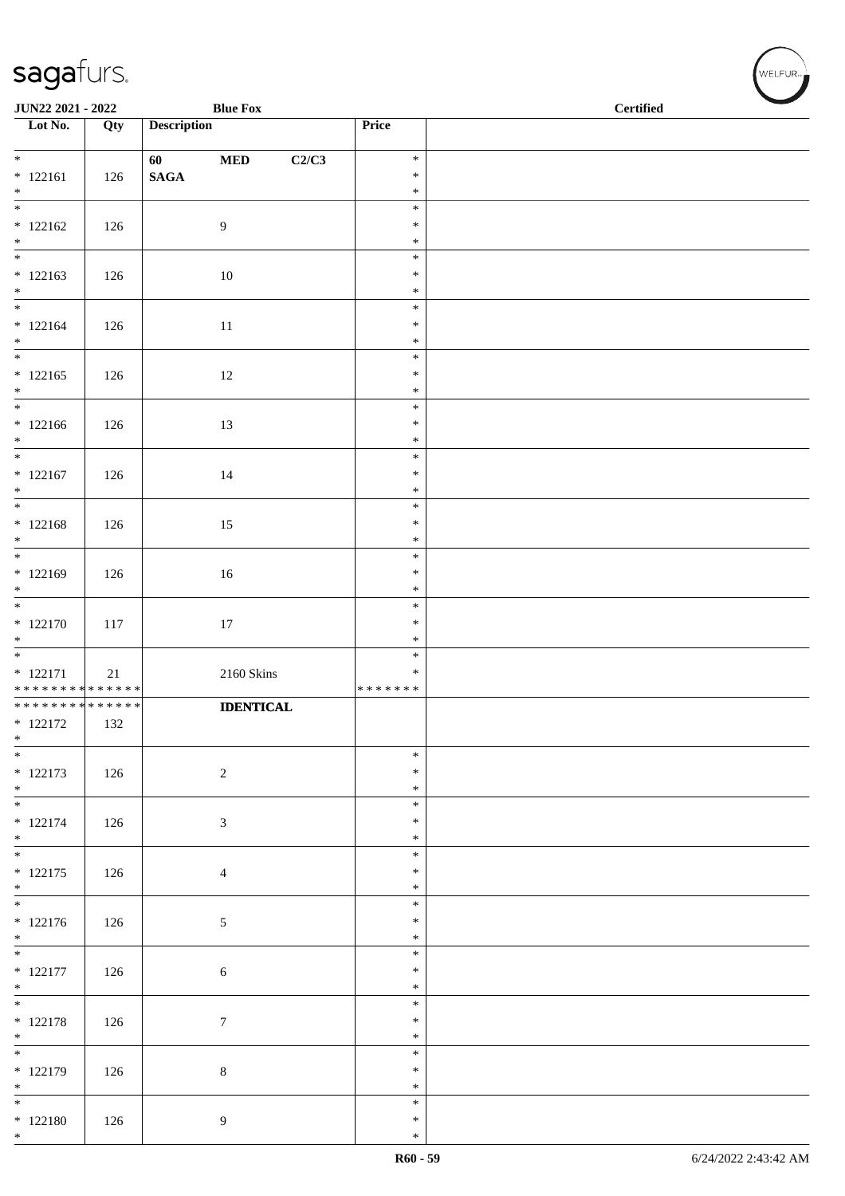| Lot No. | Qty | Description | Price | |
|---|---|---|---|---|
| * 122161 * | 126 | 60 MED C2/C3 SAGA | * * * | |
| * 122162 * | 126 | 9 | * * * | |
| * 122163 * | 126 | 10 | * * * | |
| * 122164 * | 126 | 11 | * * * | |
| * 122165 * | 126 | 12 | * * * | |
| * 122166 * | 126 | 13 | * * * | |
| * 122167 * | 126 | 14 | * * * | |
| * 122168 * | 126 | 15 | * * * | |
| * 122169 * | 126 | 16 | * * * | |
| * 122170 * | 117 | 17 | * * * | |
| * 122171 ************** | 21 | 2160 Skins | * * ******* | |
| ************** 122172 * | 132 | **IDENTICAL** | | |
| * 122173 * | 126 | 2 | * * * | |
| * 122174 * | 126 | 3 | * * * | |
| * 122175 * | 126 | 4 | * * * | |
| * 122176 * | 126 | 5 | * * * | |
| * 122177 * | 126 | 6 | * * * | |
| * 122178 * | 126 | 7 | * * * | |
| * 122179 * | 126 | 8 | * * * | |
| * 122180 * | 126 | 9 | * * * | |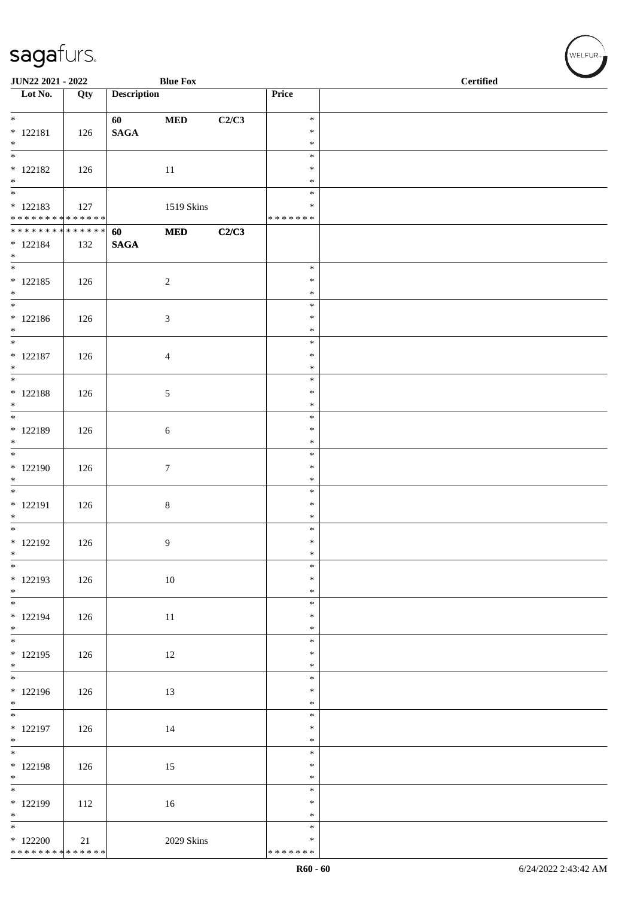**JUN22 2021 - 2022** **Blue Fox** **Certified**

| Lot No. | Qty | Description | | | Price | |
|---|---|---|---|---|---|---|
| * <br> * 122181 <br> * | 126 | **60** <br> **SAGA** | **MED** | **C2/C3** | * <br> * <br> * | |
| * <br> * 122182 <br> * | 126 | | 11 | | * <br> * <br> * | |
| * <br> * 122183 <br> * * * * * * * * * * * * * * | 127 | | 1519 Skins | | * <br> * <br> * * * * * * * | |
| * * * * * * * * * * * * * * <br> * 122184 <br> * | 132 | **60** <br> **SAGA** | **MED** | **C2/C3** | | |
| * <br> * 122185 <br> * | 126 | | 2 | | * <br> * <br> * | |
| * <br> * 122186 <br> * | 126 | | 3 | | * <br> * <br> * | |
| * <br> * 122187 <br> * | 126 | | 4 | | * <br> * <br> * | |
| * <br> * 122188 <br> * | 126 | | 5 | | * <br> * <br> * | |
| * <br> * 122189 <br> * | 126 | | 6 | | * <br> * <br> * | |
| * <br> * 122190 <br> * | 126 | | 7 | | * <br> * <br> * | |
| * <br> * 122191 <br> * | 126 | | 8 | | * <br> * <br> * | |
| * <br> * 122192 <br> * | 126 | | 9 | | * <br> * <br> * | |
| * <br> * 122193 <br> * | 126 | | 10 | | * <br> * <br> * | |
| * <br> * 122194 <br> * | 126 | | 11 | | * <br> * <br> * | |
| * <br> * 122195 <br> * | 126 | | 12 | | * <br> * <br> * | |
| * <br> * 122196 <br> * | 126 | | 13 | | * <br> * <br> * | |
| * <br> * 122197 <br> * | 126 | | 14 | | * <br> * <br> * | |
| * <br> * 122198 <br> * | 126 | | 15 | | * <br> * <br> * | |
| * <br> * 122199 <br> * | 112 | | 16 | | * <br> * <br> * | |
| * <br> * 122200 <br> * * * * * * * * * * * * * * | 21 | | 2029 Skins | | * <br> * <br> * * * * * * * | |

R60 - 60 6/24/2022 2:43:42 AM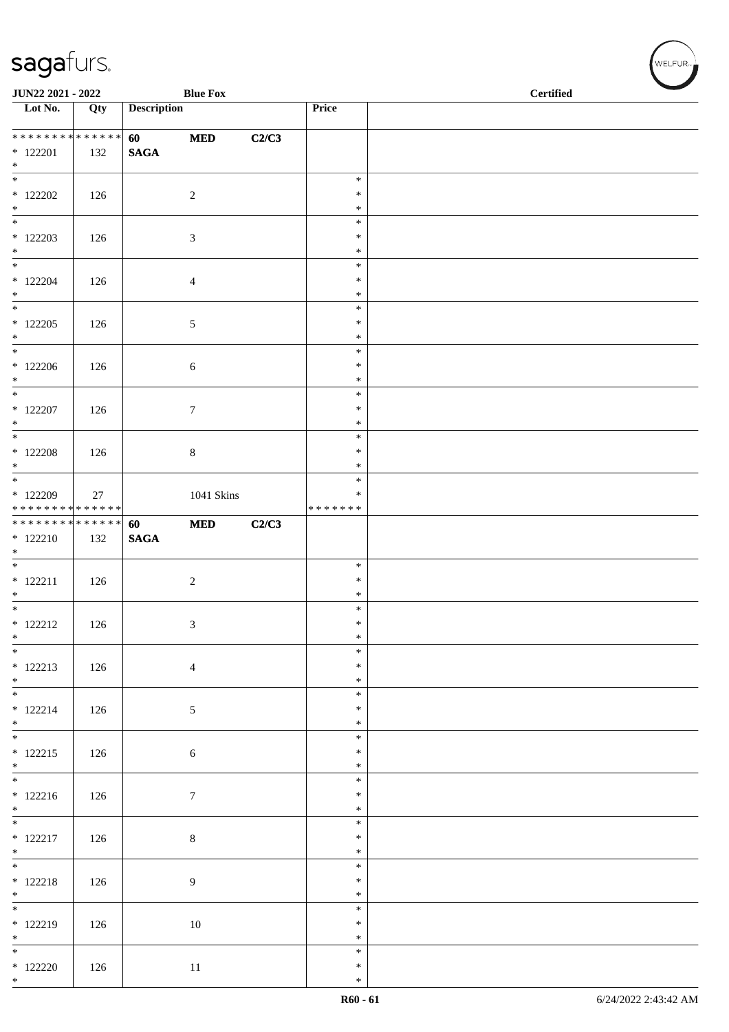| Lot No. | Qty | Description | | | Price | |
|---|---|---|---|---|---|---|
| * * * * * * * * * * * * * * <br>* 122201<br>* | 132 | 60<br>SAGA | MED | C2/C3 | | |
| * <br>* 122202<br>* | 126 | | 2 | | * <br>* <br>* | |
| * <br>* 122203<br>* | 126 | | 3 | | * <br>* <br>* | |
| * <br>* 122204<br>* | 126 | | 4 | | * <br>* <br>* | |
| * <br>* 122205<br>* | 126 | | 5 | | * <br>* <br>* | |
| * <br>* 122206<br>* | 126 | | 6 | | * <br>* <br>* | |
| * <br>* 122207<br>* | 126 | | 7 | | * <br>* <br>* | |
| * <br>* 122208<br>* | 126 | | 8 | | * <br>* <br>* | |
| * <br>* 122209<br>* * * * * * * * * * * * * * | 27 | | 1041 Skins | | * <br>* <br>* * * * * * * | |
| * * * * * * * * * * * * * * <br>* 122210<br>* | 132 | 60<br>SAGA | MED | C2/C3 | | |
| * <br>* 122211<br>* | 126 | | 2 | | * <br>* <br>* | |
| * <br>* 122212<br>* | 126 | | 3 | | * <br>* <br>* | |
| * <br>* 122213<br>* | 126 | | 4 | | * <br>* <br>* | |
| * <br>* 122214<br>* | 126 | | 5 | | * <br>* <br>* | |
| * <br>* 122215<br>* | 126 | | 6 | | * <br>* <br>* | |
| * <br>* 122216<br>* | 126 | | 7 | | * <br>* <br>* | |
| * <br>* 122217<br>* | 126 | | 8 | | * <br>* <br>* | |
| * <br>* 122218<br>* | 126 | | 9 | | * <br>* <br>* | |
| * <br>* 122219<br>* | 126 | | 10 | | * <br>* <br>* | |
| * <br>* 122220<br>* | 126 | | 11 | | * <br>* <br>* | |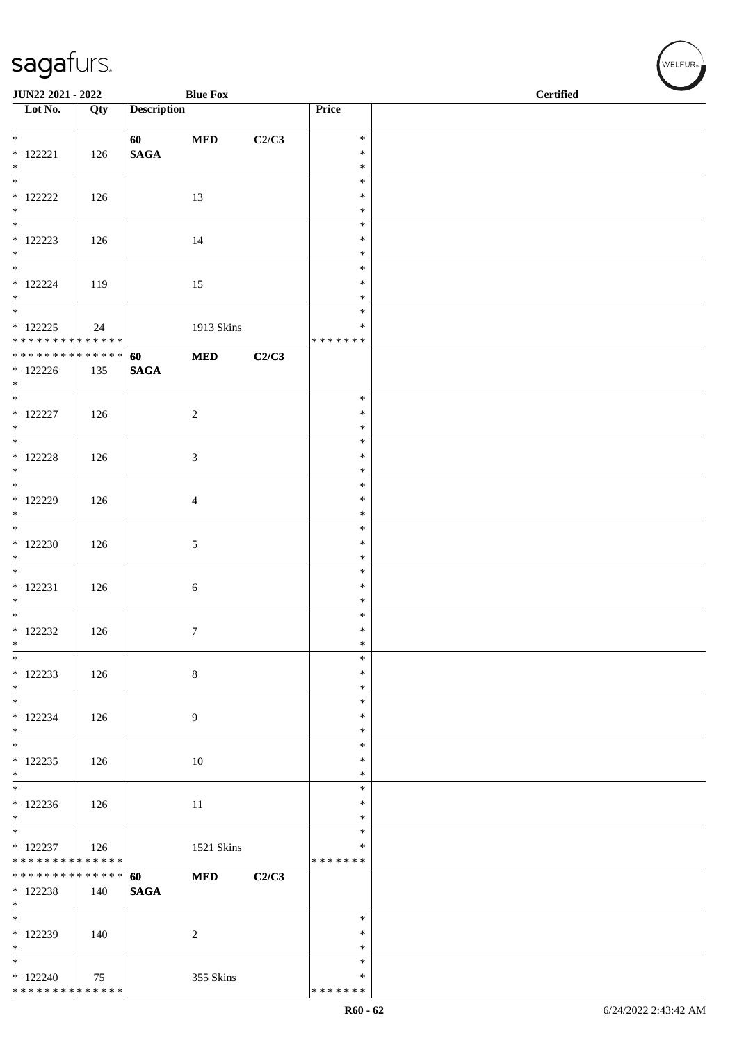JUN22 2021 - 2022 — Blue Fox — Certified

| Lot No. | Qty | Description | | | Price | |
|---|---|---|---|---|---|---|
| * 122221 * | 126 | 60 SAGA | MED | C2/C3 | * * * | |
| * 122222 * | 126 | | 13 | | * * * | |
| * 122223 * | 126 | | 14 | | * * * | |
| * 122224 * | 119 | | 15 | | * * * | |
| * 122225 * * * * * * * * * * * * * | 24 | | 1913 Skins | | * * * * * * * * | |
| * * * * * * * * * * * * * * 122226 * | 135 | 60 SAGA | MED | C2/C3 | | |
| * 122227 * | 126 | | 2 | | * * * | |
| * 122228 * | 126 | | 3 | | * * * | |
| * 122229 * | 126 | | 4 | | * * * | |
| * 122230 * | 126 | | 5 | | * * * | |
| * 122231 * | 126 | | 6 | | * * * | |
| * 122232 * | 126 | | 7 | | * * * | |
| * 122233 * | 126 | | 8 | | * * * | |
| * 122234 * | 126 | | 9 | | * * * | |
| * 122235 * | 126 | | 10 | | * * * | |
| * 122236 * | 126 | | 11 | | * * * | |
| * 122237 * * * * * * * * * * * * * | 126 | | 1521 Skins | | * * * * * * * * | |
| * * * * * * * * * * * * * * 122238 * | 140 | 60 SAGA | MED | C2/C3 | | |
| * 122239 * | 140 | | 2 | | * * * | |
| * 122240 * * * * * * * * * * * * * | 75 | | 355 Skins | | * * * * * * * * | |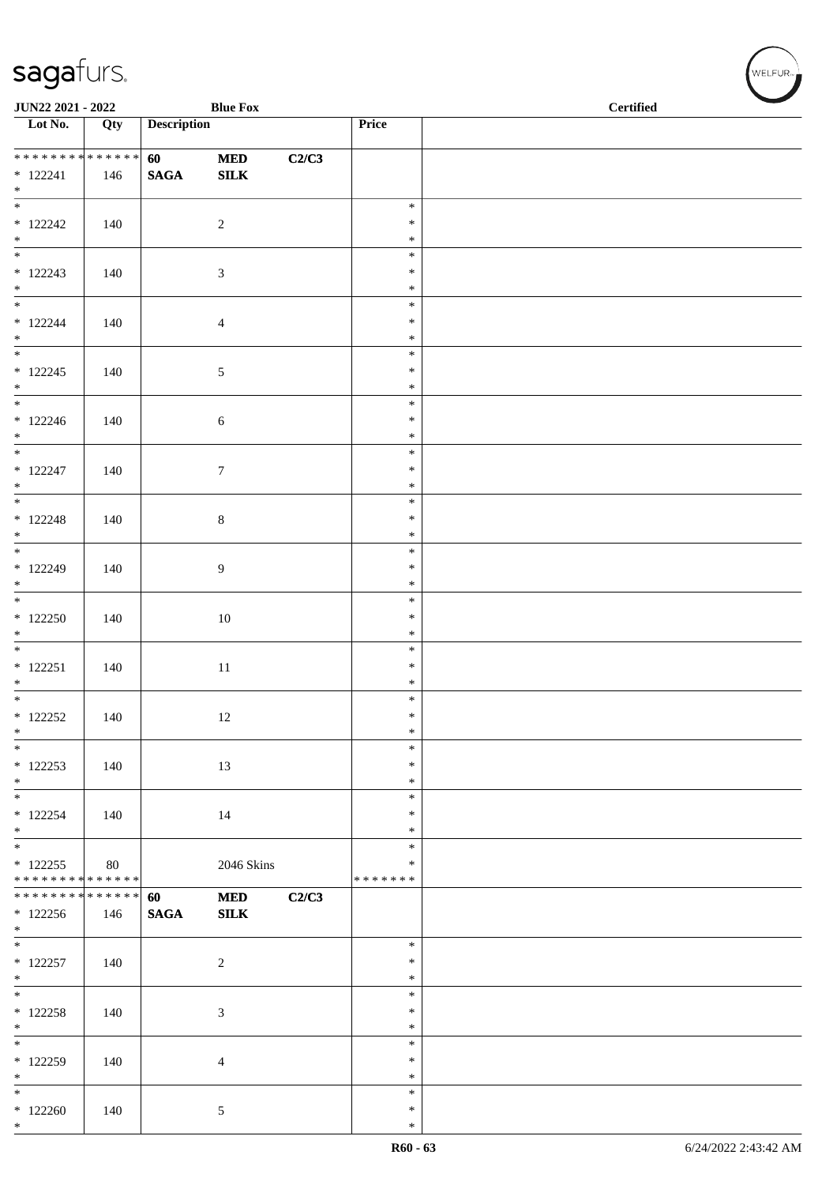| Lot No. | Qty | Description | | | Price | |
|---|---|---|---|---|---|---|
| * * * * * * * * * * * * * * | | 60 | MED | C2/C3 | | |
| * 122241 | 146 | SAGA | SILK | | | |
| * | | | | | | |
| * 122242 | 140 | | 2 | | * * * | |
| * 122243 | 140 | | 3 | | * * * | |
| * 122244 | 140 | | 4 | | * * * | |
| * 122245 | 140 | | 5 | | * * * | |
| * 122246 | 140 | | 6 | | * * * | |
| * 122247 | 140 | | 7 | | * * * | |
| * 122248 | 140 | | 8 | | * * * | |
| * 122249 | 140 | | 9 | | * * * | |
| * 122250 | 140 | | 10 | | * * * | |
| * 122251 | 140 | | 11 | | * * * | |
| * 122252 | 140 | | 12 | | * * * | |
| * 122253 | 140 | | 13 | | * * * | |
| * 122254 | 140 | | 14 | | * * * | |
| * 122255 | 80 | | 2046 Skins | | * * | |
| * * * * * * * * * * * * * * | | | | | * * * * * * * | |
| * * * * * * * * * * * * * * | | 60 | MED | C2/C3 | | |
| * 122256 | 146 | SAGA | SILK | | | |
| * | | | | | | |
| * 122257 | 140 | | 2 | | * * * | |
| * 122258 | 140 | | 3 | | * * * | |
| * 122259 | 140 | | 4 | | * * * | |
| * 122260 | 140 | | 5 | | * * * | |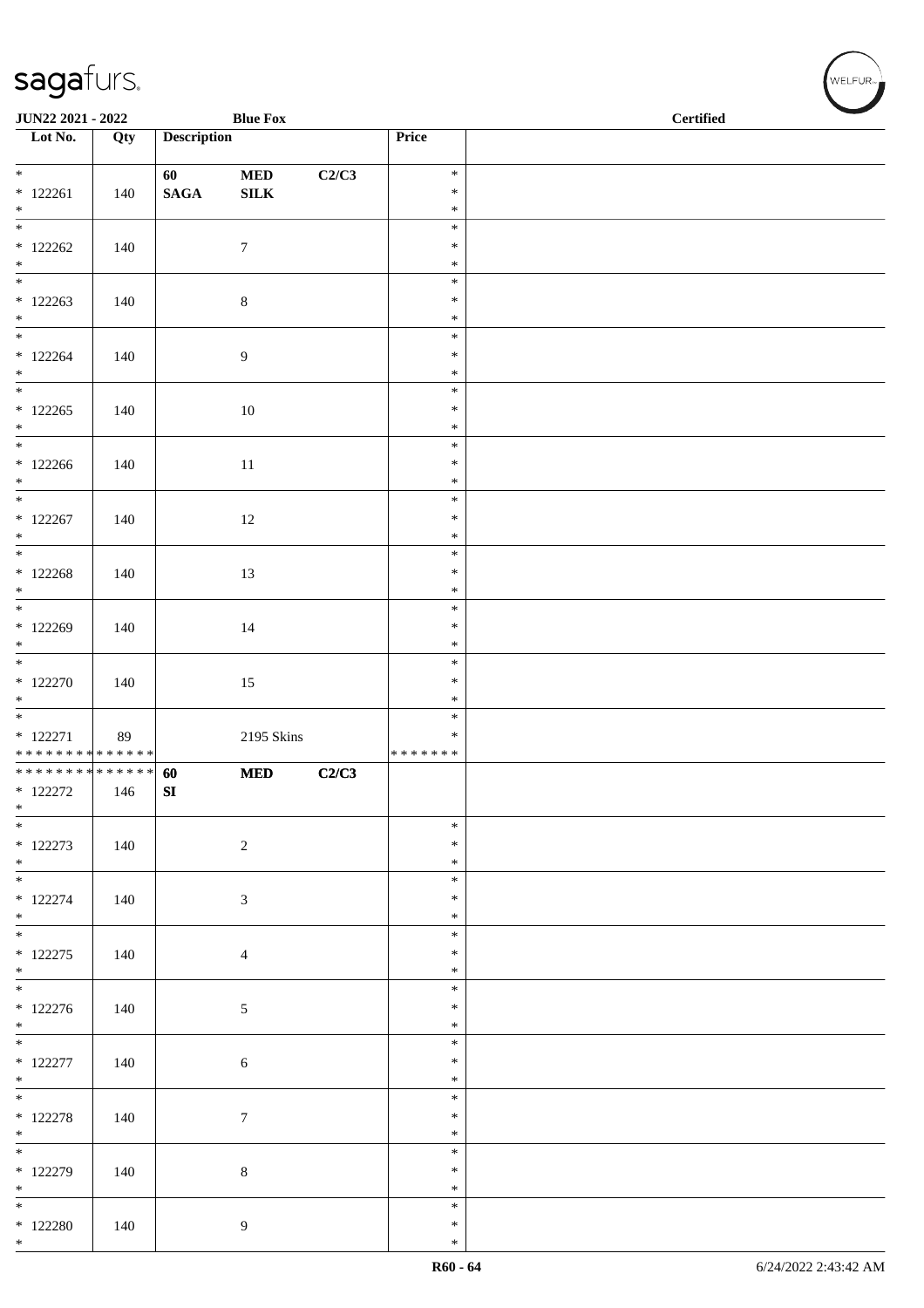| Lot No. | Qty | Description | | | Price | Certified |
|---|---|---|---|---|---|---|
| * 122261 * | 140 | 60 SAGA | MED SILK | C2/C3 | * * * | |
| * 122262 * | 140 | | 7 | | * * * | |
| * 122263 * | 140 | | 8 | | * * * | |
| * 122264 * | 140 | | 9 | | * * * | |
| * 122265 * | 140 | | 10 | | * * * | |
| * 122266 * | 140 | | 11 | | * * * | |
| * 122267 * | 140 | | 12 | | * * * | |
| * 122268 * | 140 | | 13 | | * * * | |
| * 122269 * | 140 | | 14 | | * * * | |
| * 122270 * | 140 | | 15 | | * * * | |
| * 122271 ************** | 89 | | 2195 Skins | | * * ******* | |
| ************** 122272 * | 146 | 60 SI | MED | C2/C3 | | |
| * 122273 * | 140 | | 2 | | * * * | |
| * 122274 * | 140 | | 3 | | * * * | |
| * 122275 * | 140 | | 4 | | * * * | |
| * 122276 * | 140 | | 5 | | * * * | |
| * 122277 * | 140 | | 6 | | * * * | |
| * 122278 * | 140 | | 7 | | * * * | |
| * 122279 * | 140 | | 8 | | * * * | |
| * 122280 * | 140 | | 9 | | * * * | |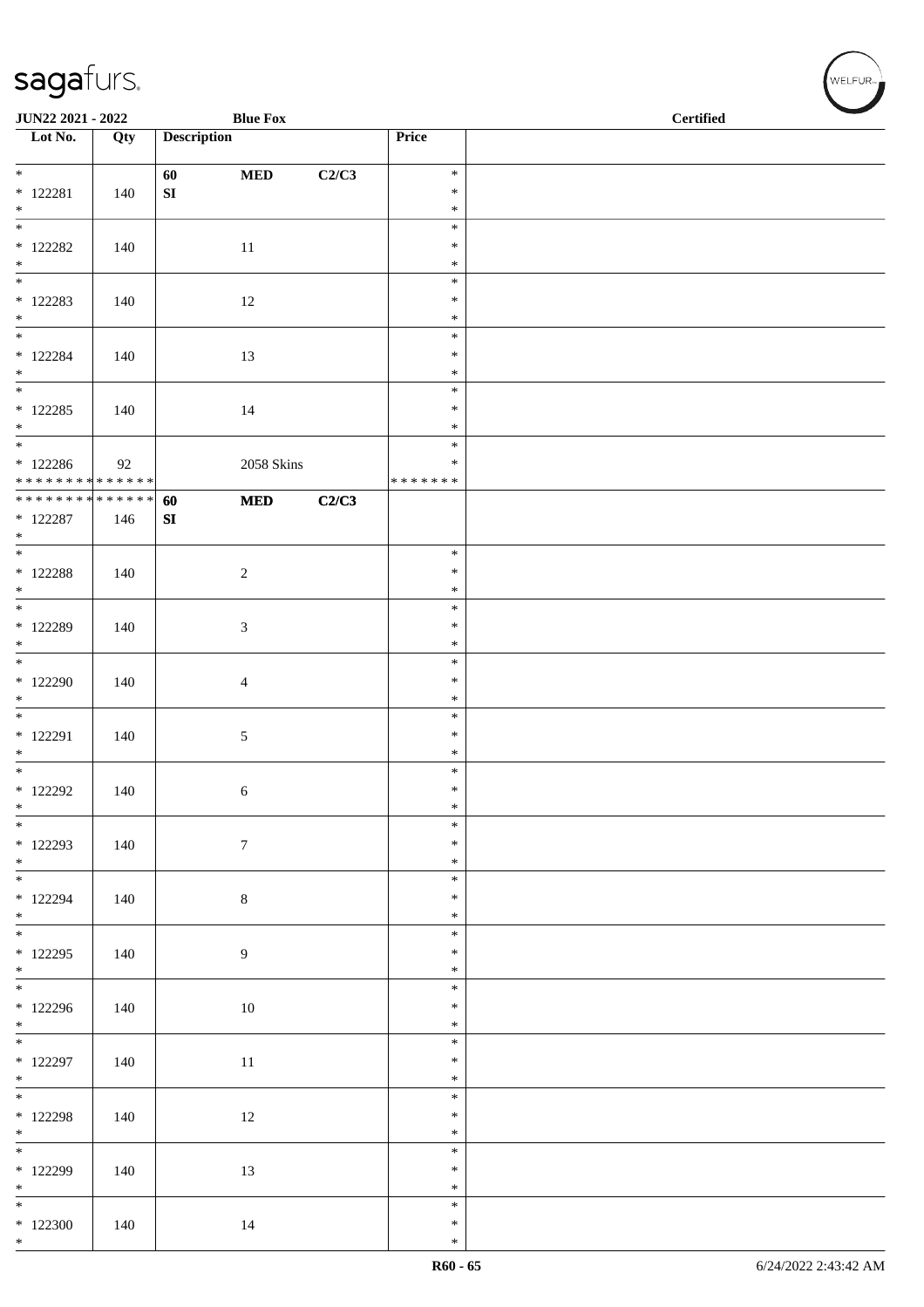JUN22 2021 - 2022 | Blue Fox | Certified

| Lot No. | Qty | Description | | | Price | |
|---|---|---|---|---|---|---|
| * <br> * 122281 <br> * | 140 | 60 <br> SI | **MED** | **C2/C3** | * <br> * <br> * | |
| * <br> * 122282 <br> * | 140 | | 11 | | * <br> * <br> * | |
| * <br> * 122283 <br> * | 140 | | 12 | | * <br> * <br> * | |
| * <br> * 122284 <br> * | 140 | | 13 | | * <br> * <br> * | |
| * <br> * 122285 <br> * | 140 | | 14 | | * <br> * <br> * | |
| * <br> * 122286 <br> * * * * * * * * * * * * * * | 92 | | 2058 Skins | | * <br> * <br> * * * * * * * | |
| * * * * * * * * * * * * * * <br> * 122287 <br> * | 146 | **60** <br> **SI** | **MED** | **C2/C3** | | |
| * <br> * 122288 <br> * | 140 | | 2 | | * <br> * <br> * | |
| * <br> * 122289 <br> * | 140 | | 3 | | * <br> * <br> * | |
| * <br> * 122290 <br> * | 140 | | 4 | | * <br> * <br> * | |
| * <br> * 122291 <br> * | 140 | | 5 | | * <br> * <br> * | |
| * <br> * 122292 <br> * | 140 | | 6 | | * <br> * <br> * | |
| * <br> * 122293 <br> * | 140 | | 7 | | * <br> * <br> * | |
| * <br> * 122294 <br> * | 140 | | 8 | | * <br> * <br> * | |
| * <br> * 122295 <br> * | 140 | | 9 | | * <br> * <br> * | |
| * <br> * 122296 <br> * | 140 | | 10 | | * <br> * <br> * | |
| * <br> * 122297 <br> * | 140 | | 11 | | * <br> * <br> * | |
| * <br> * 122298 <br> * | 140 | | 12 | | * <br> * <br> * | |
| * <br> * 122299 <br> * | 140 | | 13 | | * <br> * <br> * | |
| * <br> * 122300 <br> * | 140 | | 14 | | * <br> * <br> * | |

R60 - 65 | 6/24/2022 2:43:42 AM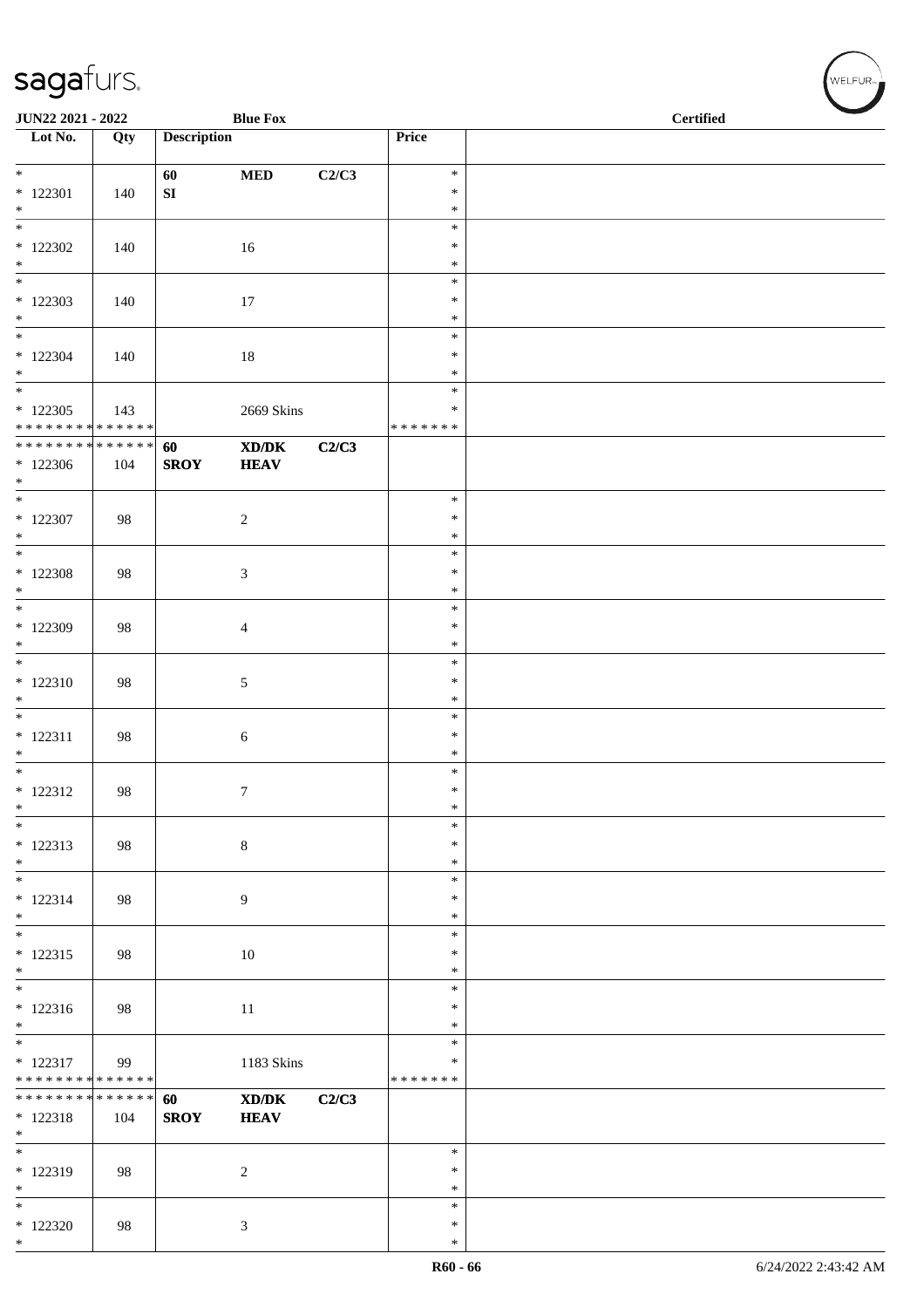JUN22 2021 - 2022 | Blue Fox | Certified

| Lot No. | Qty | Description | | | Price | |
|---|---|---|---|---|---|---|
| * | | 60 | MED | C2/C3 | * | |
| * 122301 | 140 | SI | | | * | |
| * | | | | | * | |
| * | | | | | * | |
| * 122302 | 140 | | 16 | | * | |
| * | | | | | * | |
| * | | | | | * | |
| * 122303 | 140 | | 17 | | * | |
| * | | | | | * | |
| * | | | | | * | |
| * 122304 | 140 | | 18 | | * | |
| * | | | | | * | |
| * | | | | | * | |
| * 122305 | 143 | | 2669 Skins | | * | |
| * * * * * * * * * * * * * * | | | | | * * * * * * * | |
| * * * * * * * * * * * * * * | | 60 | XD/DK | C2/C3 | | |
| * 122306 | 104 | SROY | HEAV | | | |
| * | | | | | | |
| * | | | | | * | |
| * 122307 | 98 | | 2 | | * | |
| * | | | | | * | |
| * | | | | | * | |
| * 122308 | 98 | | 3 | | * | |
| * | | | | | * | |
| * | | | | | * | |
| * 122309 | 98 | | 4 | | * | |
| * | | | | | * | |
| * | | | | | * | |
| * 122310 | 98 | | 5 | | * | |
| * | | | | | * | |
| * | | | | | * | |
| * 122311 | 98 | | 6 | | * | |
| * | | | | | * | |
| * | | | | | * | |
| * 122312 | 98 | | 7 | | * | |
| * | | | | | * | |
| * | | | | | * | |
| * 122313 | 98 | | 8 | | * | |
| * | | | | | * | |
| * | | | | | * | |
| * 122314 | 98 | | 9 | | * | |
| * | | | | | * | |
| * | | | | | * | |
| * 122315 | 98 | | 10 | | * | |
| * | | | | | * | |
| * | | | | | * | |
| * 122316 | 98 | | 11 | | * | |
| * | | | | | * | |
| * | | | | | * | |
| * 122317 | 99 | | 1183 Skins | | * | |
| * * * * * * * * * * * * * * | | | | | * * * * * * * | |
| * * * * * * * * * * * * * * | | 60 | XD/DK | C2/C3 | | |
| * 122318 | 104 | SROY | HEAV | | | |
| * | | | | | | |
| * | | | | | * | |
| * 122319 | 98 | | 2 | | * | |
| * | | | | | * | |
| * | | | | | * | |
| * 122320 | 98 | | 3 | | * | |
| * | | | | | * | |

R60 - 66 | 6/24/2022 2:43:42 AM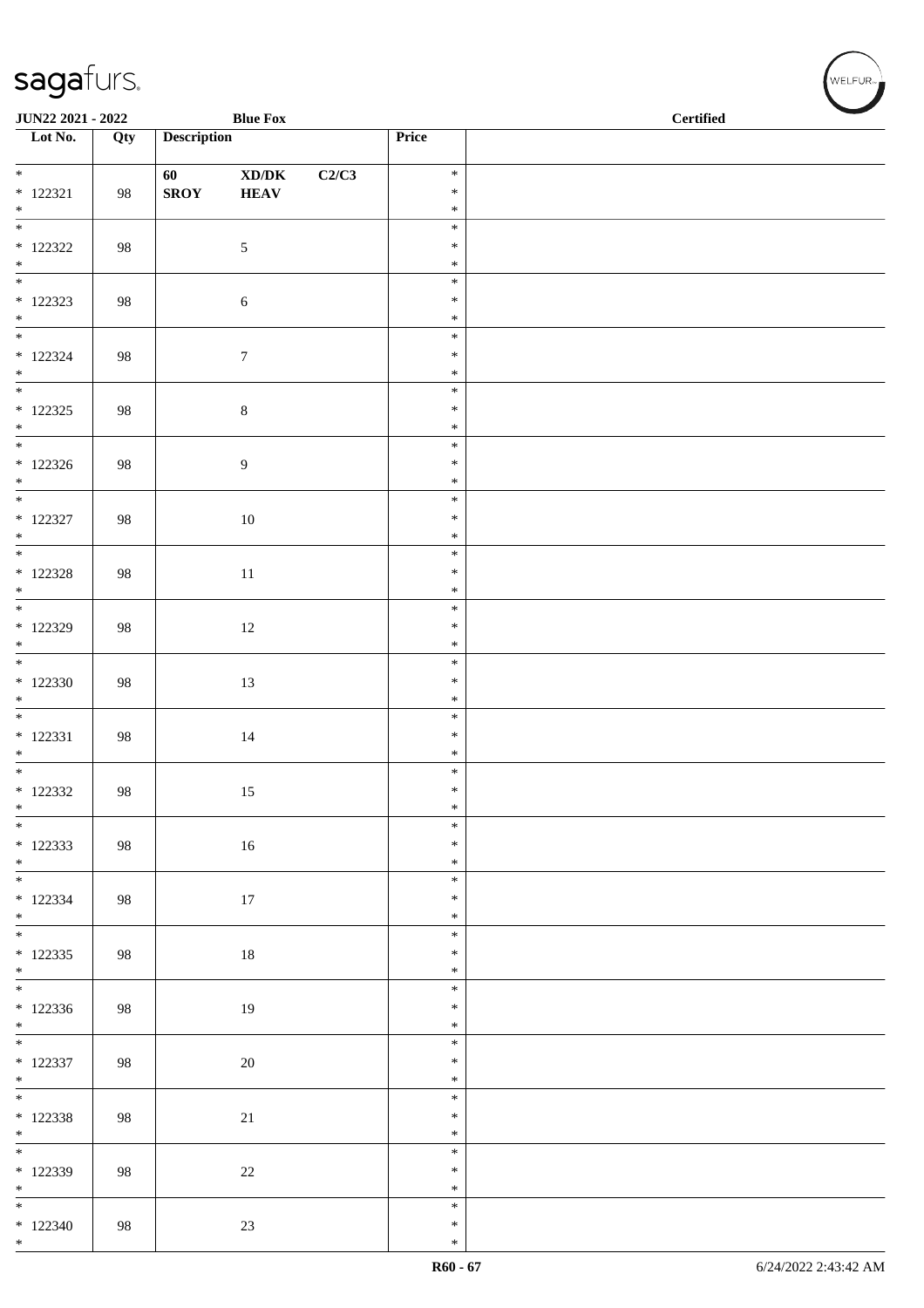JUN22 2021 - 2022 &nbsp;&nbsp;&nbsp;&nbsp; Blue Fox &nbsp;&nbsp;&nbsp;&nbsp; Certified

| Lot No. | Qty | Description | | | Price | |
|---|---|---|---|---|---|---|
| * 122321 * | 98 | 60 SROY | XD/DK HEAV | C2/C3 | * * * | |
| * 122322 * | 98 | | 5 | | * * * | |
| * 122323 * | 98 | | 6 | | * * * | |
| * 122324 * | 98 | | 7 | | * * * | |
| * 122325 * | 98 | | 8 | | * * * | |
| * 122326 * | 98 | | 9 | | * * * | |
| * 122327 * | 98 | | 10 | | * * * | |
| * 122328 * | 98 | | 11 | | * * * | |
| * 122329 * | 98 | | 12 | | * * * | |
| * 122330 * | 98 | | 13 | | * * * | |
| * 122331 * | 98 | | 14 | | * * * | |
| * 122332 * | 98 | | 15 | | * * * | |
| * 122333 * | 98 | | 16 | | * * * | |
| * 122334 * | 98 | | 17 | | * * * | |
| * 122335 * | 98 | | 18 | | * * * | |
| * 122336 * | 98 | | 19 | | * * * | |
| * 122337 * | 98 | | 20 | | * * * | |
| * 122338 * | 98 | | 21 | | * * * | |
| * 122339 * | 98 | | 22 | | * * * | |
| * 122340 * | 98 | | 23 | | * * * | |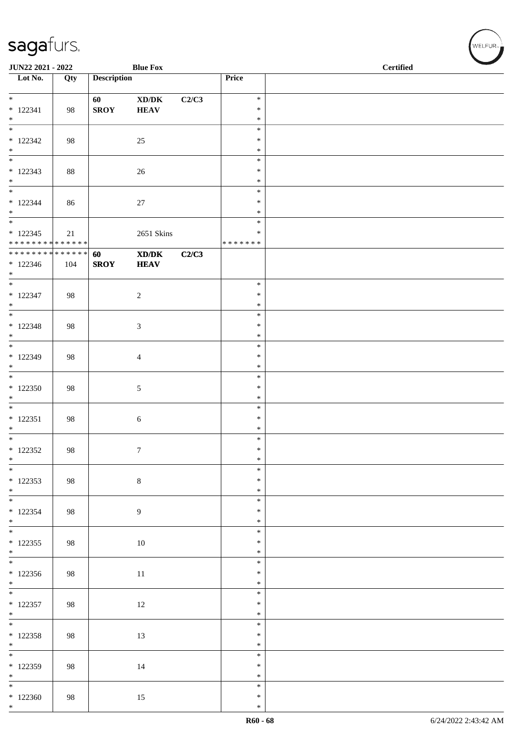JUN22 2021 - 2022 | Blue Fox | Certified

| Lot No. | Qty | Description | | | Price | |
|---|---|---|---|---|---|---|
| * | | 60 | XD/DK | C2/C3 | * | |
| * 122341 | 98 | SROY | HEAV | | * | |
| * | | | | | * | |
| * 122342 | 98 | | 25 | | * | |
| * 122343 | 88 | | 26 | | * | |
| * 122344 | 86 | | 27 | | * | |
| * 122345 | 21 | | 2651 Skins | | * | |
| * * * * * * * * * * * * * * | | | | | * * * * * * * | |
| * * * * * * * * * * * * * * | | 60 | XD/DK | C2/C3 | | |
| * 122346 | 104 | SROY | HEAV | | | |
| * 122347 | 98 | | 2 | | * | |
| * 122348 | 98 | | 3 | | * | |
| * 122349 | 98 | | 4 | | * | |
| * 122350 | 98 | | 5 | | * | |
| * 122351 | 98 | | 6 | | * | |
| * 122352 | 98 | | 7 | | * | |
| * 122353 | 98 | | 8 | | * | |
| * 122354 | 98 | | 9 | | * | |
| * 122355 | 98 | | 10 | | * | |
| * 122356 | 98 | | 11 | | * | |
| * 122357 | 98 | | 12 | | * | |
| * 122358 | 98 | | 13 | | * | |
| * 122359 | 98 | | 14 | | * | |
| * 122360 | 98 | | 15 | | * | |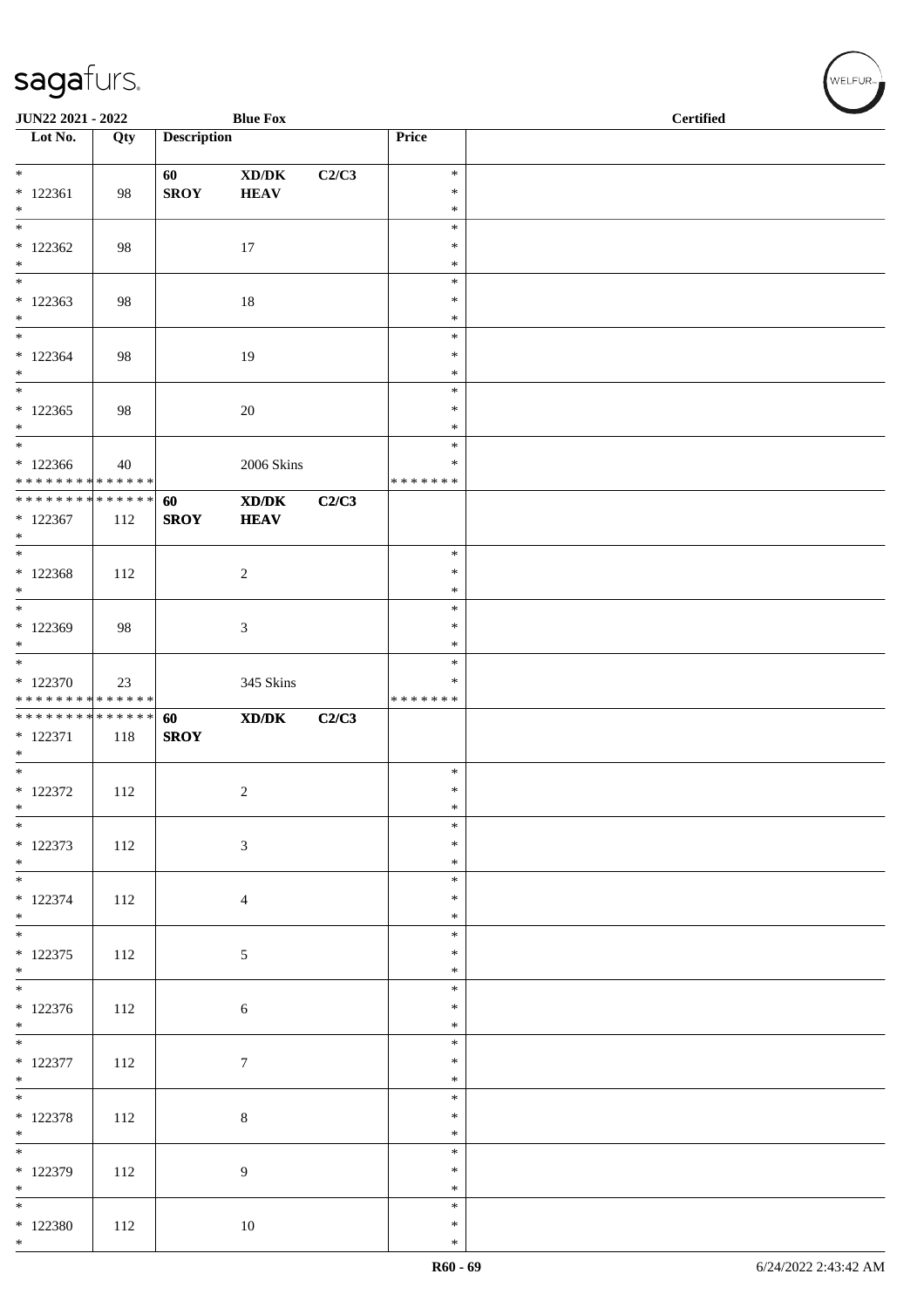| Lot No. | Qty | Description | | | Price | |
|---|---|---|---|---|---|---|
| * | | 60 | XD/DK | C2/C3 | * | |
| * 122361 | 98 | SROY | HEAV | | * | |
| * | | | | | * | |
| * | | | | | * | |
| * 122362 | 98 | | 17 | | * | |
| * | | | | | * | |
| * | | | | | * | |
| * 122363 | 98 | | 18 | | * | |
| * | | | | | * | |
| * | | | | | * | |
| * 122364 | 98 | | 19 | | * | |
| * | | | | | * | |
| * | | | | | * | |
| * 122365 | 98 | | 20 | | * | |
| * | | | | | * | |
| * | | | | | * | |
| * 122366 | 40 | | 2006 Skins | | * | |
| * * * * * * * * * * * * * * | | | | | * * * * * * * | |
| * * * * * * * * * * * * * * | | 60 | XD/DK | C2/C3 | | |
| * 122367 | 112 | SROY | HEAV | | | |
| * | | | | | | |
| * | | | | | * | |
| * 122368 | 112 | | 2 | | * | |
| * | | | | | * | |
| * | | | | | * | |
| * 122369 | 98 | | 3 | | * | |
| * | | | | | * | |
| * | | | | | * | |
| * 122370 | 23 | | 345 Skins | | * | |
| * * * * * * * * * * * * * * | | | | | * * * * * * * | |
| * * * * * * * * * * * * * * | | 60 | XD/DK | C2/C3 | | |
| * 122371 | 118 | SROY | | | | |
| * | | | | | | |
| * | | | | | * | |
| * 122372 | 112 | | 2 | | * | |
| * | | | | | * | |
| * | | | | | * | |
| * 122373 | 112 | | 3 | | * | |
| * | | | | | * | |
| * | | | | | * | |
| * 122374 | 112 | | 4 | | * | |
| * | | | | | * | |
| * | | | | | * | |
| * 122375 | 112 | | 5 | | * | |
| * | | | | | * | |
| * | | | | | * | |
| * 122376 | 112 | | 6 | | * | |
| * | | | | | * | |
| * | | | | | * | |
| * 122377 | 112 | | 7 | | * | |
| * | | | | | * | |
| * | | | | | * | |
| * 122378 | 112 | | 8 | | * | |
| * | | | | | * | |
| * | | | | | * | |
| * 122379 | 112 | | 9 | | * | |
| * | | | | | * | |
| * | | | | | * | |
| * 122380 | 112 | | 10 | | * | |
| * | | | | | * | |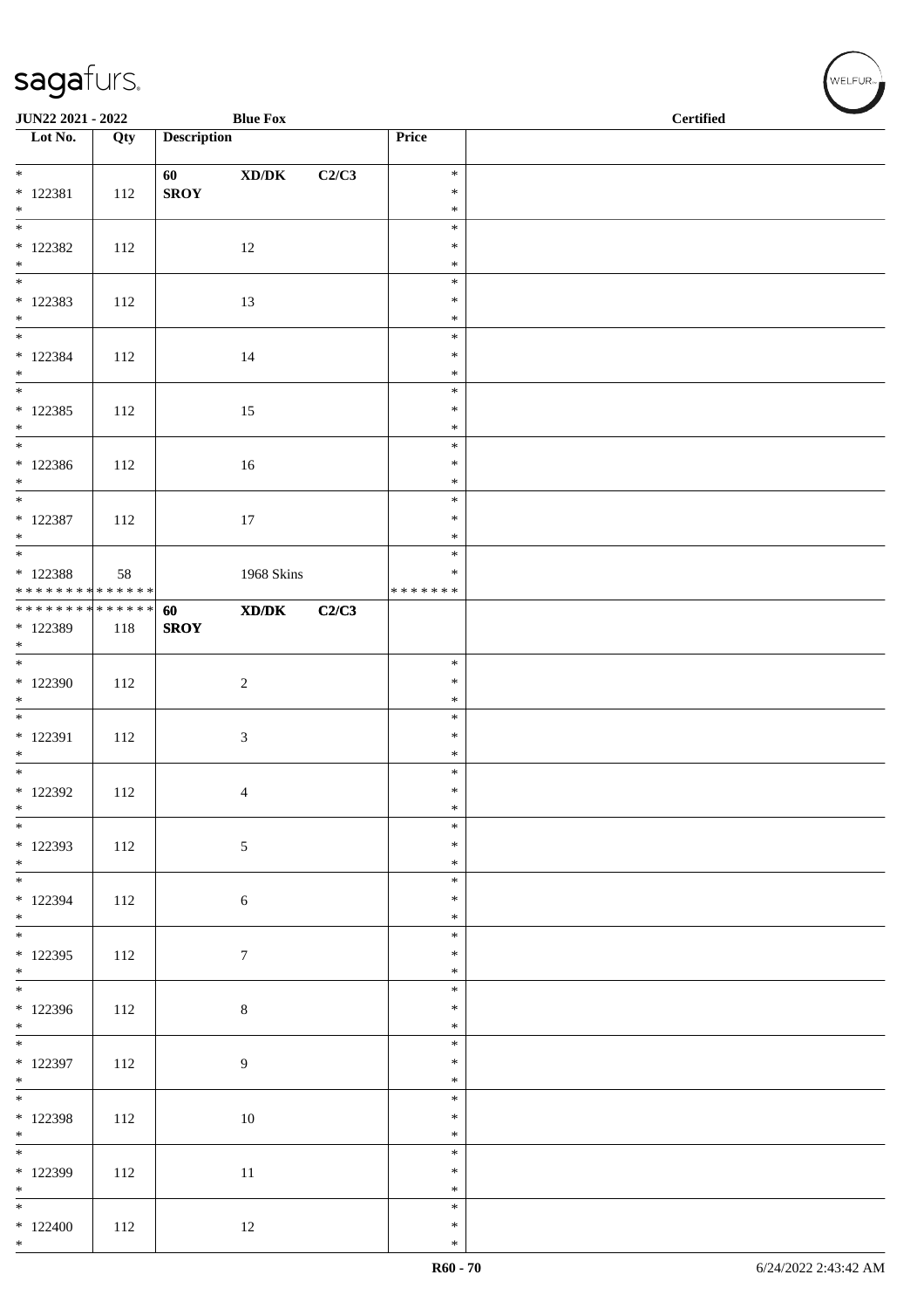JUN22 2021 - 2022 Blue Fox Certified

| Lot No. | Qty | Description | | | Price | |
|---|---|---|---|---|---|---|
| * 122381 * | 112 | 60 SROY | XD/DK | C2/C3 | * * * | |
| * 122382 * | 112 | | 12 | | * * * | |
| * 122383 * | 112 | | 13 | | * * * | |
| * 122384 * | 112 | | 14 | | * * * | |
| * 122385 * | 112 | | 15 | | * * * | |
| * 122386 * | 112 | | 16 | | * * * | |
| * 122387 * | 112 | | 17 | | * * * | |
| * 122388 * * * * * * * * * * * * * * | 58 | | 1968 Skins | | * * * * * * * * * | |
| * * * * * * * * * * * * * * 122389 * | 118 | **60 SROY** | **XD/DK** | **C2/C3** | | |
| * 122390 * | 112 | | 2 | | * * * | |
| * 122391 * | 112 | | 3 | | * * * | |
| * 122392 * | 112 | | 4 | | * * * | |
| * 122393 * | 112 | | 5 | | * * * | |
| * 122394 * | 112 | | 6 | | * * * | |
| * 122395 * | 112 | | 7 | | * * * | |
| * 122396 * | 112 | | 8 | | * * * | |
| * 122397 * | 112 | | 9 | | * * * | |
| * 122398 * | 112 | | 10 | | * * * | |
| * 122399 * | 112 | | 11 | | * * * | |
| * 122400 * | 112 | | 12 | | * * * | |

R60 - 70 6/24/2022 2:43:42 AM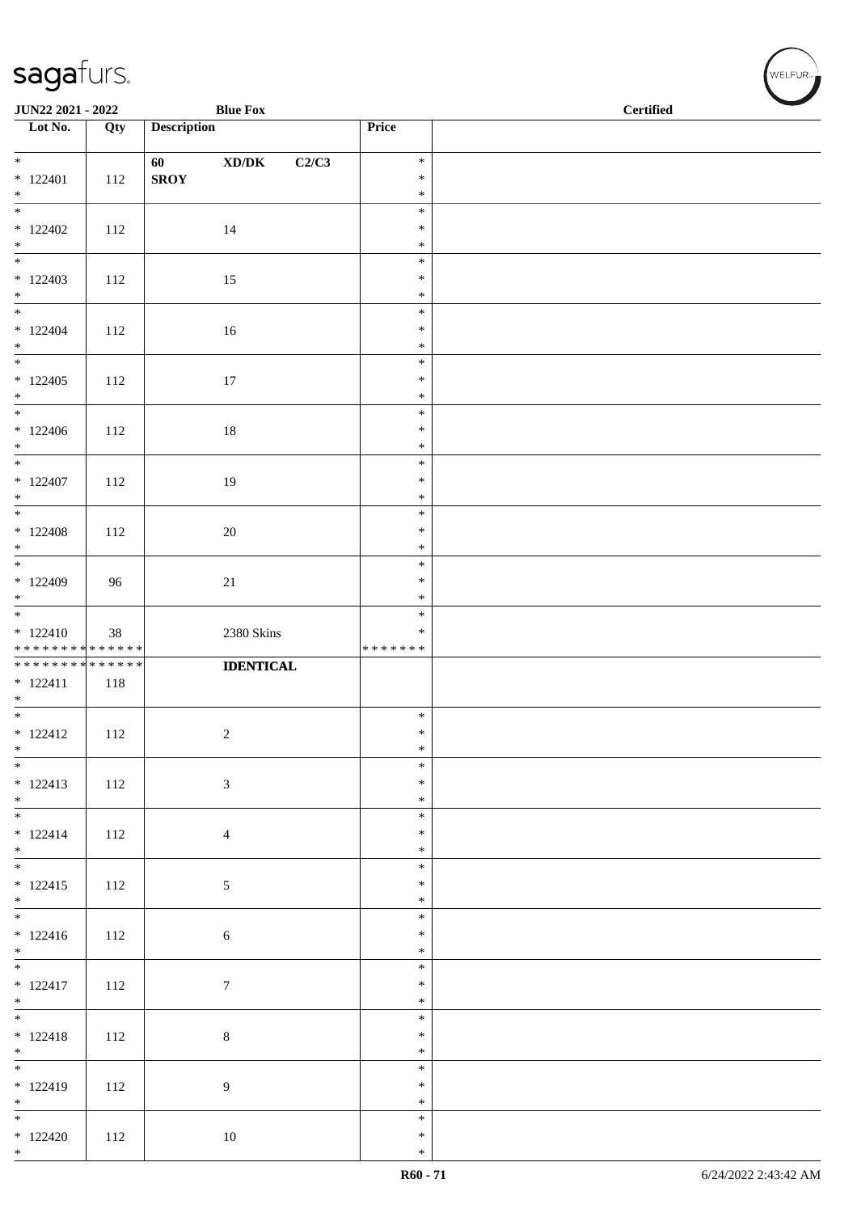| Lot No. | Qty | Description | Price | |
|---|---|---|---|---|
| * 122401 * | 112 | 60 XD/DK C2/C3 SROY | * * * | |
| * 122402 * | 112 | 14 | * * * | |
| * 122403 * | 112 | 15 | * * * | |
| * 122404 * | 112 | 16 | * * * | |
| * 122405 * | 112 | 17 | * * * | |
| * 122406 * | 112 | 18 | * * * | |
| * 122407 * | 112 | 19 | * * * | |
| * 122408 * | 112 | 20 | * * * | |
| * 122409 * | 96 | 21 | * * * | |
| * 122410 ************** | 38 | 2380 Skins | * * ******* | |
| ************** * 122411 * | 118 | **IDENTICAL** | | |
| * 122412 * | 112 | 2 | * * * | |
| * 122413 * | 112 | 3 | * * * | |
| * 122414 * | 112 | 4 | * * * | |
| * 122415 * | 112 | 5 | * * * | |
| * 122416 * | 112 | 6 | * * * | |
| * 122417 * | 112 | 7 | * * * | |
| * 122418 * | 112 | 8 | * * * | |
| * 122419 * | 112 | 9 | * * * | |
| * 122420 * | 112 | 10 | * * * | |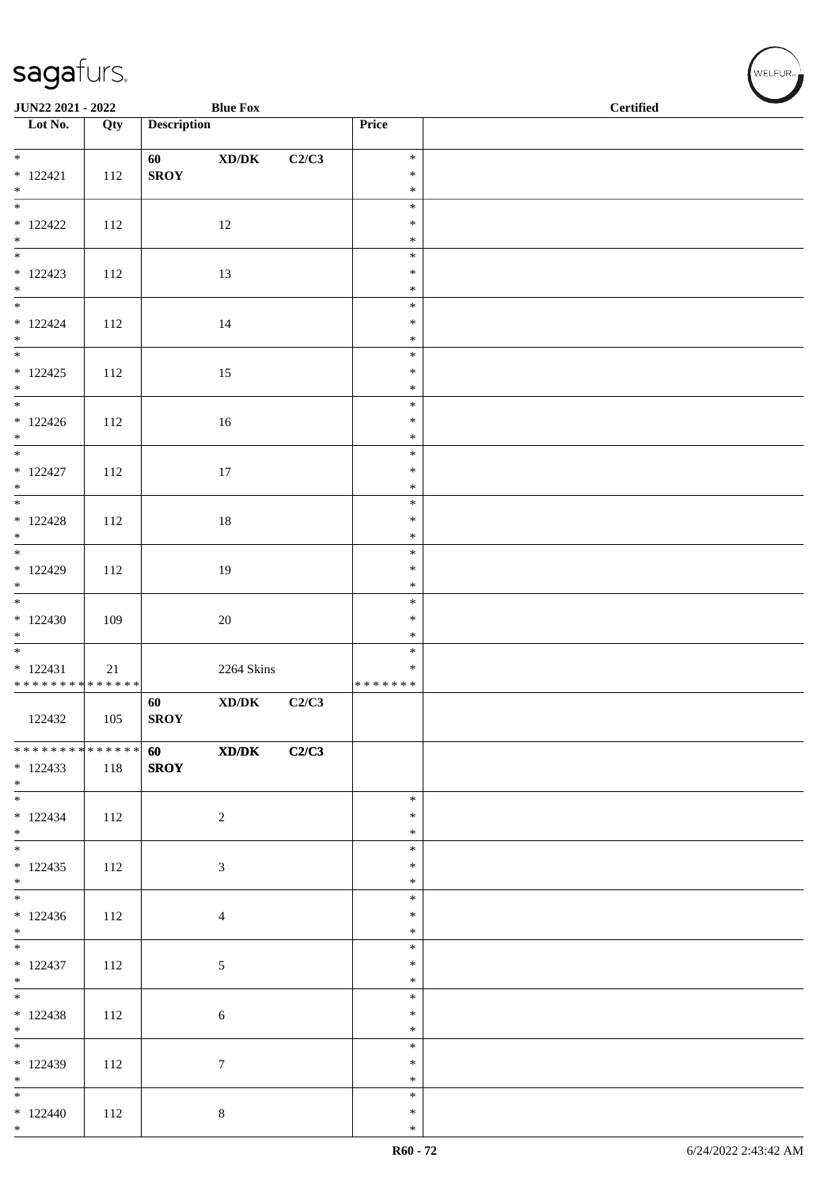JUN22 2021 - 2022 Blue Fox Certified

| Lot No. | Qty | Description | | | Price | |
|---|---|---|---|---|---|---|
| * 122421 * | 112 | 60 SROY | XD/DK | C2/C3 | * * * | |
| * 122422 * | 112 | | 12 | | * * * | |
| * 122423 * | 112 | | 13 | | * * * | |
| * 122424 * | 112 | | 14 | | * * * | |
| * 122425 * | 112 | | 15 | | * * * | |
| * 122426 * | 112 | | 16 | | * * * | |
| * 122427 * | 112 | | 17 | | * * * | |
| * 122428 * | 112 | | 18 | | * * * | |
| * 122429 * | 112 | | 19 | | * * * | |
| * 122430 * | 109 | | 20 | | * * * | |
| * 122431 * * * * * * * * * * * * * * | 21 | | 2264 Skins | | * * * * * * * * * | |
| 122432 | 105 | 60 SROY | XD/DK | C2/C3 | | |
| * * * * * * * * * * * * * * 122433 * | 118 | 60 SROY | XD/DK | C2/C3 | | |
| * 122434 * | 112 | | 2 | | * * * | |
| * 122435 * | 112 | | 3 | | * * * | |
| * 122436 * | 112 | | 4 | | * * * | |
| * 122437 * | 112 | | 5 | | * * * | |
| * 122438 * | 112 | | 6 | | * * * | |
| * 122439 * | 112 | | 7 | | * * * | |
| * 122440 * | 112 | | 8 | | * * * | |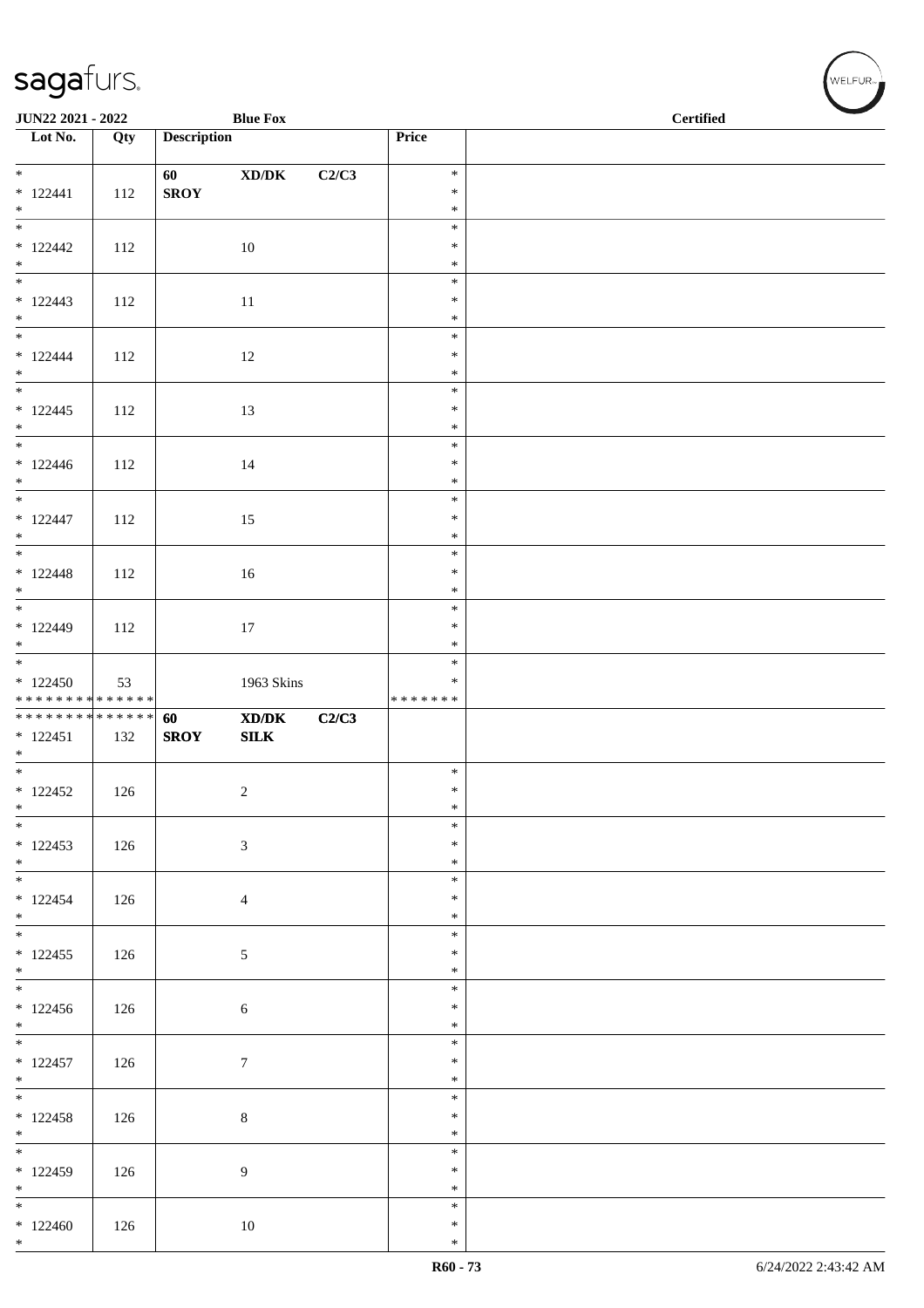| Lot No. | Qty | Description | | | Price | |
|---|---|---|---|---|---|---|
| * 122441 * | 112 | 60 SROY | XD/DK | C2/C3 | * * * | |
| * 122442 * | 112 | | 10 | | * * * | |
| * 122443 * | 112 | | 11 | | * * * | |
| * 122444 * | 112 | | 12 | | * * * | |
| * 122445 * | 112 | | 13 | | * * * | |
| * 122446 * | 112 | | 14 | | * * * | |
| * 122447 * | 112 | | 15 | | * * * | |
| * 122448 * | 112 | | 16 | | * * * | |
| * 122449 * | 112 | | 17 | | * * * | |
| * 122450 * * * * * * * * * * * * * * | 53 | | 1963 Skins | | * * * * * * * * * | |
| * * * * * * * * * * * * * * 122451 * | 132 | 60 SROY | XD/DK SILK | C2/C3 | | |
| * 122452 * | 126 | | 2 | | * * * | |
| * 122453 * | 126 | | 3 | | * * * | |
| * 122454 * | 126 | | 4 | | * * * | |
| * 122455 * | 126 | | 5 | | * * * | |
| * 122456 * | 126 | | 6 | | * * * | |
| * 122457 * | 126 | | 7 | | * * * | |
| * 122458 * | 126 | | 8 | | * * * | |
| * 122459 * | 126 | | 9 | | * * * | |
| * 122460 * | 126 | | 10 | | * * * | |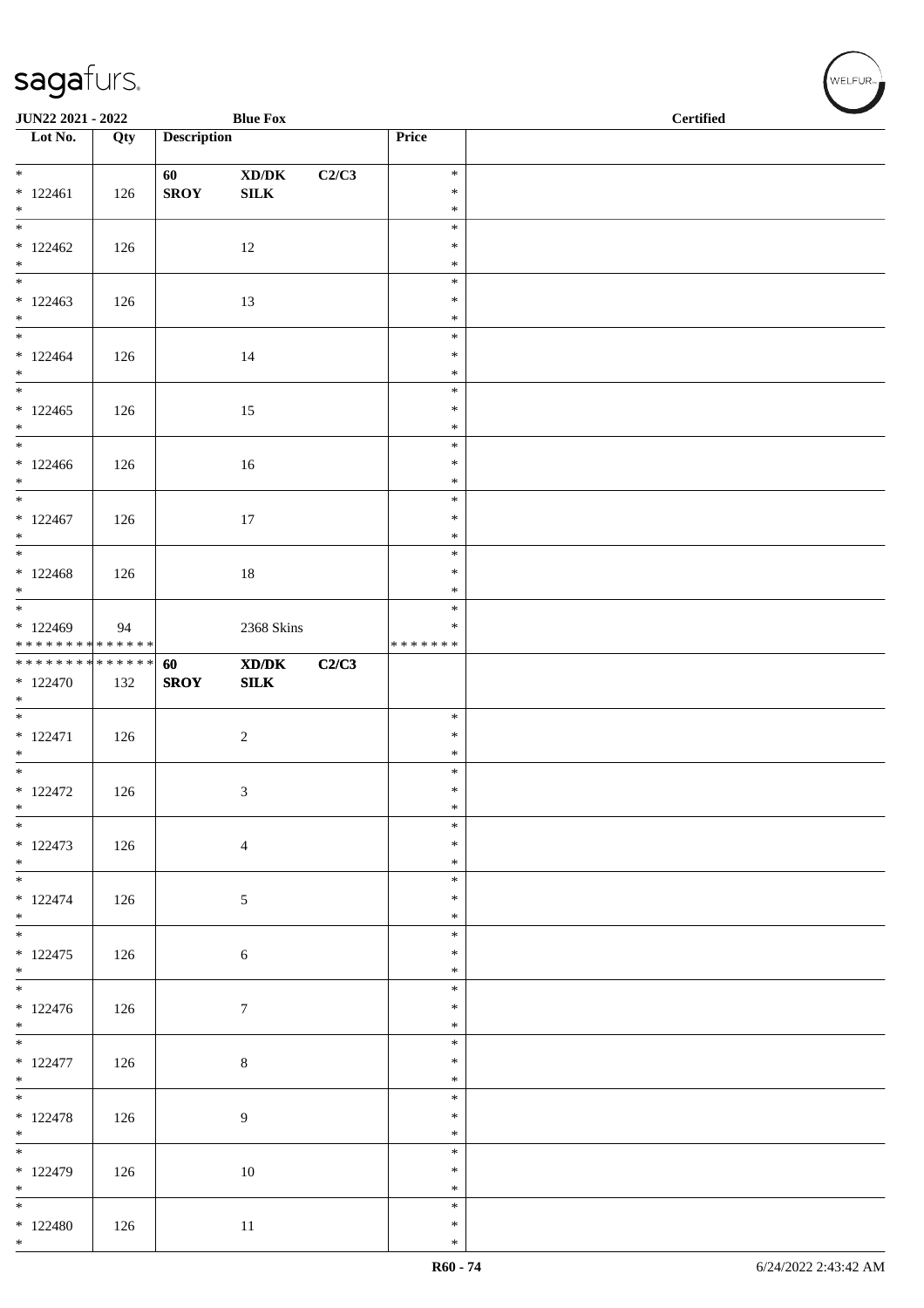**JUN22 2021 - 2022** **Blue Fox** **Certified**

| Lot No. | Qty | Description | | | Price | |
|---|---|---|---|---|---|---|
| * 122461 * | 126 | **60 SROY** | **XD/DK SILK** | **C2/C3** | * * * | |
| * 122462 * | 126 | | 12 | | * * * | |
| * 122463 * | 126 | | 13 | | * * * | |
| * 122464 * | 126 | | 14 | | * * * | |
| * 122465 * | 126 | | 15 | | * * * | |
| * 122466 * | 126 | | 16 | | * * * | |
| * 122467 * | 126 | | 17 | | * * * | |
| * 122468 * | 126 | | 18 | | * * * | |
| * 122469 * * * * * * * * * * * * * * | 94 | | 2368 Skins | | * * * * * * * * * | |
| * * * * * * * * * * * * * * 122470 * | 132 | **60 SROY** | **XD/DK SILK** | **C2/C3** | | |
| * 122471 * | 126 | | 2 | | * * * | |
| * 122472 * | 126 | | 3 | | * * * | |
| * 122473 * | 126 | | 4 | | * * * | |
| * 122474 * | 126 | | 5 | | * * * | |
| * 122475 * | 126 | | 6 | | * * * | |
| * 122476 * | 126 | | 7 | | * * * | |
| * 122477 * | 126 | | 8 | | * * * | |
| * 122478 * | 126 | | 9 | | * * * | |
| * 122479 * | 126 | | 10 | | * * * | |
| * 122480 * | 126 | | 11 | | * * * | |

R60 - 74 6/24/2022 2:43:42 AM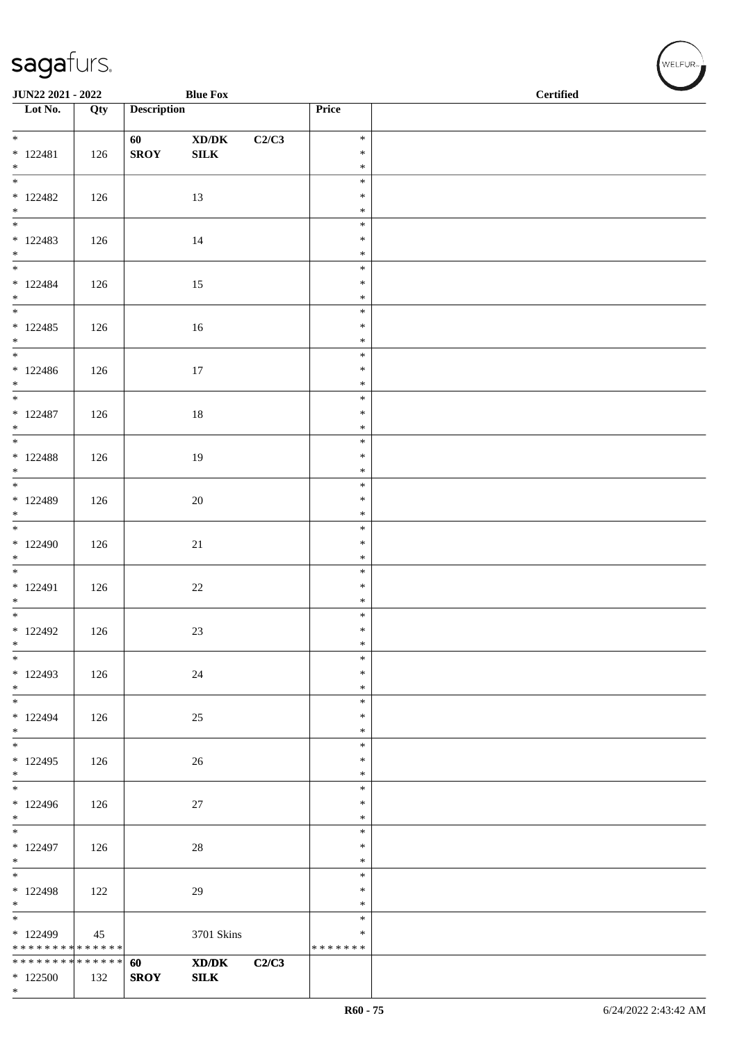**JUN22 2021 - 2022** **Blue Fox** **Certified**

| Lot No. | Qty | Description | | | Price | |
|---|---|---|---|---|---|---|
| * <br> * 122481 <br> * | 126 | **60** <br> **SROY** | **XD/DK** <br> **SILK** | **C2/C3** | * <br> * <br> * | |
| * <br> * 122482 <br> * | 126 | | 13 | | * <br> * <br> * | |
| * <br> * 122483 <br> * | 126 | | 14 | | * <br> * <br> * | |
| * <br> * 122484 <br> * | 126 | | 15 | | * <br> * <br> * | |
| * <br> * 122485 <br> * | 126 | | 16 | | * <br> * <br> * | |
| * <br> * 122486 <br> * | 126 | | 17 | | * <br> * <br> * | |
| * <br> * 122487 <br> * | 126 | | 18 | | * <br> * <br> * | |
| * <br> * 122488 <br> * | 126 | | 19 | | * <br> * <br> * | |
| * <br> * 122489 <br> * | 126 | | 20 | | * <br> * <br> * | |
| * <br> * 122490 <br> * | 126 | | 21 | | * <br> * <br> * | |
| * <br> * 122491 <br> * | 126 | | 22 | | * <br> * <br> * | |
| * <br> * 122492 <br> * | 126 | | 23 | | * <br> * <br> * | |
| * <br> * 122493 <br> * | 126 | | 24 | | * <br> * <br> * | |
| * <br> * 122494 <br> * | 126 | | 25 | | * <br> * <br> * | |
| * <br> * 122495 <br> * | 126 | | 26 | | * <br> * <br> * | |
| * <br> * 122496 <br> * | 126 | | 27 | | * <br> * <br> * | |
| * <br> * 122497 <br> * | 126 | | 28 | | * <br> * <br> * | |
| * <br> * 122498 <br> * | 122 | | 29 | | * <br> * <br> * | |
| * <br> * 122499 <br> * * * * * * * * * * * * * * | 45 | | 3701 Skins | | * <br> * <br> * * * * * * * | |
| * * * * * * * * * * * * * * <br> * 122500 <br> * | 132 | **60** <br> **SROY** | **XD/DK** <br> **SILK** | **C2/C3** | | |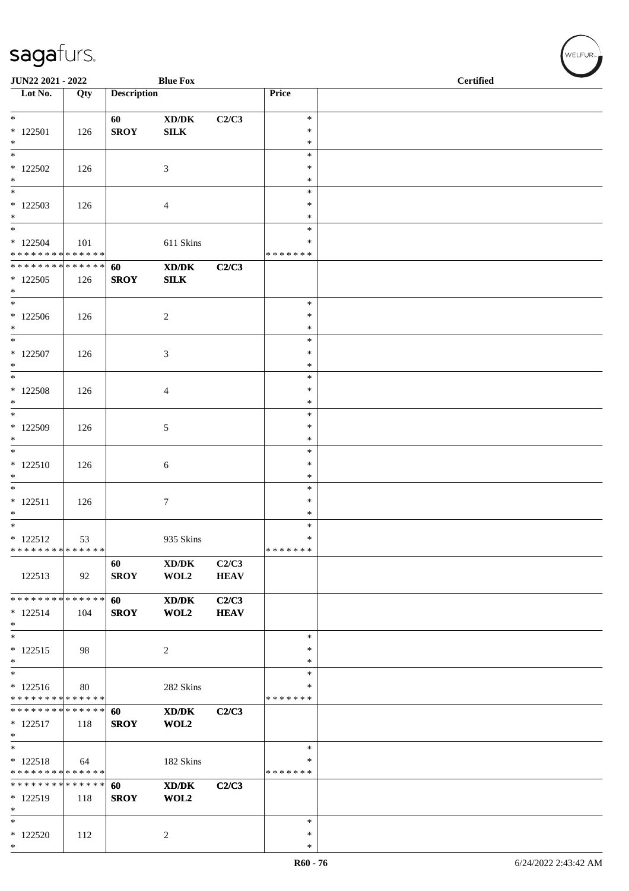| Lot No. | Qty | Description | | | Price | |
|---|---|---|---|---|---|---|
| * | | 60 | XD/DK | C2/C3 | * | |
| * 122501 | 126 | SROY | SILK | | * | |
| * | | | | | * | |
| * 122502 | 126 | | 3 | | * | |
| * | | | | | * | |
| * 122503 | 126 | | 4 | | * | |
| * | | | | | * | |
| * 122504 | 101 | | 611 Skins | | * | |
| * * * * * * * * * * * * * * | | | | | * * * * * * * | |
| * * * * * * * * * * * * * * | | 60 | XD/DK | C2/C3 | | |
| * 122505 | 126 | SROY | SILK | | | |
| * | | | | | * | |
| * 122506 | 126 | | 2 | | * | |
| * | | | | | * | |
| * 122507 | 126 | | 3 | | * | |
| * | | | | | * | |
| * 122508 | 126 | | 4 | | * | |
| * | | | | | * | |
| * 122509 | 126 | | 5 | | * | |
| * | | | | | * | |
| * 122510 | 126 | | 6 | | * | |
| * | | | | | * | |
| * 122511 | 126 | | 7 | | * | |
| * | | | | | * | |
| * 122512 | 53 | | 935 Skins | | * | |
| * * * * * * * * * * * * * * | | | | | * * * * * * * | |
| | | 60 | XD/DK | C2/C3 | | |
| 122513 | 92 | SROY | WOL2 | HEAV | | |
| * * * * * * * * * * * * * * | | 60 | XD/DK | C2/C3 | | |
| * 122514 | 104 | SROY | WOL2 | HEAV | | |
| * | | | | | * | |
| * 122515 | 98 | | 2 | | * | |
| * | | | | | * | |
| * 122516 | 80 | | 282 Skins | | * | |
| * * * * * * * * * * * * * * | | | | | * * * * * * * | |
| * * * * * * * * * * * * * * | | 60 | XD/DK | C2/C3 | | |
| * 122517 | 118 | SROY | WOL2 | | | |
| * | | | | | * | |
| * 122518 | 64 | | 182 Skins | | * | |
| * * * * * * * * * * * * * * | | | | | * * * * * * * | |
| * * * * * * * * * * * * * * | | 60 | XD/DK | C2/C3 | | |
| * 122519 | 118 | SROY | WOL2 | | | |
| * | | | | | * | |
| * 122520 | 112 | | 2 | | * | |
| * | | | | | * | |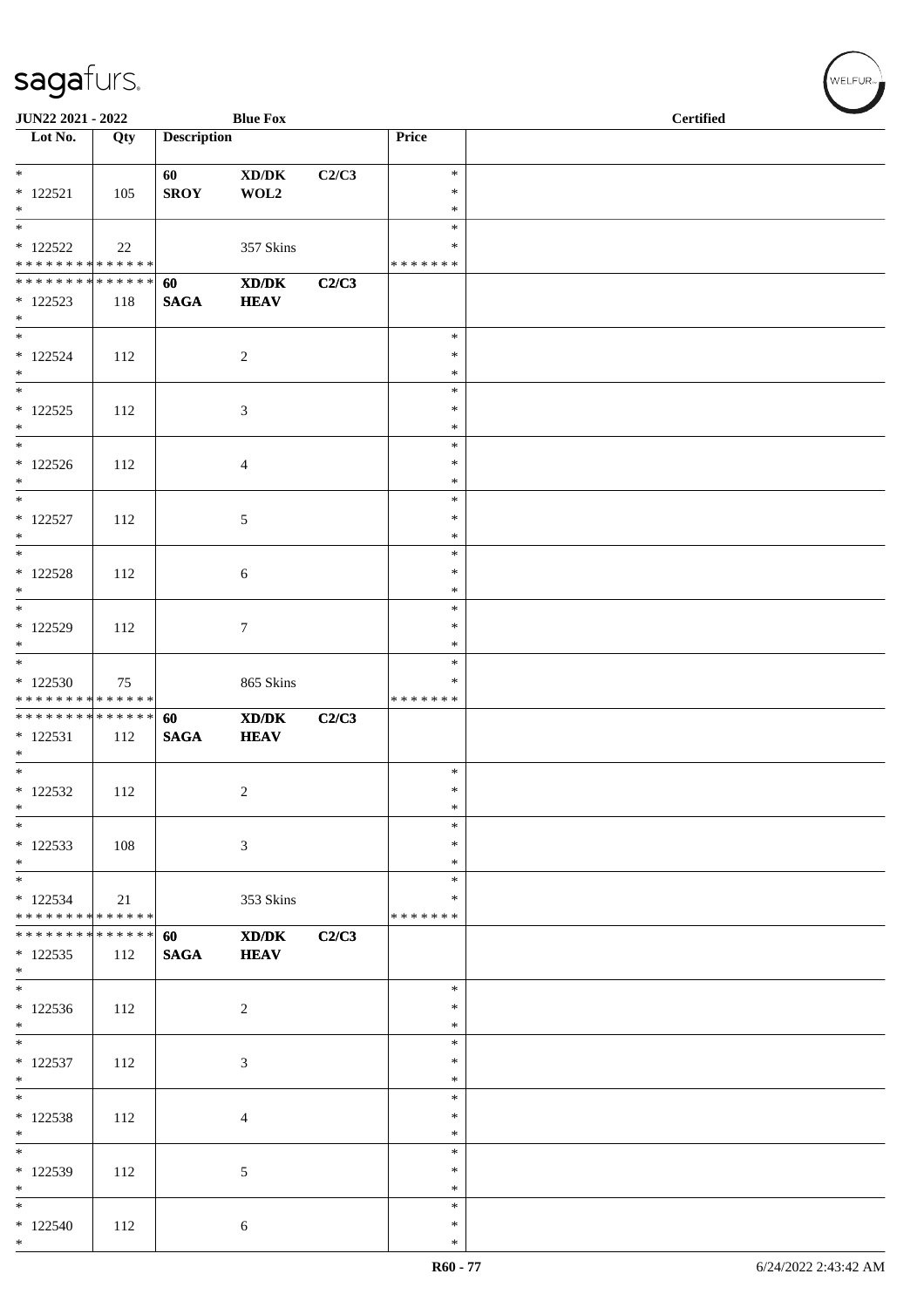JUN22 2021 - 2022 Blue Fox Certified

| Lot No. | Qty | Description | | | Price | |
|---|---|---|---|---|---|---|
| * <br> * 122521 <br> * | 105 | 60 <br> **SROY** | XD/DK <br> WOL2 | C2/C3 | * <br> * <br> * | |
| * <br> * 122522 <br> * * * * * * * * * * * * * * | 22 | | 357 Skins | | * <br> * <br> * * * * * * * | |
| * * * * * * * * * * * * * * <br> * 122523 <br> * | 118 | 60 <br> **SAGA** | **XD/DK** <br> **HEAV** | **C2/C3** | | |
| * <br> * 122524 <br> * | 112 | | 2 | | * <br> * <br> * | |
| * <br> * 122525 <br> * | 112 | | 3 | | * <br> * <br> * | |
| * <br> * 122526 <br> * | 112 | | 4 | | * <br> * <br> * | |
| * <br> * 122527 <br> * | 112 | | 5 | | * <br> * <br> * | |
| * <br> * 122528 <br> * | 112 | | 6 | | * <br> * <br> * | |
| * <br> * 122529 <br> * | 112 | | 7 | | * <br> * <br> * | |
| * <br> * 122530 <br> * * * * * * * * * * * * * * | 75 | | 865 Skins | | * <br> * <br> * * * * * * * | |
| * * * * * * * * * * * * * * <br> * 122531 <br> * | 112 | 60 <br> **SAGA** | **XD/DK** <br> **HEAV** | **C2/C3** | | |
| * <br> * 122532 <br> * | 112 | | 2 | | * <br> * <br> * | |
| * <br> * 122533 <br> * | 108 | | 3 | | * <br> * <br> * | |
| * <br> * 122534 <br> * * * * * * * * * * * * * * | 21 | | 353 Skins | | * <br> * <br> * * * * * * * | |
| * * * * * * * * * * * * * * <br> * 122535 <br> * | 112 | 60 <br> **SAGA** | **XD/DK** <br> **HEAV** | **C2/C3** | | |
| * <br> * 122536 <br> * | 112 | | 2 | | * <br> * <br> * | |
| * <br> * 122537 <br> * | 112 | | 3 | | * <br> * <br> * | |
| * <br> * 122538 <br> * | 112 | | 4 | | * <br> * <br> * | |
| * <br> * 122539 <br> * | 112 | | 5 | | * <br> * <br> * | |
| * <br> * 122540 <br> * | 112 | | 6 | | * <br> * <br> * | |

R60 - 77 6/24/2022 2:43:42 AM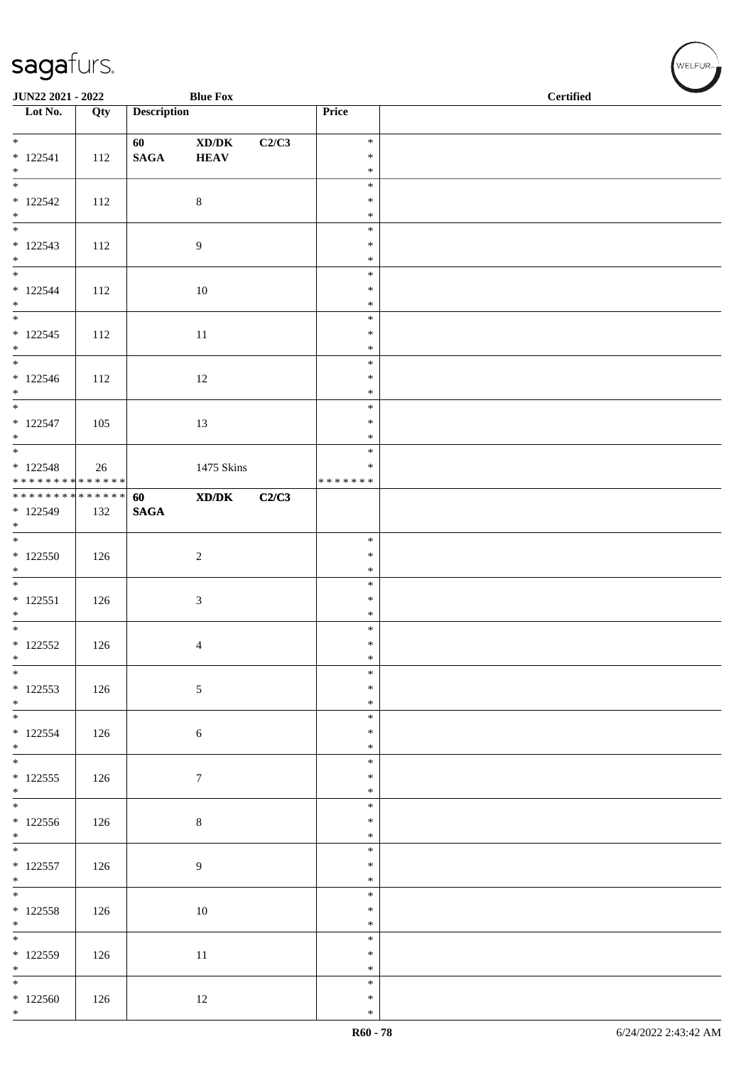**JUN22 2021 - 2022** **Blue Fox** **Certified**

| Lot No. | Qty | Description | | | Price | |
|---|---|---|---|---|---|---|
| * <br> * 122541 <br> * | 112 | **60** <br> **SAGA** | **XD/DK** <br> **HEAV** | **C2/C3** | * <br> * <br> * | |
| * <br> * 122542 <br> * | 112 | | 8 | | * <br> * <br> * | |
| * <br> * 122543 <br> * | 112 | | 9 | | * <br> * <br> * | |
| * <br> * 122544 <br> * | 112 | | 10 | | * <br> * <br> * | |
| * <br> * 122545 <br> * | 112 | | 11 | | * <br> * <br> * | |
| * <br> * 122546 <br> * | 112 | | 12 | | * <br> * <br> * | |
| * <br> * 122547 <br> * | 105 | | 13 | | * <br> * <br> * | |
| * <br> * 122548 <br> * * * * * * * * * * * * * * | 26 | | 1475 Skins | | * <br> * <br> * * * * * * * | |
| * * * * * * * * * * * * * * <br> * 122549 <br> * | 132 | **60** <br> **SAGA** | **XD/DK** | **C2/C3** | | |
| * <br> * 122550 <br> * | 126 | | 2 | | * <br> * <br> * | |
| * <br> * 122551 <br> * | 126 | | 3 | | * <br> * <br> * | |
| * <br> * 122552 <br> * | 126 | | 4 | | * <br> * <br> * | |
| * <br> * 122553 <br> * | 126 | | 5 | | * <br> * <br> * | |
| * <br> * 122554 <br> * | 126 | | 6 | | * <br> * <br> * | |
| * <br> * 122555 <br> * | 126 | | 7 | | * <br> * <br> * | |
| * <br> * 122556 <br> * | 126 | | 8 | | * <br> * <br> * | |
| * <br> * 122557 <br> * | 126 | | 9 | | * <br> * <br> * | |
| * <br> * 122558 <br> * | 126 | | 10 | | * <br> * <br> * | |
| * <br> * 122559 <br> * | 126 | | 11 | | * <br> * <br> * | |
| * <br> * 122560 <br> * | 126 | | 12 | | * <br> * <br> * | |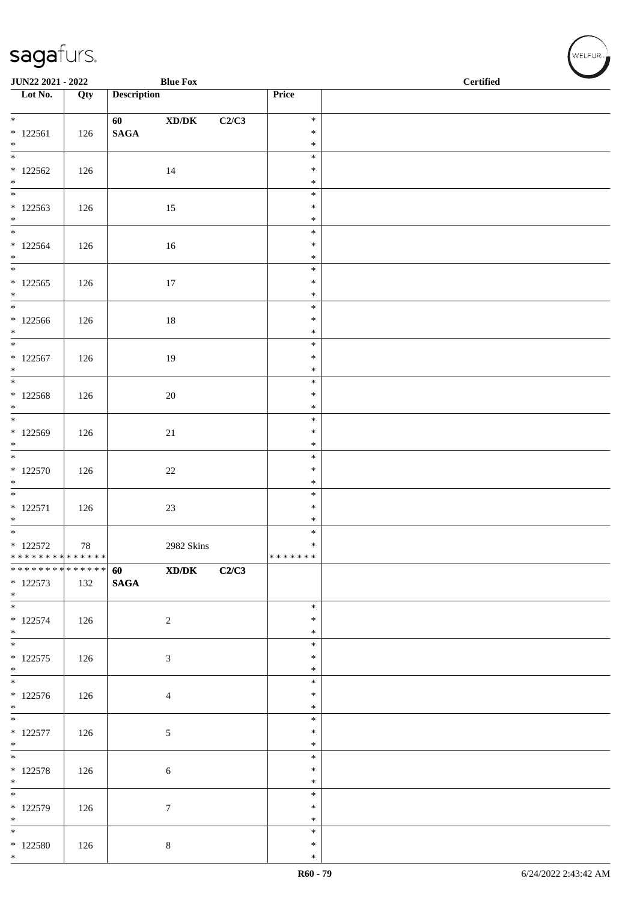| Lot No. | Qty | Description | | | Price | |
|---|---|---|---|---|---|---|
| * 122561 * | 126 | 60 SAGA | XD/DK | C2/C3 | * * * | |
| * 122562 * | 126 | | 14 | | * * * | |
| * 122563 * | 126 | | 15 | | * * * | |
| * 122564 * | 126 | | 16 | | * * * | |
| * 122565 * | 126 | | 17 | | * * * | |
| * 122566 * | 126 | | 18 | | * * * | |
| * 122567 * | 126 | | 19 | | * * * | |
| * 122568 * | 126 | | 20 | | * * * | |
| * 122569 * | 126 | | 21 | | * * * | |
| * 122570 * | 126 | | 22 | | * * * | |
| * 122571 * | 126 | | 23 | | * * * | |
| * 122572 * * * * * * * * * * * * * * | 78 | | 2982 Skins | | * * * * * * * * * | |
| * * * * * * * * * * * * * * 122573 * | 132 | 60 SAGA | XD/DK | C2/C3 | | |
| * 122574 * | 126 | | 2 | | * * * | |
| * 122575 * | 126 | | 3 | | * * * | |
| * 122576 * | 126 | | 4 | | * * * | |
| * 122577 * | 126 | | 5 | | * * * | |
| * 122578 * | 126 | | 6 | | * * * | |
| * 122579 * | 126 | | 7 | | * * * | |
| * 122580 * | 126 | | 8 | | * * * | |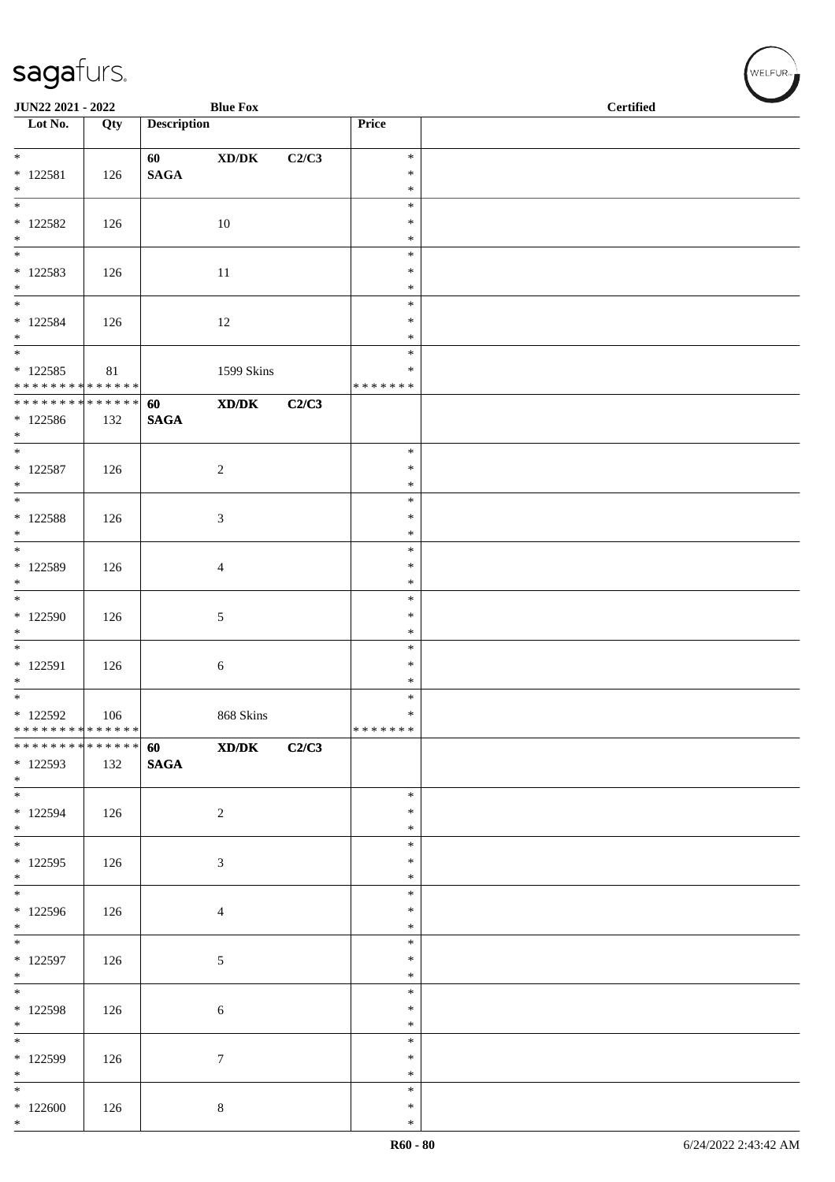| Lot No. | Qty | Description | | | Price | |
|---|---|---|---|---|---|---|
| * 122581 * | 126 | 60 SAGA | XD/DK | C2/C3 | * * * | |
| * 122582 * | 126 | | 10 | | * * * | |
| * 122583 * | 126 | | 11 | | * * * | |
| * 122584 * | 126 | | 12 | | * * * | |
| * 122585 * * * * * * * * * * * * * * | 81 | | 1599 Skins | | * * * * * * * * | |
| * * * * * * * * * * * * * * 122586 * | 132 | 60 SAGA | XD/DK | C2/C3 | | |
| * 122587 * | 126 | | 2 | | * * * | |
| * 122588 * | 126 | | 3 | | * * * | |
| * 122589 * | 126 | | 4 | | * * * | |
| * 122590 * | 126 | | 5 | | * * * | |
| * 122591 * | 126 | | 6 | | * * * | |
| * 122592 * * * * * * * * * * * * * * | 106 | | 868 Skins | | * * * * * * * * | |
| * * * * * * * * * * * * * * 122593 * | 132 | 60 SAGA | XD/DK | C2/C3 | | |
| * 122594 * | 126 | | 2 | | * * * | |
| * 122595 * | 126 | | 3 | | * * * | |
| * 122596 * | 126 | | 4 | | * * * | |
| * 122597 * | 126 | | 5 | | * * * | |
| * 122598 * | 126 | | 6 | | * * * | |
| * 122599 * | 126 | | 7 | | * * * | |
| * 122600 * | 126 | | 8 | | * * * | |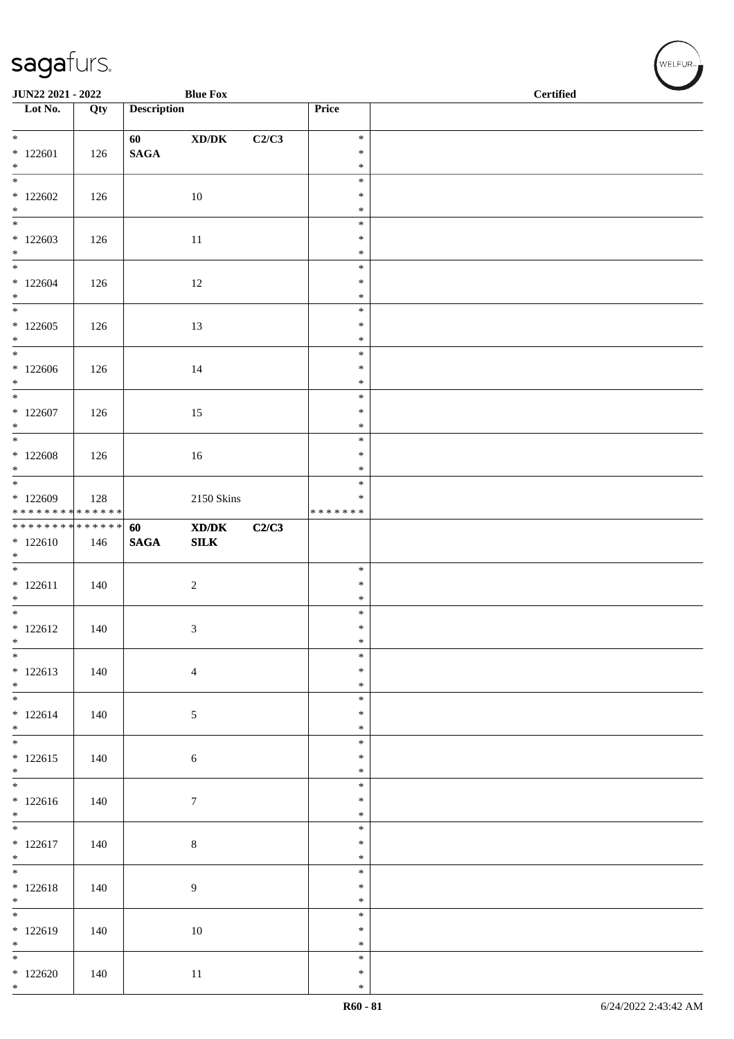JUN22 2021 - 2022 | Blue Fox | Certified

| Lot No. | Qty | Description | | | Price | |
|---|---|---|---|---|---|---|
| * 122601 * | 126 | 60 SAGA | XD/DK | C2/C3 | * * * | |
| * 122602 * | 126 | | 10 | | * * * | |
| * 122603 * | 126 | | 11 | | * * * | |
| * 122604 * | 126 | | 12 | | * * * | |
| * 122605 * | 126 | | 13 | | * * * | |
| * 122606 * | 126 | | 14 | | * * * | |
| * 122607 * | 126 | | 15 | | * * * | |
| * 122608 * | 126 | | 16 | | * * * | |
| * 122609 * * * * * * * * * * * * * * | 128 | | 2150 Skins | | * * * * * * * * * | |
| * * * * * * * * * * * * * * 122610 * | 146 | 60 SAGA | XD/DK SILK | C2/C3 | | |
| * 122611 * | 140 | | 2 | | * * * | |
| * 122612 * | 140 | | 3 | | * * * | |
| * 122613 * | 140 | | 4 | | * * * | |
| * 122614 * | 140 | | 5 | | * * * | |
| * 122615 * | 140 | | 6 | | * * * | |
| * 122616 * | 140 | | 7 | | * * * | |
| * 122617 * | 140 | | 8 | | * * * | |
| * 122618 * | 140 | | 9 | | * * * | |
| * 122619 * | 140 | | 10 | | * * * | |
| * 122620 * | 140 | | 11 | | * * * | |

R60 - 81 | 6/24/2022 2:43:42 AM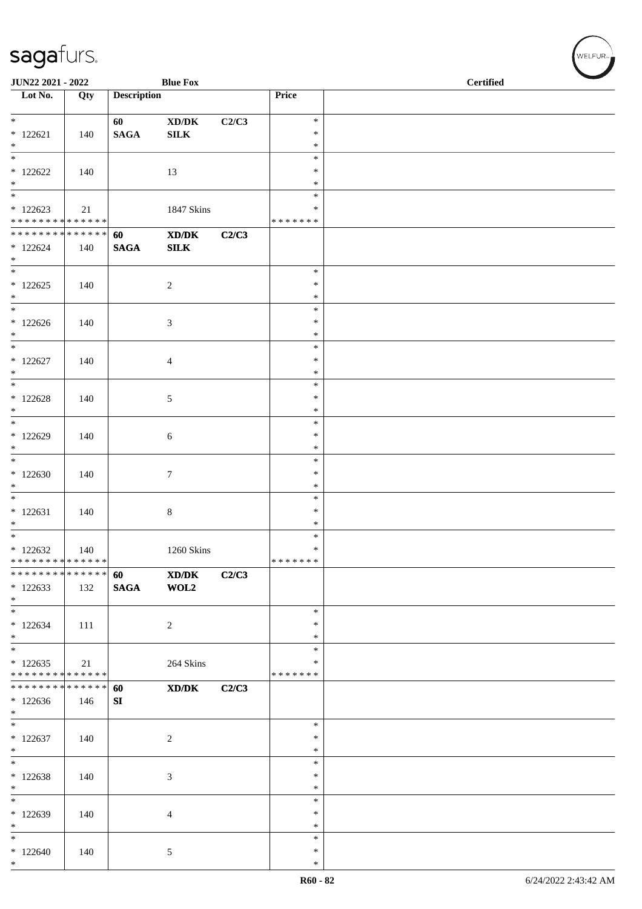| Lot No. | Qty | Description | | | Price | |
|---|---|---|---|---|---|---|
| * | | 60 | XD/DK | C2/C3 | * | |
| * 122621 | 140 | SAGA | SILK | | * | |
| * | | | | | * | |
| * | | | | | * | |
| * 122622 | 140 | | 13 | | * | |
| * | | | | | * | |
| * | | | | | * | |
| * 122623 | 21 | | 1847 Skins | | * | |
| * * * * * * * * * * * * * * | | | | | * * * * * * * | |
| * * * * * * * * * * * * * * | | 60 | XD/DK | C2/C3 | | |
| * 122624 | 140 | SAGA | SILK | | | |
| * | | | | | | |
| * | | | | | * | |
| * 122625 | 140 | | 2 | | * | |
| * | | | | | * | |
| * | | | | | * | |
| * 122626 | 140 | | 3 | | * | |
| * | | | | | * | |
| * | | | | | * | |
| * 122627 | 140 | | 4 | | * | |
| * | | | | | * | |
| * | | | | | * | |
| * 122628 | 140 | | 5 | | * | |
| * | | | | | * | |
| * | | | | | * | |
| * 122629 | 140 | | 6 | | * | |
| * | | | | | * | |
| * | | | | | * | |
| * 122630 | 140 | | 7 | | * | |
| * | | | | | * | |
| * | | | | | * | |
| * 122631 | 140 | | 8 | | * | |
| * | | | | | * | |
| * | | | | | * | |
| * 122632 | 140 | | 1260 Skins | | * | |
| * * * * * * * * * * * * * * | | | | | * * * * * * * | |
| * * * * * * * * * * * * * * | | 60 | XD/DK | C2/C3 | | |
| * 122633 | 132 | SAGA | WOL2 | | | |
| * | | | | | | |
| * | | | | | * | |
| * 122634 | 111 | | 2 | | * | |
| * | | | | | * | |
| * | | | | | * | |
| * 122635 | 21 | | 264 Skins | | * | |
| * * * * * * * * * * * * * * | | | | | * * * * * * * | |
| * * * * * * * * * * * * * * | | 60 | XD/DK | C2/C3 | | |
| * 122636 | 146 | SI | | | | |
| * | | | | | | |
| * | | | | | * | |
| * 122637 | 140 | | 2 | | * | |
| * | | | | | * | |
| * | | | | | * | |
| * 122638 | 140 | | 3 | | * | |
| * | | | | | * | |
| * | | | | | * | |
| * 122639 | 140 | | 4 | | * | |
| * | | | | | * | |
| * | | | | | * | |
| * 122640 | 140 | | 5 | | * | |
| * | | | | | * | |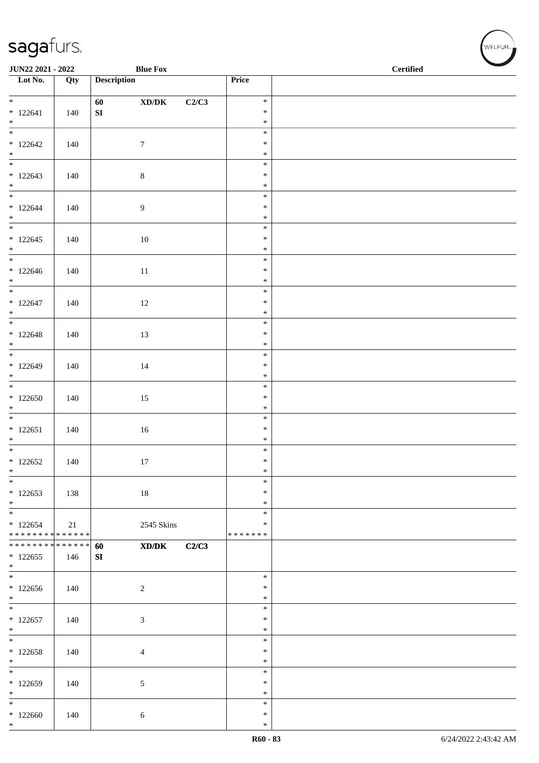**JUN22 2021 - 2022** | **Blue Fox** | **Certified**

| Lot No. | Qty | Description | | | Price | |
|---|---|---|---|---|---|---|
| * <br> * 122641 <br> * | 140 | **60** <br> **SI** | **XD/DK** | **C2/C3** | * <br> * <br> * | |
| * <br> * 122642 <br> * | 140 | | 7 | | * <br> * <br> * | |
| * <br> * 122643 <br> * | 140 | | 8 | | * <br> * <br> * | |
| * <br> * 122644 <br> * | 140 | | 9 | | * <br> * <br> * | |
| * <br> * 122645 <br> * | 140 | | 10 | | * <br> * <br> * | |
| * <br> * 122646 <br> * | 140 | | 11 | | * <br> * <br> * | |
| * <br> * 122647 <br> * | 140 | | 12 | | * <br> * <br> * | |
| * <br> * 122648 <br> * | 140 | | 13 | | * <br> * <br> * | |
| * <br> * 122649 <br> * | 140 | | 14 | | * <br> * <br> * | |
| * <br> * 122650 <br> * | 140 | | 15 | | * <br> * <br> * | |
| * <br> * 122651 <br> * | 140 | | 16 | | * <br> * <br> * | |
| * <br> * 122652 <br> * | 140 | | 17 | | * <br> * <br> * | |
| * <br> * 122653 <br> * | 138 | | 18 | | * <br> * <br> * | |
| * <br> * 122654 <br> ************** | 21 | | 2545 Skins | | * <br> * <br> ******* | |
| ************** <br> * 122655 <br> * | 146 | **60** <br> **SI** | **XD/DK** | **C2/C3** | | |
| * <br> * 122656 <br> * | 140 | | 2 | | * <br> * <br> * | |
| * <br> * 122657 <br> * | 140 | | 3 | | * <br> * <br> * | |
| * <br> * 122658 <br> * | 140 | | 4 | | * <br> * <br> * | |
| * <br> * 122659 <br> * | 140 | | 5 | | * <br> * <br> * | |
| * <br> * 122660 <br> * | 140 | | 6 | | * <br> * <br> * | |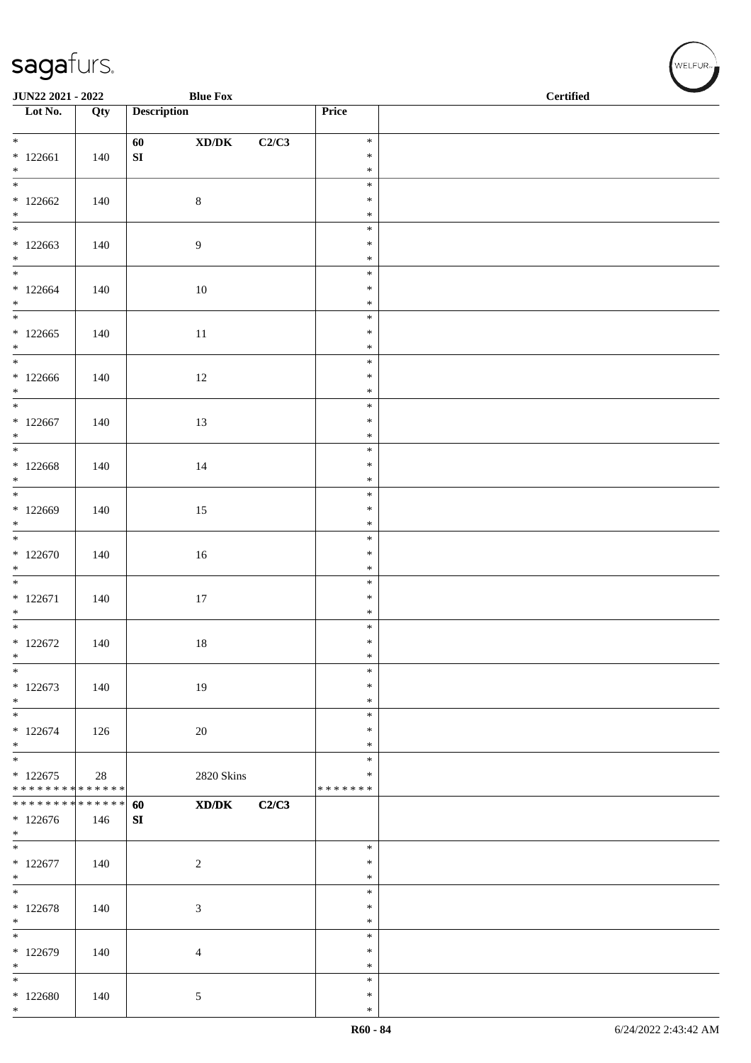JUN22 2021 - 2022 &nbsp;&nbsp;&nbsp; Blue Fox &nbsp;&nbsp;&nbsp; Certified

| Lot No. | Qty | Description | Price | |
|---|---|---|---|---|
| * <br> * 122661 <br> * | 140 | 60 XD/DK C2/C3 <br> SI | * <br> * <br> * | |
| * <br> * 122662 <br> * | 140 | 8 | * <br> * <br> * | |
| * <br> * 122663 <br> * | 140 | 9 | * <br> * <br> * | |
| * <br> * 122664 <br> * | 140 | 10 | * <br> * <br> * | |
| * <br> * 122665 <br> * | 140 | 11 | * <br> * <br> * | |
| * <br> * 122666 <br> * | 140 | 12 | * <br> * <br> * | |
| * <br> * 122667 <br> * | 140 | 13 | * <br> * <br> * | |
| * <br> * 122668 <br> * | 140 | 14 | * <br> * <br> * | |
| * <br> * 122669 <br> * | 140 | 15 | * <br> * <br> * | |
| * <br> * 122670 <br> * | 140 | 16 | * <br> * <br> * | |
| * <br> * 122671 <br> * | 140 | 17 | * <br> * <br> * | |
| * <br> * 122672 <br> * | 140 | 18 | * <br> * <br> * | |
| * <br> * 122673 <br> * | 140 | 19 | * <br> * <br> * | |
| * <br> * 122674 <br> * | 126 | 20 | * <br> * <br> * | |
| * <br> * 122675 <br> * * * * * * * * * * * * * * | 28 | 2820 Skins | * <br> * <br> * * * * * * * | |
| * * * * * * * * * * * * * * <br> * 122676 <br> * | 146 | 60 XD/DK C2/C3 <br> SI | | |
| * <br> * 122677 <br> * | 140 | 2 | * <br> * <br> * | |
| * <br> * 122678 <br> * | 140 | 3 | * <br> * <br> * | |
| * <br> * 122679 <br> * | 140 | 4 | * <br> * <br> * | |
| * <br> * 122680 <br> * | 140 | 5 | * <br> * <br> * | |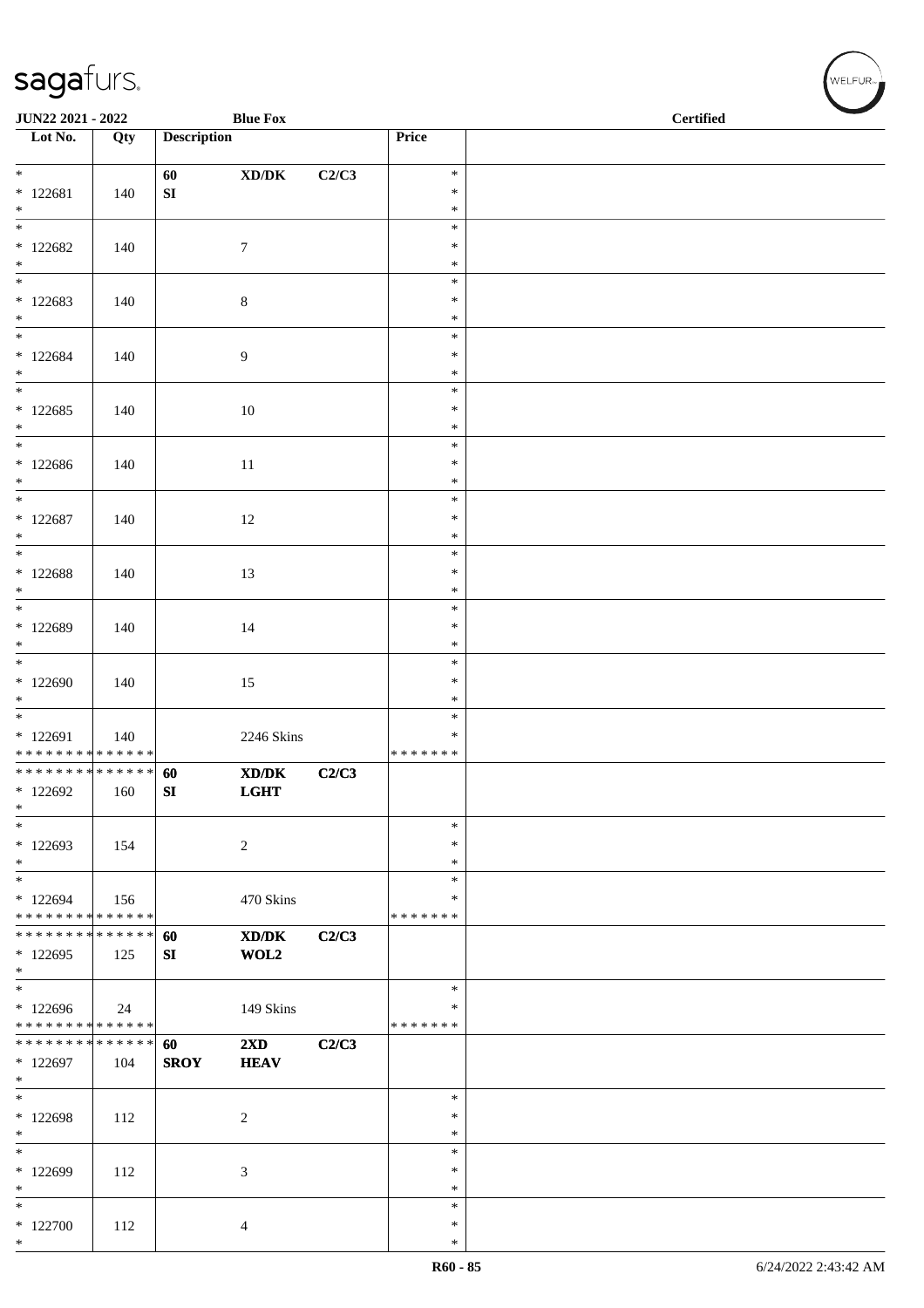| Lot No. | Qty | Description | | | Price | |
|---|---|---|---|---|---|---|
| * | | 60 | XD/DK | C2/C3 | * | |
| * 122681 | 140 | SI | | | * | |
| * | | | | | * | |
| * | | | | | * | |
| * 122682 | 140 | | 7 | | * | |
| * | | | | | * | |
| * | | | | | * | |
| * 122683 | 140 | | 8 | | * | |
| * | | | | | * | |
| * | | | | | * | |
| * 122684 | 140 | | 9 | | * | |
| * | | | | | * | |
| * | | | | | * | |
| * 122685 | 140 | | 10 | | * | |
| * | | | | | * | |
| * | | | | | * | |
| * 122686 | 140 | | 11 | | * | |
| * | | | | | * | |
| * | | | | | * | |
| * 122687 | 140 | | 12 | | * | |
| * | | | | | * | |
| * | | | | | * | |
| * 122688 | 140 | | 13 | | * | |
| * | | | | | * | |
| * | | | | | * | |
| * 122689 | 140 | | 14 | | * | |
| * | | | | | * | |
| * | | | | | * | |
| * 122690 | 140 | | 15 | | * | |
| * | | | | | * | |
| * | | | | | * | |
| * 122691 | 140 | | 2246 Skins | | * | |
| * * * * * * * * * * * * * * | | | | | * * * * * * * | |
| * * * * * * * * * * * * * * | | 60 | XD/DK | C2/C3 | | |
| * 122692 | 160 | SI | LGHT | | | |
| * | | | | | | |
| * | | | | | * | |
| * 122693 | 154 | | 2 | | * | |
| * | | | | | * | |
| * | | | | | * | |
| * 122694 | 156 | | 470 Skins | | * | |
| * * * * * * * * * * * * * * | | | | | * * * * * * * | |
| * * * * * * * * * * * * * * | | 60 | XD/DK | C2/C3 | | |
| * 122695 | 125 | SI | WOL2 | | | |
| * | | | | | | |
| * | | | | | * | |
| * 122696 | 24 | | 149 Skins | | * | |
| * * * * * * * * * * * * * * | | | | | * * * * * * * | |
| * * * * * * * * * * * * * * | | 60 | 2XD | C2/C3 | | |
| * 122697 | 104 | SROY | HEAV | | | |
| * | | | | | | |
| * | | | | | * | |
| * 122698 | 112 | | 2 | | * | |
| * | | | | | * | |
| * | | | | | * | |
| * 122699 | 112 | | 3 | | * | |
| * | | | | | * | |
| * | | | | | * | |
| * 122700 | 112 | | 4 | | * | |
| * | | | | | * | |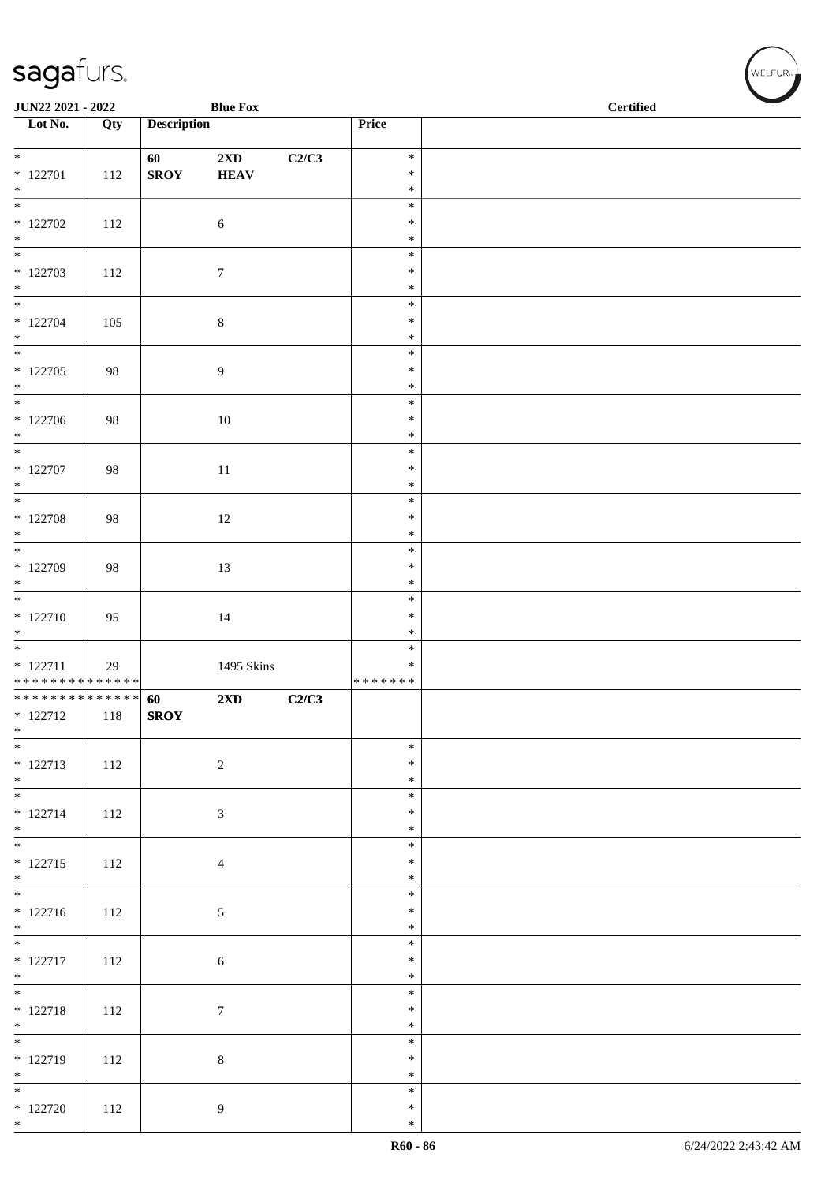**JUN22 2021 - 2022** **Blue Fox** **Certified**

| Lot No. | Qty | Description | | | Price | |
|---|---|---|---|---|---|---|
| * 122701 * | 112 | **60 SROY** | **2XD HEAV** | **C2/C3** | * * * | |
| * 122702 * | 112 | | 6 | | * * * | |
| * 122703 * | 112 | | 7 | | * * * | |
| * 122704 * | 105 | | 8 | | * * * | |
| * 122705 * | 98 | | 9 | | * * * | |
| * 122706 * | 98 | | 10 | | * * * | |
| * 122707 * | 98 | | 11 | | * * * | |
| * 122708 * | 98 | | 12 | | * * * | |
| * 122709 * | 98 | | 13 | | * * * | |
| * 122710 * | 95 | | 14 | | * * * | |
| * 122711 * * * * * * * * * * * * * * | 29 | | 1495 Skins | | * * * * * * * * * | |
| * * * * * * * * * * * * * * 122712 * | 118 | **60 SROY** | **2XD** | **C2/C3** | | |
| * 122713 * | 112 | | 2 | | * * * | |
| * 122714 * | 112 | | 3 | | * * * | |
| * 122715 * | 112 | | 4 | | * * * | |
| * 122716 * | 112 | | 5 | | * * * | |
| * 122717 * | 112 | | 6 | | * * * | |
| * 122718 * | 112 | | 7 | | * * * | |
| * 122719 * | 112 | | 8 | | * * * | |
| * 122720 * | 112 | | 9 | | * * * | |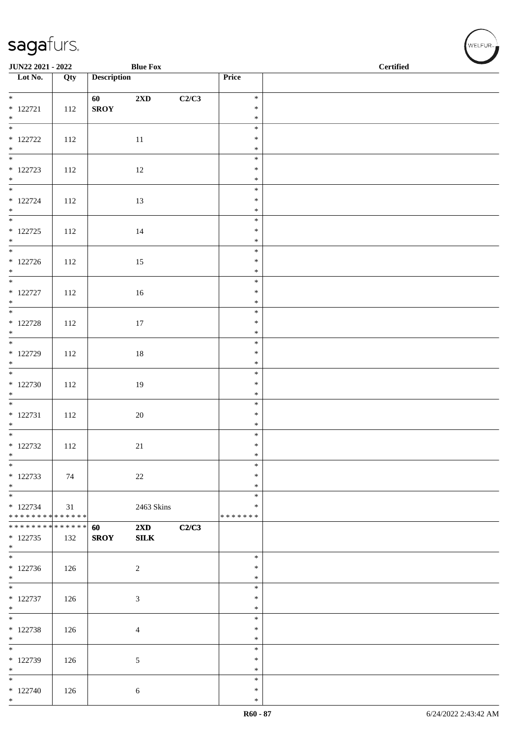JUN22 2021 - 2022 | Blue Fox | Certified

| Lot No. | Qty | Description | | | Price | |
|---|---|---|---|---|---|---|
| * 122721 * | 112 | 60 SROY | 2XD | C2/C3 | * * * | |
| * 122722 * | 112 | | 11 | | * * * | |
| * 122723 * | 112 | | 12 | | * * * | |
| * 122724 * | 112 | | 13 | | * * * | |
| * 122725 * | 112 | | 14 | | * * * | |
| * 122726 * | 112 | | 15 | | * * * | |
| * 122727 * | 112 | | 16 | | * * * | |
| * 122728 * | 112 | | 17 | | * * * | |
| * 122729 * | 112 | | 18 | | * * * | |
| * 122730 * | 112 | | 19 | | * * * | |
| * 122731 * | 112 | | 20 | | * * * | |
| * 122732 * | 112 | | 21 | | * * * | |
| * 122733 * | 74 | | 22 | | * * * | |
| * 122734 * * * * * * * * * * * * * * | 31 | | 2463 Skins | | * * * * * * * * * | |
| * * * * * * * * * * * * * * 122735 * | 132 | 60 SROY | 2XD SILK | C2/C3 | | |
| * 122736 * | 126 | | 2 | | * * * | |
| * 122737 * | 126 | | 3 | | * * * | |
| * 122738 * | 126 | | 4 | | * * * | |
| * 122739 * | 126 | | 5 | | * * * | |
| * 122740 * | 126 | | 6 | | * * * | |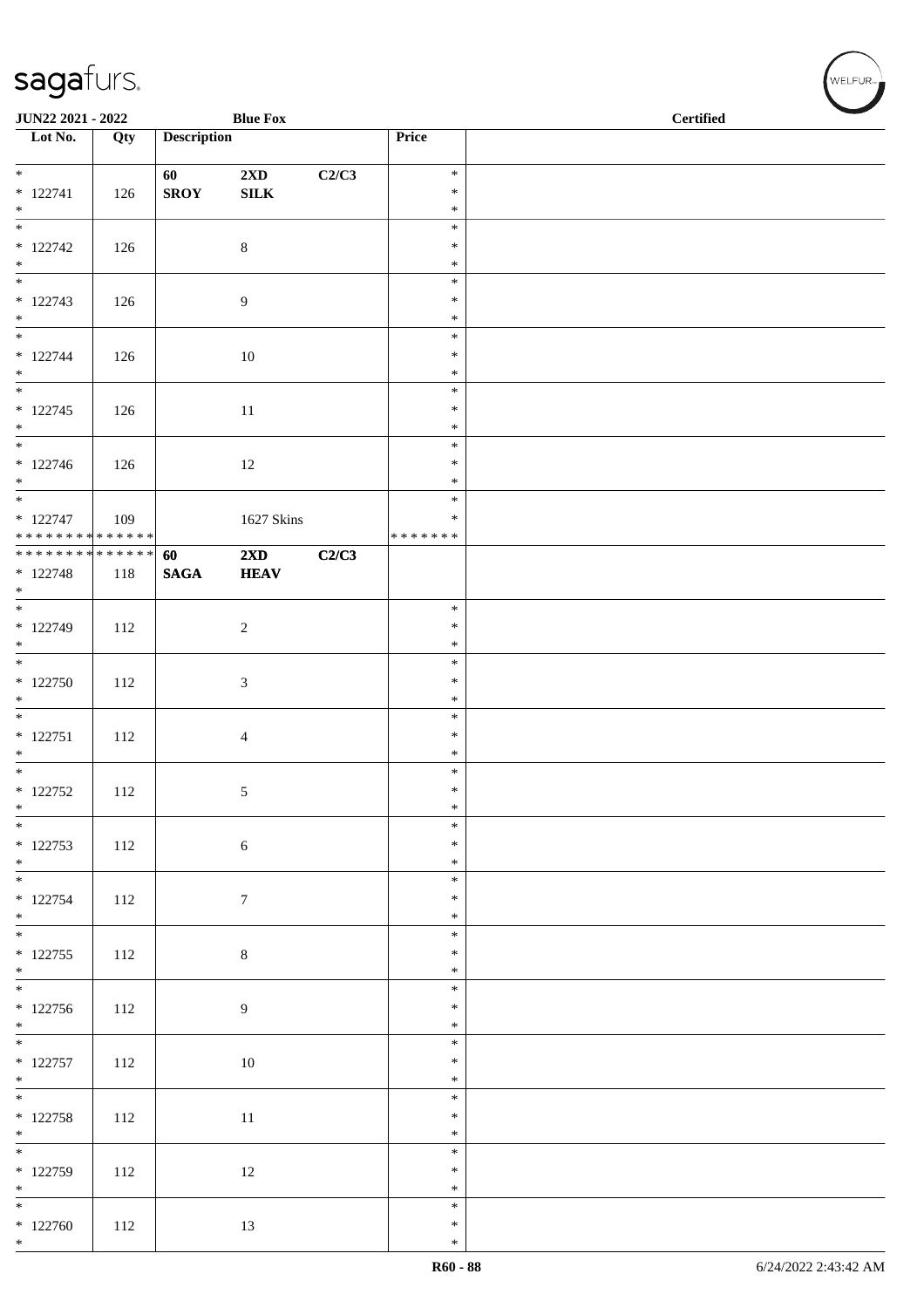**JUN22 2021 - 2022** **Blue Fox** **Certified**

| Lot No. | Qty | Description | | | Price | |
|---|---|---|---|---|---|---|
| * | | 60 | 2XD | C2/C3 | * | |
| * 122741 | 126 | SROY | SILK | | * | |
| * | | | | | * | |
| * | | | | | * | |
| * 122742 | 126 | | 8 | | * | |
| * | | | | | * | |
| * | | | | | * | |
| * 122743 | 126 | | 9 | | * | |
| * | | | | | * | |
| * | | | | | * | |
| * 122744 | 126 | | 10 | | * | |
| * | | | | | * | |
| * | | | | | * | |
| * 122745 | 126 | | 11 | | * | |
| * | | | | | * | |
| * | | | | | * | |
| * 122746 | 126 | | 12 | | * | |
| * | | | | | * | |
| * | | | | | * | |
| * 122747 | 109 | | 1627 Skins | | * | |
| * * * * * * * * * * * * * * | | | | | * * * * * * * | |
| * * * * * * * * * * * * * * | | 60 | 2XD | C2/C3 | | |
| * 122748 | 118 | SAGA | HEAV | | | |
| * | | | | | | |
| * | | | | | * | |
| * 122749 | 112 | | 2 | | * | |
| * | | | | | * | |
| * | | | | | * | |
| * 122750 | 112 | | 3 | | * | |
| * | | | | | * | |
| * | | | | | * | |
| * 122751 | 112 | | 4 | | * | |
| * | | | | | * | |
| * | | | | | * | |
| * 122752 | 112 | | 5 | | * | |
| * | | | | | * | |
| * | | | | | * | |
| * 122753 | 112 | | 6 | | * | |
| * | | | | | * | |
| * | | | | | * | |
| * 122754 | 112 | | 7 | | * | |
| * | | | | | * | |
| * | | | | | * | |
| * 122755 | 112 | | 8 | | * | |
| * | | | | | * | |
| * | | | | | * | |
| * 122756 | 112 | | 9 | | * | |
| * | | | | | * | |
| * | | | | | * | |
| * 122757 | 112 | | 10 | | * | |
| * | | | | | * | |
| * | | | | | * | |
| * 122758 | 112 | | 11 | | * | |
| * | | | | | * | |
| * | | | | | * | |
| * 122759 | 112 | | 12 | | * | |
| * | | | | | * | |
| * | | | | | * | |
| * 122760 | 112 | | 13 | | * | |
| * | | | | | * | |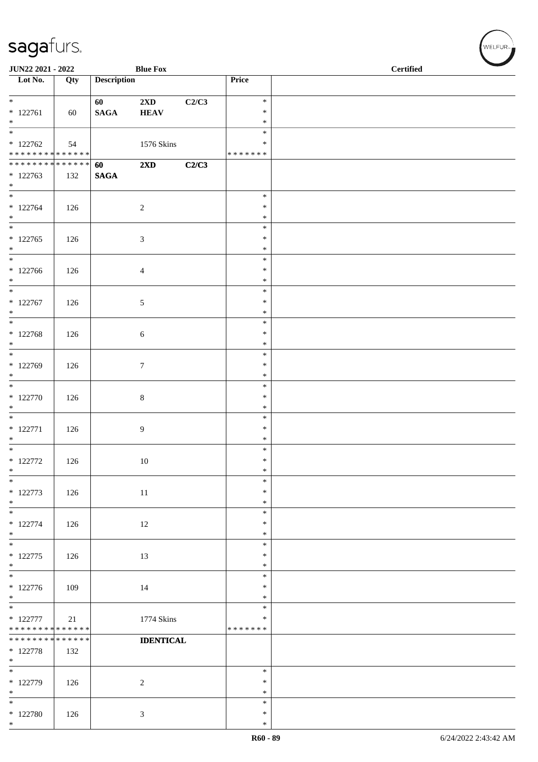JUN22 2021 - 2022 Blue Fox Certified

| Lot No. | Qty | Description | | | Price | |
|---|---|---|---|---|---|---|
| * 122761 * | 60 | 60 SAGA | 2XD HEAV | C2/C3 | * * * | |
| * 122762 * * * * * * * * * * * * * * | 54 | | 1576 Skins | | * * * * * * * * * | |
| * * * * * * * * * * * * * * 122763 * | 132 | 60 SAGA | 2XD | C2/C3 | | |
| * 122764 * | 126 | | 2 | | * * * | |
| * 122765 * | 126 | | 3 | | * * * | |
| * 122766 * | 126 | | 4 | | * * * | |
| * 122767 * | 126 | | 5 | | * * * | |
| * 122768 * | 126 | | 6 | | * * * | |
| * 122769 * | 126 | | 7 | | * * * | |
| * 122770 * | 126 | | 8 | | * * * | |
| * 122771 * | 126 | | 9 | | * * * | |
| * 122772 * | 126 | | 10 | | * * * | |
| * 122773 * | 126 | | 11 | | * * * | |
| * 122774 * | 126 | | 12 | | * * * | |
| * 122775 * | 126 | | 13 | | * * * | |
| * 122776 * | 109 | | 14 | | * * * | |
| * 122777 * * * * * * * * * * * * * * | 21 | | 1774 Skins | | * * * * * * * * * | |
| * * * * * * * * * * * * * * 122778 * | 132 | | IDENTICAL | | | |
| * 122779 * | 126 | | 2 | | * * * | |
| * 122780 * | 126 | | 3 | | * * * | |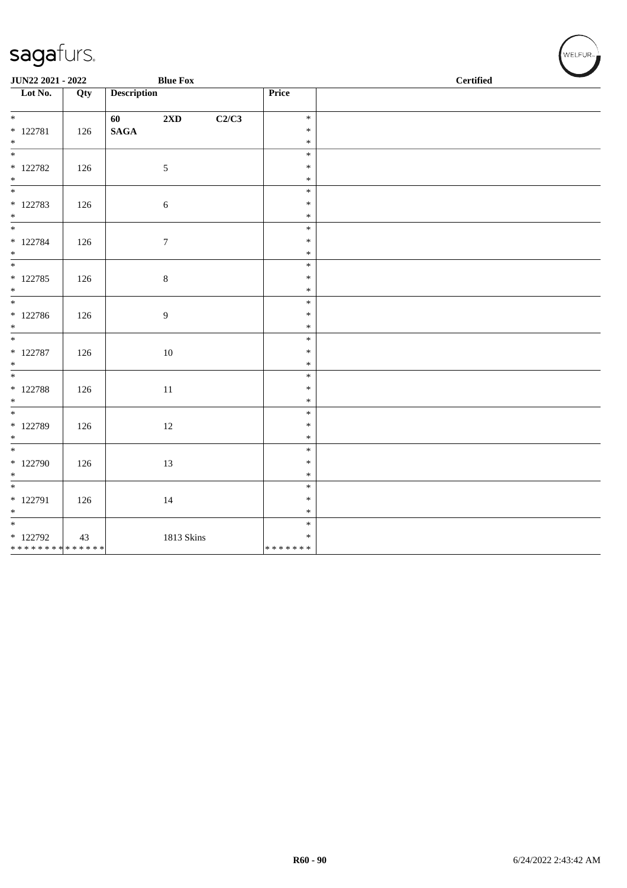**JUN22 2021 - 2022** **Blue Fox** **Certified**

| Lot No. | Qty | Description | Price | |
|---|---|---|---|---|
| * 122781 | 126 | **60 2XD C2/C3 SAGA** | * | |
| * 122782 | 126 | 5 | * | |
| * 122783 | 126 | 6 | * | |
| * 122784 | 126 | 7 | * | |
| * 122785 | 126 | 8 | * | |
| * 122786 | 126 | 9 | * | |
| * 122787 | 126 | 10 | * | |
| * 122788 | 126 | 11 | * | |
| * 122789 | 126 | 12 | * | |
| * 122790 | 126 | 13 | * | |
| * 122791 | 126 | 14 | * | |
| * 122792 | 43 | 1813 Skins | * | |
| * * * * * * * * * * * * * * | | | * * * * * * * | |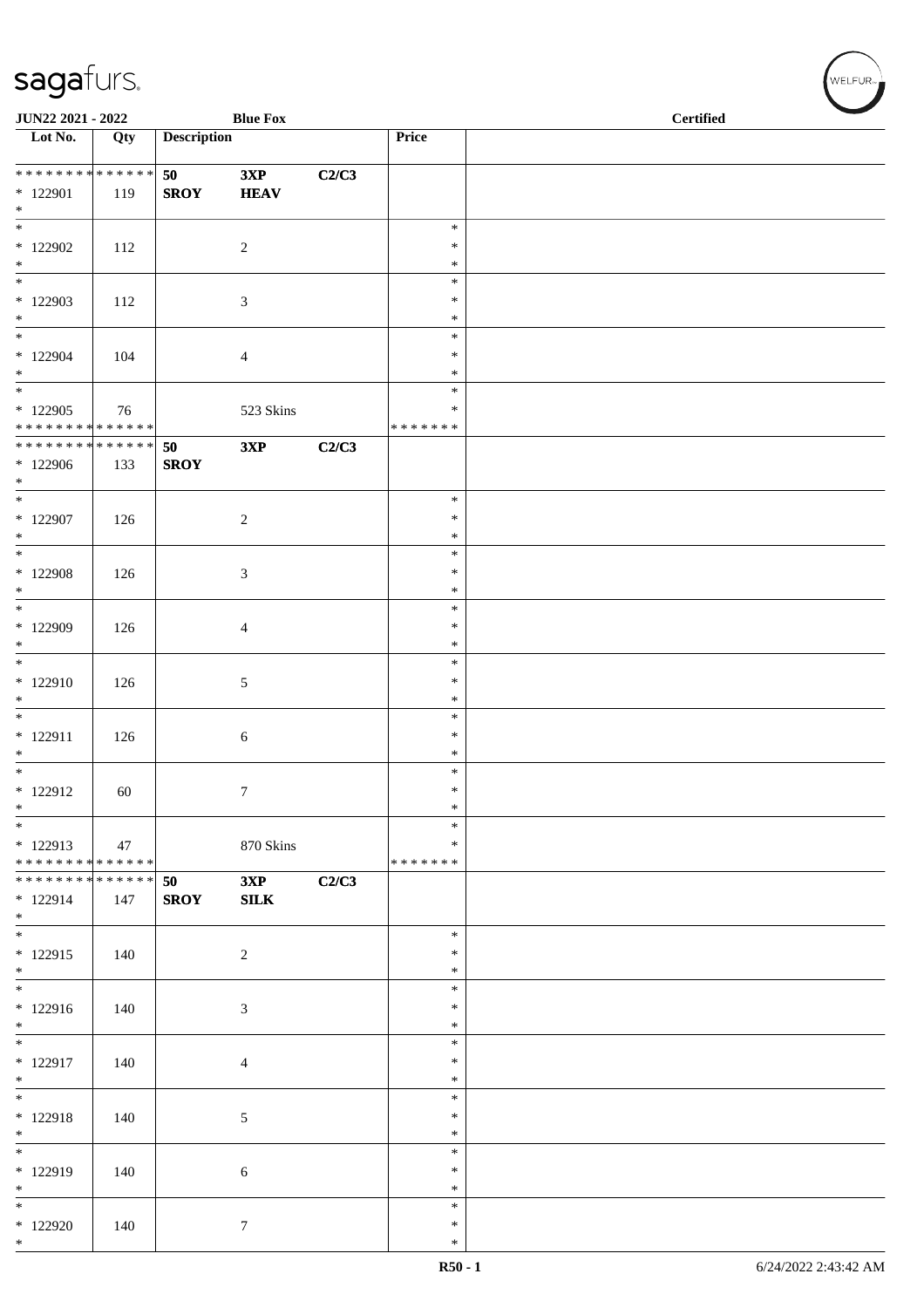| Lot No. | Qty | Description | | | Price | |
|---|---|---|---|---|---|---|
| * * * * * * * * * * * * * * * 122901 * | 119 | 50 SROY | 3XP HEAV | C2/C3 | | |
| * 122902 * | 112 | | 2 | | * * * | |
| * 122903 * | 112 | | 3 | | * * * | |
| * 122904 * | 104 | | 4 | | * * * | |
| * 122905 * * * * * * * * * * * * * * | 76 | | 523 Skins | | * * * * * * * * * | |
| * * * * * * * * * * * * * * * 122906 * | 133 | 50 SROY | 3XP | C2/C3 | | |
| * 122907 * | 126 | | 2 | | * * * | |
| * 122908 * | 126 | | 3 | | * * * | |
| * 122909 * | 126 | | 4 | | * * * | |
| * 122910 * | 126 | | 5 | | * * * | |
| * 122911 * | 126 | | 6 | | * * * | |
| * 122912 * | 60 | | 7 | | * * * | |
| * 122913 * * * * * * * * * * * * * * | 47 | | 870 Skins | | * * * * * * * * * | |
| * * * * * * * * * * * * * * * 122914 * | 147 | 50 SROY | 3XP SILK | C2/C3 | | |
| * 122915 * | 140 | | 2 | | * * * | |
| * 122916 * | 140 | | 3 | | * * * | |
| * 122917 * | 140 | | 4 | | * * * | |
| * 122918 * | 140 | | 5 | | * * * | |
| * 122919 * | 140 | | 6 | | * * * | |
| * 122920 * | 140 | | 7 | | * * * | |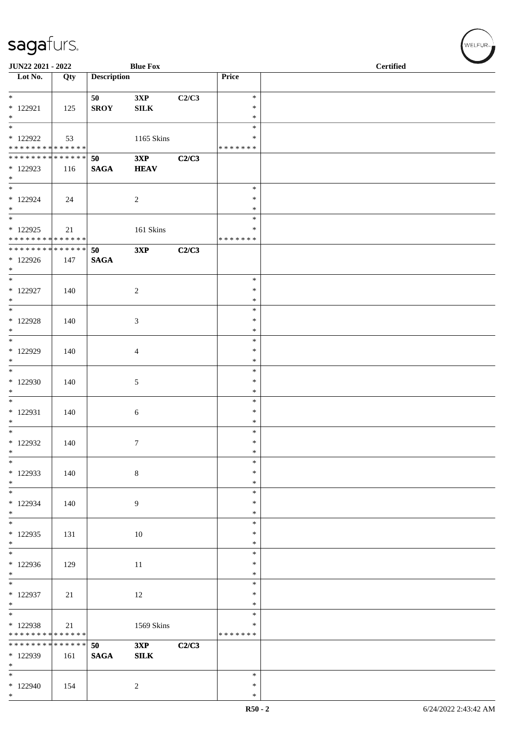| Lot No. | Qty | Description | | | Price | |
|---|---|---|---|---|---|---|
| * | | 50 | 3XP | C2/C3 | * | |
| * 122921 | 125 | SROY | SILK | | * | |
| * | | | | | * | |
| * | | | | | * | |
| * 122922 | 53 | | 1165 Skins | | * | |
| * * * * * * * * * * * * * * | | | | | * * * * * * * | |
| * * * * * * * * * * * * * * | | 50 | 3XP | C2/C3 | | |
| * 122923 | 116 | SAGA | HEAV | | | |
| * | | | | | | |
| * | | | | | * | |
| * 122924 | 24 | | 2 | | * | |
| * | | | | | * | |
| * | | | | | * | |
| * 122925 | 21 | | 161 Skins | | * | |
| * * * * * * * * * * * * * * | | | | | * * * * * * * | |
| * * * * * * * * * * * * * * | | 50 | 3XP | C2/C3 | | |
| * 122926 | 147 | SAGA | | | | |
| * | | | | | | |
| * | | | | | * | |
| * 122927 | 140 | | 2 | | * | |
| * | | | | | * | |
| * | | | | | * | |
| * 122928 | 140 | | 3 | | * | |
| * | | | | | * | |
| * | | | | | * | |
| * 122929 | 140 | | 4 | | * | |
| * | | | | | * | |
| * | | | | | * | |
| * 122930 | 140 | | 5 | | * | |
| * | | | | | * | |
| * | | | | | * | |
| * 122931 | 140 | | 6 | | * | |
| * | | | | | * | |
| * | | | | | * | |
| * 122932 | 140 | | 7 | | * | |
| * | | | | | * | |
| * | | | | | * | |
| * 122933 | 140 | | 8 | | * | |
| * | | | | | * | |
| * | | | | | * | |
| * 122934 | 140 | | 9 | | * | |
| * | | | | | * | |
| * | | | | | * | |
| * 122935 | 131 | | 10 | | * | |
| * | | | | | * | |
| * | | | | | * | |
| * 122936 | 129 | | 11 | | * | |
| * | | | | | * | |
| * | | | | | * | |
| * 122937 | 21 | | 12 | | * | |
| * | | | | | * | |
| * | | | | | * | |
| * 122938 | 21 | | 1569 Skins | | * | |
| * * * * * * * * * * * * * * | | | | | * * * * * * * | |
| * * * * * * * * * * * * * * | | 50 | 3XP | C2/C3 | | |
| * 122939 | 161 | SAGA | SILK | | | |
| * | | | | | | |
| * | | | | | * | |
| * 122940 | 154 | | 2 | | * | |
| * | | | | | * | |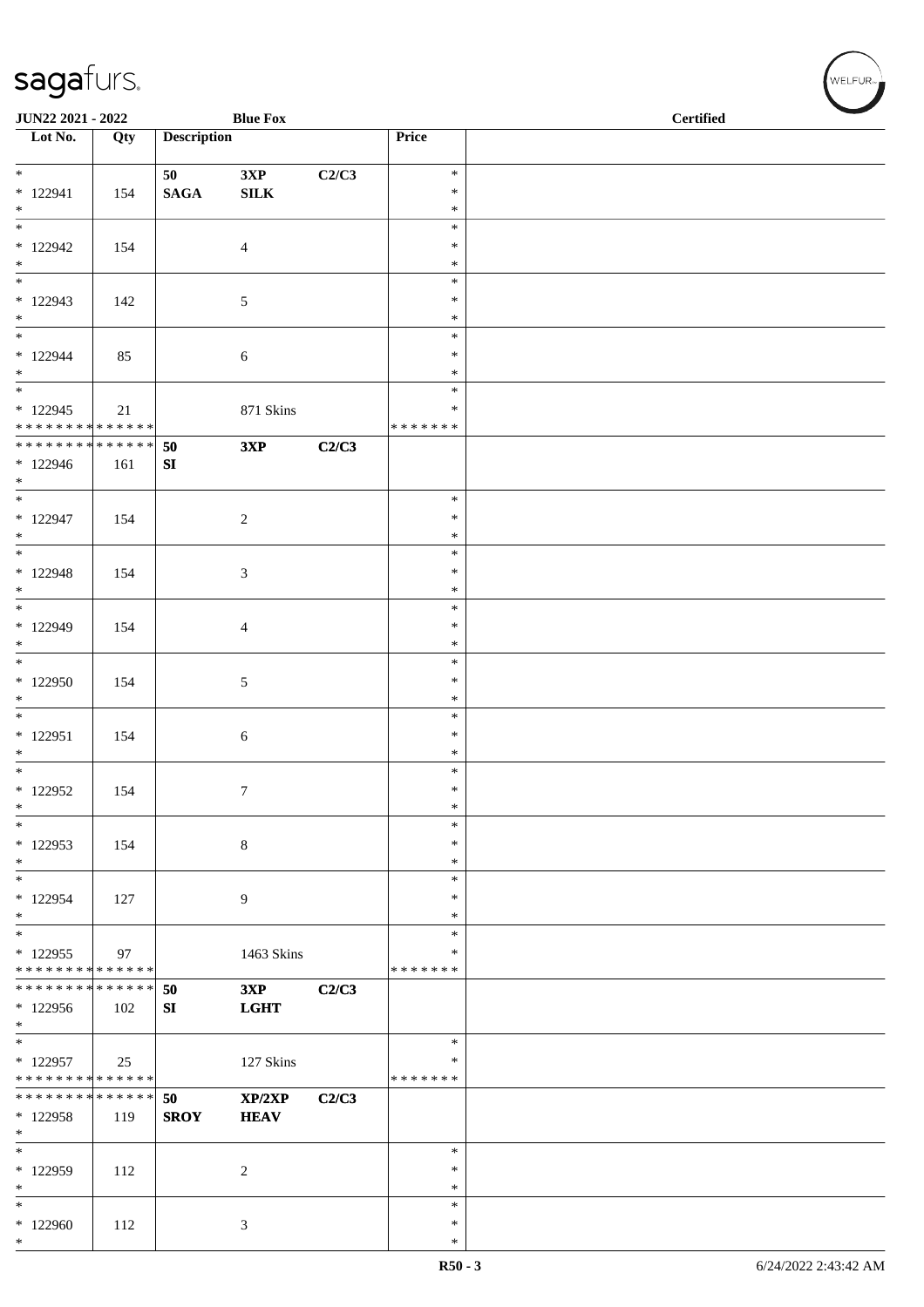JUN22 2021 - 2022 — Blue Fox — Certified

| Lot No. | Qty | Description | | | Price | |
|---|---|---|---|---|---|---|
| * | | 50 | 3XP | C2/C3 | * | |
| * 122941 | 154 | SAGA | SILK | | * | |
| * | | | | | * | |
| * | | | | | * | |
| * 122942 | 154 | | 4 | | * | |
| * | | | | | * | |
| * | | | | | * | |
| * 122943 | 142 | | 5 | | * | |
| * | | | | | * | |
| * | | | | | * | |
| * 122944 | 85 | | 6 | | * | |
| * | | | | | * | |
| * | | | | | * | |
| * 122945 | 21 | | 871 Skins | | * | |
| * * * * * * * * * * * * * * | | | | | * * * * * * * | |
| * * * * * * * * * * * * * * | | 50 | 3XP | C2/C3 | | |
| * 122946 | 161 | SI | | | | |
| * | | | | | | |
| * | | | | | * | |
| * 122947 | 154 | | 2 | | * | |
| * | | | | | * | |
| * | | | | | * | |
| * 122948 | 154 | | 3 | | * | |
| * | | | | | * | |
| * | | | | | * | |
| * 122949 | 154 | | 4 | | * | |
| * | | | | | * | |
| * | | | | | * | |
| * 122950 | 154 | | 5 | | * | |
| * | | | | | * | |
| * | | | | | * | |
| * 122951 | 154 | | 6 | | * | |
| * | | | | | * | |
| * | | | | | * | |
| * 122952 | 154 | | 7 | | * | |
| * | | | | | * | |
| * | | | | | * | |
| * 122953 | 154 | | 8 | | * | |
| * | | | | | * | |
| * | | | | | * | |
| * 122954 | 127 | | 9 | | * | |
| * | | | | | * | |
| * | | | | | * | |
| * 122955 | 97 | | 1463 Skins | | * | |
| * * * * * * * * * * * * * * | | | | | * * * * * * * | |
| * * * * * * * * * * * * * * | | 50 | 3XP | C2/C3 | | |
| * 122956 | 102 | SI | LGHT | | | |
| * | | | | | | |
| * | | | | | * | |
| * 122957 | 25 | | 127 Skins | | * | |
| * * * * * * * * * * * * * * | | | | | * * * * * * * | |
| * * * * * * * * * * * * * * | | 50 | XP/2XP | C2/C3 | | |
| * 122958 | 119 | SROY | HEAV | | | |
| * | | | | | | |
| * | | | | | * | |
| * 122959 | 112 | | 2 | | * | |
| * | | | | | * | |
| * | | | | | * | |
| * 122960 | 112 | | 3 | | * | |
| * | | | | | * | |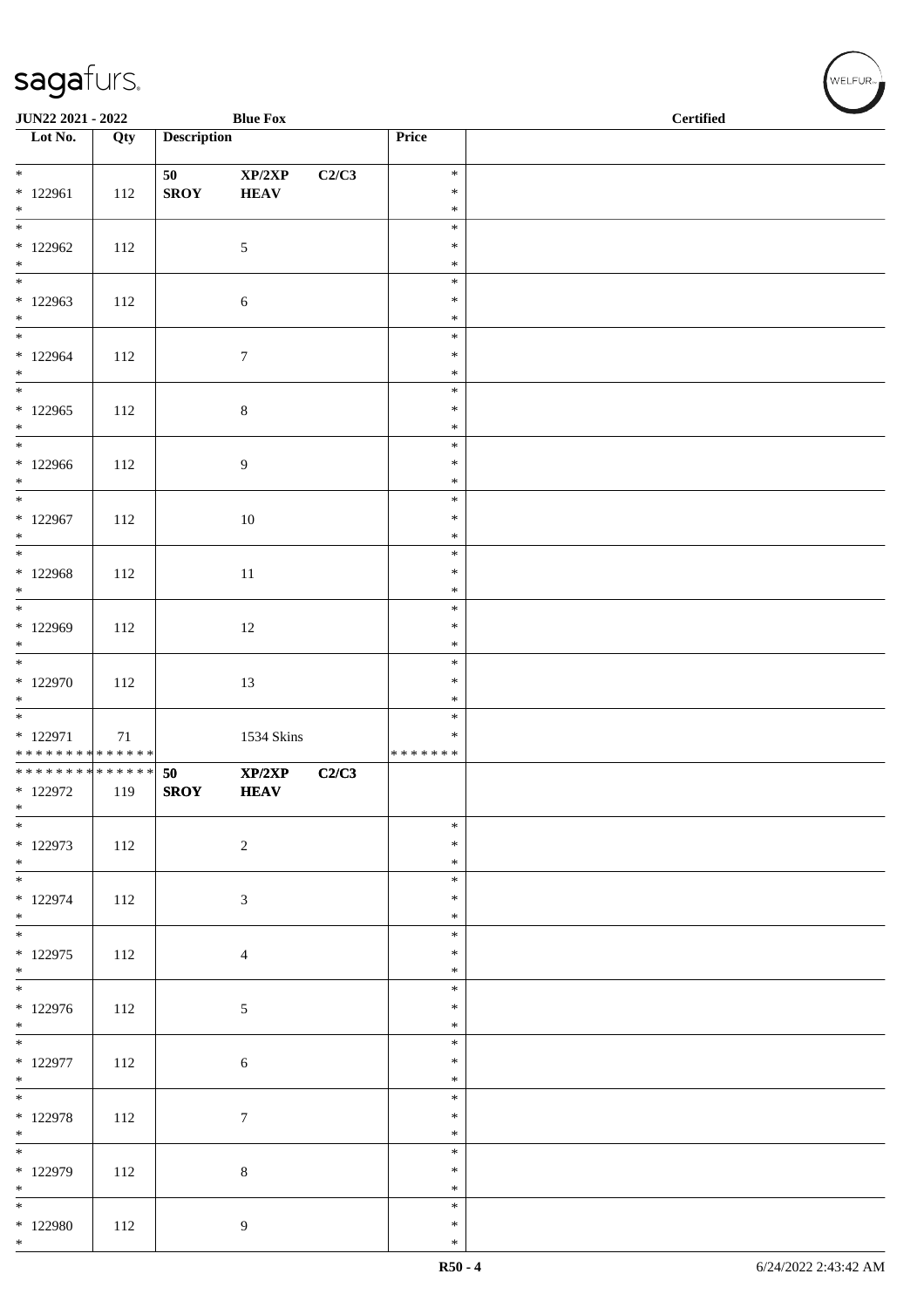**JUN22 2021 - 2022** **Blue Fox** **Certified**

| Lot No. | Qty | Description | | | Price | |
|---|---|---|---|---|---|---|
| * <br> * 122961 <br> * | 112 | **50** <br> **SROY** | **XP/2XP** <br> **HEAV** | **C2/C3** | * <br> * <br> * | |
| * <br> * 122962 <br> * | 112 | | 5 | | * <br> * <br> * | |
| * <br> * 122963 <br> * | 112 | | 6 | | * <br> * <br> * | |
| * <br> * 122964 <br> * | 112 | | 7 | | * <br> * <br> * | |
| * <br> * 122965 <br> * | 112 | | 8 | | * <br> * <br> * | |
| * <br> * 122966 <br> * | 112 | | 9 | | * <br> * <br> * | |
| * <br> * 122967 <br> * | 112 | | 10 | | * <br> * <br> * | |
| * <br> * 122968 <br> * | 112 | | 11 | | * <br> * <br> * | |
| * <br> * 122969 <br> * | 112 | | 12 | | * <br> * <br> * | |
| * <br> * 122970 <br> * | 112 | | 13 | | * <br> * <br> * | |
| * <br> * 122971 <br> * * * * * * * * * * * * * * | 71 | | 1534 Skins | | * <br> * <br> * * * * * * * | |
| * * * * * * * * * * * * * * <br> * 122972 <br> * | 119 | **50** <br> **SROY** | **XP/2XP** <br> **HEAV** | **C2/C3** | | |
| * <br> * 122973 <br> * | 112 | | 2 | | * <br> * <br> * | |
| * <br> * 122974 <br> * | 112 | | 3 | | * <br> * <br> * | |
| * <br> * 122975 <br> * | 112 | | 4 | | * <br> * <br> * | |
| * <br> * 122976 <br> * | 112 | | 5 | | * <br> * <br> * | |
| * <br> * 122977 <br> * | 112 | | 6 | | * <br> * <br> * | |
| * <br> * 122978 <br> * | 112 | | 7 | | * <br> * <br> * | |
| * <br> * 122979 <br> * | 112 | | 8 | | * <br> * <br> * | |
| * <br> * 122980 <br> * | 112 | | 9 | | * <br> * <br> * | |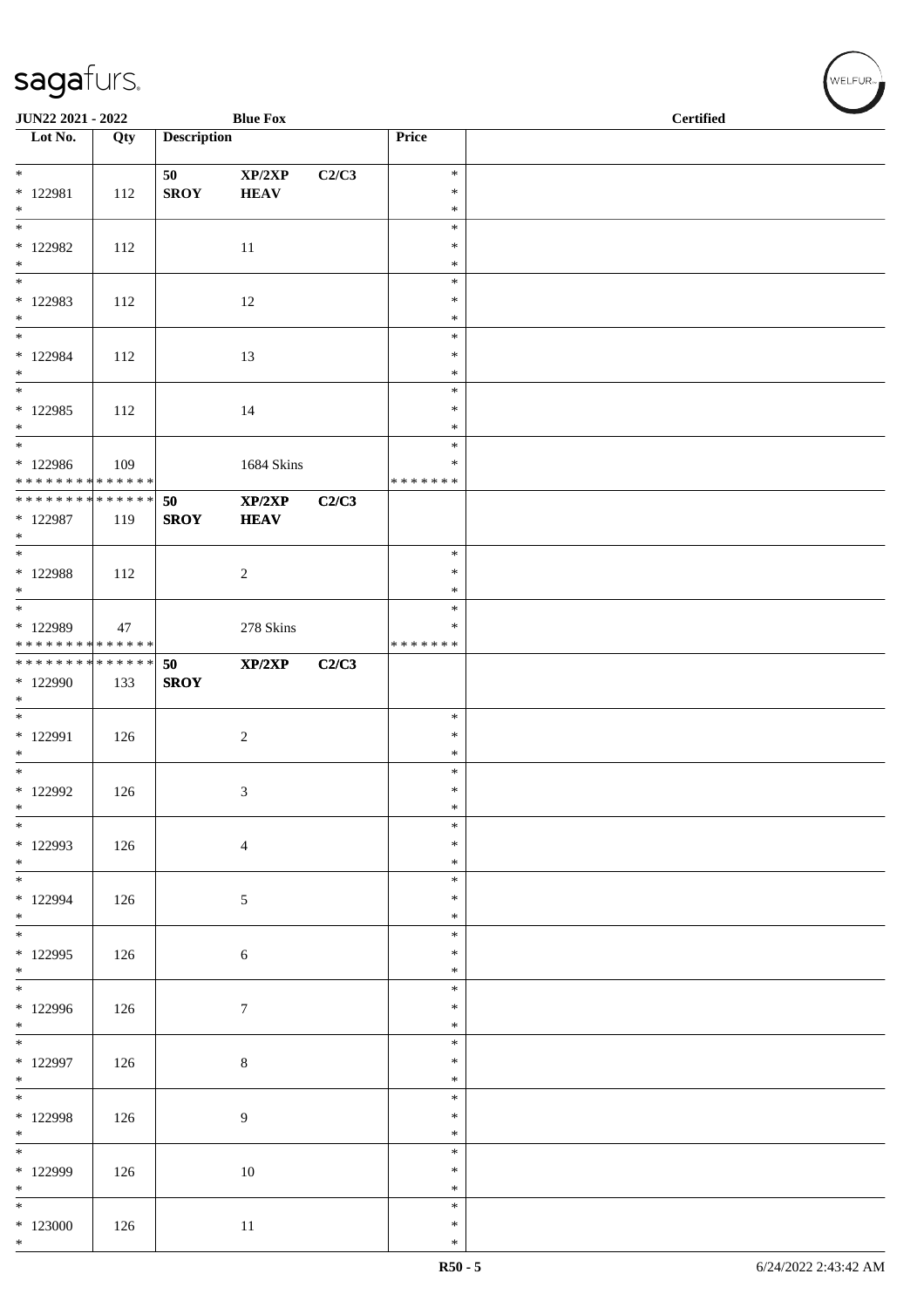| Lot No. | Qty | Description | | | Price | |
|---|---|---|---|---|---|---|
| * | | 50 | XP/2XP | C2/C3 | * | |
| * 122981 | 112 | SROY | HEAV | | * | |
| * | | | | | * | |
| * | | | | | * | |
| * 122982 | 112 | | 11 | | * | |
| * | | | | | * | |
| * | | | | | * | |
| * 122983 | 112 | | 12 | | * | |
| * | | | | | * | |
| * | | | | | * | |
| * 122984 | 112 | | 13 | | * | |
| * | | | | | * | |
| * | | | | | * | |
| * 122985 | 112 | | 14 | | * | |
| * | | | | | * | |
| * | | | | | * | |
| * 122986 | 109 | | 1684 Skins | | * | |
| * * * * * * * * * * * * * * | | | | | * * * * * * * | |
| * * * * * * * * * * * * * * | | 50 | XP/2XP | C2/C3 | | |
| * 122987 | 119 | SROY | HEAV | | | |
| * | | | | | | |
| * | | | | | * | |
| * 122988 | 112 | | 2 | | * | |
| * | | | | | * | |
| * | | | | | * | |
| * 122989 | 47 | | 278 Skins | | * | |
| * * * * * * * * * * * * * * | | | | | * * * * * * * | |
| * * * * * * * * * * * * * * | | 50 | XP/2XP | C2/C3 | | |
| * 122990 | 133 | SROY | | | | |
| * | | | | | | |
| * | | | | | * | |
| * 122991 | 126 | | 2 | | * | |
| * | | | | | * | |
| * | | | | | * | |
| * 122992 | 126 | | 3 | | * | |
| * | | | | | * | |
| * | | | | | * | |
| * 122993 | 126 | | 4 | | * | |
| * | | | | | * | |
| * | | | | | * | |
| * 122994 | 126 | | 5 | | * | |
| * | | | | | * | |
| * | | | | | * | |
| * 122995 | 126 | | 6 | | * | |
| * | | | | | * | |
| * | | | | | * | |
| * 122996 | 126 | | 7 | | * | |
| * | | | | | * | |
| * | | | | | * | |
| * 122997 | 126 | | 8 | | * | |
| * | | | | | * | |
| * | | | | | * | |
| * 122998 | 126 | | 9 | | * | |
| * | | | | | * | |
| * | | | | | * | |
| * 122999 | 126 | | 10 | | * | |
| * | | | | | * | |
| * | | | | | * | |
| * 123000 | 126 | | 11 | | * | |
| * | | | | | * | |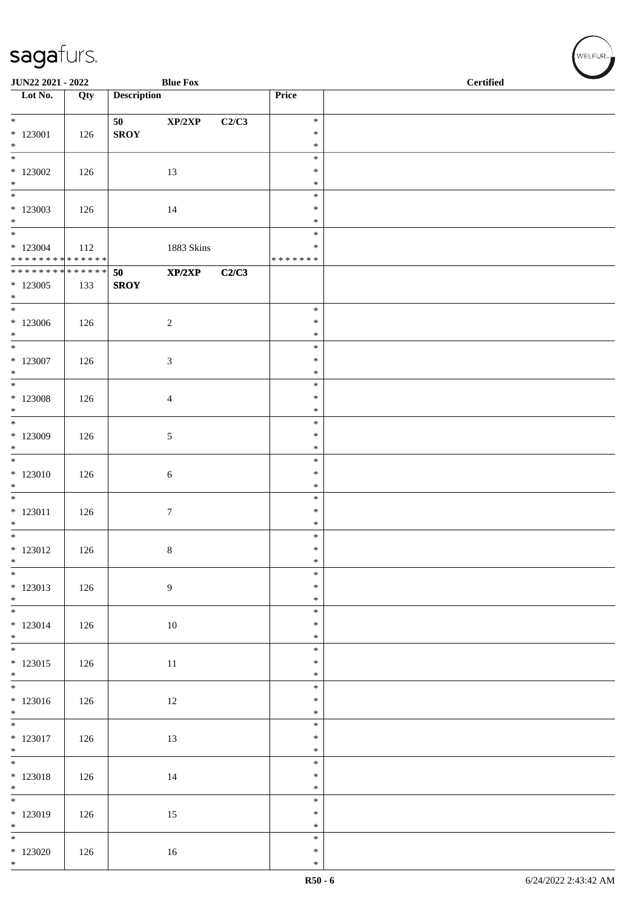**JUN22 2021 - 2022** **Blue Fox** **Certified**

| Lot No. | Qty | Description | Price | |
|---|---|---|---|---|
| * <br> * 123001 <br> * | 126 | **50** **XP/2XP** **C2/C3** <br> **SROY** | * <br> * <br> * | |
| * <br> * 123002 <br> * | 126 | 13 | * <br> * <br> * | |
| * <br> * 123003 <br> * | 126 | 14 | * <br> * <br> * | |
| * <br> * 123004 <br> * * * * * * * * * * * * * * | 112 | 1883 Skins | * <br> * <br> * * * * * * * | |
| * * * * * * * * * * * * * * <br> * 123005 <br> * | 133 | **50** **XP/2XP** **C2/C3** <br> **SROY** | | |
| * <br> * 123006 <br> * | 126 | 2 | * <br> * <br> * | |
| * <br> * 123007 <br> * | 126 | 3 | * <br> * <br> * | |
| * <br> * 123008 <br> * | 126 | 4 | * <br> * <br> * | |
| * <br> * 123009 <br> * | 126 | 5 | * <br> * <br> * | |
| * <br> * 123010 <br> * | 126 | 6 | * <br> * <br> * | |
| * <br> * 123011 <br> * | 126 | 7 | * <br> * <br> * | |
| * <br> * 123012 <br> * | 126 | 8 | * <br> * <br> * | |
| * <br> * 123013 <br> * | 126 | 9 | * <br> * <br> * | |
| * <br> * 123014 <br> * | 126 | 10 | * <br> * <br> * | |
| * <br> * 123015 <br> * | 126 | 11 | * <br> * <br> * | |
| * <br> * 123016 <br> * | 126 | 12 | * <br> * <br> * | |
| * <br> * 123017 <br> * | 126 | 13 | * <br> * <br> * | |
| * <br> * 123018 <br> * | 126 | 14 | * <br> * <br> * | |
| * <br> * 123019 <br> * | 126 | 15 | * <br> * <br> * | |
| * <br> * 123020 <br> * | 126 | 16 | * <br> * <br> * | |

R50 - 6 6/24/2022 2:43:42 AM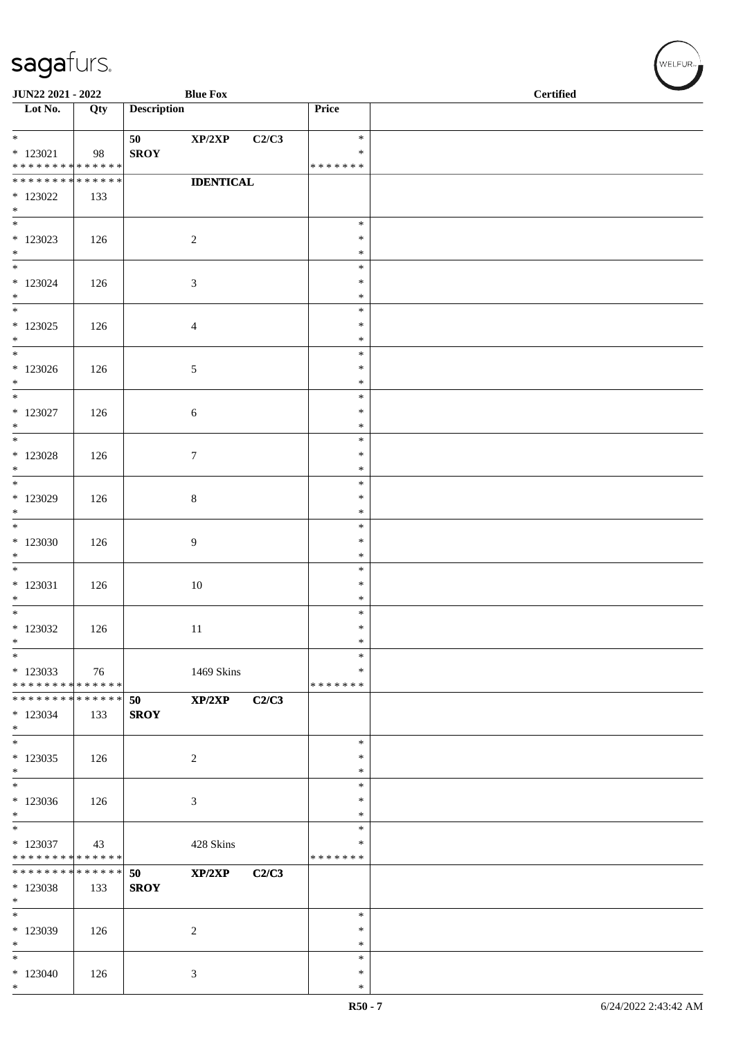| Lot No. | Qty | Description | | | Price | |
|---|---|---|---|---|---|---|
| * 123021 * * * * * * * * * * * * * * | 98 | 50 SROY | XP/2XP | C2/C3 | * * * * * * * * * * | |
| * * * * * * * * * * * * * * 123022 * | 133 | | IDENTICAL | | | |
| * 123023 * | 126 | | 2 | | * * * | |
| * 123024 * | 126 | | 3 | | * * * | |
| * 123025 * | 126 | | 4 | | * * * | |
| * 123026 * | 126 | | 5 | | * * * | |
| * 123027 * | 126 | | 6 | | * * * | |
| * 123028 * | 126 | | 7 | | * * * | |
| * 123029 * | 126 | | 8 | | * * * | |
| * 123030 * | 126 | | 9 | | * * * | |
| * 123031 * | 126 | | 10 | | * * * | |
| * 123032 * | 126 | | 11 | | * * * | |
| * 123033 * * * * * * * * * * * * * * | 76 | | 1469 Skins | | * * * * * * * * * | |
| * * * * * * * * * * * * * * 123034 * | 133 | 50 SROY | XP/2XP | C2/C3 | | |
| * 123035 * | 126 | | 2 | | * * * | |
| * 123036 * | 126 | | 3 | | * * * | |
| * 123037 * * * * * * * * * * * * * * | 43 | | 428 Skins | | * * * * * * * * * | |
| * * * * * * * * * * * * * * 123038 * | 133 | 50 SROY | XP/2XP | C2/C3 | | |
| * 123039 * | 126 | | 2 | | * * * | |
| * 123040 * | 126 | | 3 | | * * * | |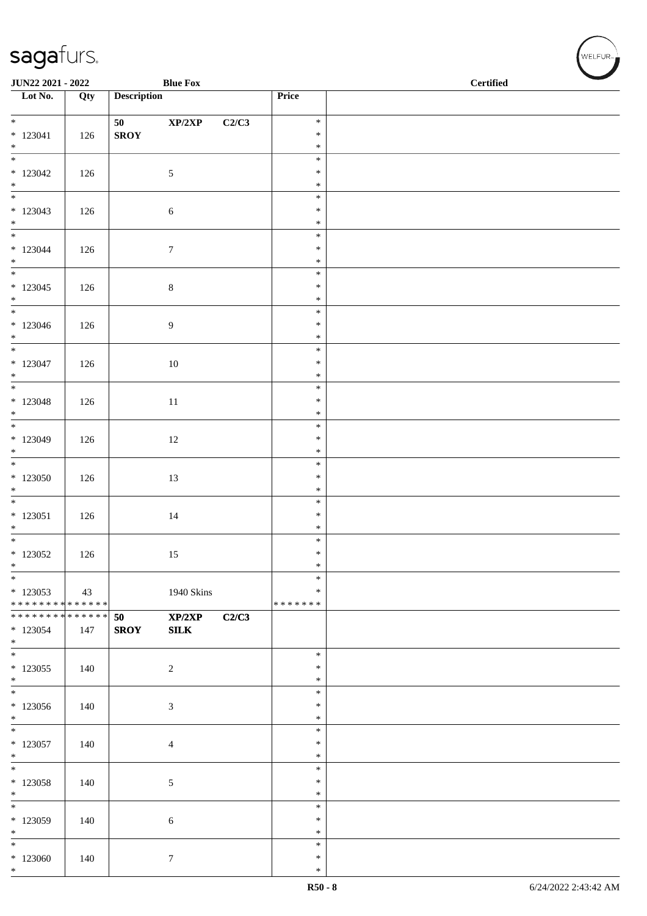| Lot No. | Qty | Description | | | Price | |
|---|---|---|---|---|---|---|
| * <br> * 123041 <br> * | 126 | 50 <br> **SROY** | XP/2XP | C2/C3 | * <br> * <br> * | |
| * <br> * 123042 <br> * | 126 | | 5 | | * <br> * <br> * | |
| * <br> * 123043 <br> * | 126 | | 6 | | * <br> * <br> * | |
| * <br> * 123044 <br> * | 126 | | 7 | | * <br> * <br> * | |
| * <br> * 123045 <br> * | 126 | | 8 | | * <br> * <br> * | |
| * <br> * 123046 <br> * | 126 | | 9 | | * <br> * <br> * | |
| * <br> * 123047 <br> * | 126 | | 10 | | * <br> * <br> * | |
| * <br> * 123048 <br> * | 126 | | 11 | | * <br> * <br> * | |
| * <br> * 123049 <br> * | 126 | | 12 | | * <br> * <br> * | |
| * <br> * 123050 <br> * | 126 | | 13 | | * <br> * <br> * | |
| * <br> * 123051 <br> * | 126 | | 14 | | * <br> * <br> * | |
| * <br> * 123052 <br> * | 126 | | 15 | | * <br> * <br> * | |
| * <br> * 123053 <br> * * * * * * * * * * * * * * | 43 | | 1940 Skins | | * <br> * <br> * * * * * * * | |
| * * * * * * * * * * * * * * <br> * 123054 <br> * | 147 | **50** <br> **SROY** | **XP/2XP** <br> **SILK** | **C2/C3** | | |
| * <br> * 123055 <br> * | 140 | | 2 | | * <br> * <br> * | |
| * <br> * 123056 <br> * | 140 | | 3 | | * <br> * <br> * | |
| * <br> * 123057 <br> * | 140 | | 4 | | * <br> * <br> * | |
| * <br> * 123058 <br> * | 140 | | 5 | | * <br> * <br> * | |
| * <br> * 123059 <br> * | 140 | | 6 | | * <br> * <br> * | |
| * <br> * 123060 <br> * | 140 | | 7 | | * <br> * <br> * | |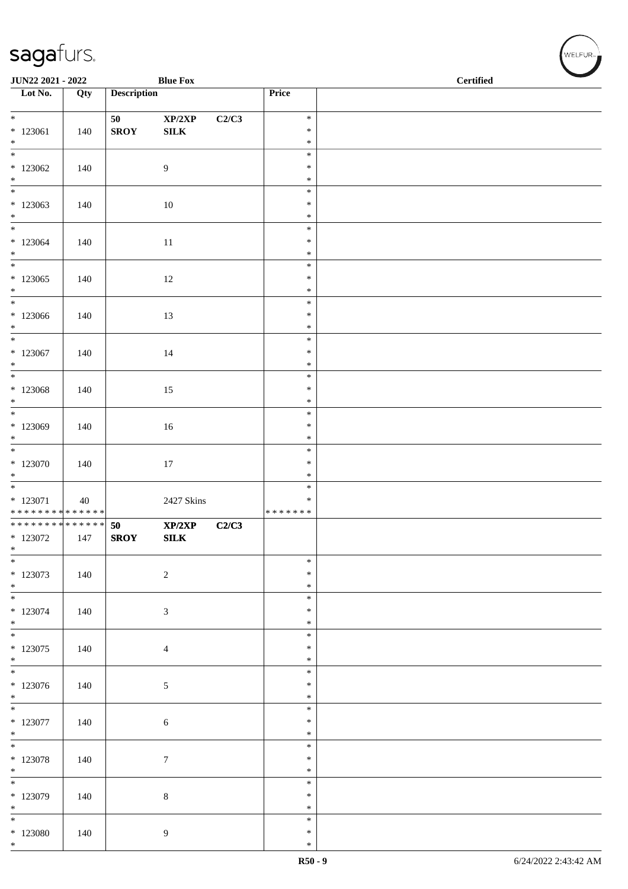JUN22 2021 - 2022 | Blue Fox | Certified

| Lot No. | Qty | Description | | | Price | |
|---|---|---|---|---|---|---|
| * <br> * 123061 <br> * | 140 | 50 <br> SROY | XP/2XP <br> SILK | C2/C3 | * <br> * <br> * | |
| * <br> * 123062 <br> * | 140 | | 9 | | * <br> * <br> * | |
| * <br> * 123063 <br> * | 140 | | 10 | | * <br> * <br> * | |
| * <br> * 123064 <br> * | 140 | | 11 | | * <br> * <br> * | |
| * <br> * 123065 <br> * | 140 | | 12 | | * <br> * <br> * | |
| * <br> * 123066 <br> * | 140 | | 13 | | * <br> * <br> * | |
| * <br> * 123067 <br> * | 140 | | 14 | | * <br> * <br> * | |
| * <br> * 123068 <br> * | 140 | | 15 | | * <br> * <br> * | |
| * <br> * 123069 <br> * | 140 | | 16 | | * <br> * <br> * | |
| * <br> * 123070 <br> * | 140 | | 17 | | * <br> * <br> * | |
| * <br> * 123071 <br> * * * * * * * * * * * * * * | 40 | | 2427 Skins | | * <br> * <br> * * * * * * * | |
| * * * * * * * * * * * * * * <br> * 123072 <br> * | 147 | 50 <br> SROY | XP/2XP <br> SILK | C2/C3 | | |
| * <br> * 123073 <br> * | 140 | | 2 | | * <br> * <br> * | |
| * <br> * 123074 <br> * | 140 | | 3 | | * <br> * <br> * | |
| * <br> * 123075 <br> * | 140 | | 4 | | * <br> * <br> * | |
| * <br> * 123076 <br> * | 140 | | 5 | | * <br> * <br> * | |
| * <br> * 123077 <br> * | 140 | | 6 | | * <br> * <br> * | |
| * <br> * 123078 <br> * | 140 | | 7 | | * <br> * <br> * | |
| * <br> * 123079 <br> * | 140 | | 8 | | * <br> * <br> * | |
| * <br> * 123080 <br> * | 140 | | 9 | | * <br> * <br> * | |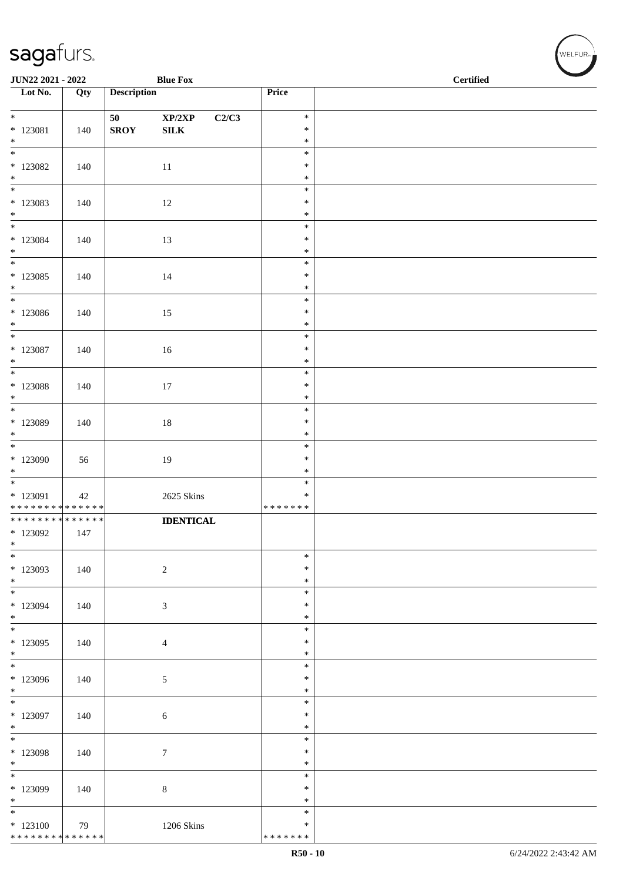JUN22 2021 - 2022 Blue Fox Certified

| Lot No. | Qty | Description | Price | |
|---|---|---|---|---|
| * 123081 * | 140 | 50 XP/2XP C2/C3 SROY SILK | * * * | |
| * 123082 * | 140 | 11 | * * * | |
| * 123083 * | 140 | 12 | * * * | |
| * 123084 * | 140 | 13 | * * * | |
| * 123085 * | 140 | 14 | * * * | |
| * 123086 * | 140 | 15 | * * * | |
| * 123087 * | 140 | 16 | * * * | |
| * 123088 * | 140 | 17 | * * * | |
| * 123089 * | 140 | 18 | * * * | |
| * 123090 * | 56 | 19 | * * * | |
| * 123091 * * * * * * * * * * * * * * | 42 | 2625 Skins | * * * * * * * * * | |
| * * * * * * * * * * * * * * 123092 * | 147 | **IDENTICAL** | | |
| * 123093 * | 140 | 2 | * * * | |
| * 123094 * | 140 | 3 | * * * | |
| * 123095 * | 140 | 4 | * * * | |
| * 123096 * | 140 | 5 | * * * | |
| * 123097 * | 140 | 6 | * * * | |
| * 123098 * | 140 | 7 | * * * | |
| * 123099 * | 140 | 8 | * * * | |
| * 123100 * * * * * * * * * * * * * * | 79 | 1206 Skins | * * * * * * * * * | |

R50 - 10 6/24/2022 2:43:42 AM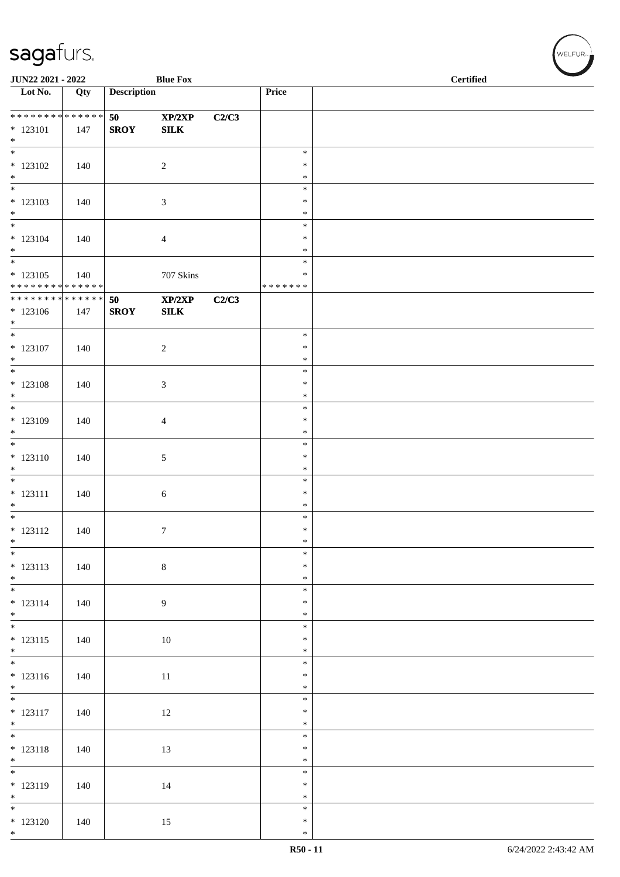| Lot No. | Qty | Description | | | Price | |
|---|---|---|---|---|---|---|
| * * * * * * * * * * * * * * | | 50 | XP/2XP | C2/C3 | | |
| * 123101 | 147 | SROY | SILK | | | |
| * | | | | | | |
| * 123102 | 140 | | 2 | | * * * | |
| * 123103 | 140 | | 3 | | * * * | |
| * 123104 | 140 | | 4 | | * * * | |
| * 123105 | 140 | | 707 Skins | | * * | |
| * * * * * * * * * * * * * * | | | | | * * * * * * * | |
| * * * * * * * * * * * * * * | | 50 | XP/2XP | C2/C3 | | |
| * 123106 | 147 | SROY | SILK | | | |
| * | | | | | | |
| * 123107 | 140 | | 2 | | * * * | |
| * 123108 | 140 | | 3 | | * * * | |
| * 123109 | 140 | | 4 | | * * * | |
| * 123110 | 140 | | 5 | | * * * | |
| * 123111 | 140 | | 6 | | * * * | |
| * 123112 | 140 | | 7 | | * * * | |
| * 123113 | 140 | | 8 | | * * * | |
| * 123114 | 140 | | 9 | | * * * | |
| * 123115 | 140 | | 10 | | * * * | |
| * 123116 | 140 | | 11 | | * * * | |
| * 123117 | 140 | | 12 | | * * * | |
| * 123118 | 140 | | 13 | | * * * | |
| * 123119 | 140 | | 14 | | * * * | |
| * 123120 | 140 | | 15 | | * * * | |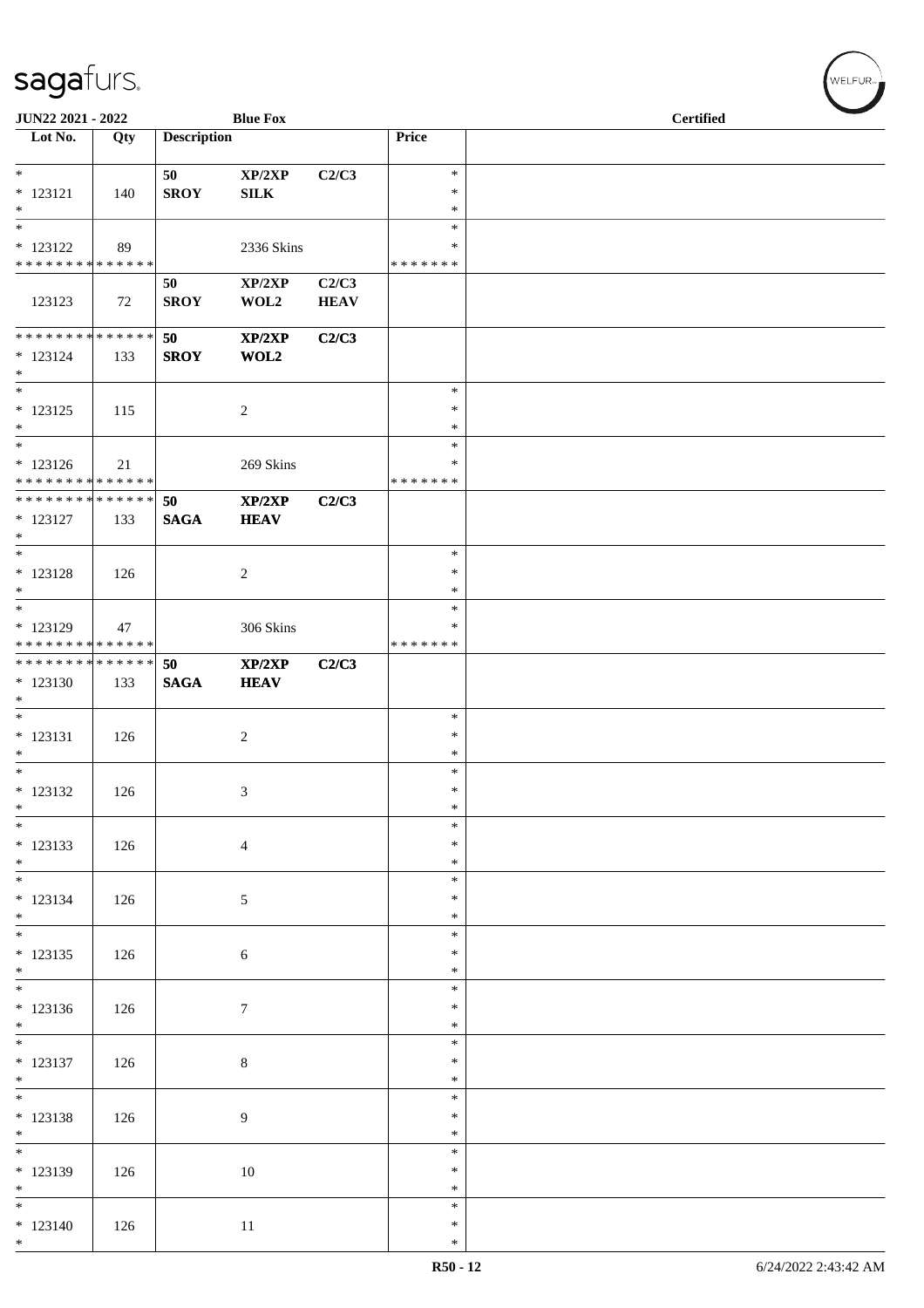| Lot No. | Qty | Description | | | Price | |
|---|---|---|---|---|---|---|
| * | | 50 | XP/2XP | C2/C3 | * | |
| * 123121 | 140 | SROY | SILK | | * | |
| * | | | | | * | |
| * | | | | | * | |
| * 123122 | 89 | | 2336 Skins | | * | |
| * * * * * * * * * * * * * * | | | | | * * * * * * * | |
| | | 50 | XP/2XP | C2/C3 | | |
| 123123 | 72 | SROY | WOL2 | HEAV | | |
| * * * * * * * * * * * * * * | | 50 | XP/2XP | C2/C3 | | |
| * 123124 | 133 | SROY | WOL2 | | | |
| * | | | | | | |
| * | | | | | * | |
| * 123125 | 115 | | 2 | | * | |
| * | | | | | * | |
| * | | | | | * | |
| * 123126 | 21 | | 269 Skins | | * | |
| * * * * * * * * * * * * * * | | | | | * * * * * * * | |
| * * * * * * * * * * * * * * | | 50 | XP/2XP | C2/C3 | | |
| * 123127 | 133 | SAGA | HEAV | | | |
| * | | | | | | |
| * | | | | | * | |
| * 123128 | 126 | | 2 | | * | |
| * | | | | | * | |
| * | | | | | * | |
| * 123129 | 47 | | 306 Skins | | * | |
| * * * * * * * * * * * * * * | | | | | * * * * * * * | |
| * * * * * * * * * * * * * * | | 50 | XP/2XP | C2/C3 | | |
| * 123130 | 133 | SAGA | HEAV | | | |
| * | | | | | | |
| * | | | | | * | |
| * 123131 | 126 | | 2 | | * | |
| * | | | | | * | |
| * | | | | | * | |
| * 123132 | 126 | | 3 | | * | |
| * | | | | | * | |
| * | | | | | * | |
| * 123133 | 126 | | 4 | | * | |
| * | | | | | * | |
| * | | | | | * | |
| * 123134 | 126 | | 5 | | * | |
| * | | | | | * | |
| * | | | | | * | |
| * 123135 | 126 | | 6 | | * | |
| * | | | | | * | |
| * | | | | | * | |
| * 123136 | 126 | | 7 | | * | |
| * | | | | | * | |
| * | | | | | * | |
| * 123137 | 126 | | 8 | | * | |
| * | | | | | * | |
| * | | | | | * | |
| * 123138 | 126 | | 9 | | * | |
| * | | | | | * | |
| * | | | | | * | |
| * 123139 | 126 | | 10 | | * | |
| * | | | | | * | |
| * | | | | | * | |
| * 123140 | 126 | | 11 | | * | |
| * | | | | | * | |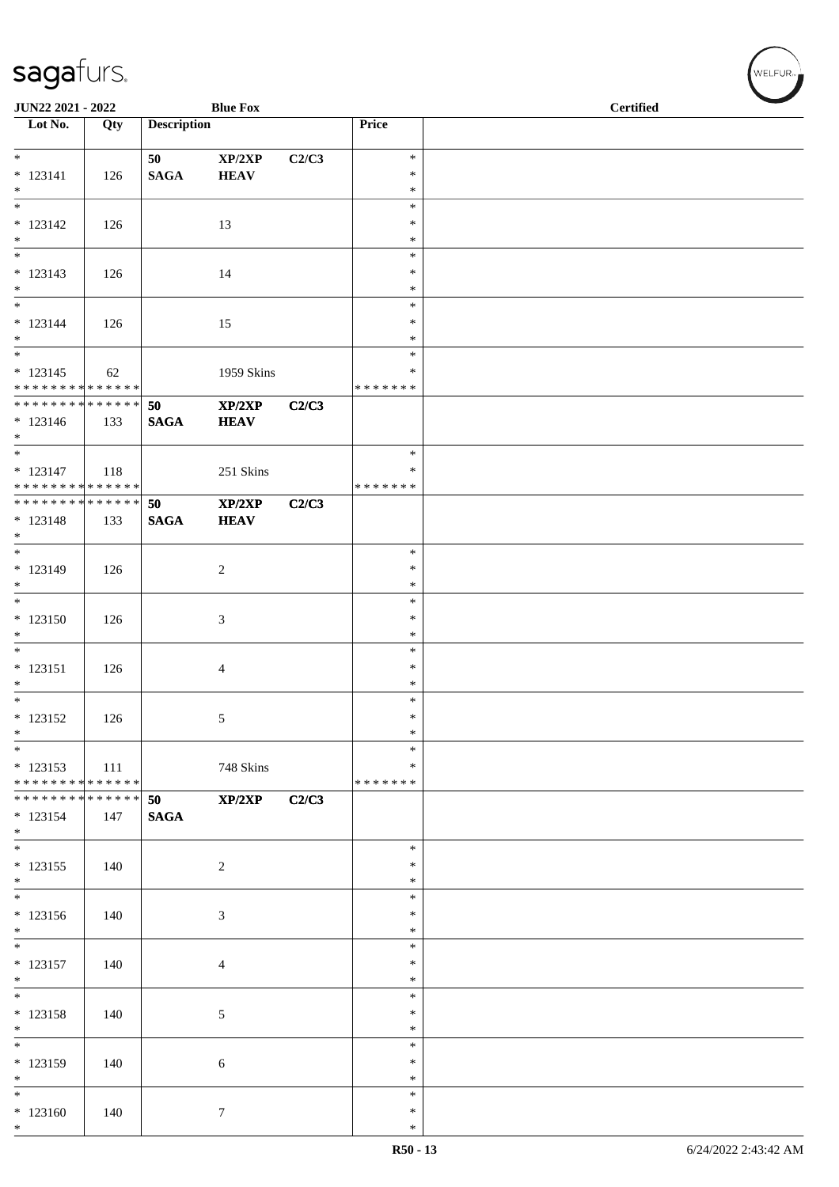**JUN22 2021 - 2022** | **Blue Fox** | **Certified**

| Lot No. | Qty | Description | | | Price | |
|---|---|---|---|---|---|---|
| * <br> * 123141 <br> * | 126 | 50 <br> **SAGA** | **XP/2XP** <br> **HEAV** | **C2/C3** | * <br> * <br> * | |
| * <br> * 123142 <br> * | 126 | | 13 | | * <br> * <br> * | |
| * <br> * 123143 <br> * | 126 | | 14 | | * <br> * <br> * | |
| * <br> * 123144 <br> * | 126 | | 15 | | * <br> * <br> * | |
| * <br> * 123145 <br> * * * * * * * * * * * * * * | 62 | | 1959 Skins | | * <br> * <br> * * * * * * * | |
| * * * * * * * * * * * * * * <br> * 123146 <br> * | 133 | **50** <br> **SAGA** | **XP/2XP** <br> **HEAV** | **C2/C3** | | |
| * <br> * 123147 <br> * * * * * * * * * * * * * * | 118 | | 251 Skins | | * <br> * <br> * * * * * * * | |
| * * * * * * * * * * * * * * <br> * 123148 <br> * | 133 | **50** <br> **SAGA** | **XP/2XP** <br> **HEAV** | **C2/C3** | | |
| * <br> * 123149 <br> * | 126 | | 2 | | * <br> * <br> * | |
| * <br> * 123150 <br> * | 126 | | 3 | | * <br> * <br> * | |
| * <br> * 123151 <br> * | 126 | | 4 | | * <br> * <br> * | |
| * <br> * 123152 <br> * | 126 | | 5 | | * <br> * <br> * | |
| * <br> * 123153 <br> * * * * * * * * * * * * * * | 111 | | 748 Skins | | * <br> * <br> * * * * * * * | |
| * * * * * * * * * * * * * * <br> * 123154 <br> * | 147 | **50** <br> **SAGA** | **XP/2XP** | **C2/C3** | | |
| * <br> * 123155 <br> * | 140 | | 2 | | * <br> * <br> * | |
| * <br> * 123156 <br> * | 140 | | 3 | | * <br> * <br> * | |
| * <br> * 123157 <br> * | 140 | | 4 | | * <br> * <br> * | |
| * <br> * 123158 <br> * | 140 | | 5 | | * <br> * <br> * | |
| * <br> * 123159 <br> * | 140 | | 6 | | * <br> * <br> * | |
| * <br> * 123160 <br> * | 140 | | 7 | | * <br> * <br> * | |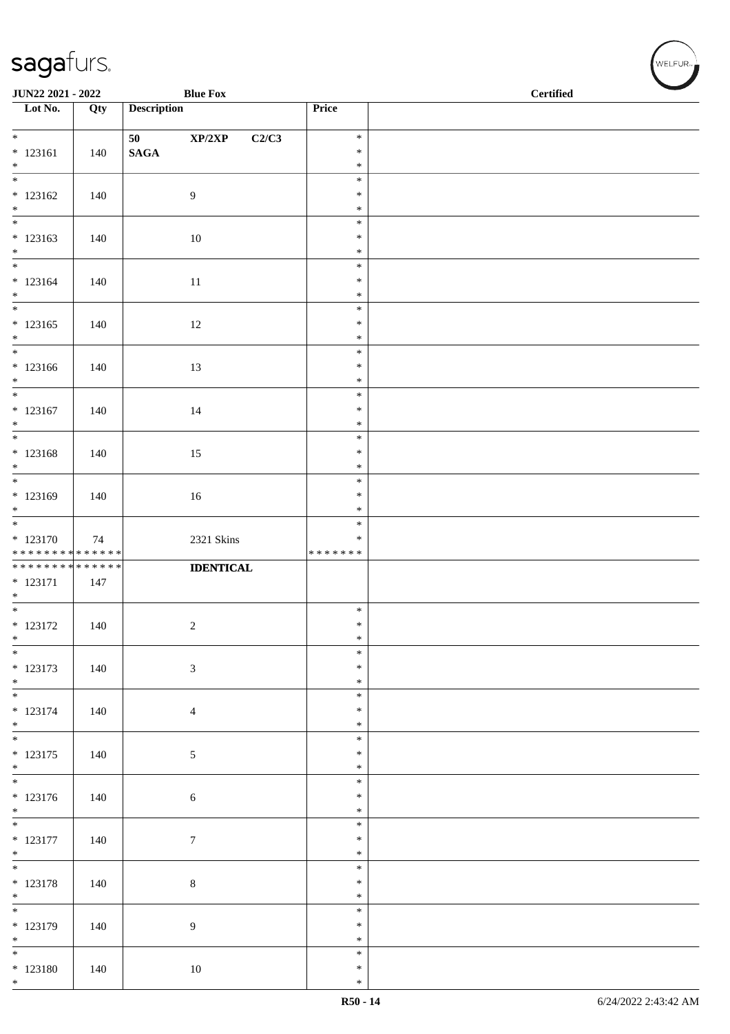**JUN22 2021 - 2022** | **Blue Fox** | **Certified**

| Lot No. | Qty | Description | Price | |
|---|---|---|---|---|
| * 123161 * | 140 | 50 XP/2XP C2/C3 SAGA | * * * | |
| * 123162 * | 140 | 9 | * * * | |
| * 123163 * | 140 | 10 | * * * | |
| * 123164 * | 140 | 11 | * * * | |
| * 123165 * | 140 | 12 | * * * | |
| * 123166 * | 140 | 13 | * * * | |
| * 123167 * | 140 | 14 | * * * | |
| * 123168 * | 140 | 15 | * * * | |
| * 123169 * | 140 | 16 | * * * | |
| * 123170 ************** | 74 | 2321 Skins | * * ******* | |
| ************** * 123171 * | 147 | **IDENTICAL** | | |
| * 123172 * | 140 | 2 | * * * | |
| * 123173 * | 140 | 3 | * * * | |
| * 123174 * | 140 | 4 | * * * | |
| * 123175 * | 140 | 5 | * * * | |
| * 123176 * | 140 | 6 | * * * | |
| * 123177 * | 140 | 7 | * * * | |
| * 123178 * | 140 | 8 | * * * | |
| * 123179 * | 140 | 9 | * * * | |
| * 123180 * | 140 | 10 | * * * | |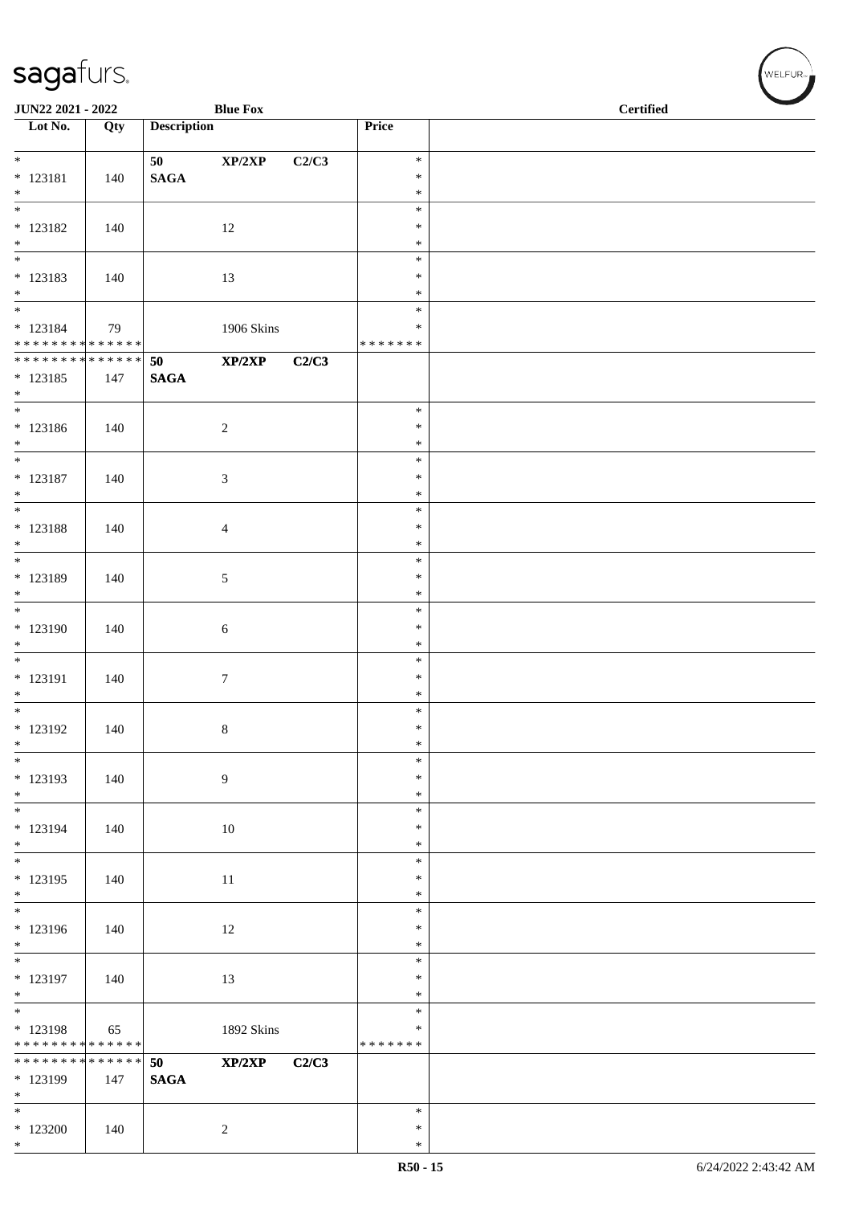| Lot No. | Qty | Description | | | Price | |
|---|---|---|---|---|---|---|
| * | | 50 | XP/2XP | C2/C3 | * | |
| * 123181 | 140 | SAGA | | | * | |
| * | | | | | * | |
| * 123182 | 140 | | 12 | | * * * | |
| * 123183 | 140 | | 13 | | * * * | |
| * 123184 | 79 | | 1906 Skins | | * * | |
| * * * * * * * * * * * * * * | | | | | * * * * * * * | |
| * * * * * * * * * * * * * * | | 50 | XP/2XP | C2/C3 | | |
| * 123185 | 147 | SAGA | | | | |
| * 123186 | 140 | | 2 | | * * * | |
| * 123187 | 140 | | 3 | | * * * | |
| * 123188 | 140 | | 4 | | * * * | |
| * 123189 | 140 | | 5 | | * * * | |
| * 123190 | 140 | | 6 | | * * * | |
| * 123191 | 140 | | 7 | | * * * | |
| * 123192 | 140 | | 8 | | * * * | |
| * 123193 | 140 | | 9 | | * * * | |
| * 123194 | 140 | | 10 | | * * * | |
| * 123195 | 140 | | 11 | | * * * | |
| * 123196 | 140 | | 12 | | * * * | |
| * 123197 | 140 | | 13 | | * * * | |
| * 123198 | 65 | | 1892 Skins | | * * | |
| * * * * * * * * * * * * * * | | | | | * * * * * * * | |
| * * * * * * * * * * * * * * | | 50 | XP/2XP | C2/C3 | | |
| * 123199 | 147 | SAGA | | | | |
| * 123200 | 140 | | 2 | | * * * | |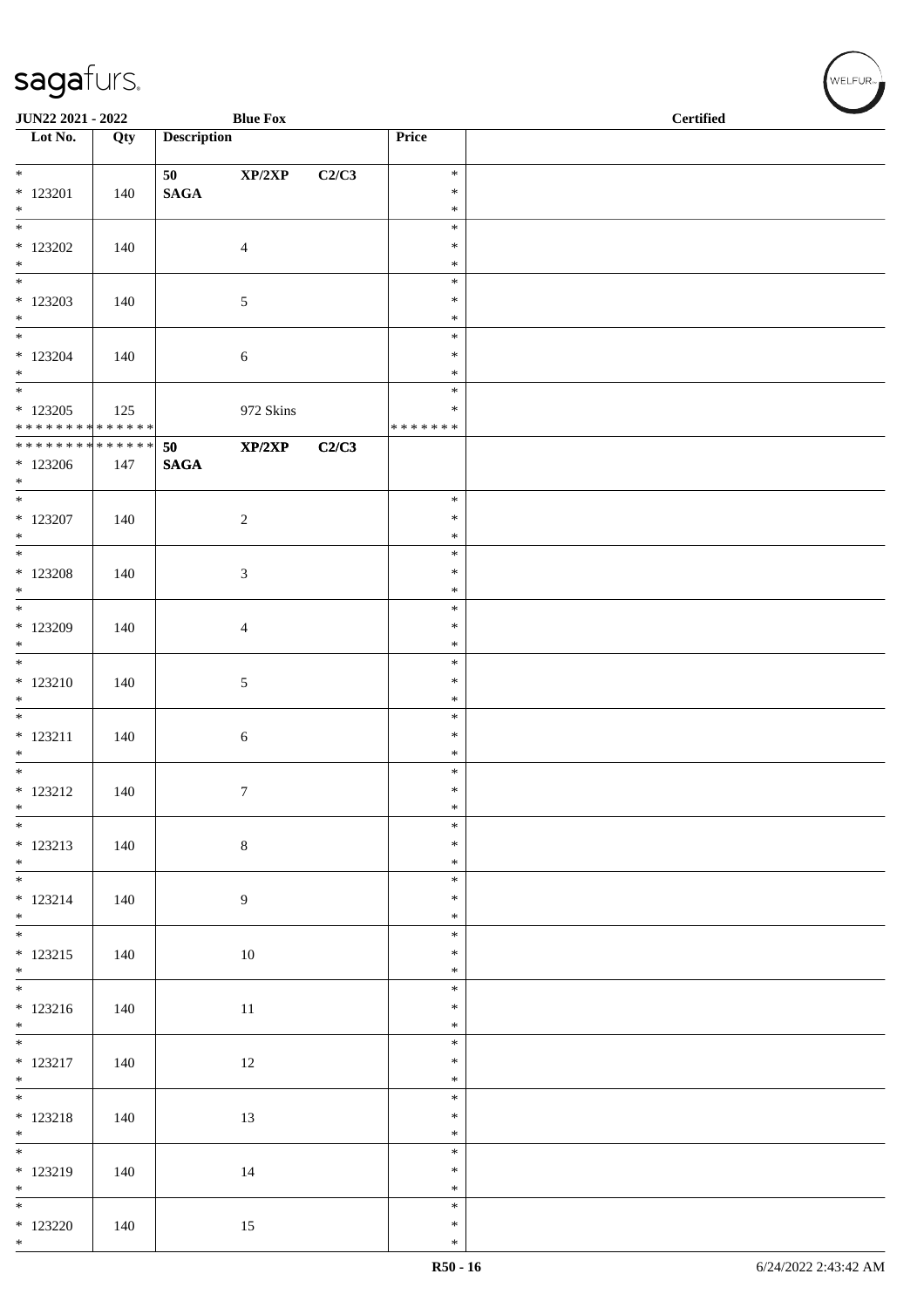JUN22 2021 - 2022 &nbsp;&nbsp;&nbsp;&nbsp; **Blue Fox** &nbsp;&nbsp;&nbsp;&nbsp; **Certified**

| Lot No. | Qty | Description | Price | |
|---|---|---|---|---|
| * <br>* 123201 <br>* | 140 | **50 XP/2XP C2/C3** <br>**SAGA** | * <br>* <br>* | |
| * <br>* 123202 <br>* | 140 | 4 | * <br>* <br>* | |
| * <br>* 123203 <br>* | 140 | 5 | * <br>* <br>* | |
| * <br>* 123204 <br>* | 140 | 6 | * <br>* <br>* | |
| * <br>* 123205 <br>* * * * * * * * * * * * * * | 125 | 972 Skins | * <br>* <br>* * * * * * * | |
| * * * * * * * * * * * * * * <br>* 123206 <br>* | 147 | **50 XP/2XP C2/C3** <br>**SAGA** | | |
| * <br>* 123207 <br>* | 140 | 2 | * <br>* <br>* | |
| * <br>* 123208 <br>* | 140 | 3 | * <br>* <br>* | |
| * <br>* 123209 <br>* | 140 | 4 | * <br>* <br>* | |
| * <br>* 123210 <br>* | 140 | 5 | * <br>* <br>* | |
| * <br>* 123211 <br>* | 140 | 6 | * <br>* <br>* | |
| * <br>* 123212 <br>* | 140 | 7 | * <br>* <br>* | |
| * <br>* 123213 <br>* | 140 | 8 | * <br>* <br>* | |
| * <br>* 123214 <br>* | 140 | 9 | * <br>* <br>* | |
| * <br>* 123215 <br>* | 140 | 10 | * <br>* <br>* | |
| * <br>* 123216 <br>* | 140 | 11 | * <br>* <br>* | |
| * <br>* 123217 <br>* | 140 | 12 | * <br>* <br>* | |
| * <br>* 123218 <br>* | 140 | 13 | * <br>* <br>* | |
| * <br>* 123219 <br>* | 140 | 14 | * <br>* <br>* | |
| * <br>* 123220 <br>* | 140 | 15 | * <br>* <br>* | |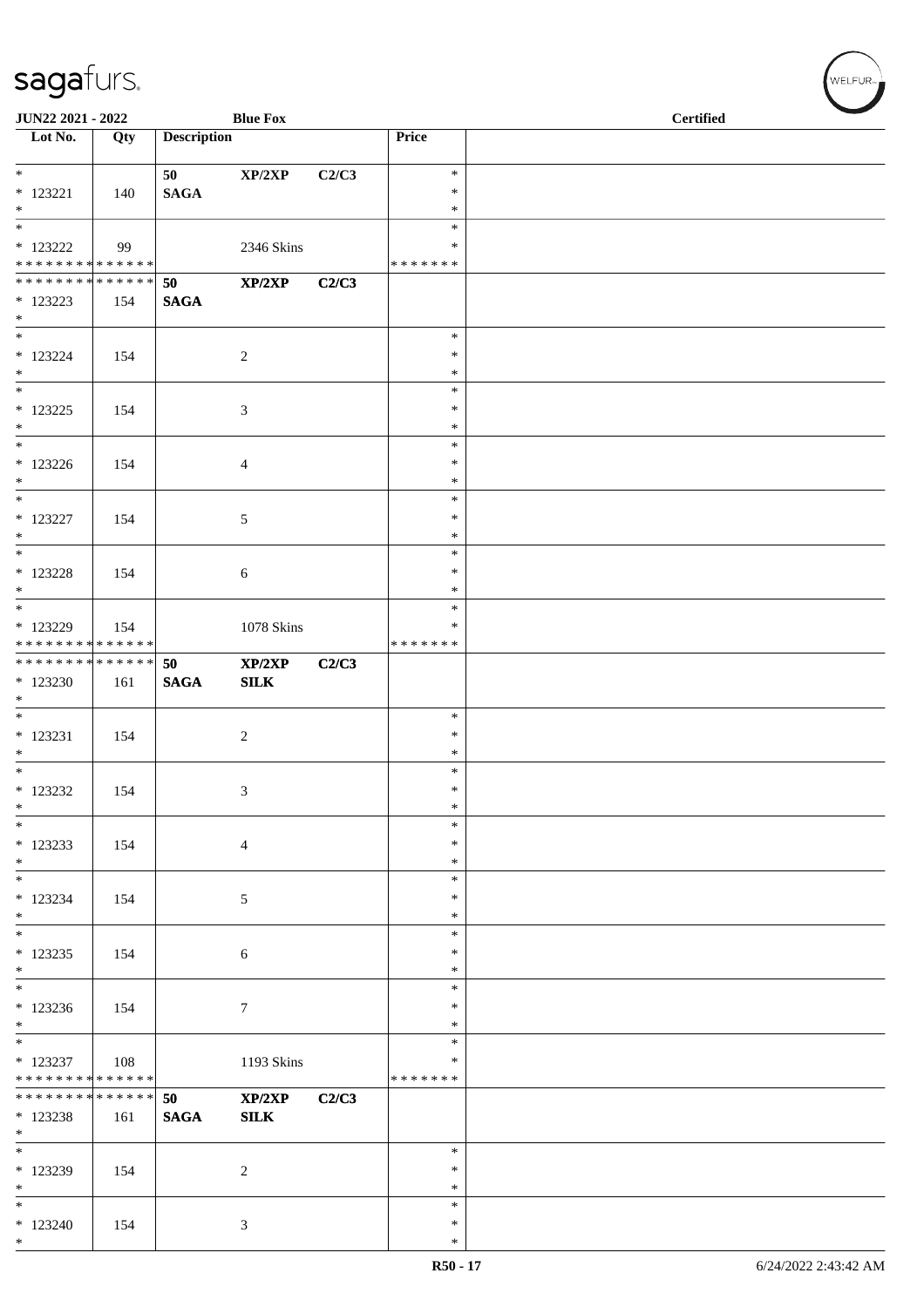| Lot No. | Qty | Description | | | Price | |
|---|---|---|---|---|---|---|
| * | | 50 | XP/2XP | C2/C3 | * | |
| * 123221 | 140 | SAGA | | | * | |
| * | | | | | * | |
| * | | | | | * | |
| * 123222 | 99 | | 2346 Skins | | * | |
| * * * * * * * * * * * * * * | | | | | * * * * * * * | |
| * * * * * * * * * * * * * * | | 50 | XP/2XP | C2/C3 | | |
| * 123223 | 154 | SAGA | | | | |
| * | | | | | | |
| * | | | | | * | |
| * 123224 | 154 | | 2 | | * | |
| * | | | | | * | |
| * | | | | | * | |
| * 123225 | 154 | | 3 | | * | |
| * | | | | | * | |
| * | | | | | * | |
| * 123226 | 154 | | 4 | | * | |
| * | | | | | * | |
| * | | | | | * | |
| * 123227 | 154 | | 5 | | * | |
| * | | | | | * | |
| * | | | | | * | |
| * 123228 | 154 | | 6 | | * | |
| * | | | | | * | |
| * | | | | | * | |
| * 123229 | 154 | | 1078 Skins | | * | |
| * * * * * * * * * * * * * * | | | | | * * * * * * * | |
| * * * * * * * * * * * * * * | | 50 | XP/2XP | C2/C3 | | |
| * 123230 | 161 | SAGA | SILK | | | |
| * | | | | | | |
| * | | | | | * | |
| * 123231 | 154 | | 2 | | * | |
| * | | | | | * | |
| * | | | | | * | |
| * 123232 | 154 | | 3 | | * | |
| * | | | | | * | |
| * | | | | | * | |
| * 123233 | 154 | | 4 | | * | |
| * | | | | | * | |
| * | | | | | * | |
| * 123234 | 154 | | 5 | | * | |
| * | | | | | * | |
| * | | | | | * | |
| * 123235 | 154 | | 6 | | * | |
| * | | | | | * | |
| * | | | | | * | |
| * 123236 | 154 | | 7 | | * | |
| * | | | | | * | |
| * | | | | | * | |
| * 123237 | 108 | | 1193 Skins | | * | |
| * * * * * * * * * * * * * * | | | | | * * * * * * * | |
| * * * * * * * * * * * * * * | | 50 | XP/2XP | C2/C3 | | |
| * 123238 | 161 | SAGA | SILK | | | |
| * | | | | | | |
| * | | | | | * | |
| * 123239 | 154 | | 2 | | * | |
| * | | | | | * | |
| * | | | | | * | |
| * 123240 | 154 | | 3 | | * | |
| * | | | | | * | |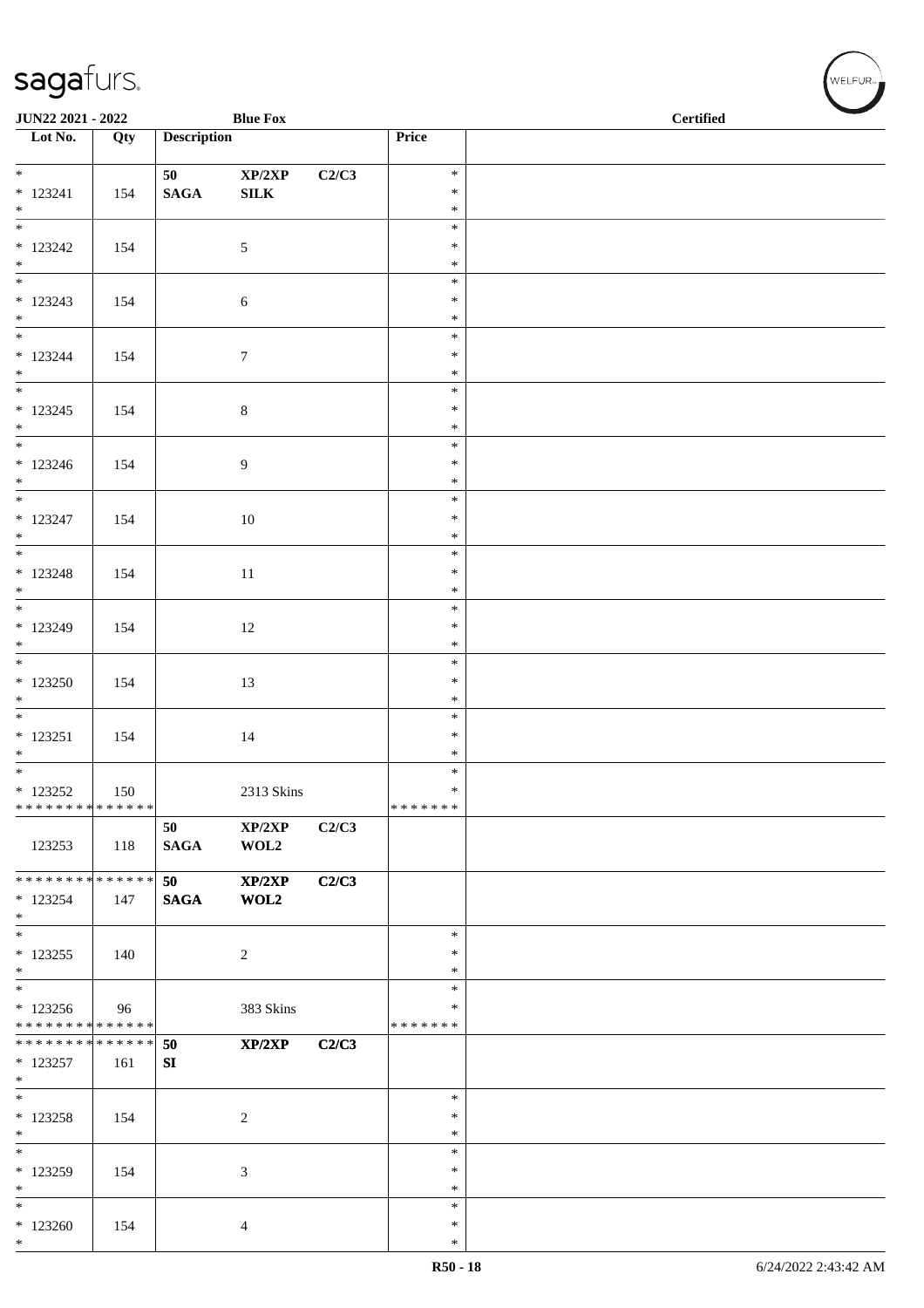| Lot No. | Qty | Description | | | Price | |
|---|---|---|---|---|---|---|
| * <br> * 123241 <br> * | 154 | 50 <br> **SAGA** | XP/2XP <br> **SILK** | C2/C3 | * <br> * <br> * | |
| * <br> * 123242 <br> * | 154 | | 5 | | * <br> * <br> * | |
| * <br> * 123243 <br> * | 154 | | 6 | | * <br> * <br> * | |
| * <br> * 123244 <br> * | 154 | | 7 | | * <br> * <br> * | |
| * <br> * 123245 <br> * | 154 | | 8 | | * <br> * <br> * | |
| * <br> * 123246 <br> * | 154 | | 9 | | * <br> * <br> * | |
| * <br> * 123247 <br> * | 154 | | 10 | | * <br> * <br> * | |
| * <br> * 123248 <br> * | 154 | | 11 | | * <br> * <br> * | |
| * <br> * 123249 <br> * | 154 | | 12 | | * <br> * <br> * | |
| * <br> * 123250 <br> * | 154 | | 13 | | * <br> * <br> * | |
| * <br> * 123251 <br> * | 154 | | 14 | | * <br> * <br> * | |
| * <br> * 123252 <br> * * * * * * * * * * * * * * | 150 | | 2313 Skins | | * <br> * <br> * * * * * * * | |
| 123253 | 118 | 50 <br> **SAGA** | XP/2XP <br> WOL2 | C2/C3 | | |
| * * * * * * * * * * * * * * <br> * 123254 <br> * | 147 | **50** <br> **SAGA** | **XP/2XP** <br> **WOL2** | **C2/C3** | | |
| * <br> * 123255 <br> * | 140 | | 2 | | * <br> * <br> * | |
| * <br> * 123256 <br> * * * * * * * * * * * * * * | 96 | | 383 Skins | | * <br> * <br> * * * * * * * | |
| * * * * * * * * * * * * * * <br> * 123257 <br> * | 161 | **50** <br> **SI** | **XP/2XP** | **C2/C3** | | |
| * <br> * 123258 <br> * | 154 | | 2 | | * <br> * <br> * | |
| * <br> * 123259 <br> * | 154 | | 3 | | * <br> * <br> * | |
| * <br> * 123260 <br> * | 154 | | 4 | | * <br> * <br> * | |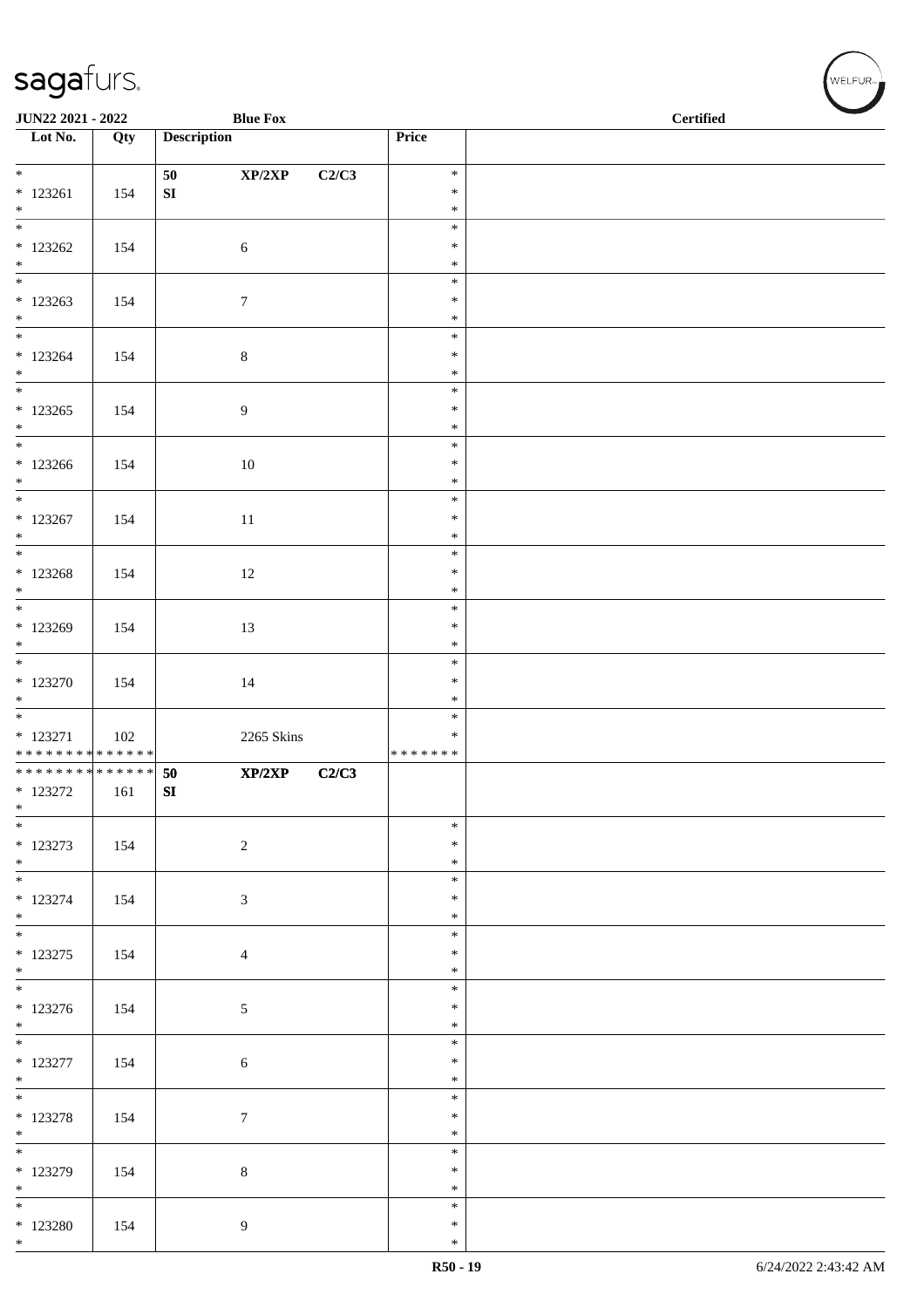| Lot No. | Qty | Description | | | Price | |
|---|---|---|---|---|---|---|
| * * 123261 * | 154 | 50 SI | XP/2XP | C2/C3 | * * * | |
| * * 123262 * | 154 | | 6 | | * * * | |
| * * 123263 * | 154 | | 7 | | * * * | |
| * * 123264 * | 154 | | 8 | | * * * | |
| * * 123265 * | 154 | | 9 | | * * * | |
| * * 123266 * | 154 | | 10 | | * * * | |
| * * 123267 * | 154 | | 11 | | * * * | |
| * * 123268 * | 154 | | 12 | | * * * | |
| * * 123269 * | 154 | | 13 | | * * * | |
| * * 123270 * | 154 | | 14 | | * * * | |
| * * 123271 * * * * * * * * * * * * * * | 102 | | 2265 Skins | | * * * * * * * * * | |
| * * * * * * * * * * * * * * * 123272 * | 161 | 50 SI | XP/2XP | C2/C3 | | |
| * * 123273 * | 154 | | 2 | | * * * | |
| * * 123274 * | 154 | | 3 | | * * * | |
| * * 123275 * | 154 | | 4 | | * * * | |
| * * 123276 * | 154 | | 5 | | * * * | |
| * * 123277 * | 154 | | 6 | | * * * | |
| * * 123278 * | 154 | | 7 | | * * * | |
| * * 123279 * | 154 | | 8 | | * * * | |
| * * 123280 * | 154 | | 9 | | * * * | |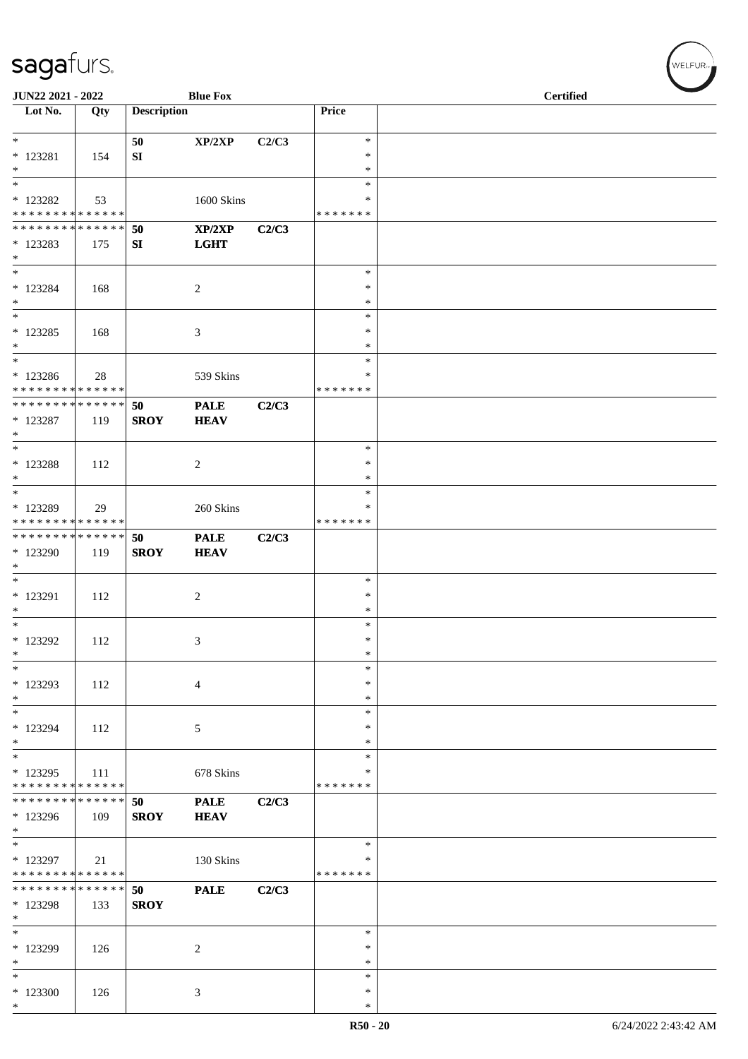JUN22 2021 - 2022 Blue Fox Certified

| Lot No. | Qty | Description | | | Price | |
|---|---|---|---|---|---|---|
| * * 123281 * | 154 | 50 SI | XP/2XP | C2/C3 | * * * | |
| * * 123282 * * * * * * * * * * * * * * | 53 | | 1600 Skins | | * * * * * * * * * | |
| * * * * * * * * * * * * * * * 123283 * | 175 | 50 SI | XP/2XP LGHT | C2/C3 | | |
| * * 123284 * | 168 | | 2 | | * * * | |
| * * 123285 * | 168 | | 3 | | * * * | |
| * * 123286 * * * * * * * * * * * * * * | 28 | | 539 Skins | | * * * * * * * * * | |
| * * * * * * * * * * * * * * * 123287 * | 119 | 50 SROY | PALE HEAV | C2/C3 | | |
| * * 123288 * | 112 | | 2 | | * * * | |
| * * 123289 * * * * * * * * * * * * * * | 29 | | 260 Skins | | * * * * * * * * * | |
| * * * * * * * * * * * * * * * 123290 * | 119 | 50 SROY | PALE HEAV | C2/C3 | | |
| * * 123291 * | 112 | | 2 | | * * * | |
| * * 123292 * | 112 | | 3 | | * * * | |
| * * 123293 * | 112 | | 4 | | * * * | |
| * * 123294 * | 112 | | 5 | | * * * | |
| * * 123295 * * * * * * * * * * * * * * | 111 | | 678 Skins | | * * * * * * * * * | |
| * * * * * * * * * * * * * * * 123296 * | 109 | 50 SROY | PALE HEAV | C2/C3 | | |
| * * 123297 * * * * * * * * * * * * * * | 21 | | 130 Skins | | * * * * * * * * | |
| * * * * * * * * * * * * * * * 123298 * | 133 | 50 SROY | PALE | C2/C3 | | |
| * * 123299 * | 126 | | 2 | | * * * | |
| * * 123300 * | 126 | | 3 | | * * * | |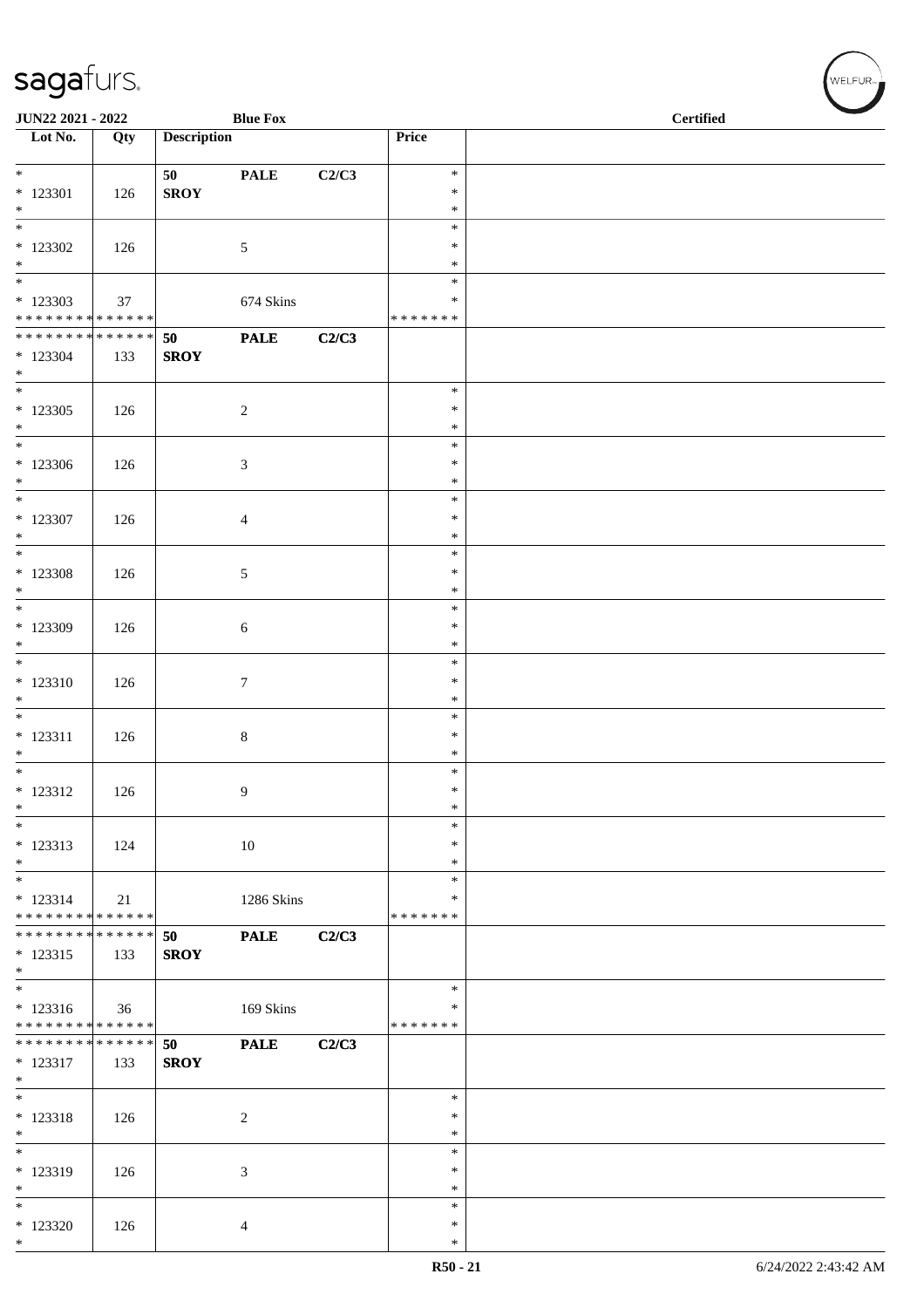| Lot No. | Qty | Description | | | Price | |
|---|---|---|---|---|---|---|
| * 123301 * | 126 | 50 SROY | PALE | C2/C3 | * * * | |
| * 123302 * | 126 | | 5 | | * * * | |
| * 123303 * * * * * * * * * * * * * | 37 | | 674 Skins | | * * * * * * * * | |
| * * * * * * * * * * * * * * 123304 * | 133 | 50 SROY | PALE | C2/C3 | | |
| * 123305 * | 126 | | 2 | | * * * | |
| * 123306 * | 126 | | 3 | | * * * | |
| * 123307 * | 126 | | 4 | | * * * | |
| * 123308 * | 126 | | 5 | | * * * | |
| * 123309 * | 126 | | 6 | | * * * | |
| * 123310 * | 126 | | 7 | | * * * | |
| * 123311 * | 126 | | 8 | | * * * | |
| * 123312 * | 126 | | 9 | | * * * | |
| * 123313 * | 124 | | 10 | | * * * | |
| * 123314 * * * * * * * * * * * * * | 21 | | 1286 Skins | | * * * * * * * * | |
| * * * * * * * * * * * * * * 123315 * | 133 | 50 SROY | PALE | C2/C3 | | |
| * 123316 * * * * * * * * * * * * * | 36 | | 169 Skins | | * * * * * * * | |
| * * * * * * * * * * * * * * 123317 * | 133 | 50 SROY | PALE | C2/C3 | | |
| * 123318 * | 126 | | 2 | | * * * | |
| * 123319 * | 126 | | 3 | | * * * | |
| * 123320 * | 126 | | 4 | | * * * | |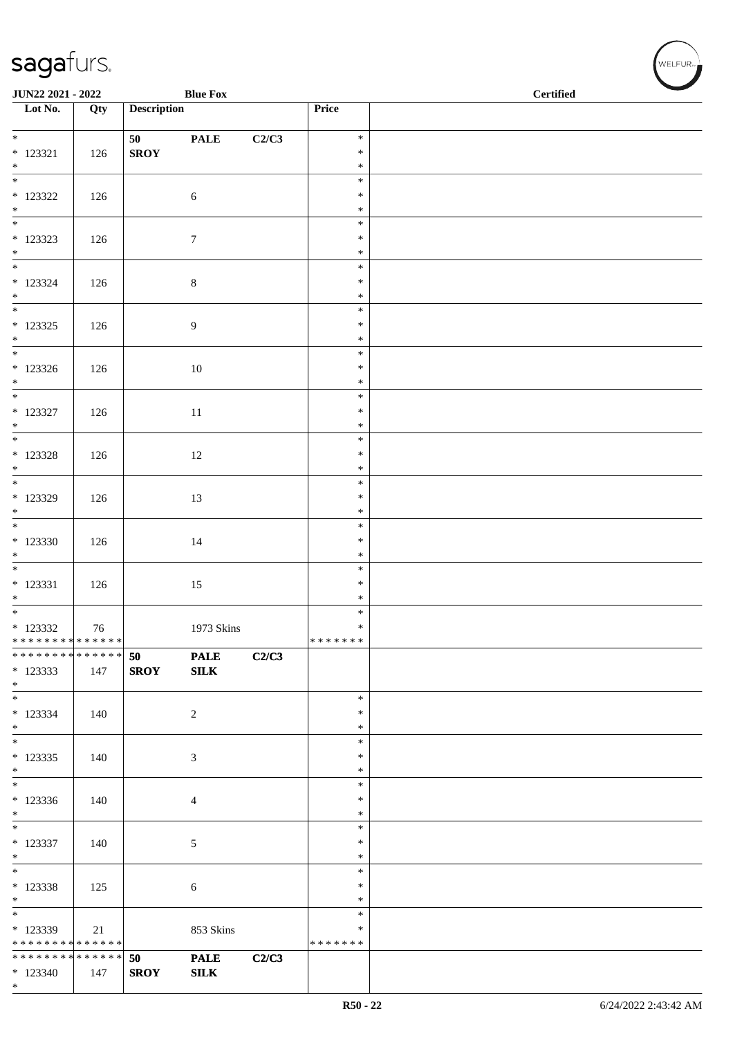| Lot No. | Qty | Description | | | Price | |
|---|---|---|---|---|---|---|
| * * 123321 * | 126 | 50 SROY | PALE | C2/C3 | * * * | |
| * * 123322 * | 126 | | 6 | | * * * | |
| * * 123323 * | 126 | | 7 | | * * * | |
| * * 123324 * | 126 | | 8 | | * * * | |
| * * 123325 * | 126 | | 9 | | * * * | |
| * * 123326 * | 126 | | 10 | | * * * | |
| * * 123327 * | 126 | | 11 | | * * * | |
| * * 123328 * | 126 | | 12 | | * * * | |
| * * 123329 * | 126 | | 13 | | * * * | |
| * * 123330 * | 126 | | 14 | | * * * | |
| * * 123331 * | 126 | | 15 | | * * * | |
| * * 123332 * * * * * * * * * * * * * * | 76 | | 1973 Skins | | * * * * * * * * * | |
| * * * * * * * * * * * * * * * 123333 * | 147 | 50 SROY | PALE SILK | C2/C3 | | |
| * * 123334 * | 140 | | 2 | | * * * | |
| * * 123335 * | 140 | | 3 | | * * * | |
| * * 123336 * | 140 | | 4 | | * * * | |
| * * 123337 * | 140 | | 5 | | * * * | |
| * * 123338 * | 125 | | 6 | | * * * | |
| * * 123339 * * * * * * * * * * * * * * | 21 | | 853 Skins | | * * * * * * * * * | |
| * * * * * * * * * * * * * * * 123340 * | 147 | 50 SROY | PALE SILK | C2/C3 | | |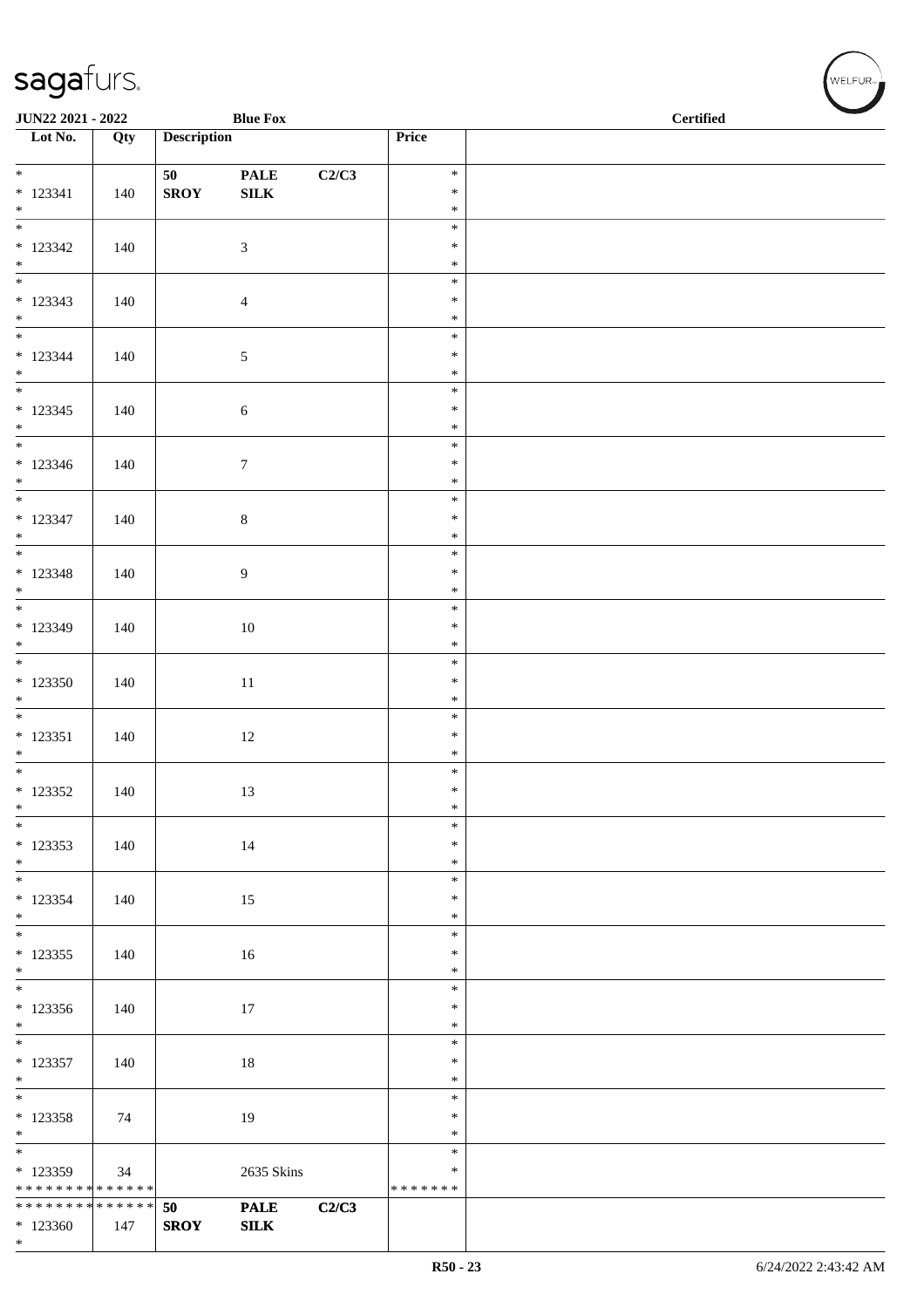JUN22 2021 - 2022 Blue Fox Certified

| Lot No. | Qty | Description | | | Price | |
|---|---|---|---|---|---|---|
| * 123341 * | 140 | 50 SROY | PALE SILK | C2/C3 | * * * | |
| * 123342 * | 140 | | 3 | | * * * | |
| * 123343 * | 140 | | 4 | | * * * | |
| * 123344 * | 140 | | 5 | | * * * | |
| * 123345 * | 140 | | 6 | | * * * | |
| * 123346 * | 140 | | 7 | | * * * | |
| * 123347 * | 140 | | 8 | | * * * | |
| * 123348 * | 140 | | 9 | | * * * | |
| * 123349 * | 140 | | 10 | | * * * | |
| * 123350 * | 140 | | 11 | | * * * | |
| * 123351 * | 140 | | 12 | | * * * | |
| * 123352 * | 140 | | 13 | | * * * | |
| * 123353 * | 140 | | 14 | | * * * | |
| * 123354 * | 140 | | 15 | | * * * | |
| * 123355 * | 140 | | 16 | | * * * | |
| * 123356 * | 140 | | 17 | | * * * | |
| * 123357 * | 140 | | 18 | | * * * | |
| * 123358 * | 74 | | 19 | | * * * | |
| * 123359 * * * * * * * * * * * * * * | 34 | | 2635 Skins | | * * * * * * * * * | |
| * * * * * * * * * * * * * * 123360 * | 147 | 50 SROY | PALE SILK | C2/C3 | | |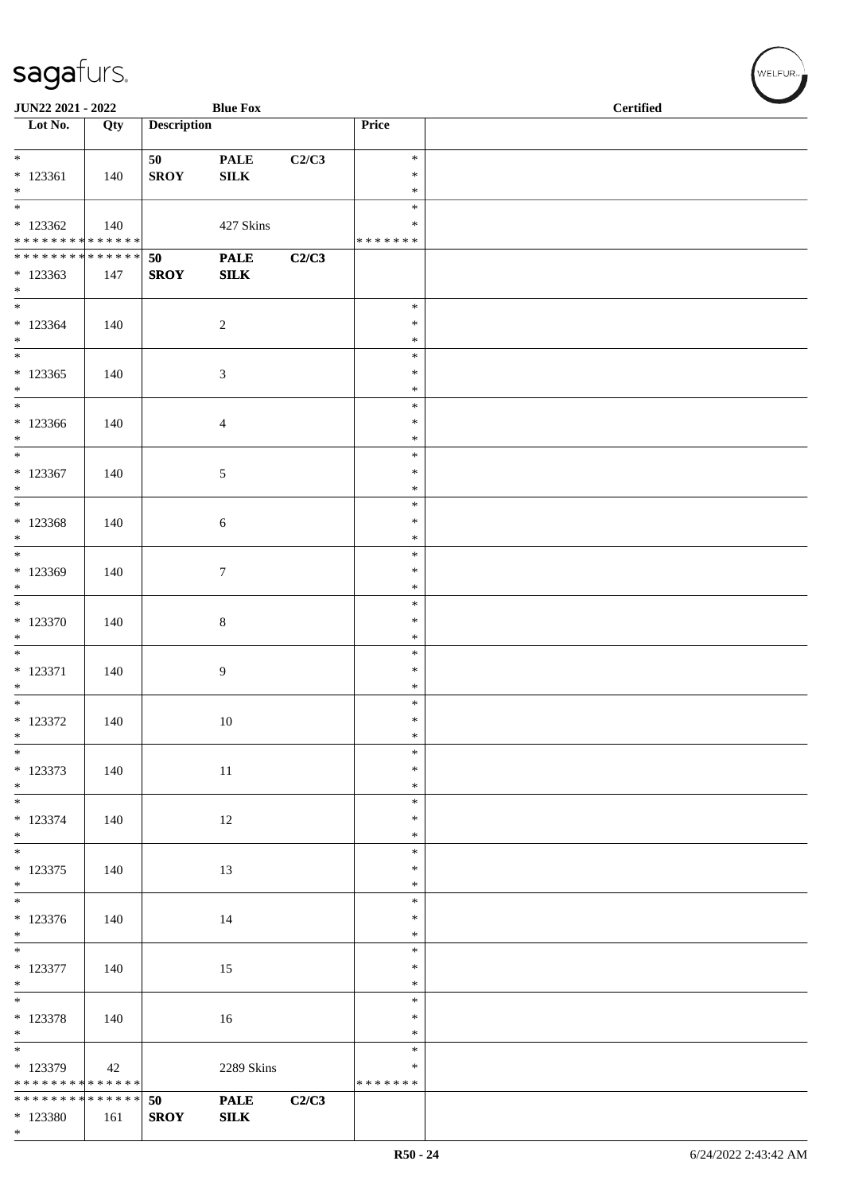JUN22 2021 - 2022 Blue Fox Certified

| Lot No. | Qty | Description | | | Price | |
|---|---|---|---|---|---|---|
| * 123361 * | 140 | 50 SROY | PALE SILK | C2/C3 | * * * | |
| * 123362 * * * * * * * * * * * * * * | 140 | | 427 Skins | | * * * * * * * * * | |
| * * * * * * * * * * * * * * 123363 * | 147 | 50 SROY | PALE SILK | C2/C3 | | |
| * 123364 * | 140 | | 2 | | * * * | |
| * 123365 * | 140 | | 3 | | * * * | |
| * 123366 * | 140 | | 4 | | * * * | |
| * 123367 * | 140 | | 5 | | * * * | |
| * 123368 * | 140 | | 6 | | * * * | |
| * 123369 * | 140 | | 7 | | * * * | |
| * 123370 * | 140 | | 8 | | * * * | |
| * 123371 * | 140 | | 9 | | * * * | |
| * 123372 * | 140 | | 10 | | * * * | |
| * 123373 * | 140 | | 11 | | * * * | |
| * 123374 * | 140 | | 12 | | * * * | |
| * 123375 * | 140 | | 13 | | * * * | |
| * 123376 * | 140 | | 14 | | * * * | |
| * 123377 * | 140 | | 15 | | * * * | |
| * 123378 * | 140 | | 16 | | * * * | |
| * 123379 * * * * * * * * * * * * * * | 42 | | 2289 Skins | | * * * * * * * * * | |
| * * * * * * * * * * * * * * 123380 * | 161 | 50 SROY | PALE SILK | C2/C3 | | |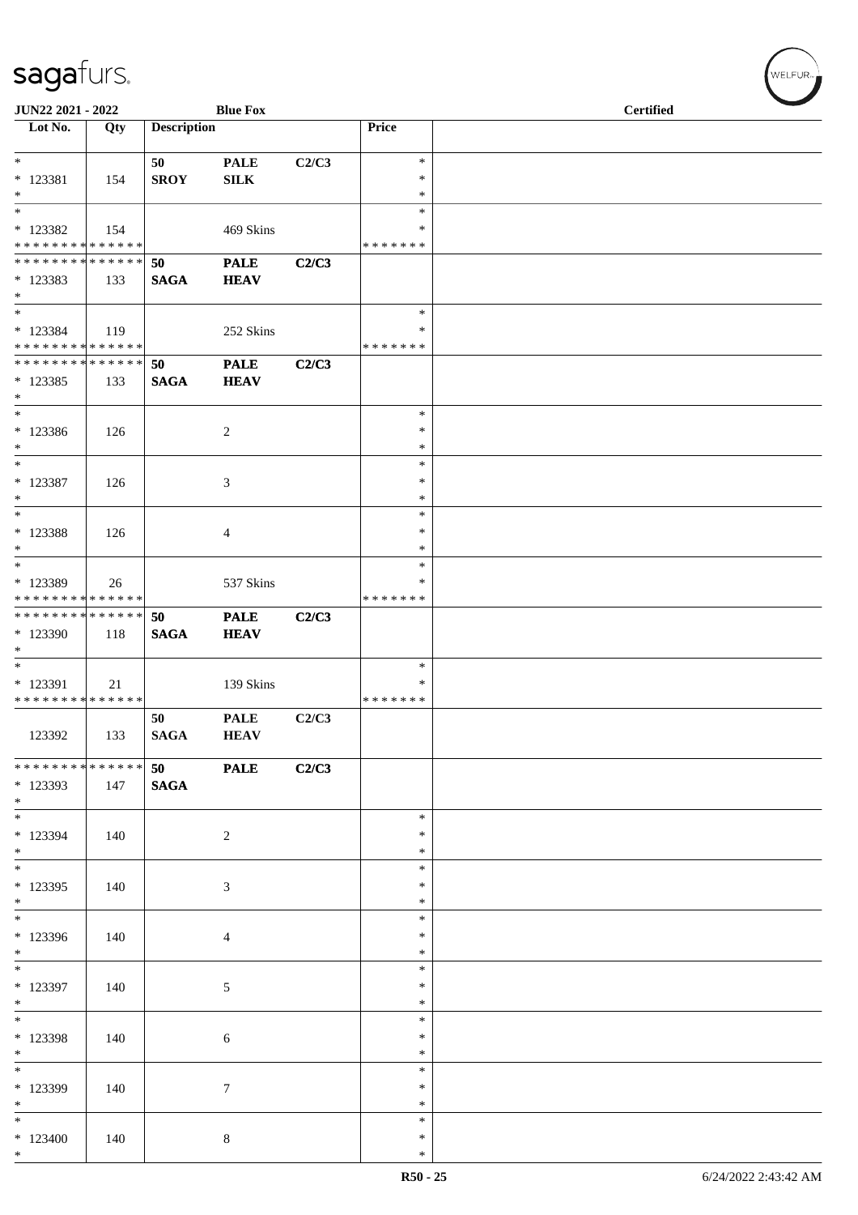**JUN22 2021 - 2022** | **Blue Fox** | **Certified**

| Lot No. | Qty | Description | | | Price | |
|---|---|---|---|---|---|---|
| * | | 50 | PALE | C2/C3 | * | |
| * 123381 | 154 | SROY | SILK | | * | |
| * | | | | | * | |
| * | | | | | * | |
| * 123382 | 154 | | 469 Skins | | * | |
| * * * * * * * * * * * * * * | | | | | * * * * * * * | |
| * * * * * * * * * * * * * * | | 50 | PALE | C2/C3 | | |
| * 123383 | 133 | SAGA | HEAV | | | |
| * | | | | | | |
| * | | | | | * | |
| * 123384 | 119 | | 252 Skins | | * | |
| * * * * * * * * * * * * * * | | | | | * * * * * * * | |
| * * * * * * * * * * * * * * | | 50 | PALE | C2/C3 | | |
| * 123385 | 133 | SAGA | HEAV | | | |
| * | | | | | | |
| * | | | | | * | |
| * 123386 | 126 | | 2 | | * | |
| * | | | | | * | |
| * | | | | | * | |
| * 123387 | 126 | | 3 | | * | |
| * | | | | | * | |
| * | | | | | * | |
| * 123388 | 126 | | 4 | | * | |
| * | | | | | * | |
| * | | | | | * | |
| * 123389 | 26 | | 537 Skins | | * | |
| * * * * * * * * * * * * * * | | | | | * * * * * * * | |
| * * * * * * * * * * * * * * | | 50 | PALE | C2/C3 | | |
| * 123390 | 118 | SAGA | HEAV | | | |
| * | | | | | | |
| * | | | | | * | |
| * 123391 | 21 | | 139 Skins | | * | |
| * * * * * * * * * * * * * * | | | | | * * * * * * * | |
| 123392 | 133 | 50 SAGA | PALE HEAV | C2/C3 | | |
| * * * * * * * * * * * * * * | | 50 | PALE | C2/C3 | | |
| * 123393 | 147 | SAGA | | | | |
| * | | | | | | |
| * | | | | | * | |
| * 123394 | 140 | | 2 | | * | |
| * | | | | | * | |
| * | | | | | * | |
| * 123395 | 140 | | 3 | | * | |
| * | | | | | * | |
| * | | | | | * | |
| * 123396 | 140 | | 4 | | * | |
| * | | | | | * | |
| * | | | | | * | |
| * 123397 | 140 | | 5 | | * | |
| * | | | | | * | |
| * | | | | | * | |
| * 123398 | 140 | | 6 | | * | |
| * | | | | | * | |
| * | | | | | * | |
| * 123399 | 140 | | 7 | | * | |
| * | | | | | * | |
| * | | | | | * | |
| * 123400 | 140 | | 8 | | * | |
| * | | | | | * | |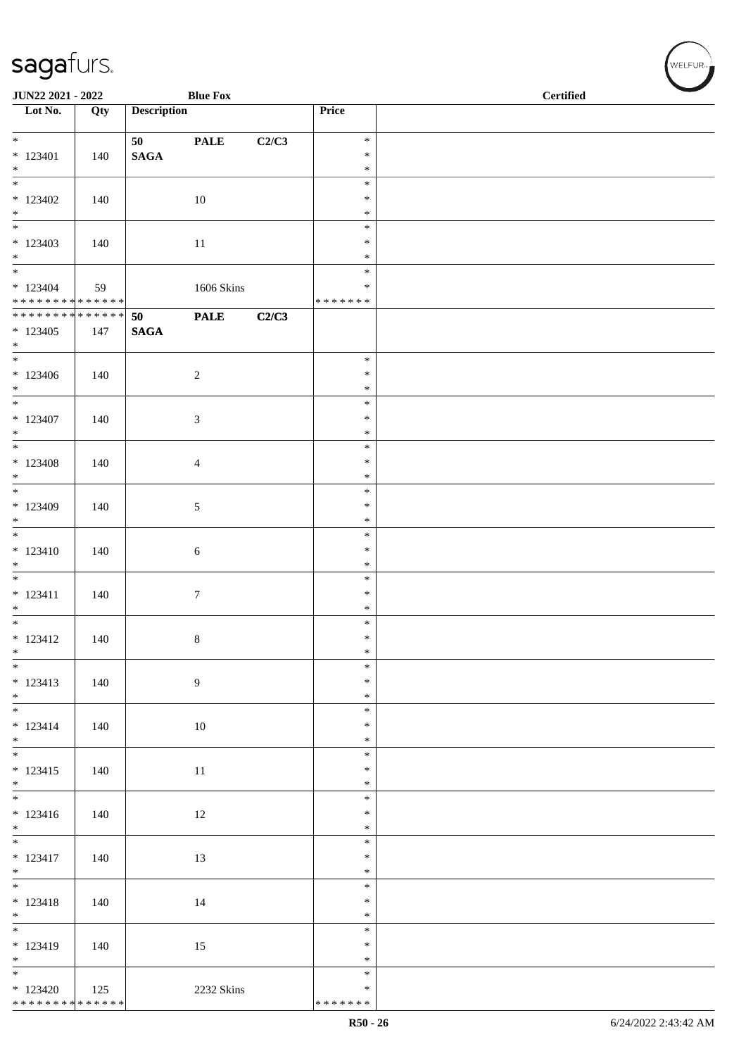JUN22 2021 - 2022 | Blue Fox | Certified

| Lot No. | Qty | Description | Price | |
|---|---|---|---|---|
| * | | **50 PALE C2/C3** | * | |
| * 123401 | 140 | **SAGA** | * | |
| * | | | * | |
| * 123402 | 140 | 10 | * | |
| * 123403 | 140 | 11 | * | |
| * 123404 | 59 | 1606 Skins | * | |
| * * * * * * * * * * * * * * | | | * * * * * * * | |
| * * * * * * * * * * * * * * | | **50 PALE C2/C3** | | |
| * 123405 | 147 | **SAGA** | | |
| * 123406 | 140 | 2 | * | |
| * 123407 | 140 | 3 | * | |
| * 123408 | 140 | 4 | * | |
| * 123409 | 140 | 5 | * | |
| * 123410 | 140 | 6 | * | |
| * 123411 | 140 | 7 | * | |
| * 123412 | 140 | 8 | * | |
| * 123413 | 140 | 9 | * | |
| * 123414 | 140 | 10 | * | |
| * 123415 | 140 | 11 | * | |
| * 123416 | 140 | 12 | * | |
| * 123417 | 140 | 13 | * | |
| * 123418 | 140 | 14 | * | |
| * 123419 | 140 | 15 | * | |
| * 123420 | 125 | 2232 Skins | * | |
| * * * * * * * * * * * * * * | | | * * * * * * * | |

R50 - 26 | 6/24/2022 2:43:42 AM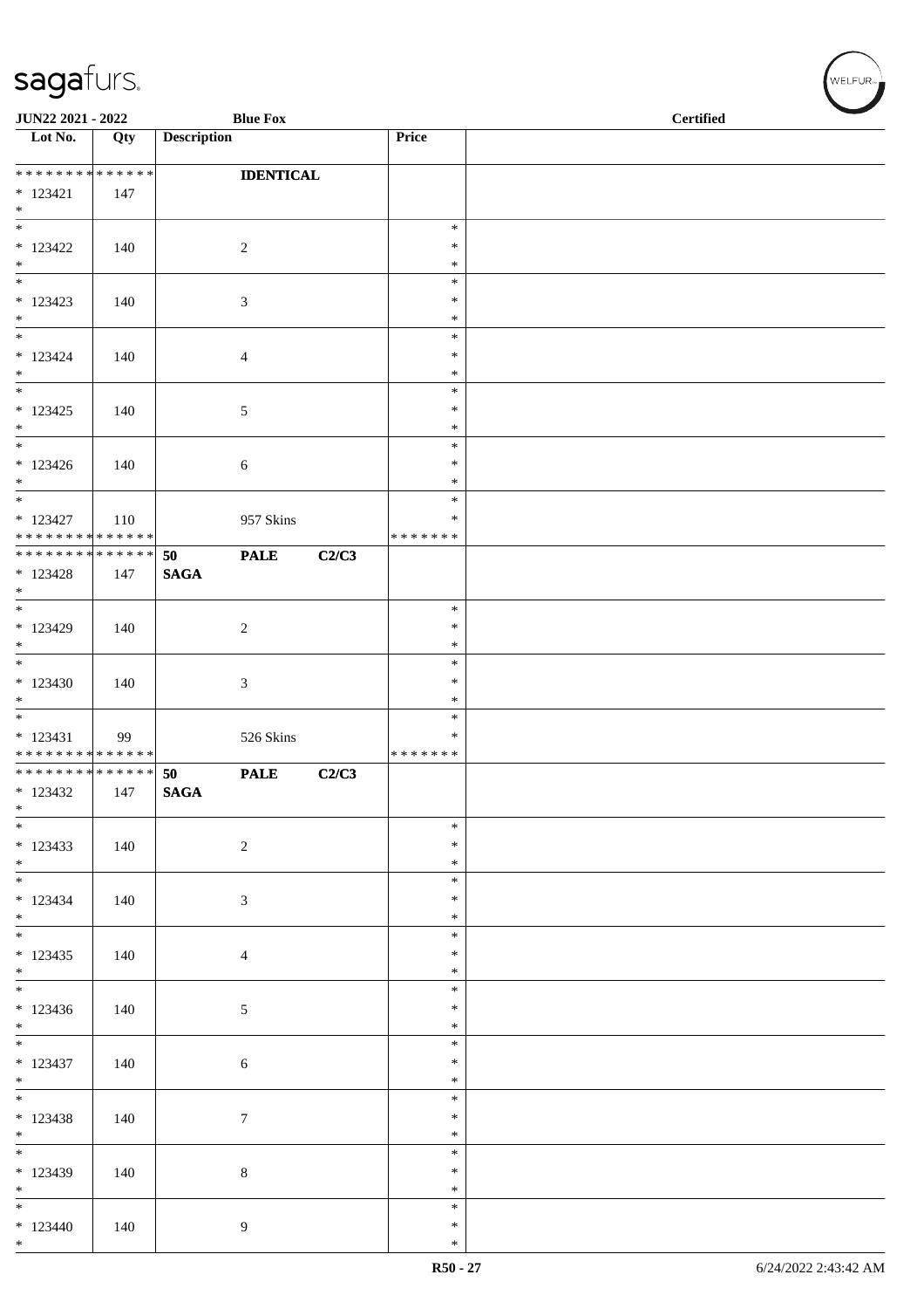**JUN22 2021 - 2022** **Blue Fox** **Certified**

| Lot No. | Qty | Description | Price | |
|---|---|---|---|---|
| * * * * * * * * * * * * * * | | **IDENTICAL** | | |
| * 123421 | 147 | | | |
| * | | | | |
| * 123422 | 140 | 2 | * * * | |
| * 123423 | 140 | 3 | * * * | |
| * 123424 | 140 | 4 | * * * | |
| * 123425 | 140 | 5 | * * * | |
| * 123426 | 140 | 6 | * * * | |
| * 123427 | 110 | 957 Skins | * * | |
| * * * * * * * * * * * * * * | | | * * * * * * * | |
| * * * * * * * * * * * * * * | | **50 PALE C2/C3** | | |
| * 123428 | 147 | **SAGA** | | |
| * | | | | |
| * 123429 | 140 | 2 | * * * | |
| * 123430 | 140 | 3 | * * * | |
| * 123431 | 99 | 526 Skins | * * | |
| * * * * * * * * * * * * * * | | | * * * * * * * | |
| * * * * * * * * * * * * * * | | **50 PALE C2/C3** | | |
| * 123432 | 147 | **SAGA** | | |
| * | | | | |
| * 123433 | 140 | 2 | * * * | |
| * 123434 | 140 | 3 | * * * | |
| * 123435 | 140 | 4 | * * * | |
| * 123436 | 140 | 5 | * * * | |
| * 123437 | 140 | 6 | * * * | |
| * 123438 | 140 | 7 | * * * | |
| * 123439 | 140 | 8 | * * * | |
| * 123440 | 140 | 9 | * * * | |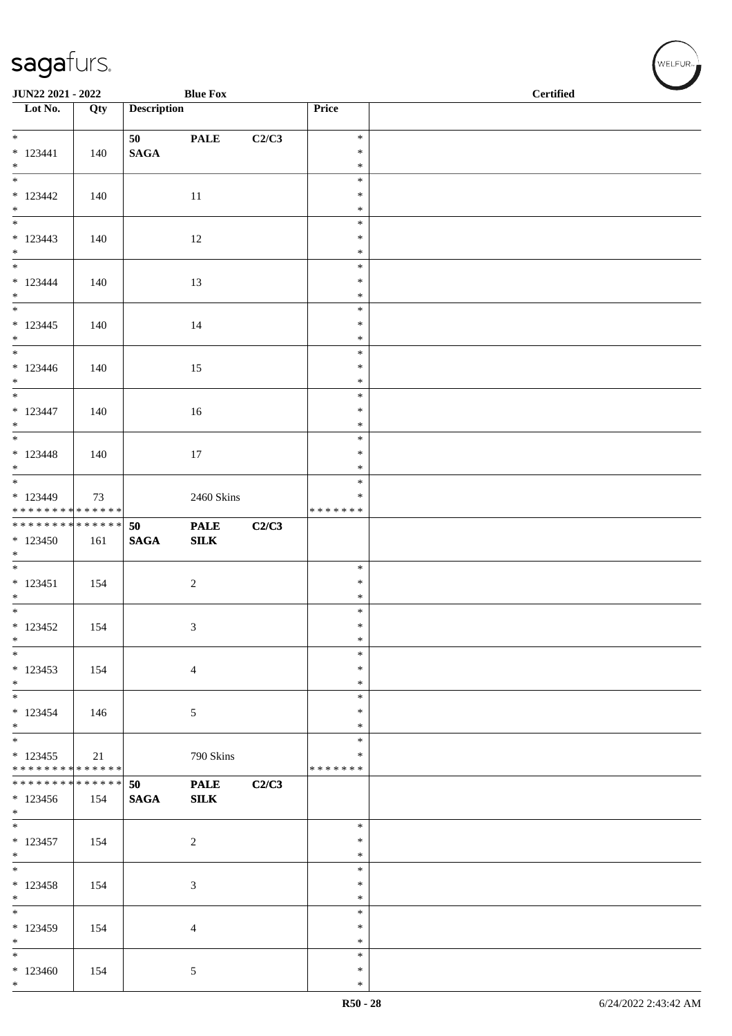| Lot No. | Qty | Description | | | Price | |
|---|---|---|---|---|---|---|
| * 123441 * | 140 | 50 SAGA | PALE | C2/C3 | * * * | |
| * 123442 * | 140 | | 11 | | * * * | |
| * 123443 * | 140 | | 12 | | * * * | |
| * 123444 * | 140 | | 13 | | * * * | |
| * 123445 * | 140 | | 14 | | * * * | |
| * 123446 * | 140 | | 15 | | * * * | |
| * 123447 * | 140 | | 16 | | * * * | |
| * 123448 * | 140 | | 17 | | * * * | |
| * 123449 * * * * * * * * * * * * * * | 73 | | 2460 Skins | | * * * * * * * * | |
| * * * * * * * * * * * * * * 123450 * | 161 | 50 SAGA | PALE SILK | C2/C3 | | |
| * 123451 * | 154 | | 2 | | * * * | |
| * 123452 * | 154 | | 3 | | * * * | |
| * 123453 * | 154 | | 4 | | * * * | |
| * 123454 * | 146 | | 5 | | * * * | |
| * 123455 * * * * * * * * * * * * * * | 21 | | 790 Skins | | * * * * * * * * | |
| * * * * * * * * * * * * * * 123456 * | 154 | 50 SAGA | PALE SILK | C2/C3 | | |
| * 123457 * | 154 | | 2 | | * * * | |
| * 123458 * | 154 | | 3 | | * * * | |
| * 123459 * | 154 | | 4 | | * * * | |
| * 123460 * | 154 | | 5 | | * * * | |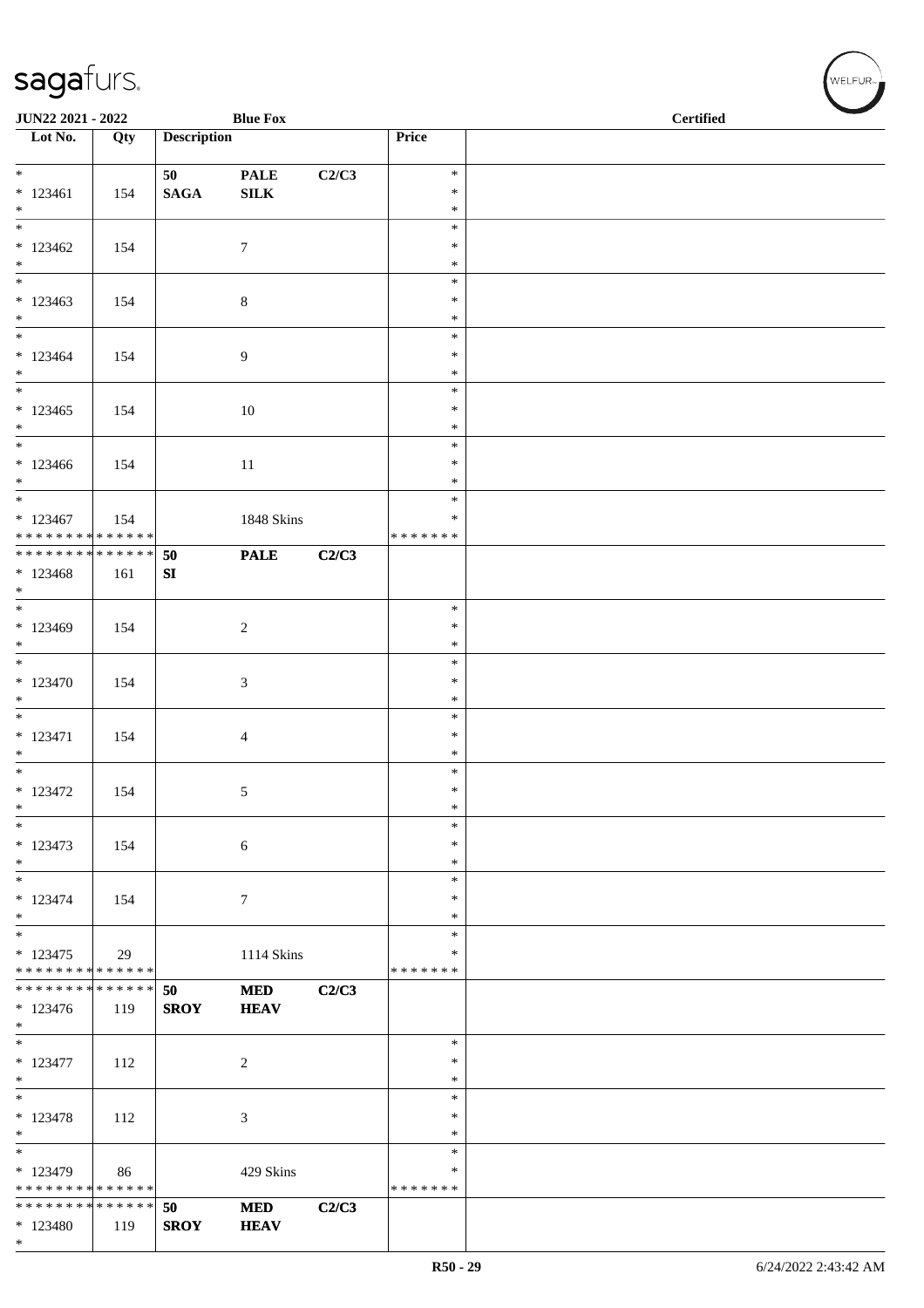| Lot No. | Qty | Description | | | Price | |
|---|---|---|---|---|---|---|
| * | | 50 | PALE | C2/C3 | * | |
| * 123461 | 154 | SAGA | SILK | | * | |
| * | | | | | * | |
| * 123462 | 154 | | 7 | | * | |
| * 123463 | 154 | | 8 | | * | |
| * 123464 | 154 | | 9 | | * | |
| * 123465 | 154 | | 10 | | * | |
| * 123466 | 154 | | 11 | | * | |
| * 123467 | 154 | | 1848 Skins | | * | |
| * * * * * * * * * * * * * * | | | | | * * * * * * * | |
| * * * * * * * * * * * * * * | | 50 | PALE | C2/C3 | | |
| * 123468 | 161 | SI | | | | |
| * 123469 | 154 | | 2 | | * | |
| * 123470 | 154 | | 3 | | * | |
| * 123471 | 154 | | 4 | | * | |
| * 123472 | 154 | | 5 | | * | |
| * 123473 | 154 | | 6 | | * | |
| * 123474 | 154 | | 7 | | * | |
| * 123475 | 29 | | 1114 Skins | | * | |
| * * * * * * * * * * * * * * | | | | | * * * * * * * | |
| * * * * * * * * * * * * * * | | 50 | MED | C2/C3 | | |
| * 123476 | 119 | SROY | HEAV | | | |
| * 123477 | 112 | | 2 | | * | |
| * 123478 | 112 | | 3 | | * | |
| * 123479 | 86 | | 429 Skins | | * | |
| * * * * * * * * * * * * * * | | | | | * * * * * * * | |
| * * * * * * * * * * * * * * | | 50 | MED | C2/C3 | | |
| * 123480 | 119 | SROY | HEAV | | | |
| * | | | | | | |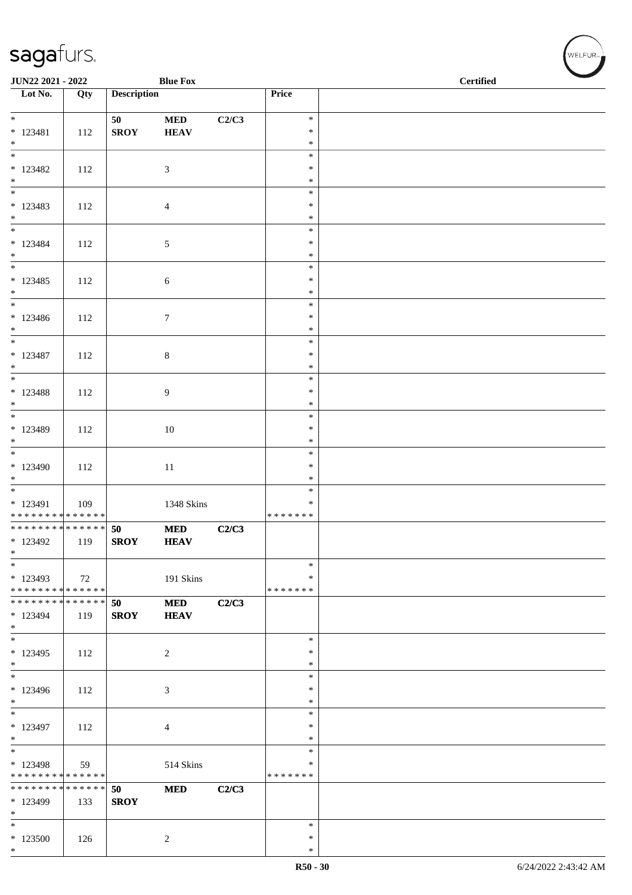| Lot No. | Qty | Description | | | Price | |
|---|---|---|---|---|---|---|
| * | | 50 | MED | C2/C3 | * | |
| * 123481 | 112 | SROY | HEAV | | * | |
| * | | | | | * | |
| * 123482 | 112 | | 3 | | * | |
| * 123483 | 112 | | 4 | | * | |
| * 123484 | 112 | | 5 | | * | |
| * 123485 | 112 | | 6 | | * | |
| * 123486 | 112 | | 7 | | * | |
| * 123487 | 112 | | 8 | | * | |
| * 123488 | 112 | | 9 | | * | |
| * 123489 | 112 | | 10 | | * | |
| * 123490 | 112 | | 11 | | * | |
| * 123491 | 109 | | 1348 Skins | | * | |
| ************** | | | | | ******* | |
| ************** | | 50 | MED | C2/C3 | | |
| * 123492 | 119 | SROY | HEAV | | | |
| * 123493 | 72 | | 191 Skins | | * | |
| ************** | | | | | ******* | |
| ************** | | 50 | MED | C2/C3 | | |
| * 123494 | 119 | SROY | HEAV | | | |
| * 123495 | 112 | | 2 | | * | |
| * 123496 | 112 | | 3 | | * | |
| * 123497 | 112 | | 4 | | * | |
| * 123498 | 59 | | 514 Skins | | * | |
| ************** | | | | | ******* | |
| ************** | | 50 | MED | C2/C3 | | |
| * 123499 | 133 | SROY | | | | |
| * 123500 | 126 | | 2 | | * | |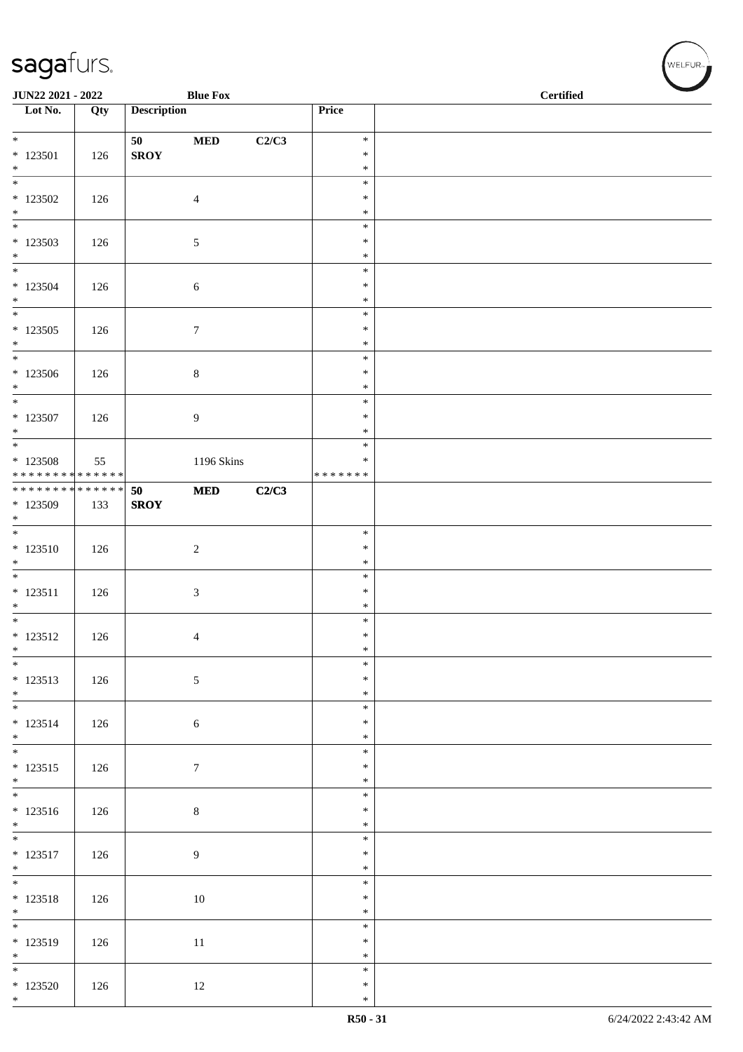| Lot No. | Qty | Description | | | Price | |
|---|---|---|---|---|---|---|
| * <br> * 123501 <br> * | 126 | 50 <br> **SROY** | **MED** | **C2/C3** | * <br> * <br> * | |
| * <br> * 123502 <br> * | 126 | | 4 | | * <br> * <br> * | |
| * <br> * 123503 <br> * | 126 | | 5 | | * <br> * <br> * | |
| * <br> * 123504 <br> * | 126 | | 6 | | * <br> * <br> * | |
| * <br> * 123505 <br> * | 126 | | 7 | | * <br> * <br> * | |
| * <br> * 123506 <br> * | 126 | | 8 | | * <br> * <br> * | |
| * <br> * 123507 <br> * | 126 | | 9 | | * <br> * <br> * | |
| * <br> * 123508 <br> * * * * * * * * * * * * * * | 55 | | 1196 Skins | | * <br> * <br> * * * * * * * | |
| * * * * * * * * * * * * * * <br> * 123509 <br> * | 133 | **50** <br> **SROY** | **MED** | **C2/C3** | | |
| * <br> * 123510 <br> * | 126 | | 2 | | * <br> * <br> * | |
| * <br> * 123511 <br> * | 126 | | 3 | | * <br> * <br> * | |
| * <br> * 123512 <br> * | 126 | | 4 | | * <br> * <br> * | |
| * <br> * 123513 <br> * | 126 | | 5 | | * <br> * <br> * | |
| * <br> * 123514 <br> * | 126 | | 6 | | * <br> * <br> * | |
| * <br> * 123515 <br> * | 126 | | 7 | | * <br> * <br> * | |
| * <br> * 123516 <br> * | 126 | | 8 | | * <br> * <br> * | |
| * <br> * 123517 <br> * | 126 | | 9 | | * <br> * <br> * | |
| * <br> * 123518 <br> * | 126 | | 10 | | * <br> * <br> * | |
| * <br> * 123519 <br> * | 126 | | 11 | | * <br> * <br> * | |
| * <br> * 123520 <br> * | 126 | | 12 | | * <br> * <br> * | |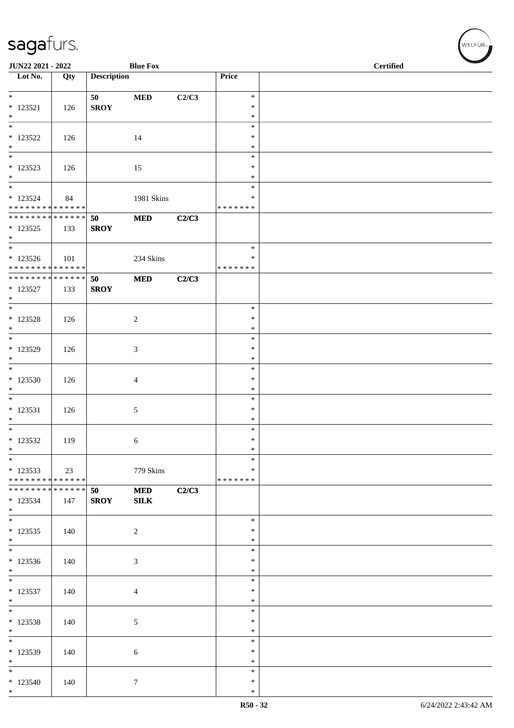JUN22 2021 - 2022 | Blue Fox | Certified

| Lot No. | Qty | Description | | | Price | |
|---|---|---|---|---|---|---|
| * 123521 * | 126 | 50 SROY | MED | C2/C3 | * * * | |
| * 123522 * | 126 | | 14 | | * * * | |
| * 123523 * | 126 | | 15 | | * * * | |
| * 123524 * * * * * * * * * * * * * * | 84 | | 1981 Skins | | * * * * * * * * | |
| * * * * * * * * * * * * * * 123525 * | 133 | 50 SROY | MED | C2/C3 | | |
| * 123526 * * * * * * * * * * * * * * | 101 | | 234 Skins | | * * * * * * * * | |
| * * * * * * * * * * * * * * 123527 * | 133 | 50 SROY | MED | C2/C3 | | |
| * 123528 * | 126 | | 2 | | * * * | |
| * 123529 * | 126 | | 3 | | * * * | |
| * 123530 * | 126 | | 4 | | * * * | |
| * 123531 * | 126 | | 5 | | * * * | |
| * 123532 * | 119 | | 6 | | * * * | |
| * 123533 * * * * * * * * * * * * * * | 23 | | 779 Skins | | * * * * * * * * | |
| * * * * * * * * * * * * * * 123534 * | 147 | 50 SROY | MED SILK | C2/C3 | | |
| * 123535 * | 140 | | 2 | | * * * | |
| * 123536 * | 140 | | 3 | | * * * | |
| * 123537 * | 140 | | 4 | | * * * | |
| * 123538 * | 140 | | 5 | | * * * | |
| * 123539 * | 140 | | 6 | | * * * | |
| * 123540 * | 140 | | 7 | | * * * | |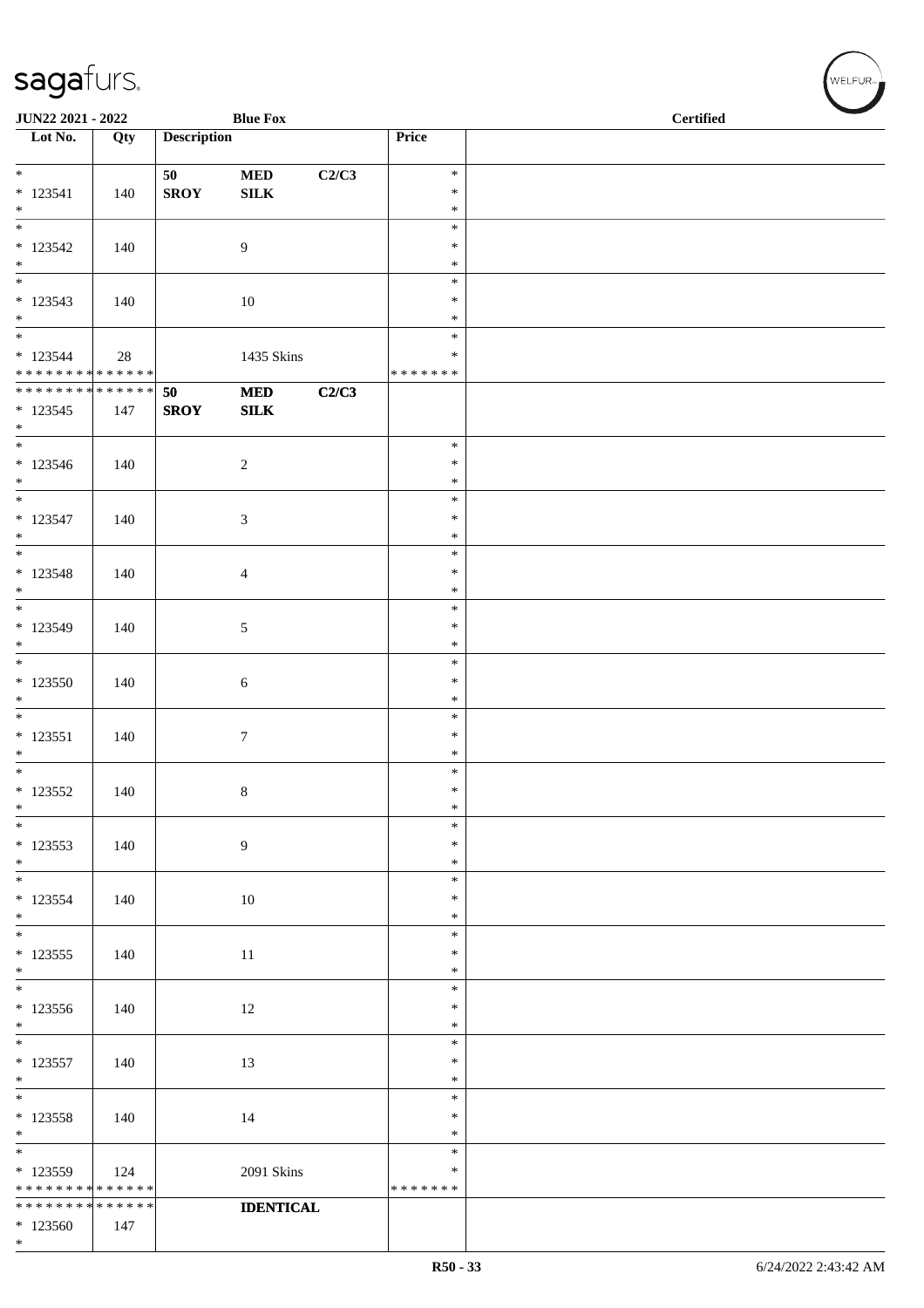| Lot No. | Qty | Description | | | Price | |
|---|---|---|---|---|---|---|
| * <br> * 123541 <br> * | 140 | 50 <br> **SROY** | **MED** <br> **SILK** | **C2/C3** | * <br> * <br> * | |
| * <br> * 123542 <br> * | 140 | | 9 | | * <br> * <br> * | |
| * <br> * 123543 <br> * | 140 | | 10 | | * <br> * <br> * | |
| * <br> * 123544 <br> * * * * * * * * * * * * * * | 28 | | 1435 Skins | | * <br> * <br> * * * * * * * | |
| * * * * * * * * * * * * * * <br> * 123545 <br> * | 147 | **50** <br> **SROY** | **MED** <br> **SILK** | **C2/C3** | | |
| * <br> * 123546 <br> * | 140 | | 2 | | * <br> * <br> * | |
| * <br> * 123547 <br> * | 140 | | 3 | | * <br> * <br> * | |
| * <br> * 123548 <br> * | 140 | | 4 | | * <br> * <br> * | |
| * <br> * 123549 <br> * | 140 | | 5 | | * <br> * <br> * | |
| * <br> * 123550 <br> * | 140 | | 6 | | * <br> * <br> * | |
| * <br> * 123551 <br> * | 140 | | 7 | | * <br> * <br> * | |
| * <br> * 123552 <br> * | 140 | | 8 | | * <br> * <br> * | |
| * <br> * 123553 <br> * | 140 | | 9 | | * <br> * <br> * | |
| * <br> * 123554 <br> * | 140 | | 10 | | * <br> * <br> * | |
| * <br> * 123555 <br> * | 140 | | 11 | | * <br> * <br> * | |
| * <br> * 123556 <br> * | 140 | | 12 | | * <br> * <br> * | |
| * <br> * 123557 <br> * | 140 | | 13 | | * <br> * <br> * | |
| * <br> * 123558 <br> * | 140 | | 14 | | * <br> * <br> * | |
| * <br> * 123559 <br> * * * * * * * * * * * * * * | 124 | | 2091 Skins | | * <br> * <br> * * * * * * * | |
| * * * * * * * * * * * * * * <br> * 123560 <br> * | 147 | | **IDENTICAL** | | | |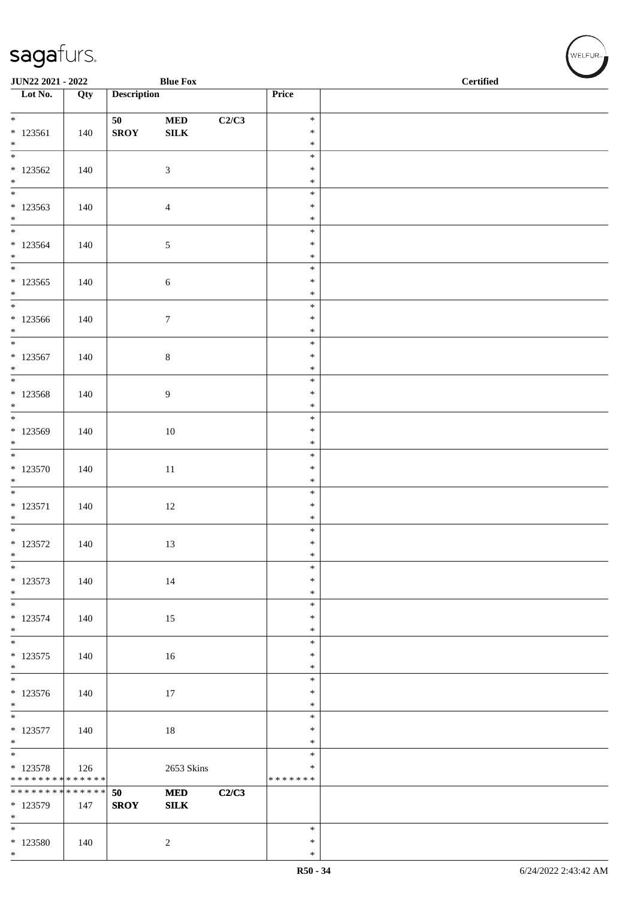| Lot No. | Qty | Description | | | Price | |
|---|---|---|---|---|---|---|
| * | | **50** | **MED** | **C2/C3** | * | |
| * 123561 | 140 | **SROY** | **SILK** | | * | |
| * | | | | | * | |
| * 123562 | 140 | | 3 | | * | |
| * 123563 | 140 | | 4 | | * | |
| * 123564 | 140 | | 5 | | * | |
| * 123565 | 140 | | 6 | | * | |
| * 123566 | 140 | | 7 | | * | |
| * 123567 | 140 | | 8 | | * | |
| * 123568 | 140 | | 9 | | * | |
| * 123569 | 140 | | 10 | | * | |
| * 123570 | 140 | | 11 | | * | |
| * 123571 | 140 | | 12 | | * | |
| * 123572 | 140 | | 13 | | * | |
| * 123573 | 140 | | 14 | | * | |
| * 123574 | 140 | | 15 | | * | |
| * 123575 | 140 | | 16 | | * | |
| * 123576 | 140 | | 17 | | * | |
| * 123577 | 140 | | 18 | | * | |
| * 123578 | 126 | | 2653 Skins | | * | |
| * * * * * * * * * * * * * * | | | | | * * * * * * * | |
| * * * * * * * * * * * * * * | | **50** | **MED** | **C2/C3** | | |
| * 123579 | 147 | **SROY** | **SILK** | | | |
| * | | | | | | |
| * 123580 | 140 | | 2 | | * | |
| * | | | | | * | |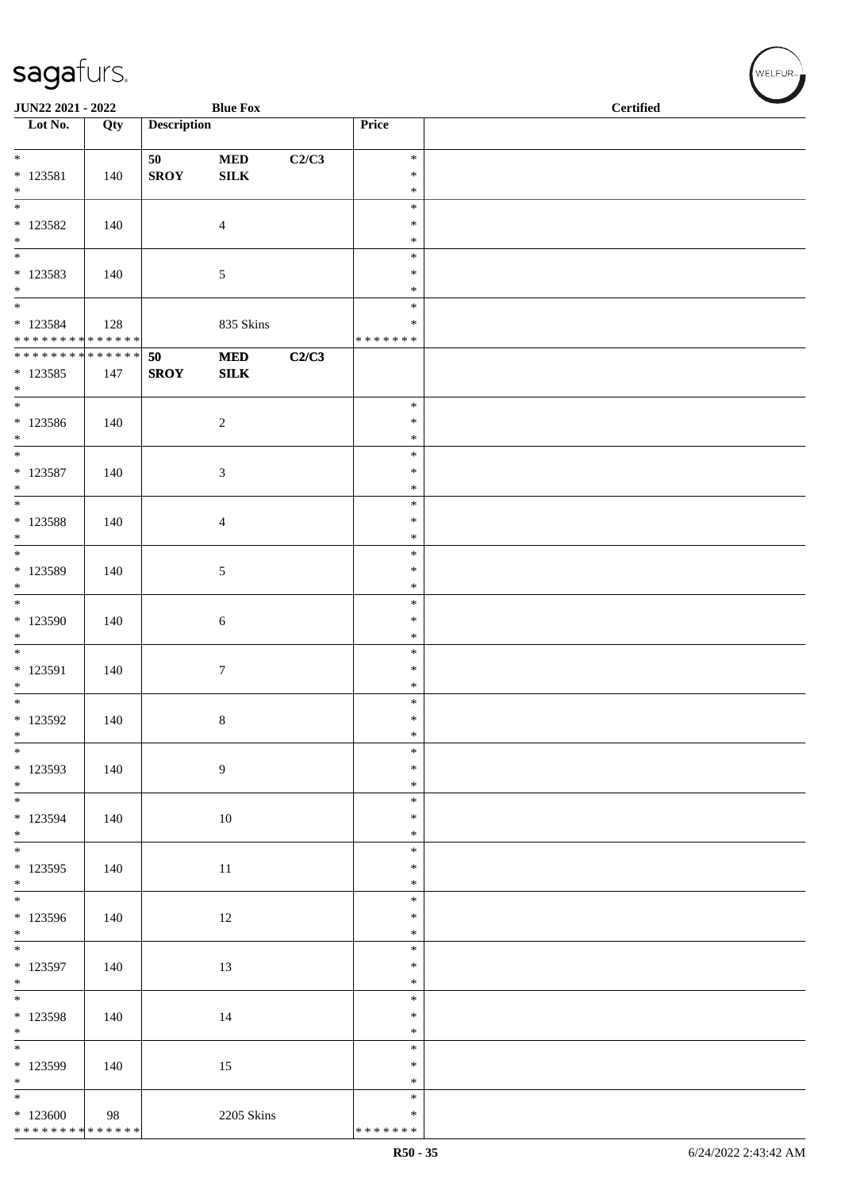JUN22 2021 - 2022 | Blue Fox | Certified

| Lot No. | Qty | Description | | | Price | |
|---|---|---|---|---|---|---|
| * 123581 * | 140 | 50 SROY | MED SILK | C2/C3 | * * * | |
| * 123582 * | 140 | | 4 | | * * * | |
| * 123583 * | 140 | | 5 | | * * * | |
| * 123584 * * * * * * * * * * * * * * | 128 | | 835 Skins | | * * * * * * * * | |
| * * * * * * * * * * * * * * 123585 * | 147 | 50 SROY | MED SILK | C2/C3 | | |
| * 123586 * | 140 | | 2 | | * * * | |
| * 123587 * | 140 | | 3 | | * * * | |
| * 123588 * | 140 | | 4 | | * * * | |
| * 123589 * | 140 | | 5 | | * * * | |
| * 123590 * | 140 | | 6 | | * * * | |
| * 123591 * | 140 | | 7 | | * * * | |
| * 123592 * | 140 | | 8 | | * * * | |
| * 123593 * | 140 | | 9 | | * * * | |
| * 123594 * | 140 | | 10 | | * * * | |
| * 123595 * | 140 | | 11 | | * * * | |
| * 123596 * | 140 | | 12 | | * * * | |
| * 123597 * | 140 | | 13 | | * * * | |
| * 123598 * | 140 | | 14 | | * * * | |
| * 123599 * | 140 | | 15 | | * * * | |
| * 123600 * * * * * * * * * * * * * * | 98 | | 2205 Skins | | * * * * * * * * | |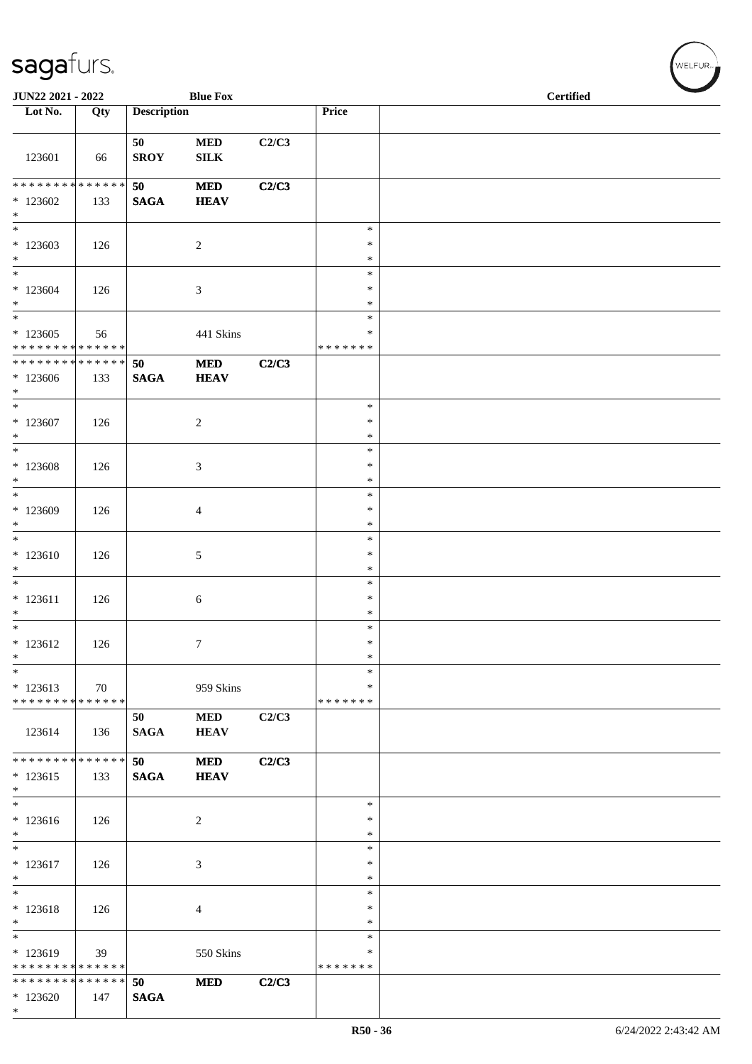**JUN22 2021 - 2022** | **Blue Fox** | **Certified**

| Lot No. | Qty | Description | | | Price | |
|---|---|---|---|---|---|---|
| 123601 | 66 | 50 SROY | MED SILK | C2/C3 | | |
| * * * * * * * * * * * * * * <br> * 123602 <br> * | 133 | 50 SAGA | MED HEAV | C2/C3 | | |
| * <br> * 123603 <br> * | 126 | | 2 | | * <br> * <br> * | |
| * <br> * 123604 <br> * | 126 | | 3 | | * <br> * <br> * | |
| * <br> * 123605 <br> * * * * * * * * * * * * * * | 56 | | 441 Skins | | * <br> * <br> * * * * * * * | |
| * * * * * * * * * * * * * * <br> * 123606 <br> * | 133 | 50 SAGA | MED HEAV | C2/C3 | | |
| * <br> * 123607 <br> * | 126 | | 2 | | * <br> * <br> * | |
| * <br> * 123608 <br> * | 126 | | 3 | | * <br> * <br> * | |
| * <br> * 123609 <br> * | 126 | | 4 | | * <br> * <br> * | |
| * <br> * 123610 <br> * | 126 | | 5 | | * <br> * <br> * | |
| * <br> * 123611 <br> * | 126 | | 6 | | * <br> * <br> * | |
| * <br> * 123612 <br> * | 126 | | 7 | | * <br> * <br> * | |
| * <br> * 123613 <br> * * * * * * * * * * * * * * | 70 | | 959 Skins | | * <br> * <br> * * * * * * * | |
| 123614 | 136 | 50 SAGA | MED HEAV | C2/C3 | | |
| * * * * * * * * * * * * * * <br> * 123615 <br> * | 133 | 50 SAGA | MED HEAV | C2/C3 | | |
| * <br> * 123616 <br> * | 126 | | 2 | | * <br> * <br> * | |
| * <br> * 123617 <br> * | 126 | | 3 | | * <br> * <br> * | |
| * <br> * 123618 <br> * | 126 | | 4 | | * <br> * <br> * | |
| * <br> * 123619 <br> * * * * * * * * * * * * * * | 39 | | 550 Skins | | * <br> * <br> * * * * * * * | |
| * * * * * * * * * * * * * * <br> * 123620 <br> * | 147 | 50 SAGA | MED | C2/C3 | | |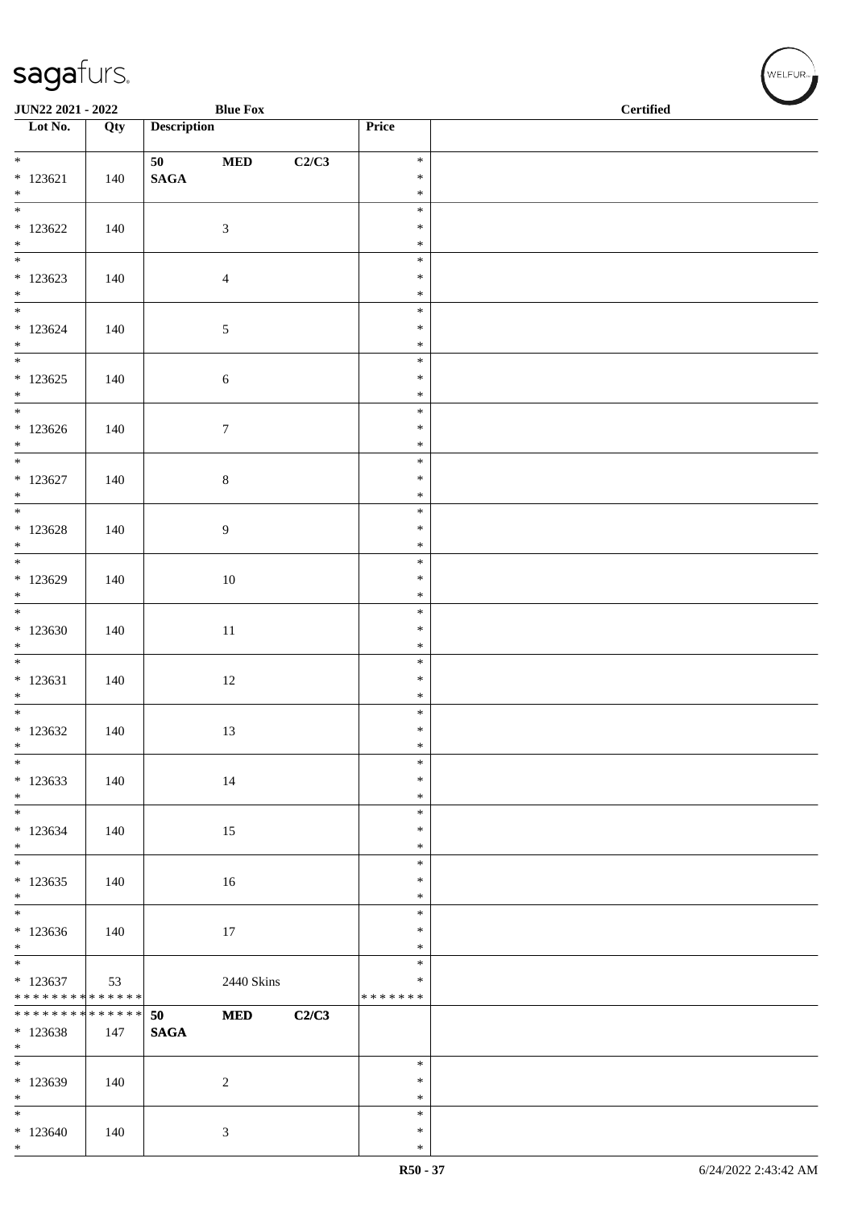**JUN22 2021 - 2022** **Blue Fox** **Certified**

| Lot No. | Qty | Description | Price | |
|---|---|---|---|---|
| * <br> * 123621 <br> * | 140 | **50** **MED** **C2/C3** <br> **SAGA** | * <br> * <br> * | |
| * <br> * 123622 <br> * | 140 | 3 | * <br> * <br> * | |
| * <br> * 123623 <br> * | 140 | 4 | * <br> * <br> * | |
| * <br> * 123624 <br> * | 140 | 5 | * <br> * <br> * | |
| * <br> * 123625 <br> * | 140 | 6 | * <br> * <br> * | |
| * <br> * 123626 <br> * | 140 | 7 | * <br> * <br> * | |
| * <br> * 123627 <br> * | 140 | 8 | * <br> * <br> * | |
| * <br> * 123628 <br> * | 140 | 9 | * <br> * <br> * | |
| * <br> * 123629 <br> * | 140 | 10 | * <br> * <br> * | |
| * <br> * 123630 <br> * | 140 | 11 | * <br> * <br> * | |
| * <br> * 123631 <br> * | 140 | 12 | * <br> * <br> * | |
| * <br> * 123632 <br> * | 140 | 13 | * <br> * <br> * | |
| * <br> * 123633 <br> * | 140 | 14 | * <br> * <br> * | |
| * <br> * 123634 <br> * | 140 | 15 | * <br> * <br> * | |
| * <br> * 123635 <br> * | 140 | 16 | * <br> * <br> * | |
| * <br> * 123636 <br> * | 140 | 17 | * <br> * <br> * | |
| * <br> * 123637 <br> * * * * * * * * * * * * * * | 53 | 2440 Skins | * <br> * <br> * * * * * * * | |
| * * * * * * * * * * * * * * <br> * 123638 <br> * | 147 | **50** **MED** **C2/C3** <br> **SAGA** | | |
| * <br> * 123639 <br> * | 140 | 2 | * <br> * <br> * | |
| * <br> * 123640 <br> * | 140 | 3 | * <br> * <br> * | |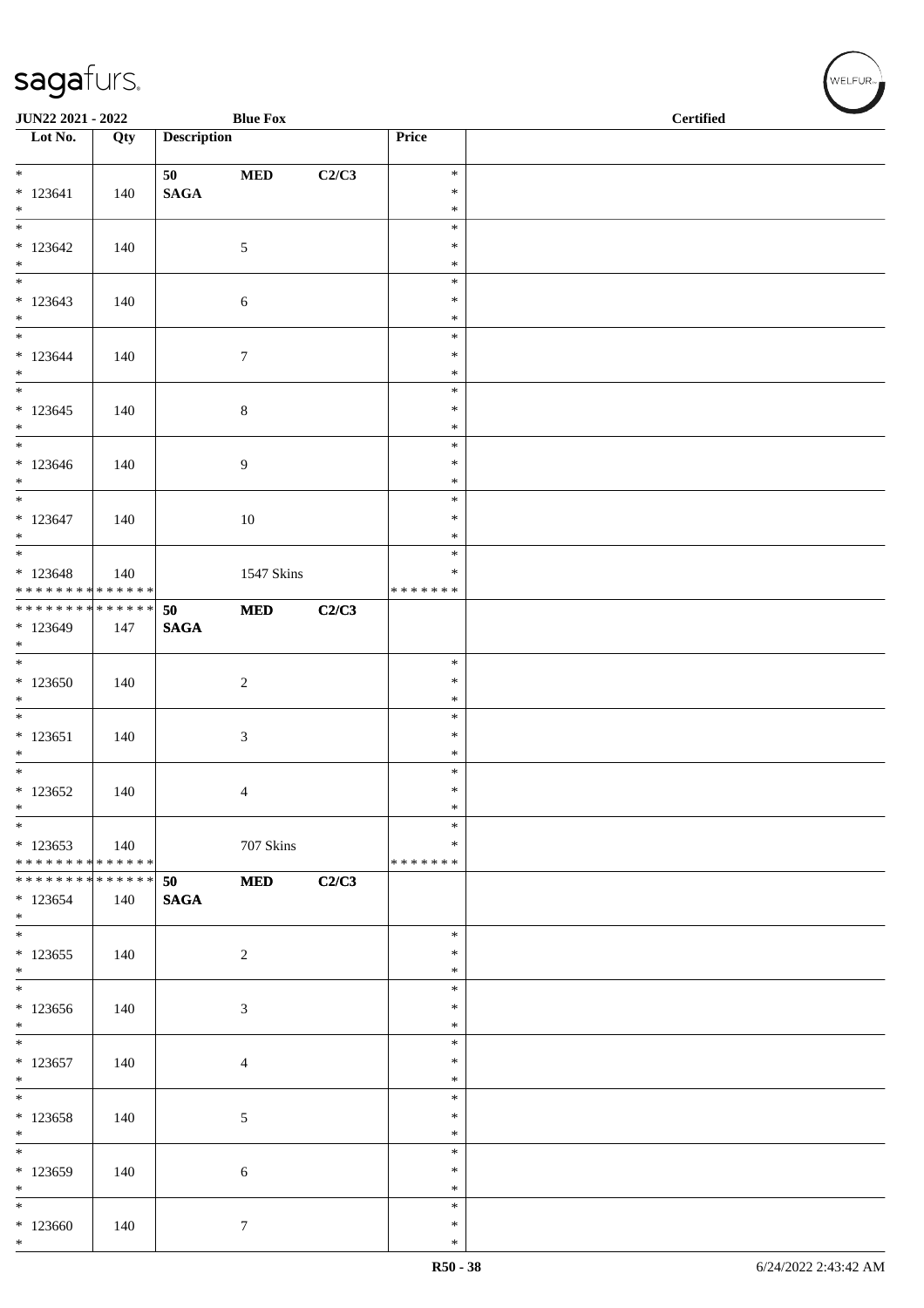| Lot No. | Qty | Description | | | Price | |
|---|---|---|---|---|---|---|
| * <br> * 123641 <br> * | 140 | 50 <br> SAGA | MED | C2/C3 | * <br> * <br> * | |
| * <br> * 123642 <br> * | 140 | | 5 | | * <br> * <br> * | |
| * <br> * 123643 <br> * | 140 | | 6 | | * <br> * <br> * | |
| * <br> * 123644 <br> * | 140 | | 7 | | * <br> * <br> * | |
| * <br> * 123645 <br> * | 140 | | 8 | | * <br> * <br> * | |
| * <br> * 123646 <br> * | 140 | | 9 | | * <br> * <br> * | |
| * <br> * 123647 <br> * | 140 | | 10 | | * <br> * <br> * | |
| * <br> * 123648 <br> * * * * * * * * * * * * * * | 140 | | 1547 Skins | | * <br> * <br> * * * * * * * | |
| * * * * * * * * * * * * * * <br> * 123649 <br> * | 147 | 50 <br> SAGA | MED | C2/C3 | | |
| * <br> * 123650 <br> * | 140 | | 2 | | * <br> * <br> * | |
| * <br> * 123651 <br> * | 140 | | 3 | | * <br> * <br> * | |
| * <br> * 123652 <br> * | 140 | | 4 | | * <br> * <br> * | |
| * <br> * 123653 <br> * * * * * * * * * * * * * * | 140 | | 707 Skins | | * <br> * <br> * * * * * * * | |
| * * * * * * * * * * * * * * <br> * 123654 <br> * | 140 | 50 <br> SAGA | MED | C2/C3 | | |
| * <br> * 123655 <br> * | 140 | | 2 | | * <br> * <br> * | |
| * <br> * 123656 <br> * | 140 | | 3 | | * <br> * <br> * | |
| * <br> * 123657 <br> * | 140 | | 4 | | * <br> * <br> * | |
| * <br> * 123658 <br> * | 140 | | 5 | | * <br> * <br> * | |
| * <br> * 123659 <br> * | 140 | | 6 | | * <br> * <br> * | |
| * <br> * 123660 <br> * | 140 | | 7 | | * <br> * <br> * | |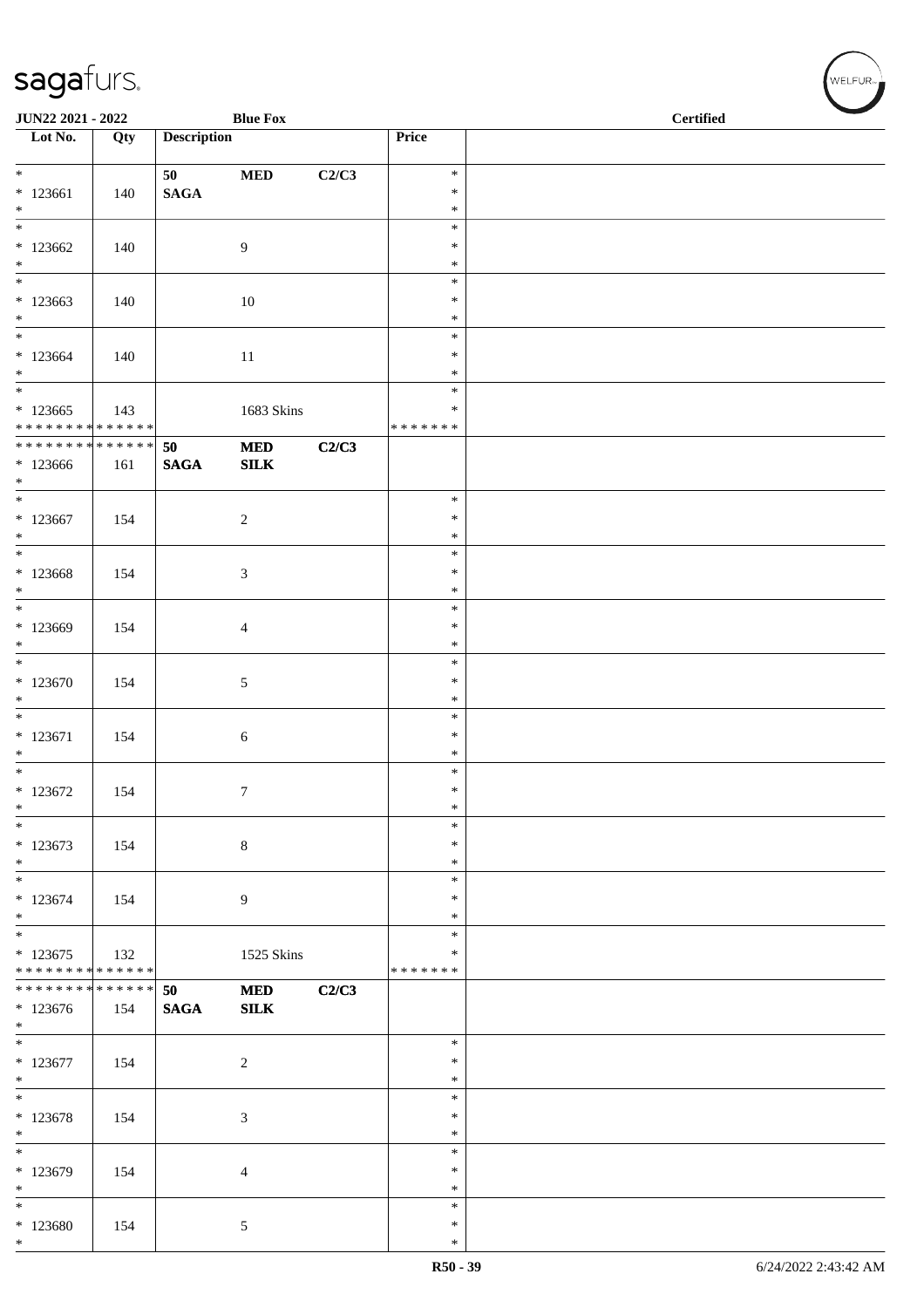| Lot No. | Qty | Description | | | Price | |
|---|---|---|---|---|---|---|
| * | | 50 | MED | C2/C3 | * | |
| * 123661 | 140 | SAGA | | | * | |
| * | | | | | * | |
| * | | | | | * | |
| * 123662 | 140 | | 9 | | * | |
| * | | | | | * | |
| * | | | | | * | |
| * 123663 | 140 | | 10 | | * | |
| * | | | | | * | |
| * | | | | | * | |
| * 123664 | 140 | | 11 | | * | |
| * | | | | | * | |
| * | | | | | * | |
| * 123665 | 143 | | 1683 Skins | | * | |
| * * * * * * * * * * * * * * | | | | | * * * * * * * | |
| * * * * * * * * * * * * * * | | 50 | MED | C2/C3 | | |
| * 123666 | 161 | SAGA | SILK | | | |
| * | | | | | | |
| * | | | | | * | |
| * 123667 | 154 | | 2 | | * | |
| * | | | | | * | |
| * | | | | | * | |
| * 123668 | 154 | | 3 | | * | |
| * | | | | | * | |
| * | | | | | * | |
| * 123669 | 154 | | 4 | | * | |
| * | | | | | * | |
| * | | | | | * | |
| * 123670 | 154 | | 5 | | * | |
| * | | | | | * | |
| * | | | | | * | |
| * 123671 | 154 | | 6 | | * | |
| * | | | | | * | |
| * | | | | | * | |
| * 123672 | 154 | | 7 | | * | |
| * | | | | | * | |
| * | | | | | * | |
| * 123673 | 154 | | 8 | | * | |
| * | | | | | * | |
| * | | | | | * | |
| * 123674 | 154 | | 9 | | * | |
| * | | | | | * | |
| * | | | | | * | |
| * 123675 | 132 | | 1525 Skins | | * | |
| * * * * * * * * * * * * * * | | | | | * * * * * * * | |
| * * * * * * * * * * * * * * | | 50 | MED | C2/C3 | | |
| * 123676 | 154 | SAGA | SILK | | | |
| * | | | | | | |
| * | | | | | * | |
| * 123677 | 154 | | 2 | | * | |
| * | | | | | * | |
| * | | | | | * | |
| * 123678 | 154 | | 3 | | * | |
| * | | | | | * | |
| * | | | | | * | |
| * 123679 | 154 | | 4 | | * | |
| * | | | | | * | |
| * | | | | | * | |
| * 123680 | 154 | | 5 | | * | |
| * | | | | | * | |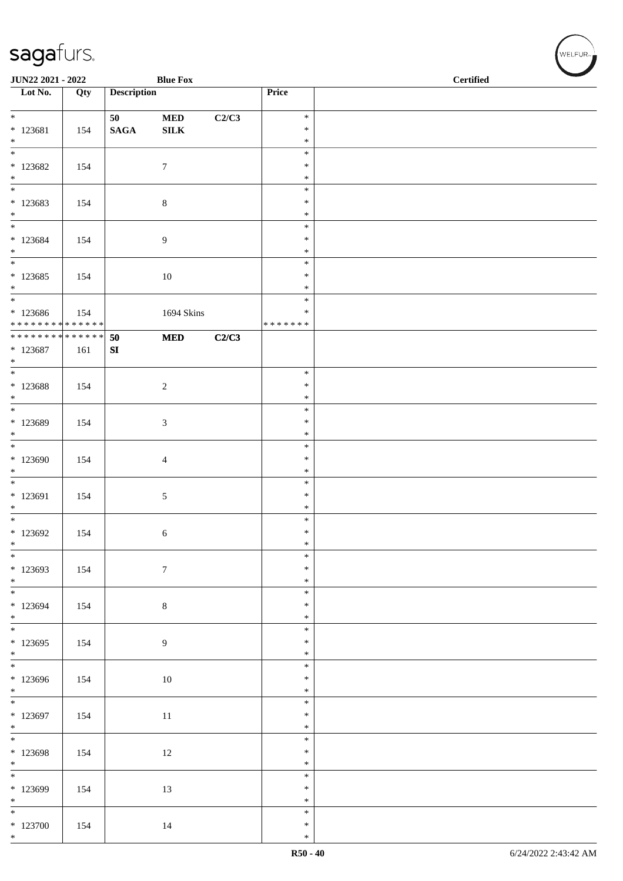JUN22 2021 - 2022 &nbsp;&nbsp;&nbsp; Blue Fox &nbsp;&nbsp;&nbsp; Certified

| Lot No. | Qty | Description | | | Price | |
|---|---|---|---|---|---|---|
| * | | 50 | MED | C2/C3 | * | |
| * 123681 | 154 | SAGA | SILK | | * | |
| * | | | | | * | |
| * | | | | | * | |
| * 123682 | 154 | | 7 | | * | |
| * | | | | | * | |
| * | | | | | * | |
| * 123683 | 154 | | 8 | | * | |
| * | | | | | * | |
| * | | | | | * | |
| * 123684 | 154 | | 9 | | * | |
| * | | | | | * | |
| * | | | | | * | |
| * 123685 | 154 | | 10 | | * | |
| * | | | | | * | |
| * | | | | | * | |
| * 123686 | 154 | | 1694 Skins | | * | |
| * * * * * * * * * * * * * * | | | | | * * * * * * * | |
| * * * * * * * * * * * * * * | | 50 | MED | C2/C3 | | |
| * 123687 | 161 | SI | | | | |
| * | | | | | | |
| * | | | | | * | |
| * 123688 | 154 | | 2 | | * | |
| * | | | | | * | |
| * | | | | | * | |
| * 123689 | 154 | | 3 | | * | |
| * | | | | | * | |
| * | | | | | * | |
| * 123690 | 154 | | 4 | | * | |
| * | | | | | * | |
| * | | | | | * | |
| * 123691 | 154 | | 5 | | * | |
| * | | | | | * | |
| * | | | | | * | |
| * 123692 | 154 | | 6 | | * | |
| * | | | | | * | |
| * | | | | | * | |
| * 123693 | 154 | | 7 | | * | |
| * | | | | | * | |
| * | | | | | * | |
| * 123694 | 154 | | 8 | | * | |
| * | | | | | * | |
| * | | | | | * | |
| * 123695 | 154 | | 9 | | * | |
| * | | | | | * | |
| * | | | | | * | |
| * 123696 | 154 | | 10 | | * | |
| * | | | | | * | |
| * | | | | | * | |
| * 123697 | 154 | | 11 | | * | |
| * | | | | | * | |
| * | | | | | * | |
| * 123698 | 154 | | 12 | | * | |
| * | | | | | * | |
| * | | | | | * | |
| * 123699 | 154 | | 13 | | * | |
| * | | | | | * | |
| * | | | | | * | |
| * 123700 | 154 | | 14 | | * | |
| * | | | | | * | |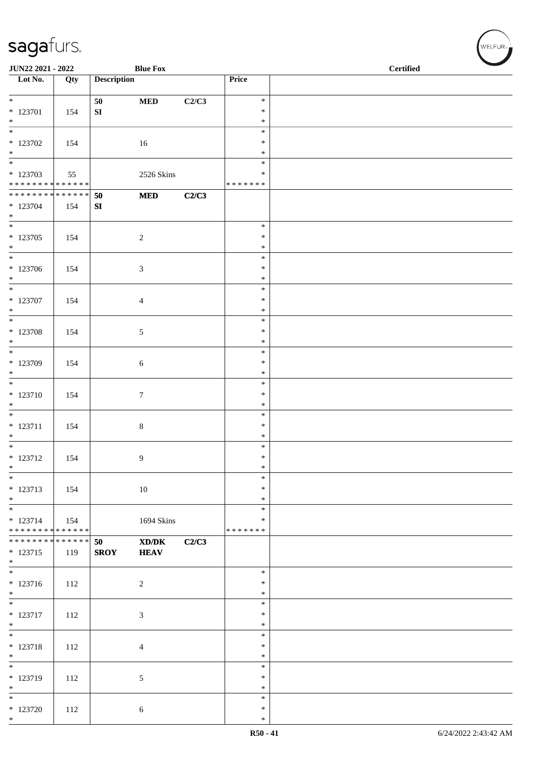| Lot No. | Qty | Description | | | Price | |
|---|---|---|---|---|---|---|
| * <br> * 123701 <br> * | 154 | 50 <br> SI | MED | C2/C3 | * <br> * <br> * | |
| * <br> * 123702 <br> * | 154 | | 16 | | * <br> * <br> * | |
| * <br> * 123703 <br> * * * * * * * * * * * * * * | 55 | | 2526 Skins | | * <br> * <br> * * * * * * * | |
| * * * * * * * * * * * * * * <br> * 123704 <br> * | 154 | 50 <br> SI | MED | C2/C3 | | |
| * <br> * 123705 <br> * | 154 | | 2 | | * <br> * <br> * | |
| * <br> * 123706 <br> * | 154 | | 3 | | * <br> * <br> * | |
| * <br> * 123707 <br> * | 154 | | 4 | | * <br> * <br> * | |
| * <br> * 123708 <br> * | 154 | | 5 | | * <br> * <br> * | |
| * <br> * 123709 <br> * | 154 | | 6 | | * <br> * <br> * | |
| * <br> * 123710 <br> * | 154 | | 7 | | * <br> * <br> * | |
| * <br> * 123711 <br> * | 154 | | 8 | | * <br> * <br> * | |
| * <br> * 123712 <br> * | 154 | | 9 | | * <br> * <br> * | |
| * <br> * 123713 <br> * | 154 | | 10 | | * <br> * <br> * | |
| * <br> * 123714 <br> * * * * * * * * * * * * * * | 154 | | 1694 Skins | | * <br> * <br> * * * * * * * | |
| * * * * * * * * * * * * * * <br> * 123715 <br> * | 119 | 50 <br> SROY | XD/DK <br> HEAV | C2/C3 | | |
| * <br> * 123716 <br> * | 112 | | 2 | | * <br> * <br> * | |
| * <br> * 123717 <br> * | 112 | | 3 | | * <br> * <br> * | |
| * <br> * 123718 <br> * | 112 | | 4 | | * <br> * <br> * | |
| * <br> * 123719 <br> * | 112 | | 5 | | * <br> * <br> * | |
| * <br> * 123720 <br> * | 112 | | 6 | | * <br> * <br> * | |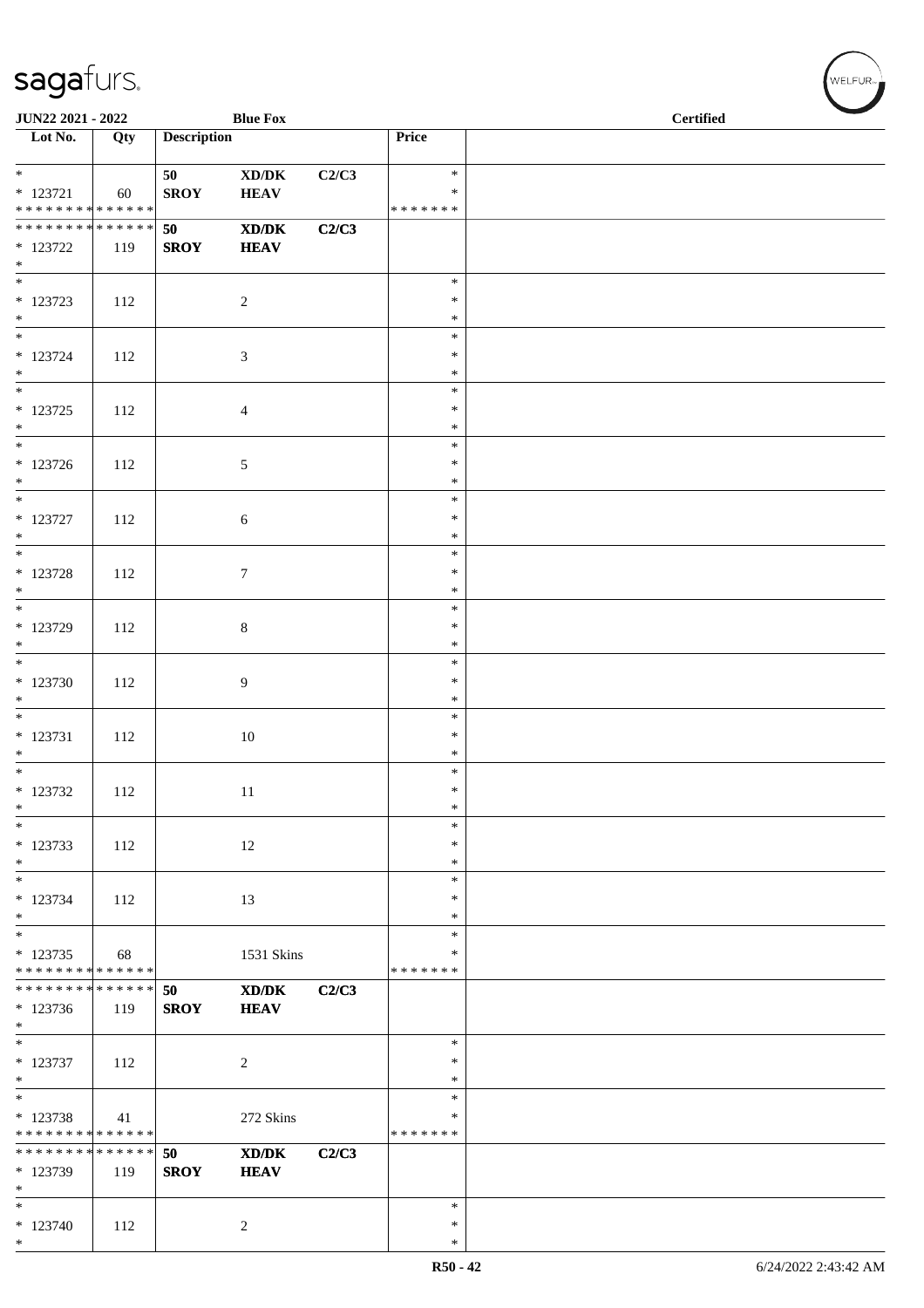JUN22 2021 - 2022 | Blue Fox | Certified

| Lot No. | Qty | Description | | | Price | |
|---|---|---|---|---|---|---|
| * <br> * 123721 <br> * * * * * * * * * * * * * * | 60 | 50 <br> **SROY** | **XD/DK** <br> **HEAV** | C2/C3 | * <br> * <br> * * * * * * * | |
| * * * * * * * * * * * * * * <br> * 123722 <br> * | 119 | **50** <br> **SROY** | **XD/DK** <br> **HEAV** | **C2/C3** | | |
| * <br> * 123723 <br> * | 112 | | 2 | | * <br> * <br> * | |
| * <br> * 123724 <br> * | 112 | | 3 | | * <br> * <br> * | |
| * <br> * 123725 <br> * | 112 | | 4 | | * <br> * <br> * | |
| * <br> * 123726 <br> * | 112 | | 5 | | * <br> * <br> * | |
| * <br> * 123727 <br> * | 112 | | 6 | | * <br> * <br> * | |
| * <br> * 123728 <br> * | 112 | | 7 | | * <br> * <br> * | |
| * <br> * 123729 <br> * | 112 | | 8 | | * <br> * <br> * | |
| * <br> * 123730 <br> * | 112 | | 9 | | * <br> * <br> * | |
| * <br> * 123731 <br> * | 112 | | 10 | | * <br> * <br> * | |
| * <br> * 123732 <br> * | 112 | | 11 | | * <br> * <br> * | |
| * <br> * 123733 <br> * | 112 | | 12 | | * <br> * <br> * | |
| * <br> * 123734 <br> * | 112 | | 13 | | * <br> * <br> * | |
| * <br> * 123735 <br> * * * * * * * * * * * * * * | 68 | | 1531 Skins | | * <br> * <br> * * * * * * * | |
| * * * * * * * * * * * * * * <br> * 123736 <br> * | 119 | **50** <br> **SROY** | **XD/DK** <br> **HEAV** | **C2/C3** | | |
| * <br> * 123737 <br> * | 112 | | 2 | | * <br> * <br> * | |
| * <br> * 123738 <br> * * * * * * * * * * * * * * | 41 | | 272 Skins | | * <br> * <br> * * * * * * * | |
| * * * * * * * * * * * * * * <br> * 123739 <br> * | 119 | **50** <br> **SROY** | **XD/DK** <br> **HEAV** | **C2/C3** | | |
| * <br> * 123740 <br> * | 112 | | 2 | | * <br> * <br> * | |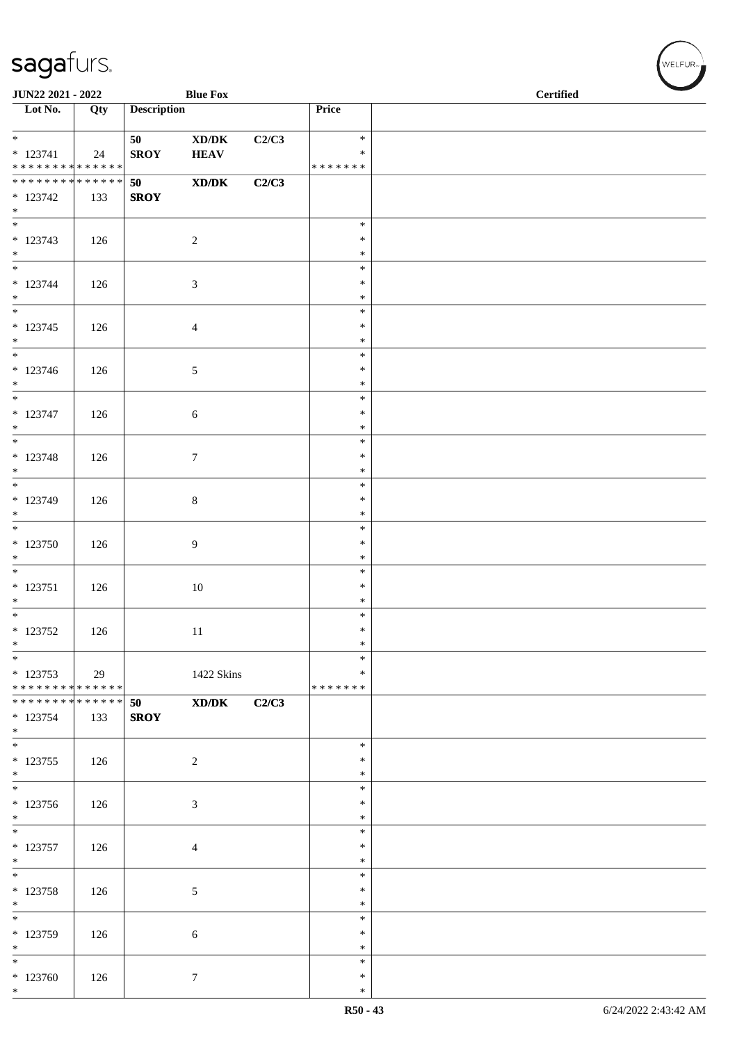**JUN22 2021 - 2022** **Blue Fox** **Certified**

| Lot No. | Qty | Description | | | Price | |
|---|---|---|---|---|---|---|
| * <br> * 123741 <br> * * * * * * * * * * * * * * | 24 | 50 <br> **SROY** | XD/DK <br> **HEAV** | C2/C3 | * <br> * <br> * * * * * * * | |
| * * * * * * * * * * * * * * <br> * 123742 <br> * | 133 | **50** <br> **SROY** | **XD/DK** | **C2/C3** | | |
| * <br> * 123743 <br> * | 126 | | 2 | | * <br> * <br> * | |
| * <br> * 123744 <br> * | 126 | | 3 | | * <br> * <br> * | |
| * <br> * 123745 <br> * | 126 | | 4 | | * <br> * <br> * | |
| * <br> * 123746 <br> * | 126 | | 5 | | * <br> * <br> * | |
| * <br> * 123747 <br> * | 126 | | 6 | | * <br> * <br> * | |
| * <br> * 123748 <br> * | 126 | | 7 | | * <br> * <br> * | |
| * <br> * 123749 <br> * | 126 | | 8 | | * <br> * <br> * | |
| * <br> * 123750 <br> * | 126 | | 9 | | * <br> * <br> * | |
| * <br> * 123751 <br> * | 126 | | 10 | | * <br> * <br> * | |
| * <br> * 123752 <br> * | 126 | | 11 | | * <br> * <br> * | |
| * <br> * 123753 <br> * * * * * * * * * * * * * * | 29 | | 1422 Skins | | * <br> * <br> * * * * * * * | |
| * * * * * * * * * * * * * * <br> * 123754 <br> * | 133 | **50** <br> **SROY** | **XD/DK** | **C2/C3** | | |
| * <br> * 123755 <br> * | 126 | | 2 | | * <br> * <br> * | |
| * <br> * 123756 <br> * | 126 | | 3 | | * <br> * <br> * | |
| * <br> * 123757 <br> * | 126 | | 4 | | * <br> * <br> * | |
| * <br> * 123758 <br> * | 126 | | 5 | | * <br> * <br> * | |
| * <br> * 123759 <br> * | 126 | | 6 | | * <br> * <br> * | |
| * <br> * 123760 <br> * | 126 | | 7 | | * <br> * <br> * | |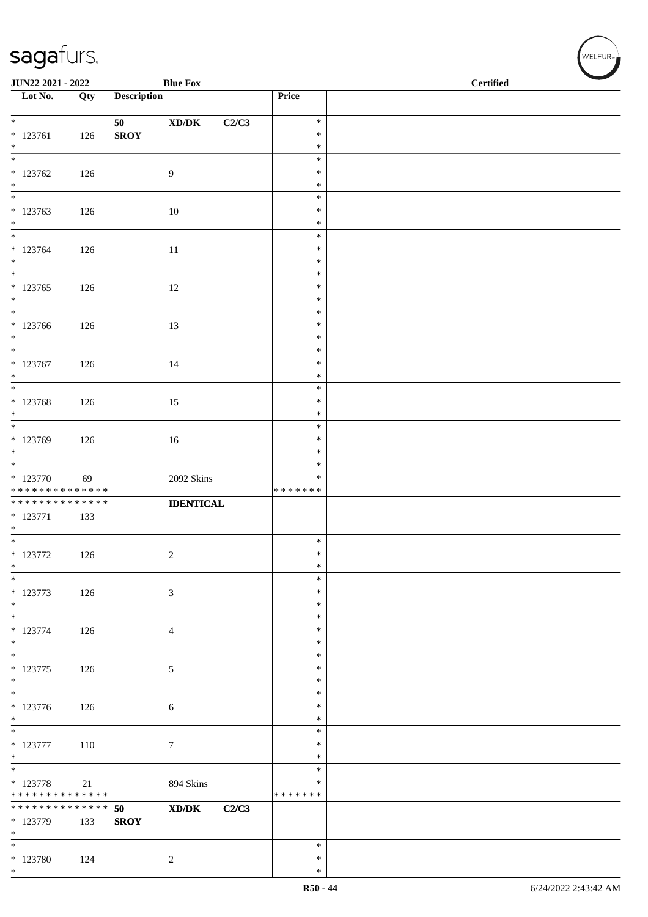**JUN22 2021 - 2022** **Blue Fox** **Certified**

| Lot No. | Qty | Description | Price | |
|---|---|---|---|---|
| * <br> * 123761 <br> * | 126 | **50 XD/DK C2/C3** <br> **SROY** | * <br> * <br> * | |
| * <br> * 123762 <br> * | 126 | 9 | * <br> * <br> * | |
| * <br> * 123763 <br> * | 126 | 10 | * <br> * <br> * | |
| * <br> * 123764 <br> * | 126 | 11 | * <br> * <br> * | |
| * <br> * 123765 <br> * | 126 | 12 | * <br> * <br> * | |
| * <br> * 123766 <br> * | 126 | 13 | * <br> * <br> * | |
| * <br> * 123767 <br> * | 126 | 14 | * <br> * <br> * | |
| * <br> * 123768 <br> * | 126 | 15 | * <br> * <br> * | |
| * <br> * 123769 <br> * | 126 | 16 | * <br> * <br> * | |
| * <br> * 123770 <br> * * * * * * * * * * * * * * | 69 | 2092 Skins | * <br> * <br> * * * * * * * | |
| * * * * * * * * * * * * * * <br> * 123771 <br> * | 133 | **IDENTICAL** | | |
| * <br> * 123772 <br> * | 126 | 2 | * <br> * <br> * | |
| * <br> * 123773 <br> * | 126 | 3 | * <br> * <br> * | |
| * <br> * 123774 <br> * | 126 | 4 | * <br> * <br> * | |
| * <br> * 123775 <br> * | 126 | 5 | * <br> * <br> * | |
| * <br> * 123776 <br> * | 126 | 6 | * <br> * <br> * | |
| * <br> * 123777 <br> * | 110 | 7 | * <br> * <br> * | |
| * <br> * 123778 <br> * * * * * * * * * * * * * * | 21 | 894 Skins | * <br> * <br> * * * * * * * | |
| * * * * * * * * * * * * * * <br> * 123779 <br> * | 133 | **50 XD/DK C2/C3** <br> **SROY** | | |
| * <br> * 123780 <br> * | 124 | 2 | * <br> * <br> * | |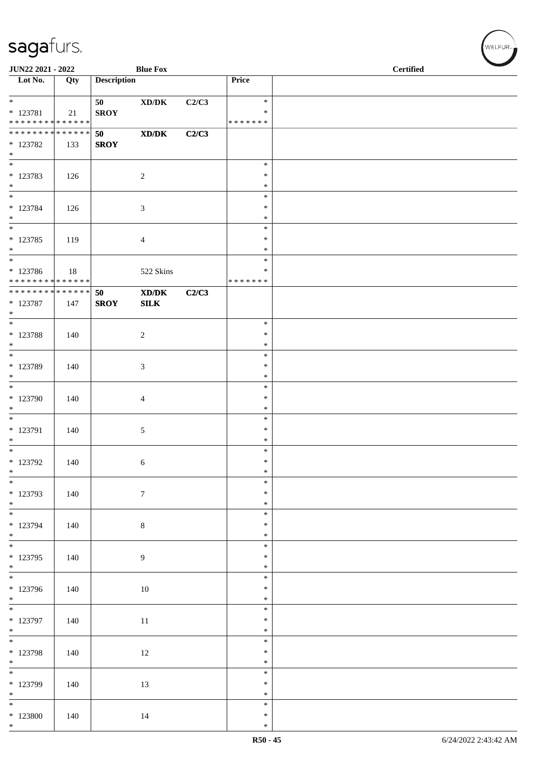| Lot No. | Qty | Description | | | Price | |
|---|---|---|---|---|---|---|
| * <br> * 123781 <br> * * * * * * * * * * * * * * | 21 | 50 <br> **SROY** | **XD/DK** | **C2/C3** | * <br> * <br> * * * * * * * | |
| * * * * * * * * * * * * * * <br> * 123782 <br> * | 133 | **50** <br> **SROY** | **XD/DK** | **C2/C3** | | |
| * <br> * 123783 <br> * | 126 | | 2 | | * <br> * <br> * | |
| * <br> * 123784 <br> * | 126 | | 3 | | * <br> * <br> * | |
| * <br> * 123785 <br> * | 119 | | 4 | | * <br> * <br> * | |
| * <br> * 123786 <br> * * * * * * * * * * * * * * | 18 | | 522 Skins | | * <br> * <br> * * * * * * * | |
| * * * * * * * * * * * * * * <br> * 123787 <br> * | 147 | **50** <br> **SROY** | **XD/DK** <br> **SILK** | **C2/C3** | | |
| * <br> * 123788 <br> * | 140 | | 2 | | * <br> * <br> * | |
| * <br> * 123789 <br> * | 140 | | 3 | | * <br> * <br> * | |
| * <br> * 123790 <br> * | 140 | | 4 | | * <br> * <br> * | |
| * <br> * 123791 <br> * | 140 | | 5 | | * <br> * <br> * | |
| * <br> * 123792 <br> * | 140 | | 6 | | * <br> * <br> * | |
| * <br> * 123793 <br> * | 140 | | 7 | | * <br> * <br> * | |
| * <br> * 123794 <br> * | 140 | | 8 | | * <br> * <br> * | |
| * <br> * 123795 <br> * | 140 | | 9 | | * <br> * <br> * | |
| * <br> * 123796 <br> * | 140 | | 10 | | * <br> * <br> * | |
| * <br> * 123797 <br> * | 140 | | 11 | | * <br> * <br> * | |
| * <br> * 123798 <br> * | 140 | | 12 | | * <br> * <br> * | |
| * <br> * 123799 <br> * | 140 | | 13 | | * <br> * <br> * | |
| * <br> * 123800 <br> * | 140 | | 14 | | * <br> * <br> * | |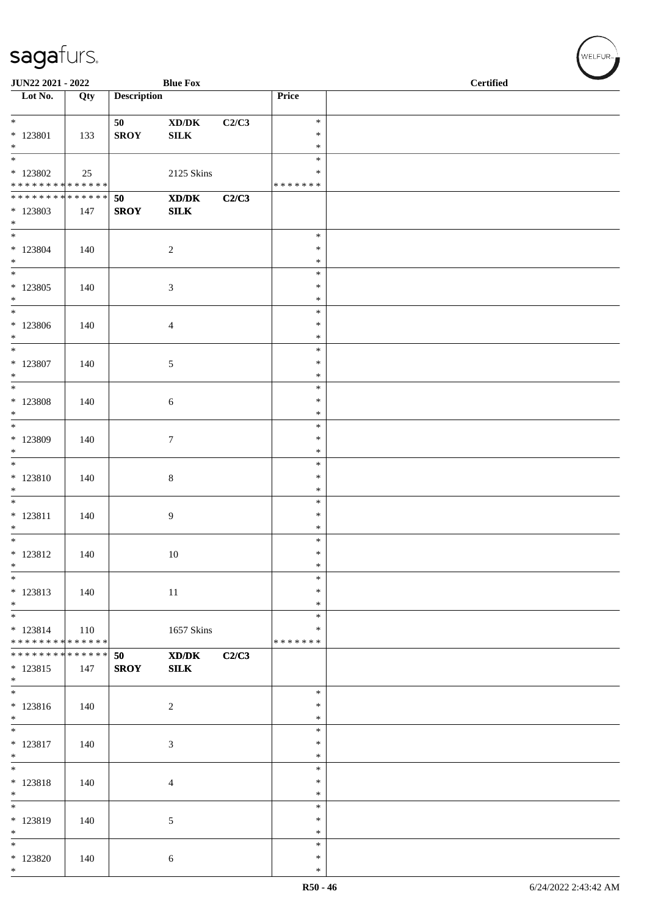JUN22 2021 - 2022 — Blue Fox — Certified

| Lot No. | Qty | Description | | | Price | |
|---|---|---|---|---|---|---|
| * 123801 * | 133 | 50 SROY | XD/DK SILK | C2/C3 | * * * | |
| * 123802 * * * * * * * * * * * * * * | 25 | | 2125 Skins | | * * * * * * * * * | |
| * * * * * * * * * * * * * * 123803 * | 147 | 50 SROY | XD/DK SILK | C2/C3 | | |
| * 123804 * | 140 | | 2 | | * * * | |
| * 123805 * | 140 | | 3 | | * * * | |
| * 123806 * | 140 | | 4 | | * * * | |
| * 123807 * | 140 | | 5 | | * * * | |
| * 123808 * | 140 | | 6 | | * * * | |
| * 123809 * | 140 | | 7 | | * * * | |
| * 123810 * | 140 | | 8 | | * * * | |
| * 123811 * | 140 | | 9 | | * * * | |
| * 123812 * | 140 | | 10 | | * * * | |
| * 123813 * | 140 | | 11 | | * * * | |
| * 123814 * * * * * * * * * * * * * * | 110 | | 1657 Skins | | * * * * * * * * * | |
| * * * * * * * * * * * * * * 123815 * | 147 | 50 SROY | XD/DK SILK | C2/C3 | | |
| * 123816 * | 140 | | 2 | | * * * | |
| * 123817 * | 140 | | 3 | | * * * | |
| * 123818 * | 140 | | 4 | | * * * | |
| * 123819 * | 140 | | 5 | | * * * | |
| * 123820 * | 140 | | 6 | | * * * | |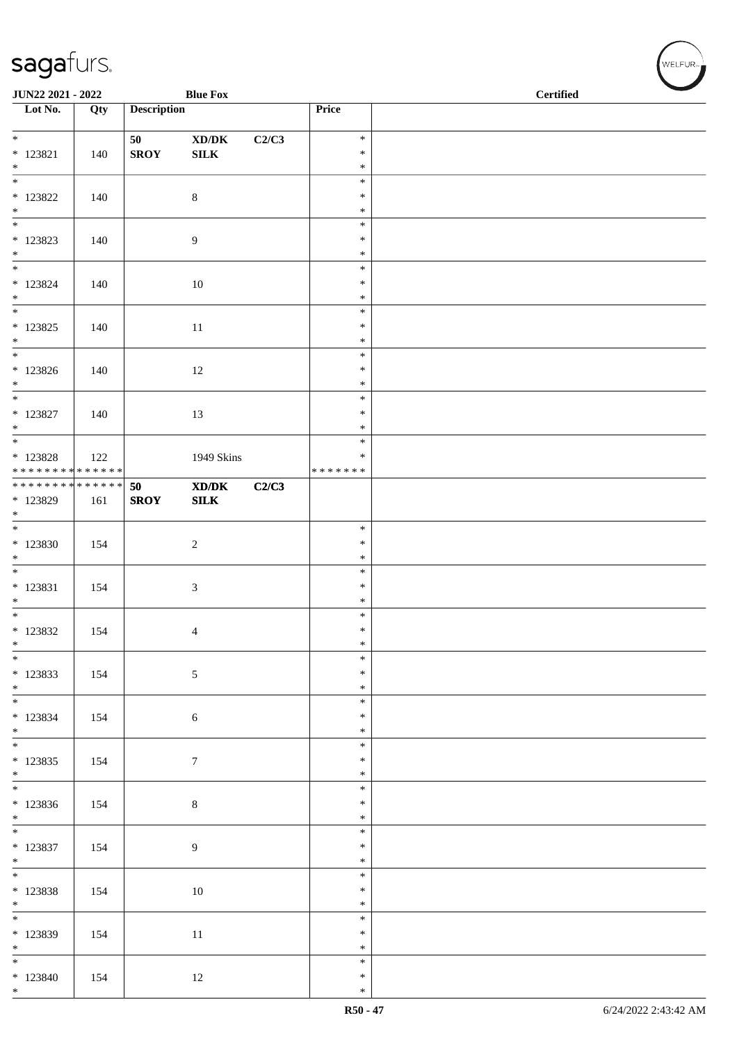| Lot No. | Qty | Description | | | Price | |
|---|---|---|---|---|---|---|
| * * 123821 * | 140 | 50 SROY | XD/DK SILK | C2/C3 | * * * | |
| * * 123822 * | 140 | | 8 | | * * * | |
| * * 123823 * | 140 | | 9 | | * * * | |
| * * 123824 * | 140 | | 10 | | * * * | |
| * * 123825 * | 140 | | 11 | | * * * | |
| * * 123826 * | 140 | | 12 | | * * * | |
| * * 123827 * | 140 | | 13 | | * * * | |
| * * 123828 * * * * * * * * * * * * * * | 122 | | 1949 Skins | | * * * * * * * * * | |
| * * * * * * * * * * * * * * * 123829 * | 161 | 50 SROY | XD/DK SILK | C2/C3 | | |
| * * 123830 * | 154 | | 2 | | * * * | |
| * * 123831 * | 154 | | 3 | | * * * | |
| * * 123832 * | 154 | | 4 | | * * * | |
| * * 123833 * | 154 | | 5 | | * * * | |
| * * 123834 * | 154 | | 6 | | * * * | |
| * * 123835 * | 154 | | 7 | | * * * | |
| * * 123836 * | 154 | | 8 | | * * * | |
| * * 123837 * | 154 | | 9 | | * * * | |
| * * 123838 * | 154 | | 10 | | * * * | |
| * * 123839 * | 154 | | 11 | | * * * | |
| * * 123840 * | 154 | | 12 | | * * * | |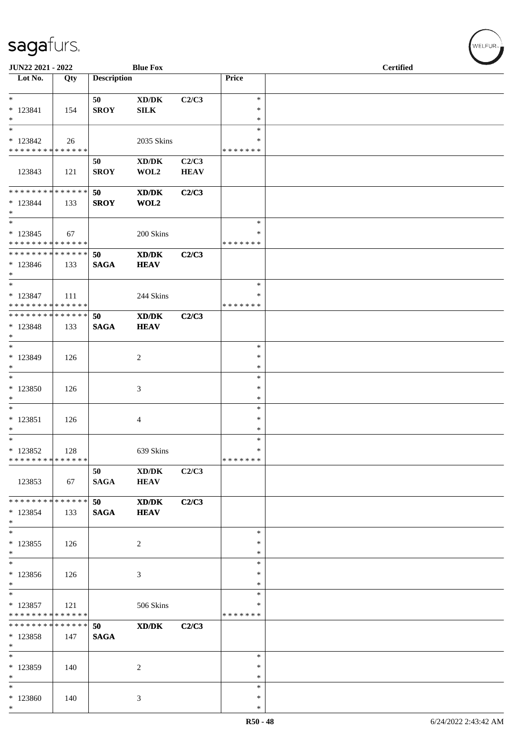| Lot No. | Qty | Description | | | Price | |
|---|---|---|---|---|---|---|
| * | | 50 | XD/DK | C2/C3 | * | |
| * 123841 | 154 | SROY | SILK | | * | |
| * | | | | | * | |
| * | | | | | * | |
| * 123842 | 26 | | 2035 Skins | | * | |
| * * * * * * * * * * * * * * | | | | | * * * * * * * | |
| | | 50 | XD/DK | C2/C3 | | |
| 123843 | 121 | SROY | WOL2 | HEAV | | |
| * * * * * * * * * * * * * * | | 50 | XD/DK | C2/C3 | | |
| * 123844 | 133 | SROY | WOL2 | | | |
| * | | | | | | |
| * | | | | | * | |
| * 123845 | 67 | | 200 Skins | | * | |
| * * * * * * * * * * * * * * | | | | | * * * * * * * | |
| * * * * * * * * * * * * * * | | 50 | XD/DK | C2/C3 | | |
| * 123846 | 133 | SAGA | HEAV | | | |
| * | | | | | | |
| * | | | | | * | |
| * 123847 | 111 | | 244 Skins | | * | |
| * * * * * * * * * * * * * * | | | | | * * * * * * * | |
| * * * * * * * * * * * * * * | | 50 | XD/DK | C2/C3 | | |
| * 123848 | 133 | SAGA | HEAV | | | |
| * | | | | | | |
| * | | | | | * | |
| * 123849 | 126 | | 2 | | * | |
| * | | | | | * | |
| * | | | | | * | |
| * 123850 | 126 | | 3 | | * | |
| * | | | | | * | |
| * | | | | | * | |
| * 123851 | 126 | | 4 | | * | |
| * | | | | | * | |
| * | | | | | * | |
| * 123852 | 128 | | 639 Skins | | * | |
| * * * * * * * * * * * * * * | | | | | * * * * * * * | |
| | | 50 | XD/DK | C2/C3 | | |
| 123853 | 67 | SAGA | HEAV | | | |
| * * * * * * * * * * * * * * | | 50 | XD/DK | C2/C3 | | |
| * 123854 | 133 | SAGA | HEAV | | | |
| * | | | | | | |
| * | | | | | * | |
| * 123855 | 126 | | 2 | | * | |
| * | | | | | * | |
| * | | | | | * | |
| * 123856 | 126 | | 3 | | * | |
| * | | | | | * | |
| * | | | | | * | |
| * 123857 | 121 | | 506 Skins | | * | |
| * * * * * * * * * * * * * * | | | | | * * * * * * * | |
| * * * * * * * * * * * * * * | | 50 | XD/DK | C2/C3 | | |
| * 123858 | 147 | SAGA | | | | |
| * | | | | | | |
| * | | | | | * | |
| * 123859 | 140 | | 2 | | * | |
| * | | | | | * | |
| * | | | | | * | |
| * 123860 | 140 | | 3 | | * | |
| * | | | | | * | |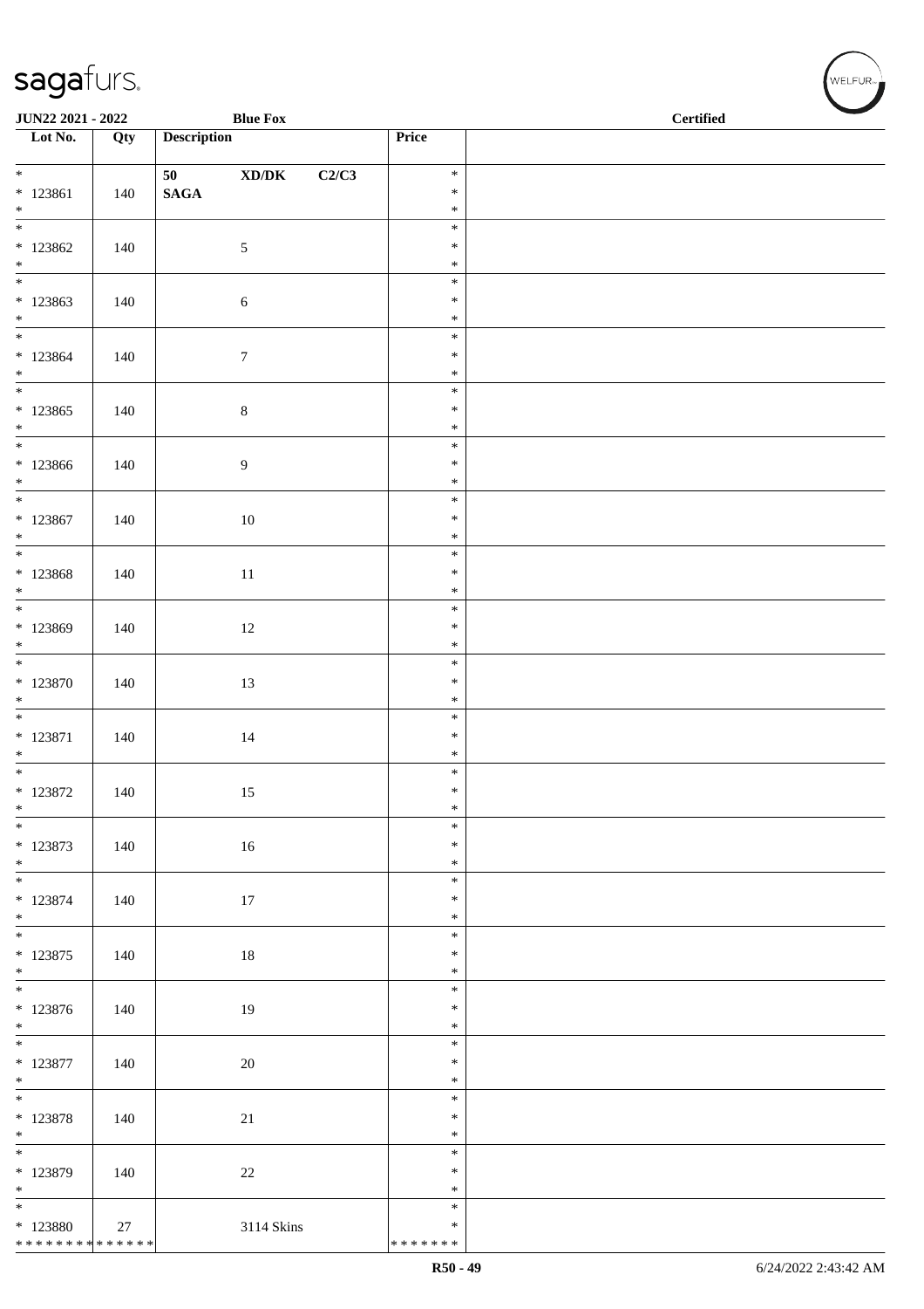**JUN22 2021 - 2022** **Blue Fox** **Certified**

| Lot No. | Qty | Description | Price | |
|---|---|---|---|---|
| * <br> * 123861 <br> * | 140 | **50 XD/DK C2/C3** <br> **SAGA** | * <br> * <br> * | |
| * <br> * 123862 <br> * | 140 | 5 | * <br> * <br> * | |
| * <br> * 123863 <br> * | 140 | 6 | * <br> * <br> * | |
| * <br> * 123864 <br> * | 140 | 7 | * <br> * <br> * | |
| * <br> * 123865 <br> * | 140 | 8 | * <br> * <br> * | |
| * <br> * 123866 <br> * | 140 | 9 | * <br> * <br> * | |
| * <br> * 123867 <br> * | 140 | 10 | * <br> * <br> * | |
| * <br> * 123868 <br> * | 140 | 11 | * <br> * <br> * | |
| * <br> * 123869 <br> * | 140 | 12 | * <br> * <br> * | |
| * <br> * 123870 <br> * | 140 | 13 | * <br> * <br> * | |
| * <br> * 123871 <br> * | 140 | 14 | * <br> * <br> * | |
| * <br> * 123872 <br> * | 140 | 15 | * <br> * <br> * | |
| * <br> * 123873 <br> * | 140 | 16 | * <br> * <br> * | |
| * <br> * 123874 <br> * | 140 | 17 | * <br> * <br> * | |
| * <br> * 123875 <br> * | 140 | 18 | * <br> * <br> * | |
| * <br> * 123876 <br> * | 140 | 19 | * <br> * <br> * | |
| * <br> * 123877 <br> * | 140 | 20 | * <br> * <br> * | |
| * <br> * 123878 <br> * | 140 | 21 | * <br> * <br> * | |
| * <br> * 123879 <br> * | 140 | 22 | * <br> * <br> * | |
| * <br> * 123880 <br> * * * * * * * * * * * * * * | 27 | 3114 Skins | * <br> * <br> * * * * * * * | |

R50 - 49 6/24/2022 2:43:42 AM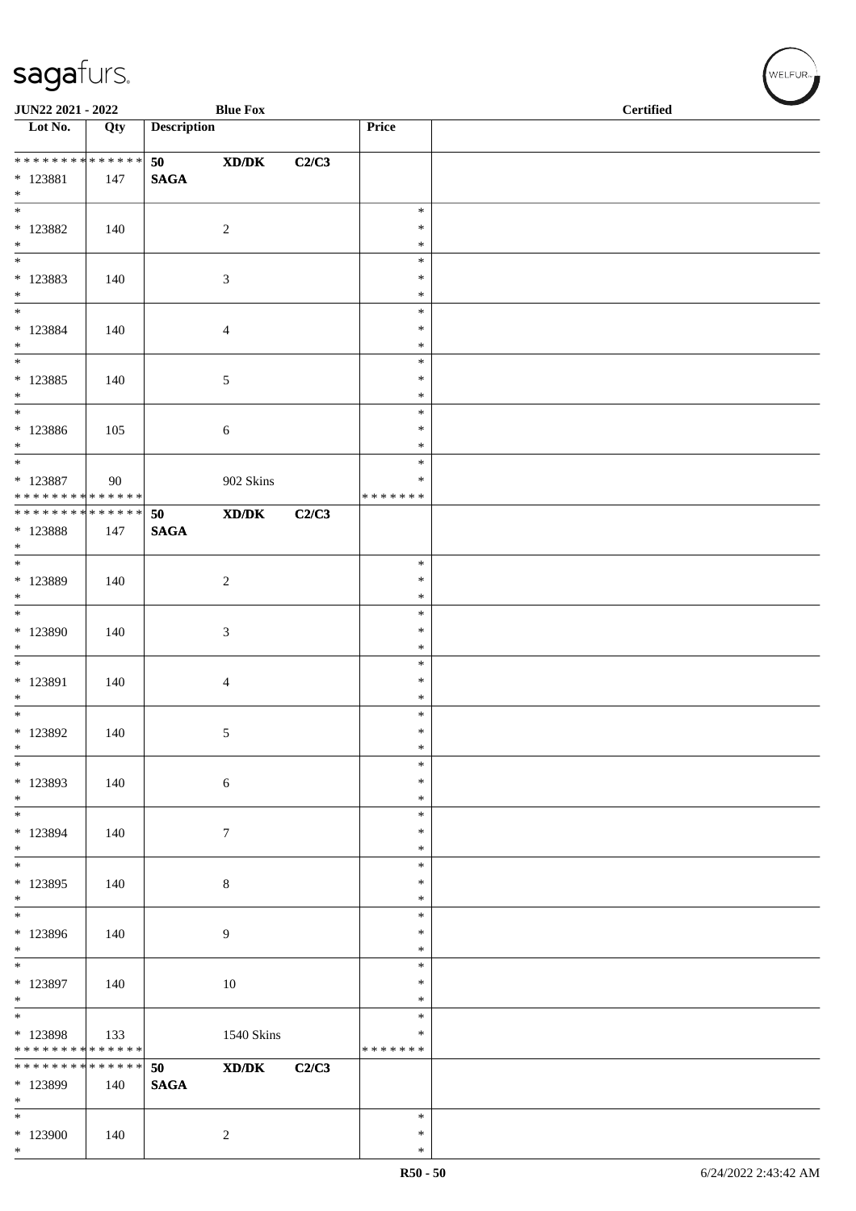**JUN22 2021 - 2022** **Blue Fox** **Certified**

| Lot No. | Qty | Description | | | Price | |
|---|---|---|---|---|---|---|
| * * * * * * * * * * * * * * | | 50 | XD/DK | C2/C3 | | |
| * 123881 | 147 | SAGA | | | | |
| * | | | | | | |
| * | | | | | * | |
| * 123882 | 140 | | 2 | | * | |
| * | | | | | * | |
| * | | | | | * | |
| * 123883 | 140 | | 3 | | * | |
| * | | | | | * | |
| * | | | | | * | |
| * 123884 | 140 | | 4 | | * | |
| * | | | | | * | |
| * | | | | | * | |
| * 123885 | 140 | | 5 | | * | |
| * | | | | | * | |
| * | | | | | * | |
| * 123886 | 105 | | 6 | | * | |
| * | | | | | * | |
| * | | | | | * | |
| * 123887 | 90 | | 902 Skins | | * | |
| * * * * * * * * * * * * * * | | | | | * * * * * * * | |
| * * * * * * * * * * * * * * | | 50 | XD/DK | C2/C3 | | |
| * 123888 | 147 | SAGA | | | | |
| * | | | | | | |
| * | | | | | * | |
| * 123889 | 140 | | 2 | | * | |
| * | | | | | * | |
| * | | | | | * | |
| * 123890 | 140 | | 3 | | * | |
| * | | | | | * | |
| * | | | | | * | |
| * 123891 | 140 | | 4 | | * | |
| * | | | | | * | |
| * | | | | | * | |
| * 123892 | 140 | | 5 | | * | |
| * | | | | | * | |
| * | | | | | * | |
| * 123893 | 140 | | 6 | | * | |
| * | | | | | * | |
| * | | | | | * | |
| * 123894 | 140 | | 7 | | * | |
| * | | | | | * | |
| * | | | | | * | |
| * 123895 | 140 | | 8 | | * | |
| * | | | | | * | |
| * | | | | | * | |
| * 123896 | 140 | | 9 | | * | |
| * | | | | | * | |
| * | | | | | * | |
| * 123897 | 140 | | 10 | | * | |
| * | | | | | * | |
| * | | | | | * | |
| * 123898 | 133 | | 1540 Skins | | * | |
| * * * * * * * * * * * * * * | | | | | * * * * * * * | |
| * * * * * * * * * * * * * * | | 50 | XD/DK | C2/C3 | | |
| * 123899 | 140 | SAGA | | | | |
| * | | | | | | |
| * | | | | | * | |
| * 123900 | 140 | | 2 | | * | |
| * | | | | | * | |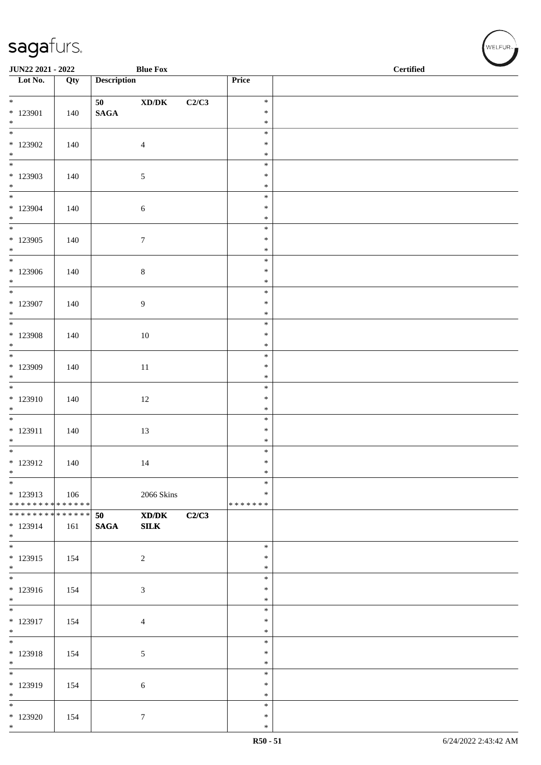JUN22 2021 - 2022 | Blue Fox | Certified

| Lot No. | Qty | Description | | | Price | |
|---|---|---|---|---|---|---|
| * <br> * 123901 <br> * | 140 | 50 <br> SAGA | XD/DK | C2/C3 | * <br> * <br> * | |
| * <br> * 123902 <br> * | 140 | | 4 | | * <br> * <br> * | |
| * <br> * 123903 <br> * | 140 | | 5 | | * <br> * <br> * | |
| * <br> * 123904 <br> * | 140 | | 6 | | * <br> * <br> * | |
| * <br> * 123905 <br> * | 140 | | 7 | | * <br> * <br> * | |
| * <br> * 123906 <br> * | 140 | | 8 | | * <br> * <br> * | |
| * <br> * 123907 <br> * | 140 | | 9 | | * <br> * <br> * | |
| * <br> * 123908 <br> * | 140 | | 10 | | * <br> * <br> * | |
| * <br> * 123909 <br> * | 140 | | 11 | | * <br> * <br> * | |
| * <br> * 123910 <br> * | 140 | | 12 | | * <br> * <br> * | |
| * <br> * 123911 <br> * | 140 | | 13 | | * <br> * <br> * | |
| * <br> * 123912 <br> * | 140 | | 14 | | * <br> * <br> * | |
| * <br> * 123913 <br> * * * * * * * * * * * * * * | 106 | | 2066 Skins | | * <br> * <br> * * * * * * * | |
| * * * * * * * * * * * * * * <br> * 123914 <br> * | 161 | 50 <br> SAGA | XD/DK <br> SILK | C2/C3 | | |
| * <br> * 123915 <br> * | 154 | | 2 | | * <br> * <br> * | |
| * <br> * 123916 <br> * | 154 | | 3 | | * <br> * <br> * | |
| * <br> * 123917 <br> * | 154 | | 4 | | * <br> * <br> * | |
| * <br> * 123918 <br> * | 154 | | 5 | | * <br> * <br> * | |
| * <br> * 123919 <br> * | 154 | | 6 | | * <br> * <br> * | |
| * <br> * 123920 <br> * | 154 | | 7 | | * <br> * <br> * | |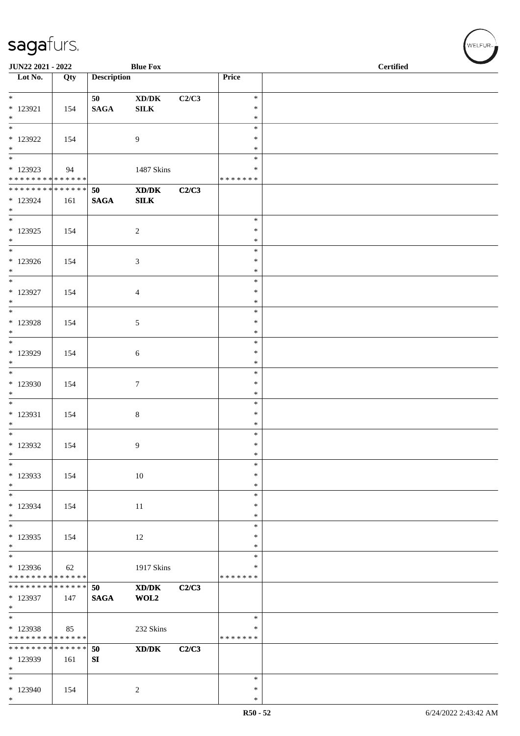JUN22 2021 - 2022 — Blue Fox — Certified

| Lot No. | Qty | Description | | | Price | |
|---|---|---|---|---|---|---|
| * 123921 * | 154 | 50 SAGA | XD/DK SILK | C2/C3 | * * * | |
| * 123922 * | 154 | | 9 | | * * * | |
| * 123923 * * * * * * * * * * * * * * | 94 | | 1487 Skins | | * * * * * * * * * | |
| * * * * * * * * * * * * * * 123924 * | 161 | 50 SAGA | XD/DK SILK | C2/C3 | | |
| * 123925 * | 154 | | 2 | | * * * | |
| * 123926 * | 154 | | 3 | | * * * | |
| * 123927 * | 154 | | 4 | | * * * | |
| * 123928 * | 154 | | 5 | | * * * | |
| * 123929 * | 154 | | 6 | | * * * | |
| * 123930 * | 154 | | 7 | | * * * | |
| * 123931 * | 154 | | 8 | | * * * | |
| * 123932 * | 154 | | 9 | | * * * | |
| * 123933 * | 154 | | 10 | | * * * | |
| * 123934 * | 154 | | 11 | | * * * | |
| * 123935 * | 154 | | 12 | | * * * | |
| * 123936 * * * * * * * * * * * * * * | 62 | | 1917 Skins | | * * * * * * * * * | |
| * * * * * * * * * * * * * * 123937 * | 147 | 50 SAGA | XD/DK WOL2 | C2/C3 | | |
| * 123938 * * * * * * * * * * * * * * | 85 | | 232 Skins | | * * * * * * * * | |
| * * * * * * * * * * * * * * 123939 * | 161 | 50 SI | XD/DK | C2/C3 | | |
| * 123940 * | 154 | | 2 | | * * * | |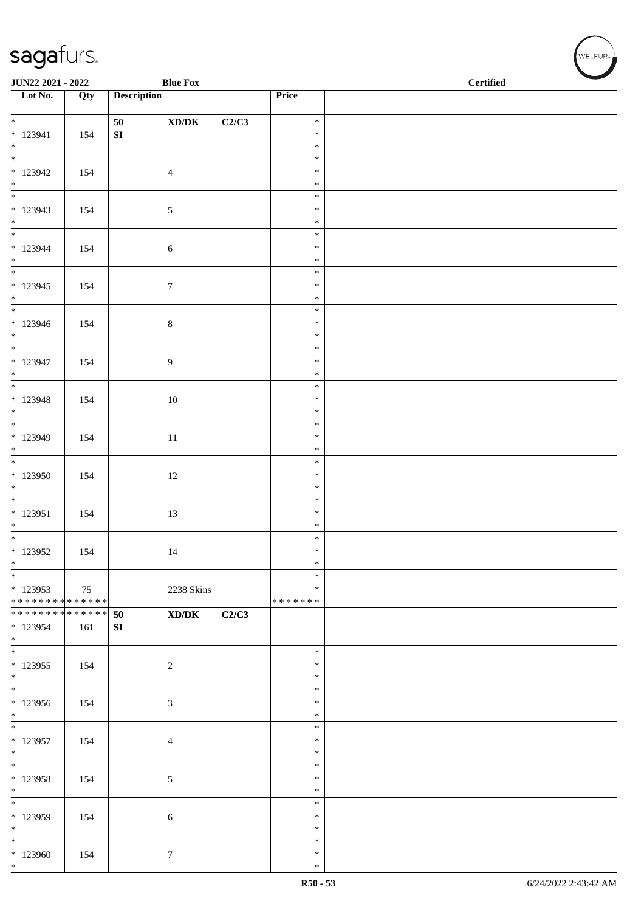**JUN22 2021 - 2022** | **Blue Fox** | **Certified**

| Lot No. | Qty | Description | Price | |
|---|---|---|---|---|
| * <br> * 123941 <br> * | 154 | 50 XD/DK C2/C3 <br> SI | * <br> * <br> * | |
| * <br> * 123942 <br> * | 154 | 4 | * <br> * <br> * | |
| * <br> * 123943 <br> * | 154 | 5 | * <br> * <br> * | |
| * <br> * 123944 <br> * | 154 | 6 | * <br> * <br> * | |
| * <br> * 123945 <br> * | 154 | 7 | * <br> * <br> * | |
| * <br> * 123946 <br> * | 154 | 8 | * <br> * <br> * | |
| * <br> * 123947 <br> * | 154 | 9 | * <br> * <br> * | |
| * <br> * 123948 <br> * | 154 | 10 | * <br> * <br> * | |
| * <br> * 123949 <br> * | 154 | 11 | * <br> * <br> * | |
| * <br> * 123950 <br> * | 154 | 12 | * <br> * <br> * | |
| * <br> * 123951 <br> * | 154 | 13 | * <br> * <br> * | |
| * <br> * 123952 <br> * | 154 | 14 | * <br> * <br> * | |
| * <br> * 123953 <br> ************** | 75 | 2238 Skins | * <br> * <br> ******* | |
| ************** <br> * 123954 <br> * | 161 | **50 XD/DK C2/C3** <br> **SI** | | |
| * <br> * 123955 <br> * | 154 | 2 | * <br> * <br> * | |
| * <br> * 123956 <br> * | 154 | 3 | * <br> * <br> * | |
| * <br> * 123957 <br> * | 154 | 4 | * <br> * <br> * | |
| * <br> * 123958 <br> * | 154 | 5 | * <br> * <br> * | |
| * <br> * 123959 <br> * | 154 | 6 | * <br> * <br> * | |
| * <br> * 123960 <br> * | 154 | 7 | * <br> * <br> * | |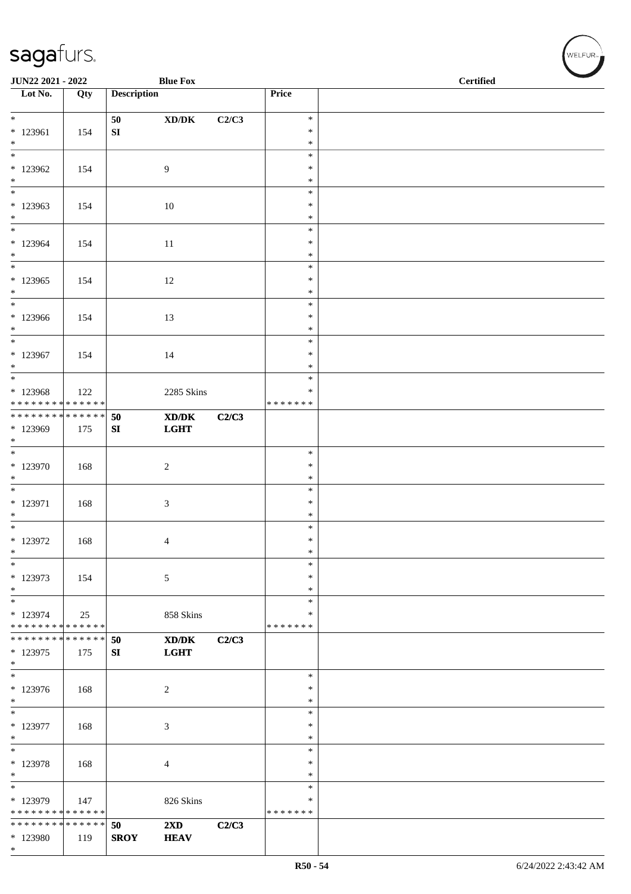| Lot No. | Qty | Description | | | Price | |
|---|---|---|---|---|---|---|
| * <br> * 123961 <br> * | 154 | 50 <br> SI | XD/DK | C2/C3 | * <br> * <br> * | |
| * <br> * 123962 <br> * | 154 | | 9 | | * <br> * <br> * | |
| * <br> * 123963 <br> * | 154 | | 10 | | * <br> * <br> * | |
| * <br> * 123964 <br> * | 154 | | 11 | | * <br> * <br> * | |
| * <br> * 123965 <br> * | 154 | | 12 | | * <br> * <br> * | |
| * <br> * 123966 <br> * | 154 | | 13 | | * <br> * <br> * | |
| * <br> * 123967 <br> * | 154 | | 14 | | * <br> * <br> * | |
| * <br> * 123968 <br> * * * * * * * * * * * * * * | 122 | | 2285 Skins | | * <br> * <br> * * * * * * * | |
| * * * * * * * * * * * * * * <br> * 123969 <br> * | 175 | **50** <br> **SI** | **XD/DK** <br> **LGHT** | **C2/C3** | | |
| * <br> * 123970 <br> * | 168 | | 2 | | * <br> * <br> * | |
| * <br> * 123971 <br> * | 168 | | 3 | | * <br> * <br> * | |
| * <br> * 123972 <br> * | 168 | | 4 | | * <br> * <br> * | |
| * <br> * 123973 <br> * | 154 | | 5 | | * <br> * <br> * | |
| * <br> * 123974 <br> * * * * * * * * * * * * * * | 25 | | 858 Skins | | * <br> * <br> * * * * * * * | |
| * * * * * * * * * * * * * * <br> * 123975 <br> * | 175 | **50** <br> **SI** | **XD/DK** <br> **LGHT** | **C2/C3** | | |
| * <br> * 123976 <br> * | 168 | | 2 | | * <br> * <br> * | |
| * <br> * 123977 <br> * | 168 | | 3 | | * <br> * <br> * | |
| * <br> * 123978 <br> * | 168 | | 4 | | * <br> * <br> * | |
| * <br> * 123979 <br> * * * * * * * * * * * * * * | 147 | | 826 Skins | | * <br> * <br> * * * * * * * | |
| * * * * * * * * * * * * * * <br> * 123980 <br> * | 119 | **50** <br> **SROY** | **2XD** <br> **HEAV** | **C2/C3** | | |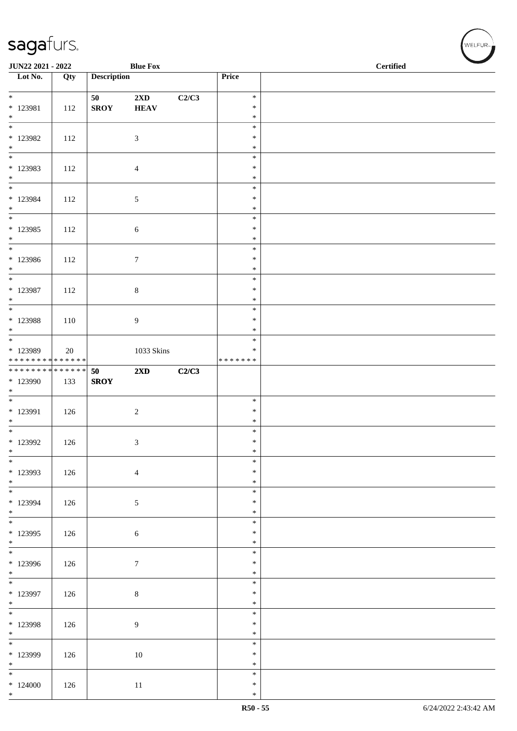| Lot No. | Qty | Description | | | Price | |
|---|---|---|---|---|---|---|
| * 123981 * | 112 | 50 SROY | 2XD HEAV | C2/C3 | * * * | |
| * 123982 * | 112 | | 3 | | * * * | |
| * 123983 * | 112 | | 4 | | * * * | |
| * 123984 * | 112 | | 5 | | * * * | |
| * 123985 * | 112 | | 6 | | * * * | |
| * 123986 * | 112 | | 7 | | * * * | |
| * 123987 * | 112 | | 8 | | * * * | |
| * 123988 * | 110 | | 9 | | * * * | |
| * 123989 * * * * * * * * * * * * * * | 20 | | 1033 Skins | | * * * * * * * * * | |
| * * * * * * * * * * * * * * 123990 * | 133 | 50 SROY | 2XD | C2/C3 | | |
| * 123991 * | 126 | | 2 | | * * * | |
| * 123992 * | 126 | | 3 | | * * * | |
| * 123993 * | 126 | | 4 | | * * * | |
| * 123994 * | 126 | | 5 | | * * * | |
| * 123995 * | 126 | | 6 | | * * * | |
| * 123996 * | 126 | | 7 | | * * * | |
| * 123997 * | 126 | | 8 | | * * * | |
| * 123998 * | 126 | | 9 | | * * * | |
| * 123999 * | 126 | | 10 | | * * * | |
| * 124000 * | 126 | | 11 | | * * * | |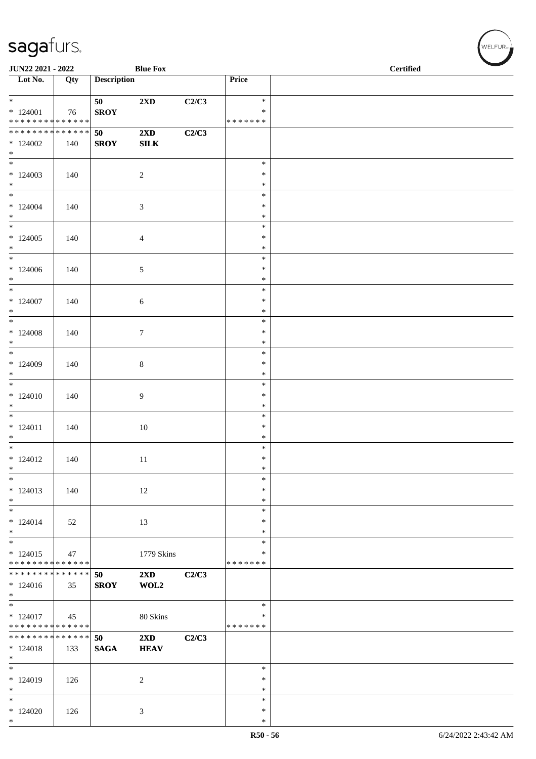**JUN22 2021 - 2022** **Blue Fox** **Certified**

| Lot No. | Qty | Description | | | Price | |
|---|---|---|---|---|---|---|
| * | | 50 | 2XD | C2/C3 | * | |
| * 124001 | 76 | SROY | | | * | |
| * * * * * * * * * * * * * * | | | | | * * * * * * * | |
| * * * * * * * * * * * * * * | | 50 | 2XD | C2/C3 | | |
| * 124002 | 140 | SROY | SILK | | | |
| * | | | | | | |
| * | | | | | * | |
| * 124003 | 140 | | 2 | | * | |
| * | | | | | * | |
| * | | | | | * | |
| * 124004 | 140 | | 3 | | * | |
| * | | | | | * | |
| * | | | | | * | |
| * 124005 | 140 | | 4 | | * | |
| * | | | | | * | |
| * | | | | | * | |
| * 124006 | 140 | | 5 | | * | |
| * | | | | | * | |
| * | | | | | * | |
| * 124007 | 140 | | 6 | | * | |
| * | | | | | * | |
| * | | | | | * | |
| * 124008 | 140 | | 7 | | * | |
| * | | | | | * | |
| * | | | | | * | |
| * 124009 | 140 | | 8 | | * | |
| * | | | | | * | |
| * | | | | | * | |
| * 124010 | 140 | | 9 | | * | |
| * | | | | | * | |
| * | | | | | * | |
| * 124011 | 140 | | 10 | | * | |
| * | | | | | * | |
| * | | | | | * | |
| * 124012 | 140 | | 11 | | * | |
| * | | | | | * | |
| * | | | | | * | |
| * 124013 | 140 | | 12 | | * | |
| * | | | | | * | |
| * | | | | | * | |
| * 124014 | 52 | | 13 | | * | |
| * | | | | | * | |
| * | | | | | * | |
| * 124015 | 47 | | 1779 Skins | | * | |
| * * * * * * * * * * * * * * | | | | | * * * * * * * | |
| * * * * * * * * * * * * * * | | 50 | 2XD | C2/C3 | | |
| * 124016 | 35 | SROY | WOL2 | | | |
| * | | | | | | |
| * | | | | | * | |
| * 124017 | 45 | | 80 Skins | | * | |
| * * * * * * * * * * * * * * | | | | | * * * * * * * | |
| * * * * * * * * * * * * * * | | 50 | 2XD | C2/C3 | | |
| * 124018 | 133 | SAGA | HEAV | | | |
| * | | | | | | |
| * | | | | | * | |
| * 124019 | 126 | | 2 | | * | |
| * | | | | | * | |
| * | | | | | * | |
| * 124020 | 126 | | 3 | | * | |
| * | | | | | * | |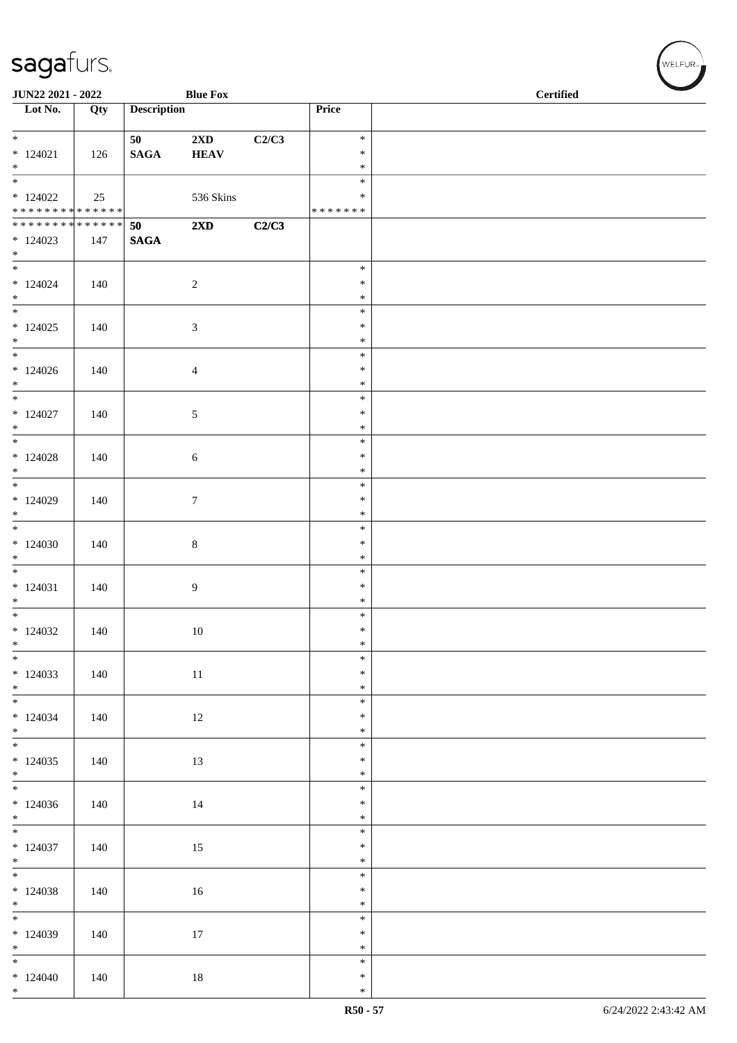| Lot No. | Qty | Description | | | Price | |
|---|---|---|---|---|---|---|
| * <br> * 124021 <br> * | 126 | 50 <br> **SAGA** | **2XD** <br> **HEAV** | **C2/C3** | * <br> * <br> * | |
| * <br> * 124022 <br> * * * * * * * * * * * * * * | 25 | | 536 Skins | | * <br> * <br> * * * * * * * | |
| * * * * * * * * * * * * * * <br> * 124023 <br> * | 147 | **50** <br> **SAGA** | **2XD** | **C2/C3** | | |
| * <br> * 124024 <br> * | 140 | | 2 | | * <br> * <br> * | |
| * <br> * 124025 <br> * | 140 | | 3 | | * <br> * <br> * | |
| * <br> * 124026 <br> * | 140 | | 4 | | * <br> * <br> * | |
| * <br> * 124027 <br> * | 140 | | 5 | | * <br> * <br> * | |
| * <br> * 124028 <br> * | 140 | | 6 | | * <br> * <br> * | |
| * <br> * 124029 <br> * | 140 | | 7 | | * <br> * <br> * | |
| * <br> * 124030 <br> * | 140 | | 8 | | * <br> * <br> * | |
| * <br> * 124031 <br> * | 140 | | 9 | | * <br> * <br> * | |
| * <br> * 124032 <br> * | 140 | | 10 | | * <br> * <br> * | |
| * <br> * 124033 <br> * | 140 | | 11 | | * <br> * <br> * | |
| * <br> * 124034 <br> * | 140 | | 12 | | * <br> * <br> * | |
| * <br> * 124035 <br> * | 140 | | 13 | | * <br> * <br> * | |
| * <br> * 124036 <br> * | 140 | | 14 | | * <br> * <br> * | |
| * <br> * 124037 <br> * | 140 | | 15 | | * <br> * <br> * | |
| * <br> * 124038 <br> * | 140 | | 16 | | * <br> * <br> * | |
| * <br> * 124039 <br> * | 140 | | 17 | | * <br> * <br> * | |
| * <br> * 124040 <br> * | 140 | | 18 | | * <br> * <br> * | |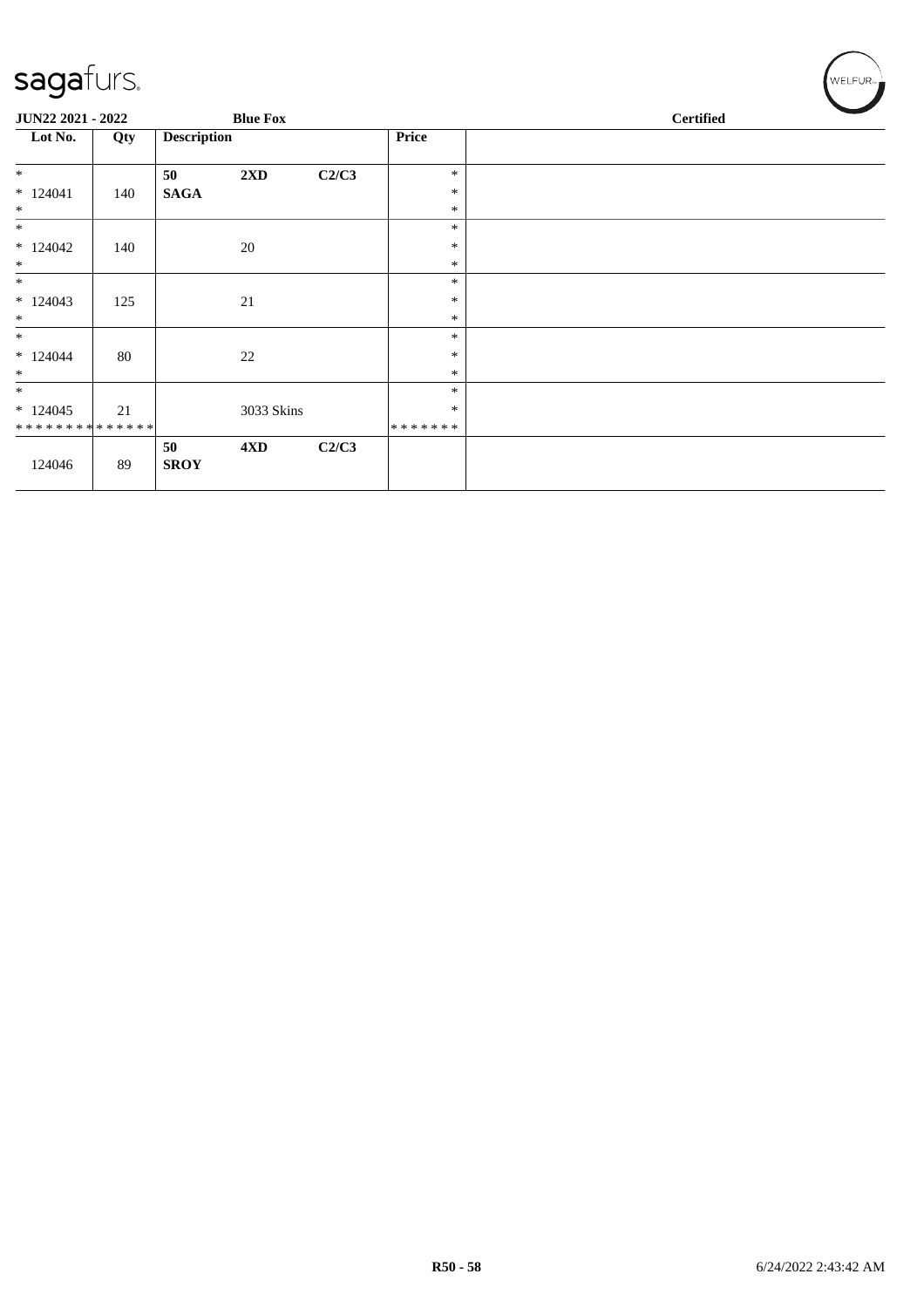| Lot No. | Qty | Description | | | Price | |
|---|---|---|---|---|---|---|
| * | | 50 | **2XD** | **C2/C3** | * | |
| * 124041 | 140 | **SAGA** | | | * | |
| * | | | | | * | |
| * | | | | | * | |
| * 124042 | 140 | | 20 | | * | |
| * | | | | | * | |
| * | | | | | * | |
| * 124043 | 125 | | 21 | | * | |
| * | | | | | * | |
| * | | | | | * | |
| * 124044 | 80 | | 22 | | * | |
| * | | | | | * | |
| * | | | | | * | |
| * 124045 | 21 | | 3033 Skins | | * | |
| * * * * * * * * * * * * * * | | | | | * * * * * * * | |
| | | **50** | **4XD** | **C2/C3** | | |
| 124046 | 89 | **SROY** | | | | |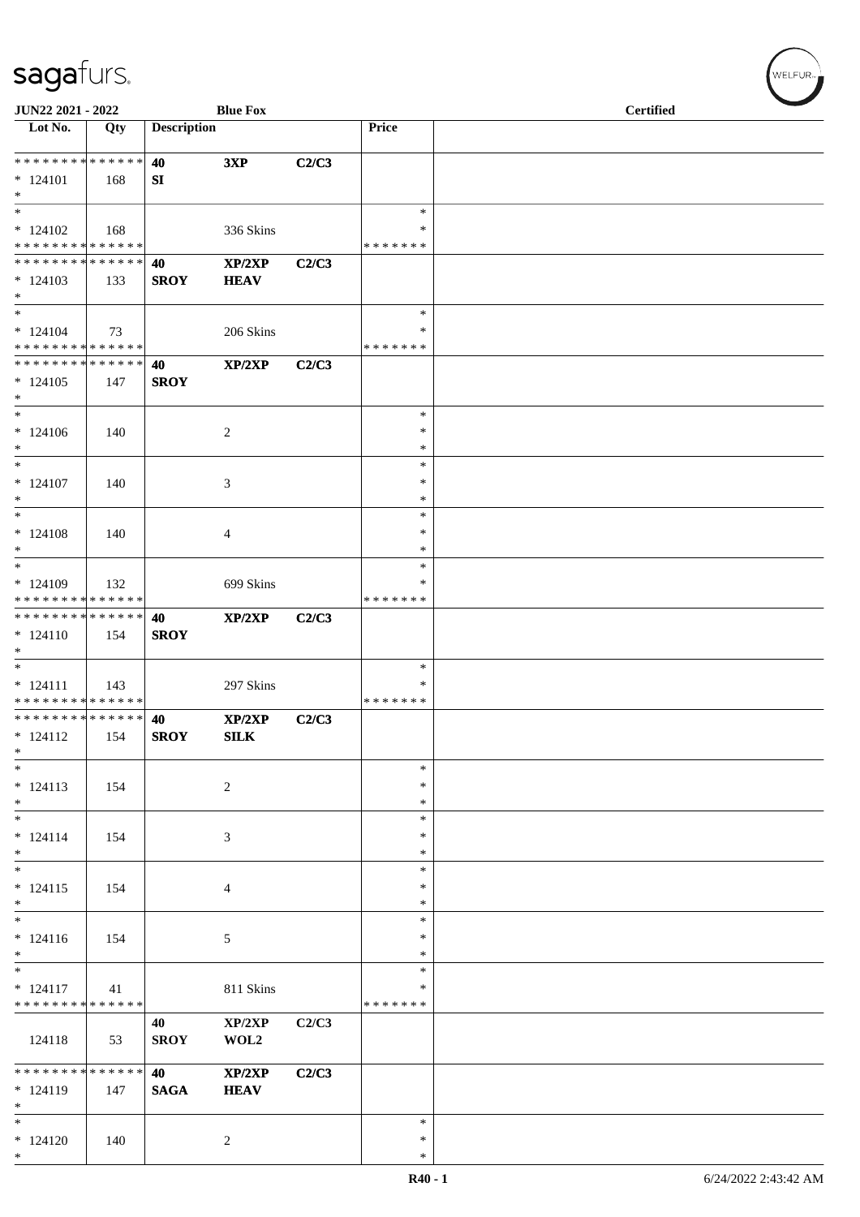JUN22 2021 - 2022 | Blue Fox | Certified

| Lot No. | Qty | Description | | | Price | |
|---|---|---|---|---|---|---|
| * * * * * * * * * * * * * * | | 40 | 3XP | C2/C3 | | |
| * 124101 | 168 | SI | | | | |
| * | | | | | | |
| * | | | | | * | |
| * 124102 | 168 | | 336 Skins | | * | |
| * * * * * * * * * * * * * * | | | | | * * * * * * * | |
| * * * * * * * * * * * * * * | | 40 | XP/2XP | C2/C3 | | |
| * 124103 | 133 | SROY | HEAV | | | |
| * | | | | | | |
| * | | | | | * | |
| * 124104 | 73 | | 206 Skins | | * | |
| * * * * * * * * * * * * * * | | | | | * * * * * * * | |
| * * * * * * * * * * * * * * | | 40 | XP/2XP | C2/C3 | | |
| * 124105 | 147 | SROY | | | | |
| * | | | | | | |
| * | | | | | * | |
| * 124106 | 140 | | 2 | | * | |
| * | | | | | * | |
| * | | | | | * | |
| * 124107 | 140 | | 3 | | * | |
| * | | | | | * | |
| * | | | | | * | |
| * 124108 | 140 | | 4 | | * | |
| * | | | | | * | |
| * | | | | | * | |
| * 124109 | 132 | | 699 Skins | | * | |
| * * * * * * * * * * * * * * | | | | | * * * * * * * | |
| * * * * * * * * * * * * * * | | 40 | XP/2XP | C2/C3 | | |
| * 124110 | 154 | SROY | | | | |
| * | | | | | | |
| * | | | | | * | |
| * 124111 | 143 | | 297 Skins | | * | |
| * * * * * * * * * * * * * * | | | | | * * * * * * * | |
| * * * * * * * * * * * * * * | | 40 | XP/2XP | C2/C3 | | |
| * 124112 | 154 | SROY | SILK | | | |
| * | | | | | | |
| * | | | | | * | |
| * 124113 | 154 | | 2 | | * | |
| * | | | | | * | |
| * | | | | | * | |
| * 124114 | 154 | | 3 | | * | |
| * | | | | | * | |
| * | | | | | * | |
| * 124115 | 154 | | 4 | | * | |
| * | | | | | * | |
| * | | | | | * | |
| * 124116 | 154 | | 5 | | * | |
| * | | | | | * | |
| * | | | | | * | |
| * 124117 | 41 | | 811 Skins | | * | |
| * * * * * * * * * * * * * * | | | | | * * * * * * * | |
| | | 40 | XP/2XP | C2/C3 | | |
| 124118 | 53 | SROY | WOL2 | | | |
| * * * * * * * * * * * * * * | | 40 | XP/2XP | C2/C3 | | |
| * 124119 | 147 | SAGA | HEAV | | | |
| * | | | | | | |
| * | | | | | * | |
| * 124120 | 140 | | 2 | | * | |
| * | | | | | * | |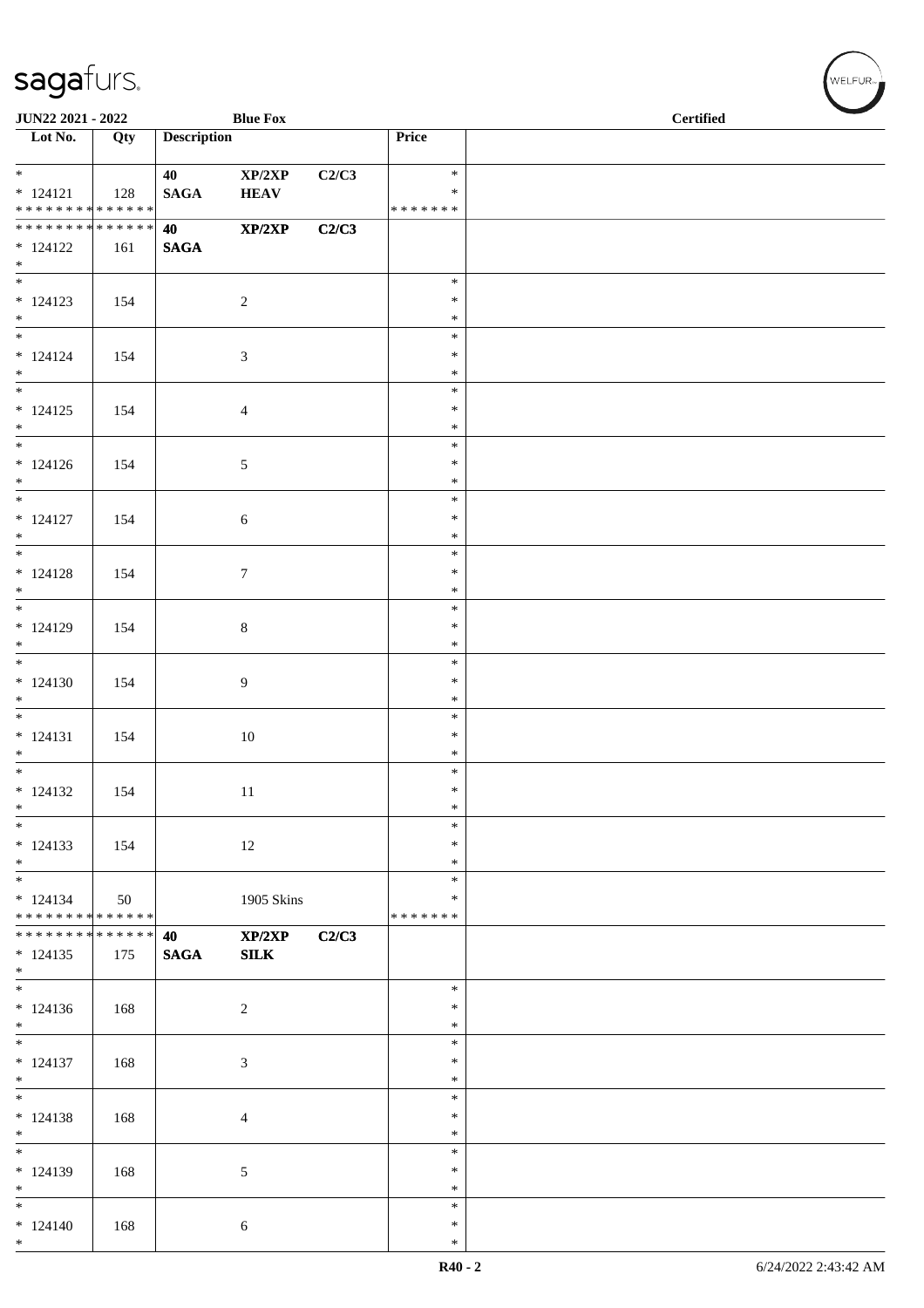| Lot No. | Qty | Description | | | Price | |
|---|---|---|---|---|---|---|
| * 124121 | 128 | 40 SAGA | XP/2XP HEAV | C2/C3 | * * ******* | |
| * 124122 | 161 | 40 SAGA | XP/2XP | C2/C3 | | |
| * 124123 | 154 | | 2 | | * * * | |
| * 124124 | 154 | | 3 | | * * * | |
| * 124125 | 154 | | 4 | | * * * | |
| * 124126 | 154 | | 5 | | * * * | |
| * 124127 | 154 | | 6 | | * * * | |
| * 124128 | 154 | | 7 | | * * * | |
| * 124129 | 154 | | 8 | | * * * | |
| * 124130 | 154 | | 9 | | * * * | |
| * 124131 | 154 | | 10 | | * * * | |
| * 124132 | 154 | | 11 | | * * * | |
| * 124133 | 154 | | 12 | | * * * | |
| * 124134 | 50 | | 1905 Skins | | * * ******* | |
| * 124135 | 175 | 40 SAGA | XP/2XP SILK | C2/C3 | | |
| * 124136 | 168 | | 2 | | * * * | |
| * 124137 | 168 | | 3 | | * * * | |
| * 124138 | 168 | | 4 | | * * * | |
| * 124139 | 168 | | 5 | | * * * | |
| * 124140 | 168 | | 6 | | * * * | |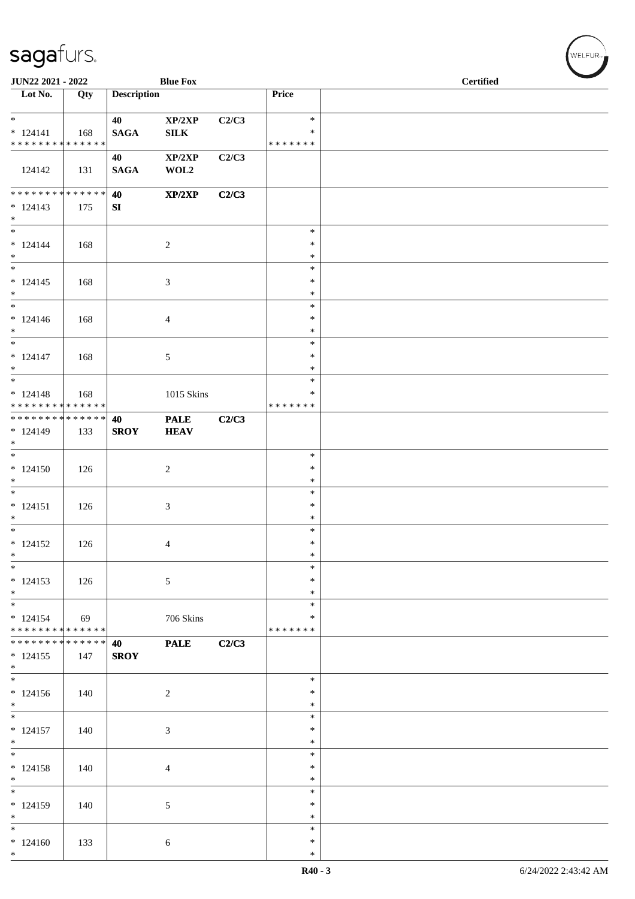**JUN22 2021 - 2022** **Blue Fox** **Certified**

| Lot No. | Qty | Description | | | Price | |
|---|---|---|---|---|---|---|
| * <br> * 124141 <br> * * * * * * * * * * * * * * | 168 | **40** <br> **SAGA** | **XP/2XP** <br> **SILK** | **C2/C3** | * <br> * <br> * * * * * * * | |
| 124142 | 131 | **40** <br> **SAGA** | **XP/2XP** <br> **WOL2** | **C2/C3** | | |
| * * * * * * * * * * * * * * <br> * 124143 <br> * | 175 | **40** <br> **SI** | **XP/2XP** | **C2/C3** | | |
| * <br> * 124144 <br> * | 168 | | 2 | | * <br> * <br> * | |
| * <br> * 124145 <br> * | 168 | | 3 | | * <br> * <br> * | |
| * <br> * 124146 <br> * | 168 | | 4 | | * <br> * <br> * | |
| * <br> * 124147 <br> * | 168 | | 5 | | * <br> * <br> * | |
| * <br> * 124148 <br> * * * * * * * * * * * * * * | 168 | | 1015 Skins | | * <br> * <br> * * * * * * * | |
| * * * * * * * * * * * * * * <br> * 124149 <br> * | 133 | **40** <br> **SROY** | **PALE** <br> **HEAV** | **C2/C3** | | |
| * <br> * 124150 <br> * | 126 | | 2 | | * <br> * <br> * | |
| * <br> * 124151 <br> * | 126 | | 3 | | * <br> * <br> * | |
| * <br> * 124152 <br> * | 126 | | 4 | | * <br> * <br> * | |
| * <br> * 124153 <br> * | 126 | | 5 | | * <br> * <br> * | |
| * <br> * 124154 <br> * * * * * * * * * * * * * * | 69 | | 706 Skins | | * <br> * <br> * * * * * * * | |
| * * * * * * * * * * * * * * <br> * 124155 <br> * | 147 | **40** <br> **SROY** | **PALE** | **C2/C3** | | |
| * <br> * 124156 <br> * | 140 | | 2 | | * <br> * <br> * | |
| * <br> * 124157 <br> * | 140 | | 3 | | * <br> * <br> * | |
| * <br> * 124158 <br> * | 140 | | 4 | | * <br> * <br> * | |
| * <br> * 124159 <br> * | 140 | | 5 | | * <br> * <br> * | |
| * <br> * 124160 <br> * | 133 | | 6 | | * <br> * <br> * | |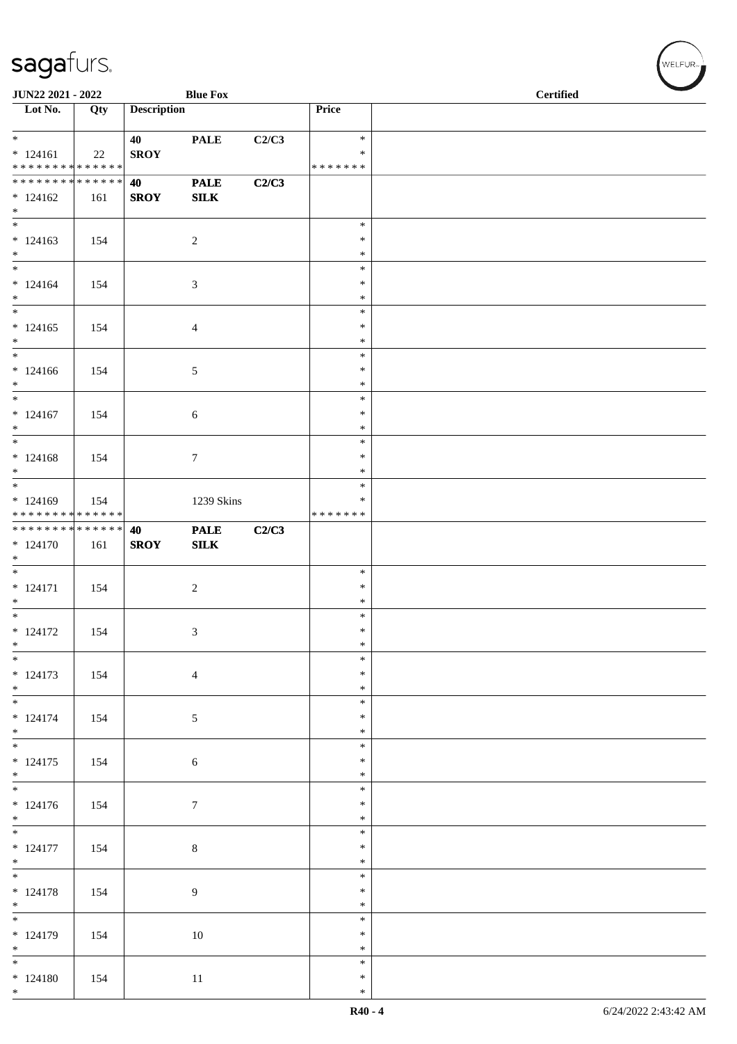JUN22 2021 - 2022 | Blue Fox | Certified

| Lot No. | Qty | Description | | | Price | |
|---|---|---|---|---|---|---|
| * <br> * 124161 <br> * * * * * * * * * * * * * * | 22 | 40 <br> **SROY** | **PALE** | **C2/C3** | * <br> * <br> * * * * * * * | |
| * * * * * * * * * * * * * * <br> * 124162 <br> * | 161 | **40** <br> **SROY** | **PALE** <br> **SILK** | **C2/C3** | | |
| * <br> * 124163 <br> * | 154 | | 2 | | * <br> * <br> * | |
| * <br> * 124164 <br> * | 154 | | 3 | | * <br> * <br> * | |
| * <br> * 124165 <br> * | 154 | | 4 | | * <br> * <br> * | |
| * <br> * 124166 <br> * | 154 | | 5 | | * <br> * <br> * | |
| * <br> * 124167 <br> * | 154 | | 6 | | * <br> * <br> * | |
| * <br> * 124168 <br> * | 154 | | 7 | | * <br> * <br> * | |
| * <br> * 124169 <br> * * * * * * * * * * * * * * | 154 | | 1239 Skins | | * <br> * <br> * * * * * * * | |
| * * * * * * * * * * * * * * <br> * 124170 <br> * | 161 | **40** <br> **SROY** | **PALE** <br> **SILK** | **C2/C3** | | |
| * <br> * 124171 <br> * | 154 | | 2 | | * <br> * <br> * | |
| * <br> * 124172 <br> * | 154 | | 3 | | * <br> * <br> * | |
| * <br> * 124173 <br> * | 154 | | 4 | | * <br> * <br> * | |
| * <br> * 124174 <br> * | 154 | | 5 | | * <br> * <br> * | |
| * <br> * 124175 <br> * | 154 | | 6 | | * <br> * <br> * | |
| * <br> * 124176 <br> * | 154 | | 7 | | * <br> * <br> * | |
| * <br> * 124177 <br> * | 154 | | 8 | | * <br> * <br> * | |
| * <br> * 124178 <br> * | 154 | | 9 | | * <br> * <br> * | |
| * <br> * 124179 <br> * | 154 | | 10 | | * <br> * <br> * | |
| * <br> * 124180 <br> * | 154 | | 11 | | * <br> * <br> * | |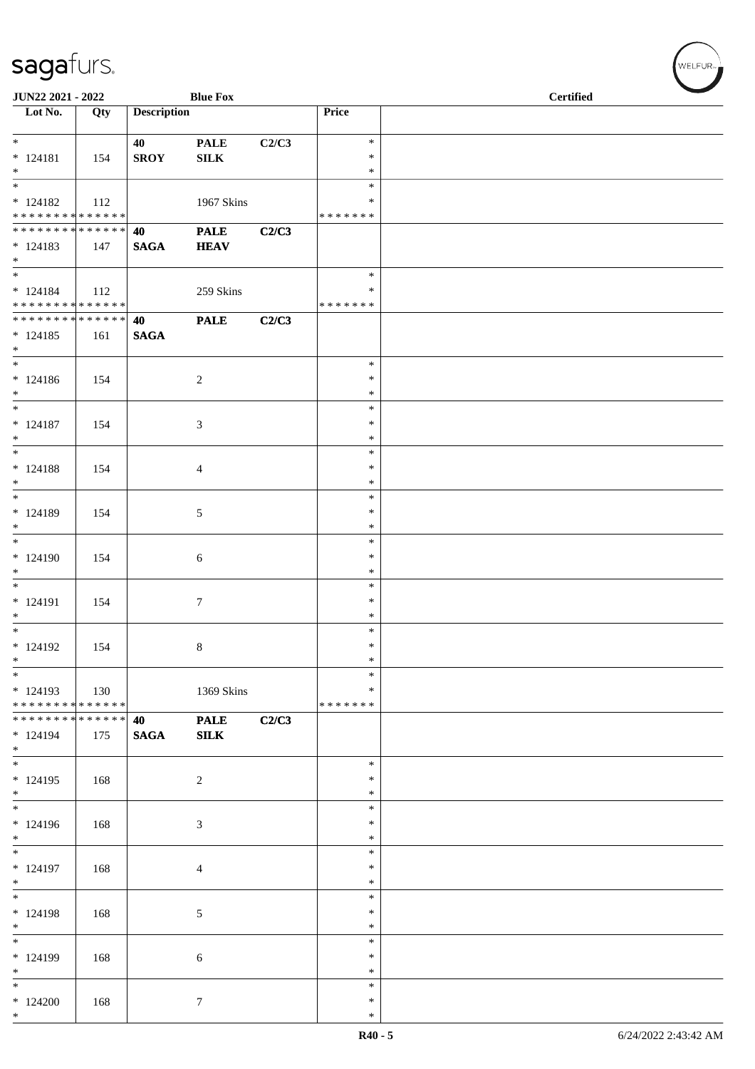JUN22 2021 - 2022 | Blue Fox | Certified

| Lot No. | Qty | Description | | | Price | |
|---|---|---|---|---|---|---|
| * 124181 * | 154 | **40 SROY** | **PALE SILK** | **C2/C3** | * * * | |
| * 124182 * * * * * * * * * * * * * * | 112 | | 1967 Skins | | * * * * * * * * * | |
| * * * * * * * * * * * * * * 124183 * | 147 | **40 SAGA** | **PALE HEAV** | **C2/C3** | | |
| * 124184 * * * * * * * * * * * * * * | 112 | | 259 Skins | | * * * * * * * * * | |
| * * * * * * * * * * * * * * 124185 * | 161 | **40 SAGA** | **PALE** | **C2/C3** | | |
| * 124186 * | 154 | | 2 | | * * * | |
| * 124187 * | 154 | | 3 | | * * * | |
| * 124188 * | 154 | | 4 | | * * * | |
| * 124189 * | 154 | | 5 | | * * * | |
| * 124190 * | 154 | | 6 | | * * * | |
| * 124191 * | 154 | | 7 | | * * * | |
| * 124192 * | 154 | | 8 | | * * * | |
| * 124193 * * * * * * * * * * * * * * | 130 | | 1369 Skins | | * * * * * * * * * | |
| * * * * * * * * * * * * * * 124194 * | 175 | **40 SAGA** | **PALE SILK** | **C2/C3** | | |
| * 124195 * | 168 | | 2 | | * * * | |
| * 124196 * | 168 | | 3 | | * * * | |
| * 124197 * | 168 | | 4 | | * * * | |
| * 124198 * | 168 | | 5 | | * * * | |
| * 124199 * | 168 | | 6 | | * * * | |
| * 124200 * | 168 | | 7 | | * * * | |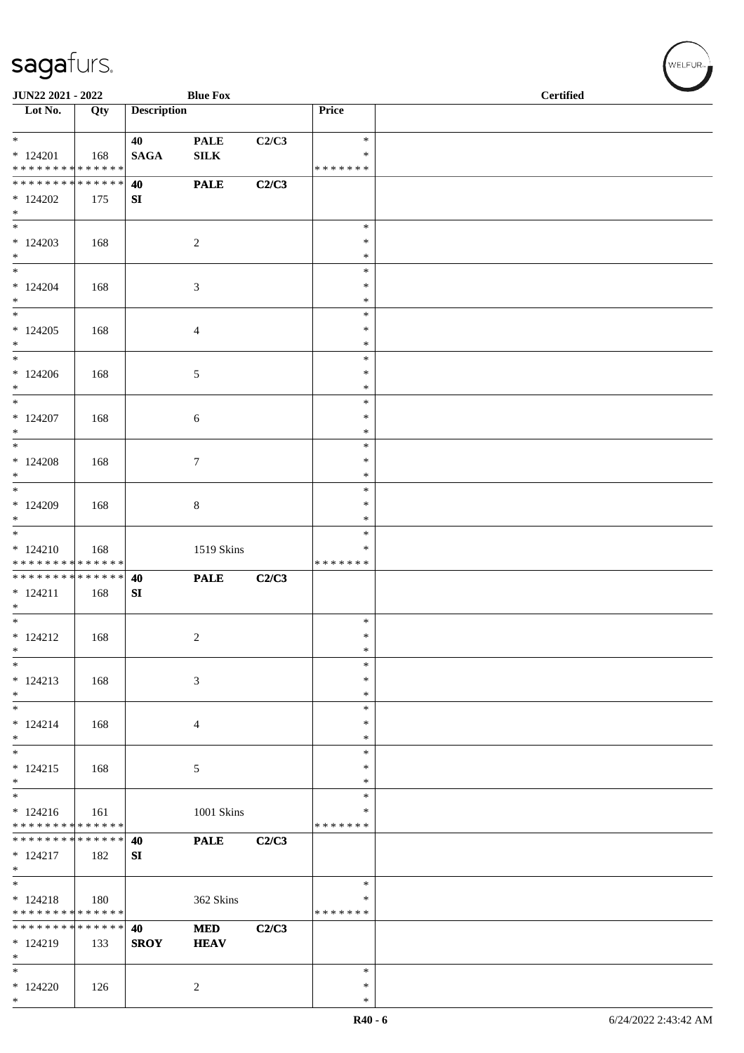| Lot No. | Qty | Description | | | Price | |
|---|---|---|---|---|---|---|
| * | | 40 | PALE | C2/C3 | * | |
| * 124201 | 168 | SAGA | SILK | | * | |
| * * * * * * * * * * * * * * | | | | | * * * * * * * | |
| * * * * * * * * * * * * * * | | 40 | PALE | C2/C3 | | |
| * 124202 | 175 | SI | | | | |
| * | | | | | | |
| * | | | | | * | |
| * 124203 | 168 | | 2 | | * | |
| * | | | | | * | |
| * | | | | | * | |
| * 124204 | 168 | | 3 | | * | |
| * | | | | | * | |
| * | | | | | * | |
| * 124205 | 168 | | 4 | | * | |
| * | | | | | * | |
| * | | | | | * | |
| * 124206 | 168 | | 5 | | * | |
| * | | | | | * | |
| * | | | | | * | |
| * 124207 | 168 | | 6 | | * | |
| * | | | | | * | |
| * | | | | | * | |
| * 124208 | 168 | | 7 | | * | |
| * | | | | | * | |
| * | | | | | * | |
| * 124209 | 168 | | 8 | | * | |
| * | | | | | * | |
| * | | | | | * | |
| * 124210 | 168 | | 1519 Skins | | * | |
| * * * * * * * * * * * * * * | | | | | * * * * * * * | |
| * * * * * * * * * * * * * * | | 40 | PALE | C2/C3 | | |
| * 124211 | 168 | SI | | | | |
| * | | | | | | |
| * | | | | | * | |
| * 124212 | 168 | | 2 | | * | |
| * | | | | | * | |
| * | | | | | * | |
| * 124213 | 168 | | 3 | | * | |
| * | | | | | * | |
| * | | | | | * | |
| * 124214 | 168 | | 4 | | * | |
| * | | | | | * | |
| * | | | | | * | |
| * 124215 | 168 | | 5 | | * | |
| * | | | | | * | |
| * | | | | | * | |
| * 124216 | 161 | | 1001 Skins | | * | |
| * * * * * * * * * * * * * * | | | | | * * * * * * * | |
| * * * * * * * * * * * * * * | | 40 | PALE | C2/C3 | | |
| * 124217 | 182 | SI | | | | |
| * | | | | | | |
| * | | | | | * | |
| * 124218 | 180 | | 362 Skins | | * | |
| * * * * * * * * * * * * * * | | | | | * * * * * * * | |
| * * * * * * * * * * * * * * | | 40 | MED | C2/C3 | | |
| * 124219 | 133 | SROY | HEAV | | | |
| * | | | | | | |
| * | | | | | * | |
| * 124220 | 126 | | 2 | | * | |
| * | | | | | * | |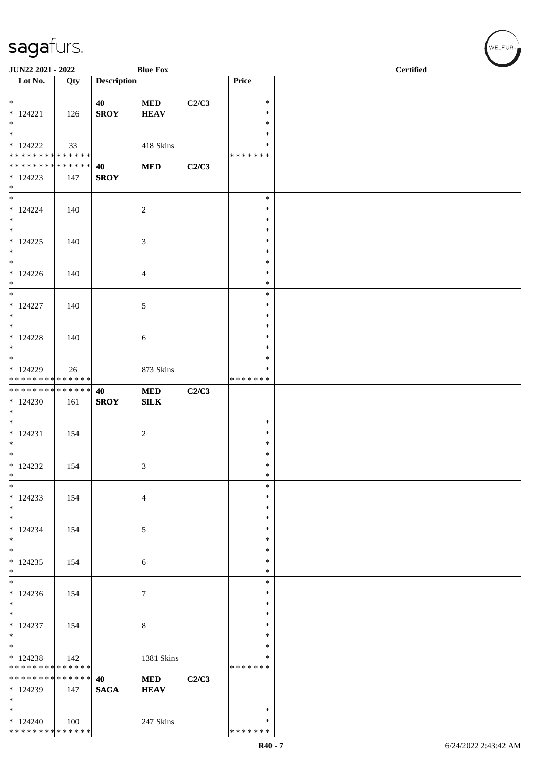JUN22 2021 - 2022 Blue Fox Certified

| Lot No. | Qty | Description | | | Price | |
|---|---|---|---|---|---|---|
| * 124221 | 126 | 40 SROY | MED HEAV | C2/C3 | * | |
| * 124222 | 33 | | 418 Skins | | ******* | |
| * 124223 | 147 | 40 SROY | MED | C2/C3 | | |
| * 124224 | 140 | | 2 | | * | |
| * 124225 | 140 | | 3 | | * | |
| * 124226 | 140 | | 4 | | * | |
| * 124227 | 140 | | 5 | | * | |
| * 124228 | 140 | | 6 | | * | |
| * 124229 | 26 | | 873 Skins | | ******* | |
| * 124230 | 161 | 40 SROY | MED SILK | C2/C3 | | |
| * 124231 | 154 | | 2 | | * | |
| * 124232 | 154 | | 3 | | * | |
| * 124233 | 154 | | 4 | | * | |
| * 124234 | 154 | | 5 | | * | |
| * 124235 | 154 | | 6 | | * | |
| * 124236 | 154 | | 7 | | * | |
| * 124237 | 154 | | 8 | | * | |
| * 124238 | 142 | | 1381 Skins | | ******* | |
| * 124239 | 147 | 40 SAGA | MED HEAV | C2/C3 | | |
| * 124240 | 100 | | 247 Skins | | ******* | |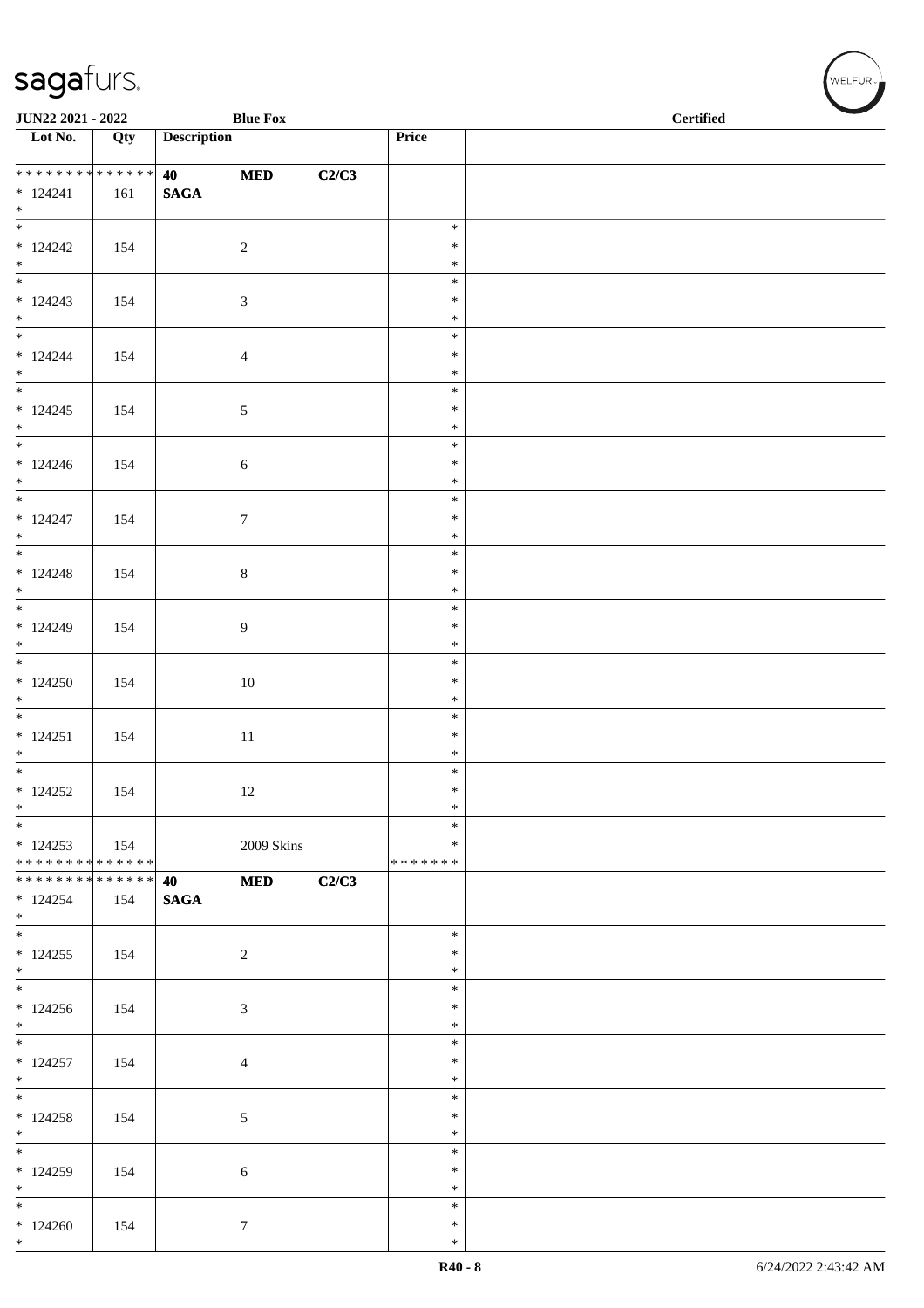| Lot No. | Qty | Description | | | Price | |
|---|---|---|---|---|---|---|
| * * * * * * * * * * * * * * | | 40 | **MED** | **C2/C3** | | |
| * 124241 | 161 | **SAGA** | | | | |
| * | | | | | | |
| * 124242 | 154 | | 2 | | * | |
| * 124243 | 154 | | 3 | | * | |
| * 124244 | 154 | | 4 | | * | |
| * 124245 | 154 | | 5 | | * | |
| * 124246 | 154 | | 6 | | * | |
| * 124247 | 154 | | 7 | | * | |
| * 124248 | 154 | | 8 | | * | |
| * 124249 | 154 | | 9 | | * | |
| * 124250 | 154 | | 10 | | * | |
| * 124251 | 154 | | 11 | | * | |
| * 124252 | 154 | | 12 | | * | |
| * 124253 | 154 | | 2009 Skins | | * | |
| * * * * * * * * * * * * * * | | | | | * * * * * * * | |
| * * * * * * * * * * * * * * | | 40 | **MED** | **C2/C3** | | |
| * 124254 | 154 | **SAGA** | | | | |
| * | | | | | | |
| * 124255 | 154 | | 2 | | * | |
| * 124256 | 154 | | 3 | | * | |
| * 124257 | 154 | | 4 | | * | |
| * 124258 | 154 | | 5 | | * | |
| * 124259 | 154 | | 6 | | * | |
| * 124260 | 154 | | 7 | | * | |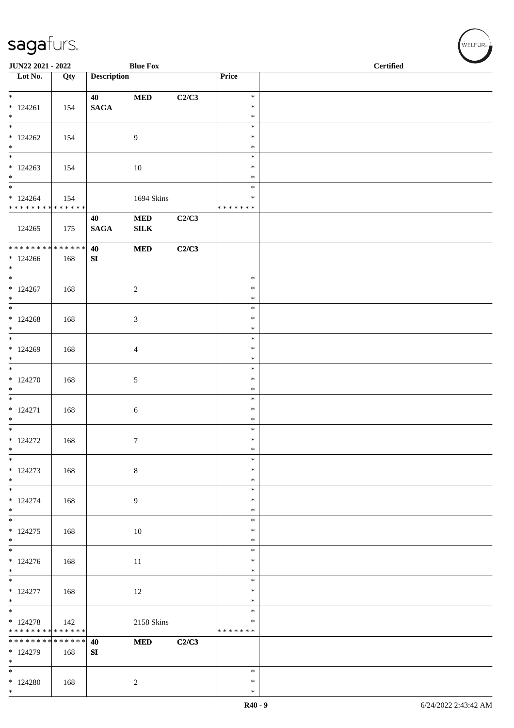| Lot No. | Qty | Description | | | Price | |
|---|---|---|---|---|---|---|
| * <br> * 124261 <br> * | 154 | 40 <br> **SAGA** | **MED** | **C2/C3** | * <br> * <br> * | |
| * <br> * 124262 <br> * | 154 | | 9 | | * <br> * <br> * | |
| * <br> * 124263 <br> * | 154 | | 10 | | * <br> * <br> * | |
| * <br> * 124264 <br> * * * * * * * * * * * * * * | 154 | | 1694 Skins | | * <br> * <br> * * * * * * * | |
| 124265 | 175 | **40** <br> **SAGA** | **MED** <br> **SILK** | **C2/C3** | | |
| * * * * * * * * * * * * * * <br> * 124266 <br> * | 168 | **40** <br> **SI** | **MED** | **C2/C3** | | |
| * <br> * 124267 <br> * | 168 | | 2 | | * <br> * <br> * | |
| * <br> * 124268 <br> * | 168 | | 3 | | * <br> * <br> * | |
| * <br> * 124269 <br> * | 168 | | 4 | | * <br> * <br> * | |
| * <br> * 124270 <br> * | 168 | | 5 | | * <br> * <br> * | |
| * <br> * 124271 <br> * | 168 | | 6 | | * <br> * <br> * | |
| * <br> * 124272 <br> * | 168 | | 7 | | * <br> * <br> * | |
| * <br> * 124273 <br> * | 168 | | 8 | | * <br> * <br> * | |
| * <br> * 124274 <br> * | 168 | | 9 | | * <br> * <br> * | |
| * <br> * 124275 <br> * | 168 | | 10 | | * <br> * <br> * | |
| * <br> * 124276 <br> * | 168 | | 11 | | * <br> * <br> * | |
| * <br> * 124277 <br> * | 168 | | 12 | | * <br> * <br> * | |
| * <br> * 124278 <br> * * * * * * * * * * * * * * | 142 | | 2158 Skins | | * <br> * <br> * * * * * * * | |
| * * * * * * * * * * * * * * <br> * 124279 <br> * | 168 | **40** <br> **SI** | **MED** | **C2/C3** | | |
| * <br> * 124280 <br> * | 168 | | 2 | | * <br> * <br> * | |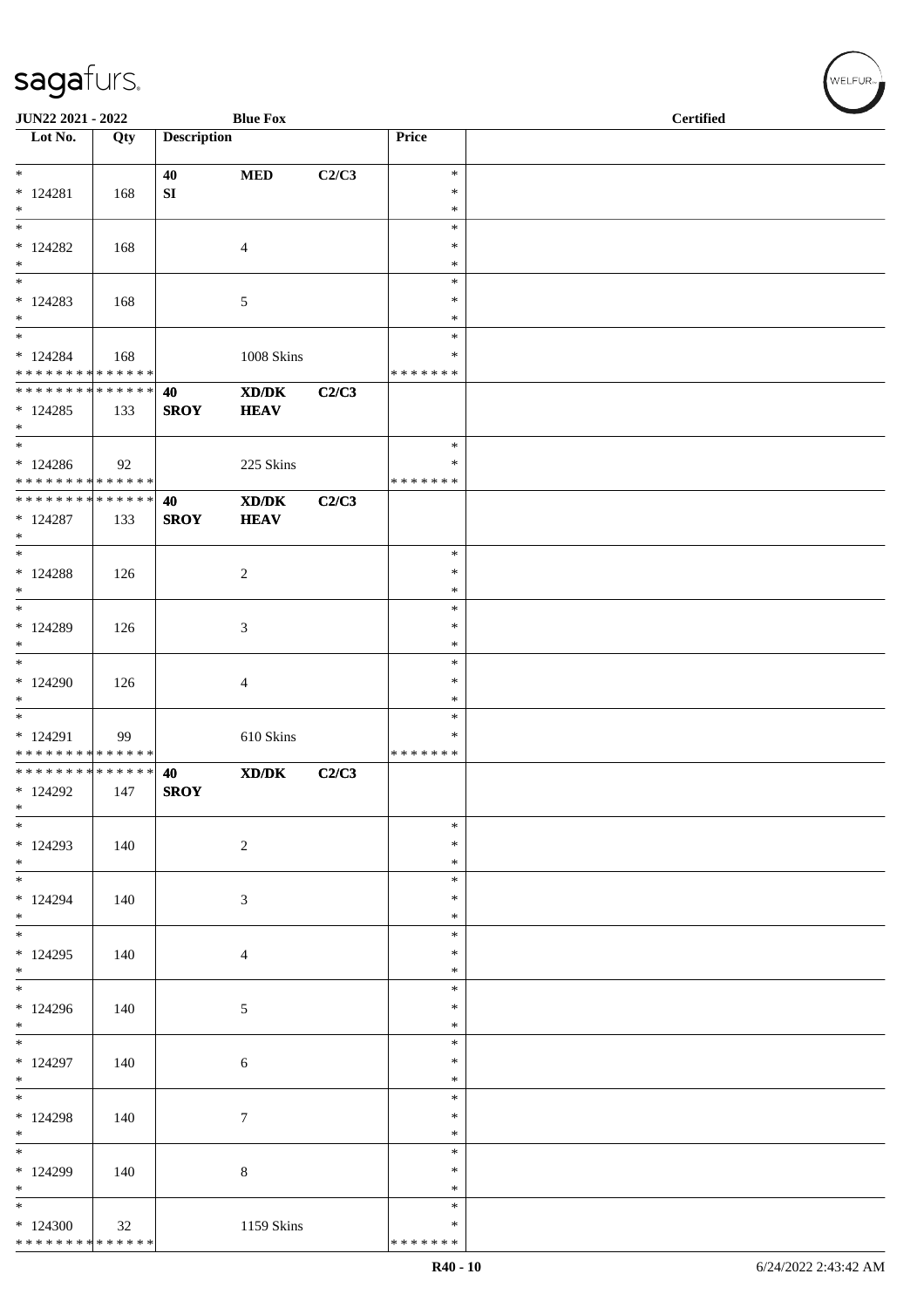**JUN22 2021 - 2022** **Blue Fox** **Certified**

| Lot No. | Qty | Description | | | Price | |
|---|---|---|---|---|---|---|
| * | | **40** | **MED** | **C2/C3** | * | |
| * 124281 | 168 | **SI** | | | * | |
| * | | | | | * | |
| * | | | | | * | |
| * 124282 | 168 | | 4 | | * | |
| * | | | | | * | |
| * | | | | | * | |
| * 124283 | 168 | | 5 | | * | |
| * | | | | | * | |
| * | | | | | * | |
| * 124284 | 168 | | 1008 Skins | | * | |
| * * * * * * * * * * * * * * | | | | | * * * * * * * | |
| * * * * * * * * * * * * * * | | **40** | **XD/DK** | **C2/C3** | | |
| * 124285 | 133 | **SROY** | **HEAV** | | | |
| * | | | | | | |
| * | | | | | * | |
| * 124286 | 92 | | 225 Skins | | * | |
| * * * * * * * * * * * * * * | | | | | * * * * * * * | |
| * * * * * * * * * * * * * * | | **40** | **XD/DK** | **C2/C3** | | |
| * 124287 | 133 | **SROY** | **HEAV** | | | |
| * | | | | | | |
| * | | | | | * | |
| * 124288 | 126 | | 2 | | * | |
| * | | | | | * | |
| * | | | | | * | |
| * 124289 | 126 | | 3 | | * | |
| * | | | | | * | |
| * | | | | | * | |
| * 124290 | 126 | | 4 | | * | |
| * | | | | | * | |
| * | | | | | * | |
| * 124291 | 99 | | 610 Skins | | * | |
| * * * * * * * * * * * * * * | | | | | * * * * * * * | |
| * * * * * * * * * * * * * * | | **40** | **XD/DK** | **C2/C3** | | |
| * 124292 | 147 | **SROY** | | | | |
| * | | | | | | |
| * | | | | | * | |
| * 124293 | 140 | | 2 | | * | |
| * | | | | | * | |
| * | | | | | * | |
| * 124294 | 140 | | 3 | | * | |
| * | | | | | * | |
| * | | | | | * | |
| * 124295 | 140 | | 4 | | * | |
| * | | | | | * | |
| * | | | | | * | |
| * 124296 | 140 | | 5 | | * | |
| * | | | | | * | |
| * | | | | | * | |
| * 124297 | 140 | | 6 | | * | |
| * | | | | | * | |
| * | | | | | * | |
| * 124298 | 140 | | 7 | | * | |
| * | | | | | * | |
| * | | | | | * | |
| * 124299 | 140 | | 8 | | * | |
| * | | | | | * | |
| * | | | | | * | |
| * 124300 | 32 | | 1159 Skins | | * | |
| * * * * * * * * * * * * * * | | | | | * * * * * * * | |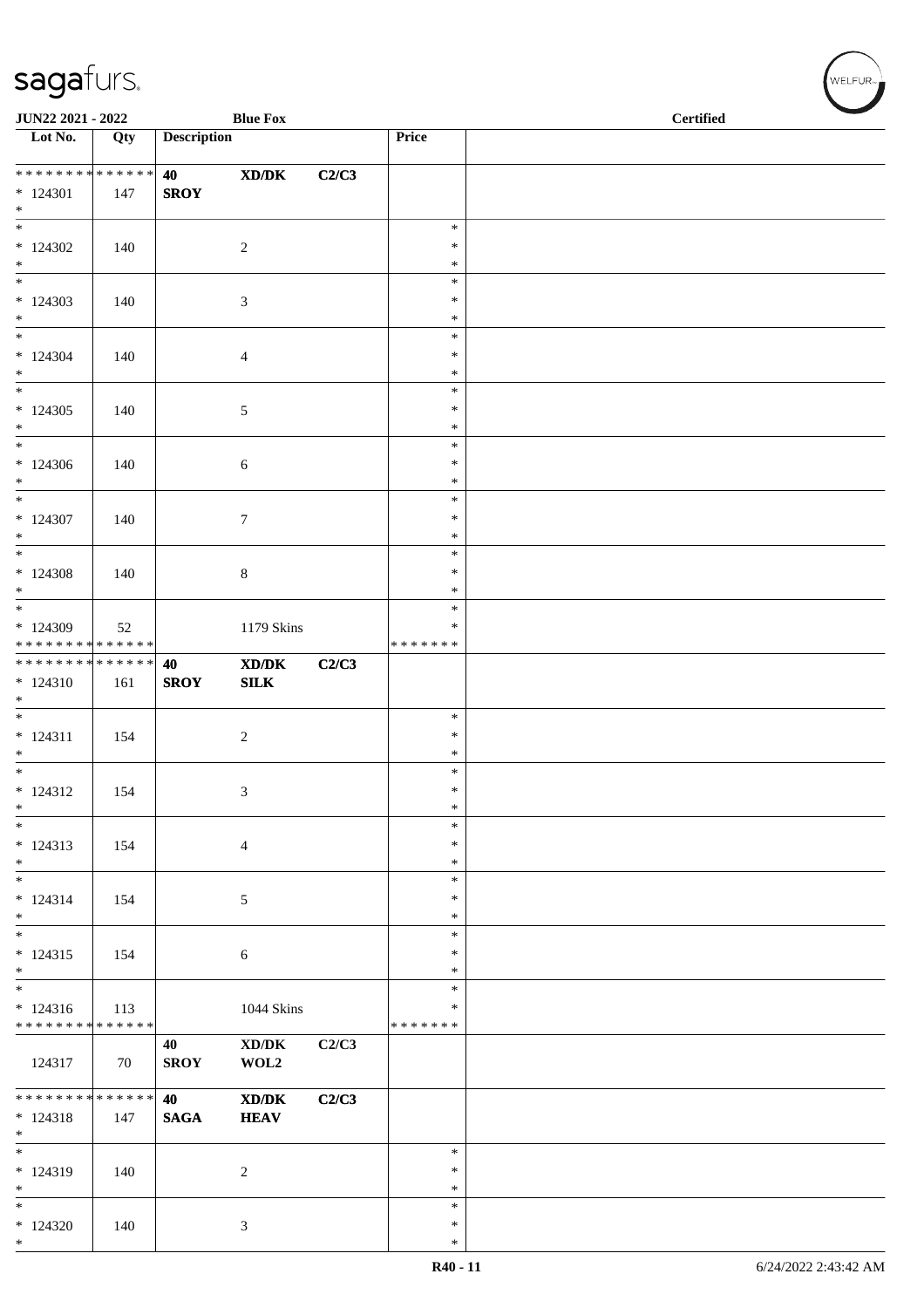| Lot No. | Qty | Description | | | Price | |
|---|---|---|---|---|---|---|
| * * * * * * * * * * * * * * | | **40** | **XD/DK** | **C2/C3** | | |
| * 124301 | 147 | **SROY** | | | | |
| * | | | | | | |
| * 124302 | 140 | | 2 | | * | |
| * 124303 | 140 | | 3 | | * | |
| * 124304 | 140 | | 4 | | * | |
| * 124305 | 140 | | 5 | | * | |
| * 124306 | 140 | | 6 | | * | |
| * 124307 | 140 | | 7 | | * | |
| * 124308 | 140 | | 8 | | * | |
| * 124309 | 52 | | 1179 Skins | | * | |
| * * * * * * * * * * * * * * | | | | | * * * * * * * | |
| * * * * * * * * * * * * * * | | **40** | **XD/DK** | **C2/C3** | | |
| * 124310 | 161 | **SROY** | **SILK** | | | |
| * 124311 | 154 | | 2 | | * | |
| * 124312 | 154 | | 3 | | * | |
| * 124313 | 154 | | 4 | | * | |
| * 124314 | 154 | | 5 | | * | |
| * 124315 | 154 | | 6 | | * | |
| * 124316 | 113 | | 1044 Skins | | * | |
| * * * * * * * * * * * * * * | | | | | * * * * * * * | |
| 124317 | 70 | **40** **SROY** | **XD/DK** **WOL2** | **C2/C3** | | |
| * * * * * * * * * * * * * * | | **40** | **XD/DK** | **C2/C3** | | |
| * 124318 | 147 | **SAGA** | **HEAV** | | | |
| * 124319 | 140 | | 2 | | * | |
| * 124320 | 140 | | 3 | | * | |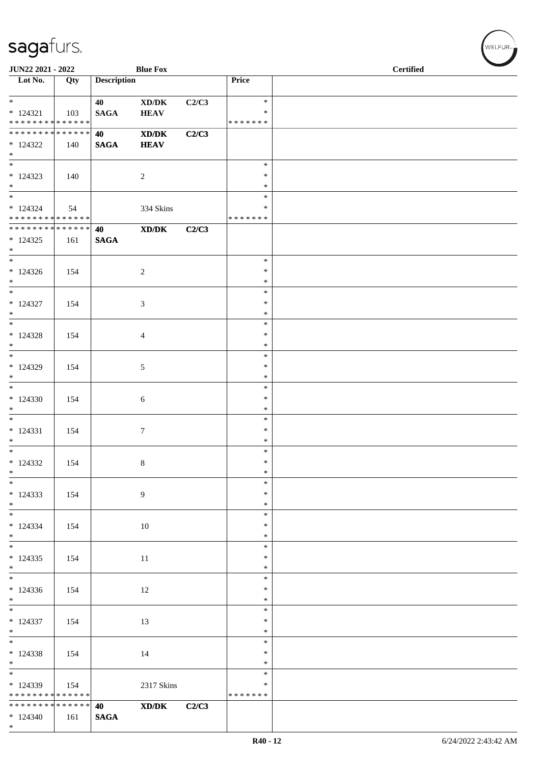| Lot No. | Qty | Description | | | Price | |
|---|---|---|---|---|---|---|
| * <br> * 124321 <br> * * * * * * * * * * * * * * | 103 | 40 <br> **SAGA** | **XD/DK** <br> **HEAV** | **C2/C3** | * <br> * <br> * * * * * * * | |
| * * * * * * * * * * * * * * <br> * 124322 <br> * | 140 | **40** <br> **SAGA** | **XD/DK** <br> **HEAV** | **C2/C3** | | |
| * <br> * 124323 <br> * | 140 | | 2 | | * <br> * <br> * | |
| * <br> * 124324 <br> * * * * * * * * * * * * * * | 54 | | 334 Skins | | * <br> * <br> * * * * * * * | |
| * * * * * * * * * * * * * * <br> * 124325 <br> * | 161 | **40** <br> **SAGA** | **XD/DK** | **C2/C3** | | |
| * <br> * 124326 <br> * | 154 | | 2 | | * <br> * <br> * | |
| * <br> * 124327 <br> * | 154 | | 3 | | * <br> * <br> * | |
| * <br> * 124328 <br> * | 154 | | 4 | | * <br> * <br> * | |
| * <br> * 124329 <br> * | 154 | | 5 | | * <br> * <br> * | |
| * <br> * 124330 <br> * | 154 | | 6 | | * <br> * <br> * | |
| * <br> * 124331 <br> * | 154 | | 7 | | * <br> * <br> * | |
| * <br> * 124332 <br> * | 154 | | 8 | | * <br> * <br> * | |
| * <br> * 124333 <br> * | 154 | | 9 | | * <br> * <br> * | |
| * <br> * 124334 <br> * | 154 | | 10 | | * <br> * <br> * | |
| * <br> * 124335 <br> * | 154 | | 11 | | * <br> * <br> * | |
| * <br> * 124336 <br> * | 154 | | 12 | | * <br> * <br> * | |
| * <br> * 124337 <br> * | 154 | | 13 | | * <br> * <br> * | |
| * <br> * 124338 <br> * | 154 | | 14 | | * <br> * <br> * | |
| * <br> * 124339 <br> * * * * * * * * * * * * * * | 154 | | 2317 Skins | | * <br> * <br> * * * * * * * | |
| * * * * * * * * * * * * * * <br> * 124340 <br> * | 161 | **40** <br> **SAGA** | **XD/DK** | **C2/C3** | | |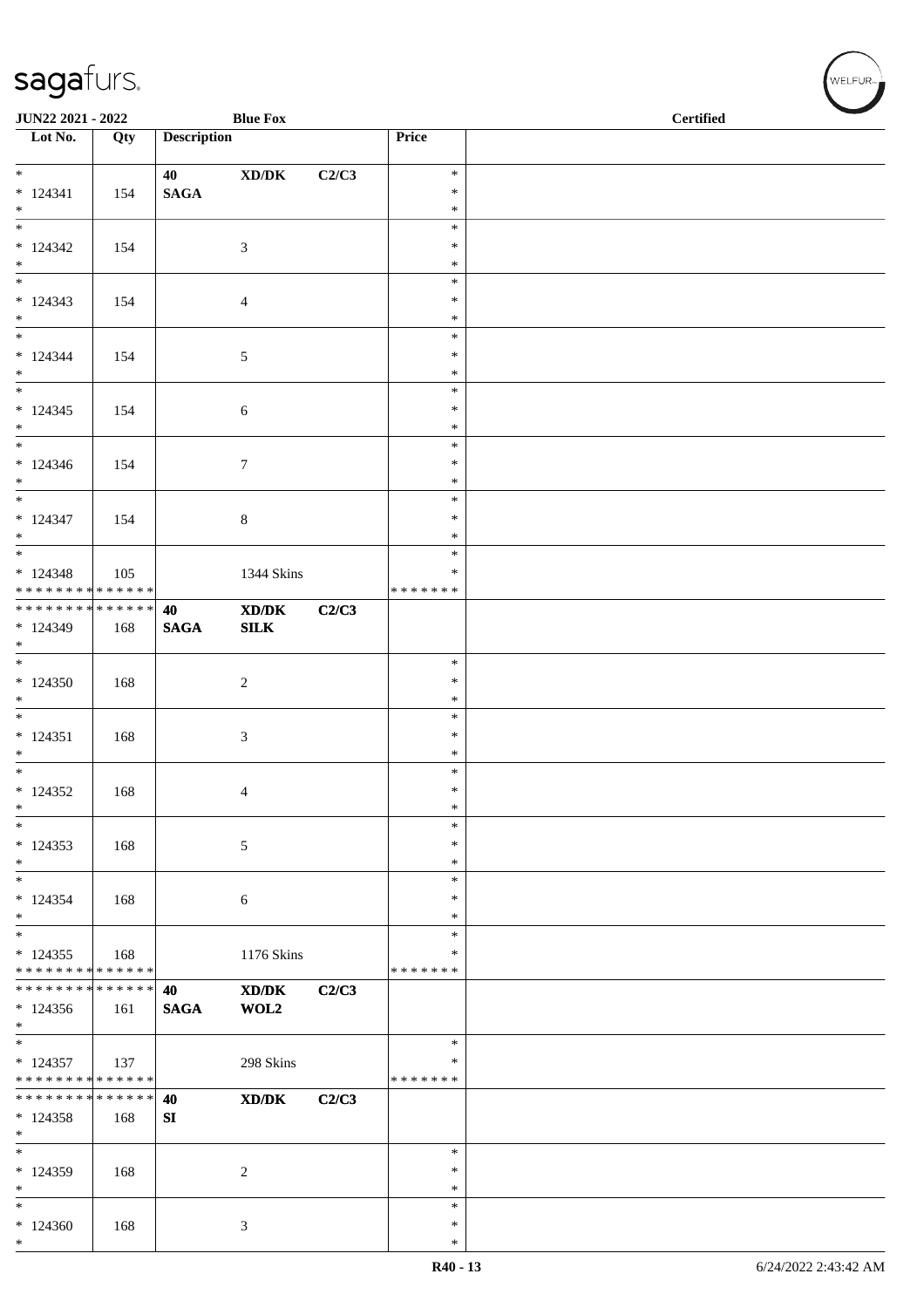| Lot No. | Qty | Description | | | Price | |
|---|---|---|---|---|---|---|
| * <br> * 124341 <br> * | 154 | 40 <br> **SAGA** | **XD/DK** | **C2/C3** | * <br> * <br> * | |
| * <br> * 124342 <br> * | 154 | | 3 | | * <br> * <br> * | |
| * <br> * 124343 <br> * | 154 | | 4 | | * <br> * <br> * | |
| * <br> * 124344 <br> * | 154 | | 5 | | * <br> * <br> * | |
| * <br> * 124345 <br> * | 154 | | 6 | | * <br> * <br> * | |
| * <br> * 124346 <br> * | 154 | | 7 | | * <br> * <br> * | |
| * <br> * 124347 <br> * | 154 | | 8 | | * <br> * <br> * | |
| * <br> * 124348 <br> * * * * * * * * * * * * * * | 105 | | 1344 Skins | | * <br> * <br> * * * * * * * | |
| * * * * * * * * * * * * * * <br> * 124349 <br> * | 168 | **40** <br> **SAGA** | **XD/DK** <br> **SILK** | **C2/C3** | | |
| * <br> * 124350 <br> * | 168 | | 2 | | * <br> * <br> * | |
| * <br> * 124351 <br> * | 168 | | 3 | | * <br> * <br> * | |
| * <br> * 124352 <br> * | 168 | | 4 | | * <br> * <br> * | |
| * <br> * 124353 <br> * | 168 | | 5 | | * <br> * <br> * | |
| * <br> * 124354 <br> * | 168 | | 6 | | * <br> * <br> * | |
| * <br> * 124355 <br> * * * * * * * * * * * * * * | 168 | | 1176 Skins | | * <br> * <br> * * * * * * * | |
| * * * * * * * * * * * * * * <br> * 124356 <br> * | 161 | **40** <br> **SAGA** | **XD/DK** <br> **WOL2** | **C2/C3** | | |
| * <br> * 124357 <br> * * * * * * * * * * * * * * | 137 | | 298 Skins | | * <br> * <br> * * * * * * * | |
| * * * * * * * * * * * * * * <br> * 124358 <br> * | 168 | **40** <br> **SI** | **XD/DK** | **C2/C3** | | |
| * <br> * 124359 <br> * | 168 | | 2 | | * <br> * <br> * | |
| * <br> * 124360 <br> * | 168 | | 3 | | * <br> * <br> * | |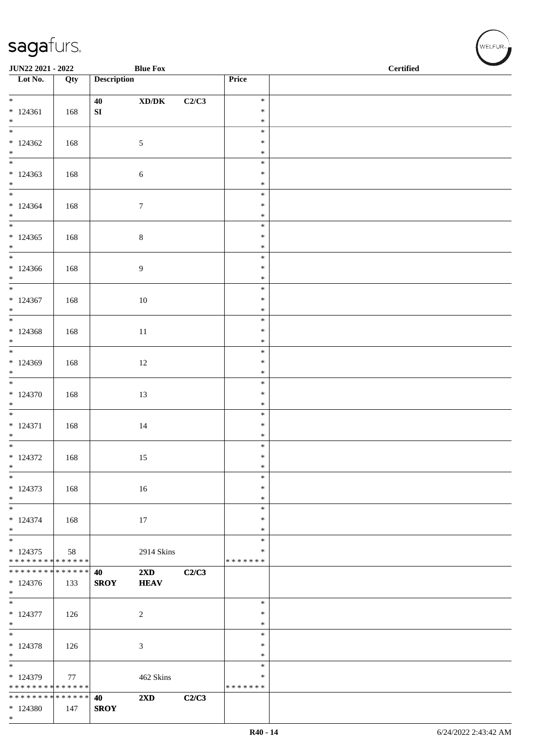| Lot No. | Qty | Description | | | Price | |
|---|---|---|---|---|---|---|
| * | | 40 | XD/DK | C2/C3 | * | |
| * 124361 | 168 | SI | | | * | |
| * | | | | | * | |
| * 124362 | 168 | | 5 | | * | |
| * 124363 | 168 | | 6 | | * | |
| * 124364 | 168 | | 7 | | * | |
| * 124365 | 168 | | 8 | | * | |
| * 124366 | 168 | | 9 | | * | |
| * 124367 | 168 | | 10 | | * | |
| * 124368 | 168 | | 11 | | * | |
| * 124369 | 168 | | 12 | | * | |
| * 124370 | 168 | | 13 | | * | |
| * 124371 | 168 | | 14 | | * | |
| * 124372 | 168 | | 15 | | * | |
| * 124373 | 168 | | 16 | | * | |
| * 124374 | 168 | | 17 | | * | |
| * 124375 | 58 | | 2914 Skins | | * | |
| * * * * * * * * * * * * * * | | | | | * * * * * * * | |
| * * * * * * * * * * * * * * | | 40 | 2XD | C2/C3 | | |
| * 124376 | 133 | SROY | HEAV | | | |
| * 124377 | 126 | | 2 | | * | |
| * 124378 | 126 | | 3 | | * | |
| * 124379 | 77 | | 462 Skins | | * | |
| * * * * * * * * * * * * * * | | | | | * * * * * * * | |
| * * * * * * * * * * * * * * | | 40 | 2XD | C2/C3 | | |
| * 124380 | 147 | SROY | | | | |
| * | | | | | | |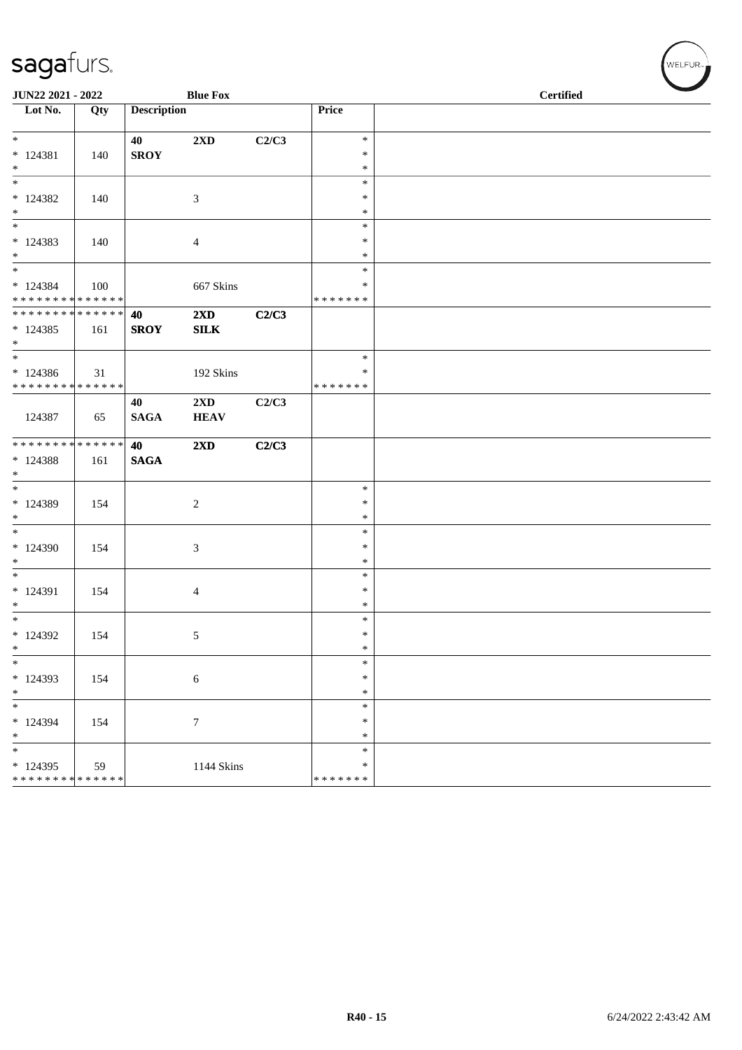JUN22 2021 - 2022 | Blue Fox | Certified

| Lot No. | Qty | Description | | | Price | |
|---|---|---|---|---|---|---|
| * | | 40 | **2XD** | **C2/C3** | * | |
| * 124381 | 140 | **SROY** | | | * | |
| * | | | | | * | |
| * | | | | | * | |
| * 124382 | 140 | | 3 | | * | |
| * | | | | | * | |
| * | | | | | * | |
| * 124383 | 140 | | 4 | | * | |
| * | | | | | * | |
| * | | | | | * | |
| * 124384 | 100 | | 667 Skins | | * | |
| * * * * * * * * * * * * * * | | | | | * * * * * * * | |
| * * * * * * * * * * * * * * | | **40** | **2XD** | **C2/C3** | | |
| * 124385 | 161 | **SROY** | **SILK** | | | |
| * | | | | | | |
| * | | | | | * | |
| * 124386 | 31 | | 192 Skins | | * | |
| * * * * * * * * * * * * * * | | | | | * * * * * * * | |
| | | **40** | **2XD** | **C2/C3** | | |
| 124387 | 65 | **SAGA** | **HEAV** | | | |
| * * * * * * * * * * * * * * | | **40** | **2XD** | **C2/C3** | | |
| * 124388 | 161 | **SAGA** | | | | |
| * | | | | | | |
| * | | | | | * | |
| * 124389 | 154 | | 2 | | * | |
| * | | | | | * | |
| * | | | | | * | |
| * 124390 | 154 | | 3 | | * | |
| * | | | | | * | |
| * | | | | | * | |
| * 124391 | 154 | | 4 | | * | |
| * | | | | | * | |
| * | | | | | * | |
| * 124392 | 154 | | 5 | | * | |
| * | | | | | * | |
| * | | | | | * | |
| * 124393 | 154 | | 6 | | * | |
| * | | | | | * | |
| * | | | | | * | |
| * 124394 | 154 | | 7 | | * | |
| * | | | | | * | |
| * | | | | | * | |
| * 124395 | 59 | | 1144 Skins | | * | |
| * * * * * * * * * * * * * * | | | | | * * * * * * * | |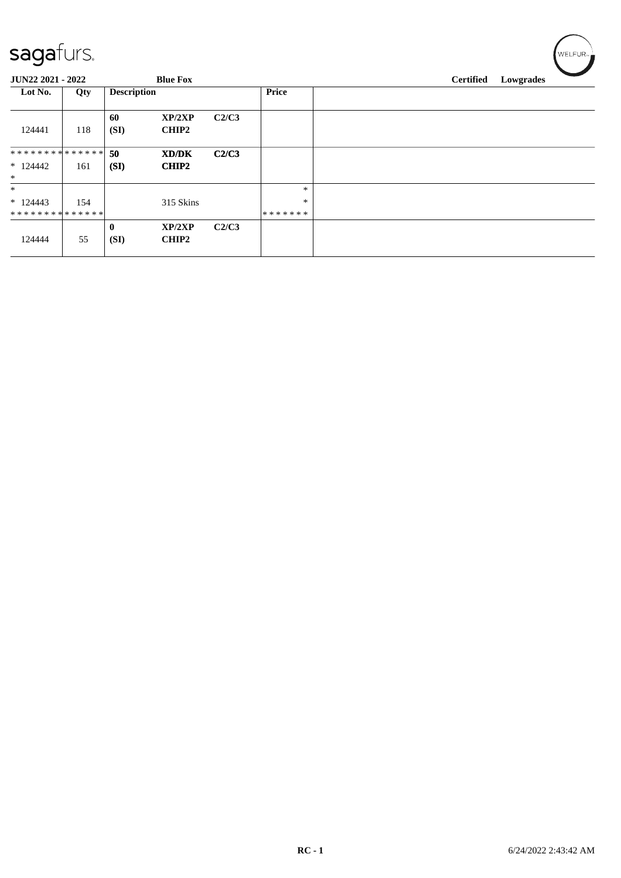JUN22 2021 - 2022 **Blue Fox** **Certified Lowgrades**

| Lot No. | Qty | Description | | | Price | |
|---|---|---|---|---|---|---|
| 124441 | 118 | **60** **(SI)** | **XP/2XP** **CHIP2** | **C2/C3** | | |
| * * * * * * * * * * * * * * <br> * 124442 <br> * | 161 | **50** **(SI)** | **XD/DK** **CHIP2** | **C2/C3** | | |
| * <br> * 124443 <br> * * * * * * * * * * * * * * | 154 | | 315 Skins | | * <br> * <br> * * * * * * * | |
| 124444 | 55 | **0** **(SI)** | **XP/2XP** **CHIP2** | **C2/C3** | | |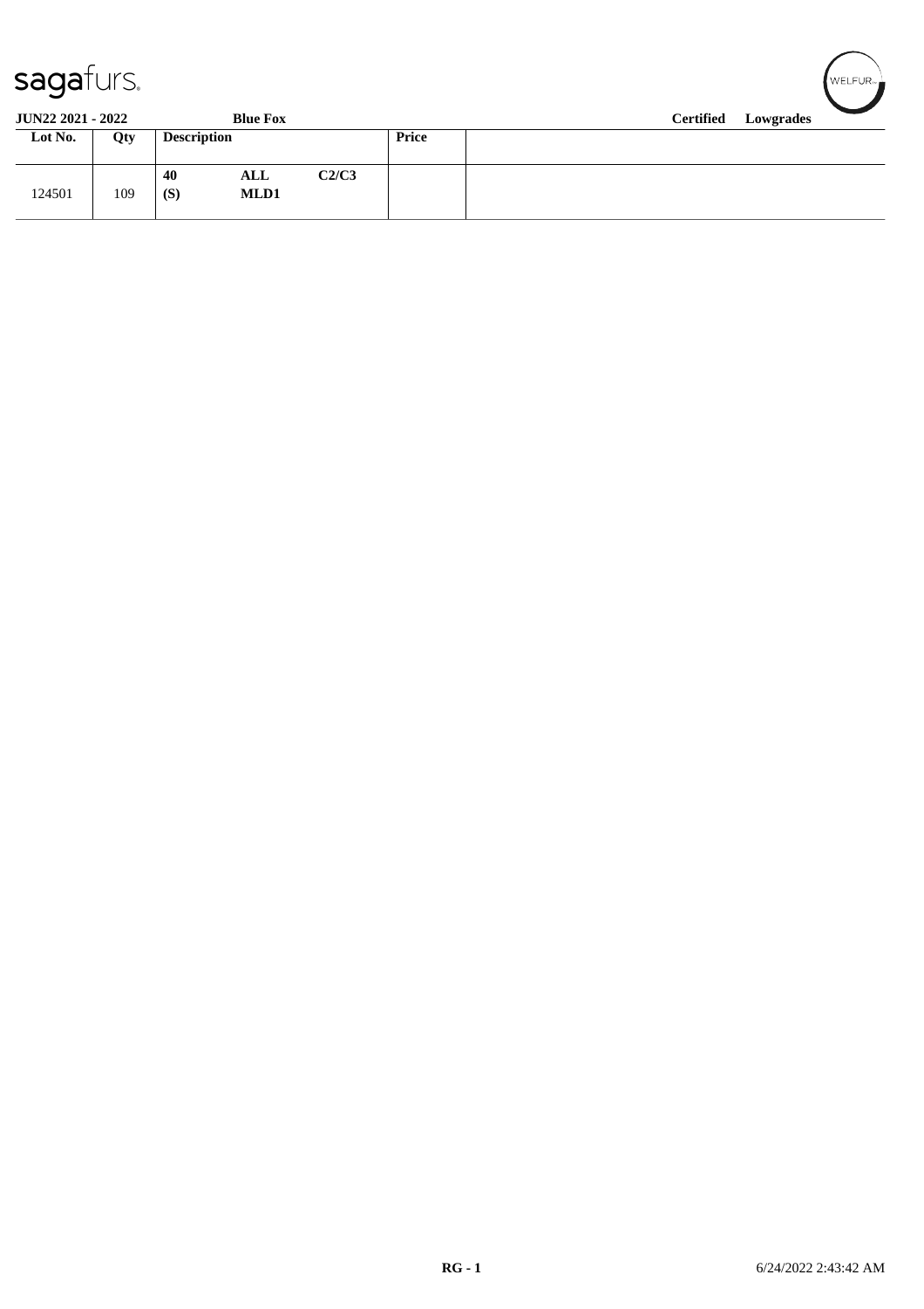**JUN22 2021 - 2022** **Blue Fox** **Certified Lowgrades**

| Lot No. | Qty | Description | | | Price | |
|---|---|---|---|---|---|---|
| 124501 | 109 | **40** **(S)** | **ALL** **MLD1** | **C2/C3** | | |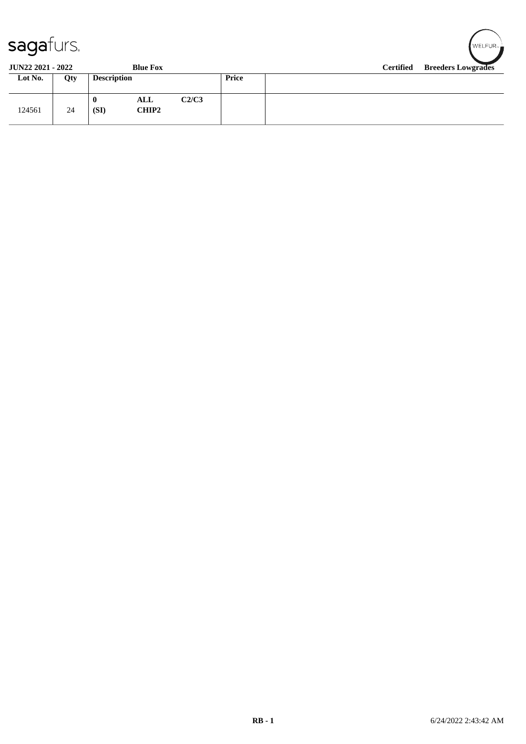JUN22 2021 - 2022 | Blue Fox | Certified | Breeders Lowgrades

| Lot No. | Qty | Description | | | Price | |
|---|---|---|---|---|---|---|
| 124561 | 24 | **0** **(SI)** | **ALL** **CHIP2** | **C2/C3** | | |